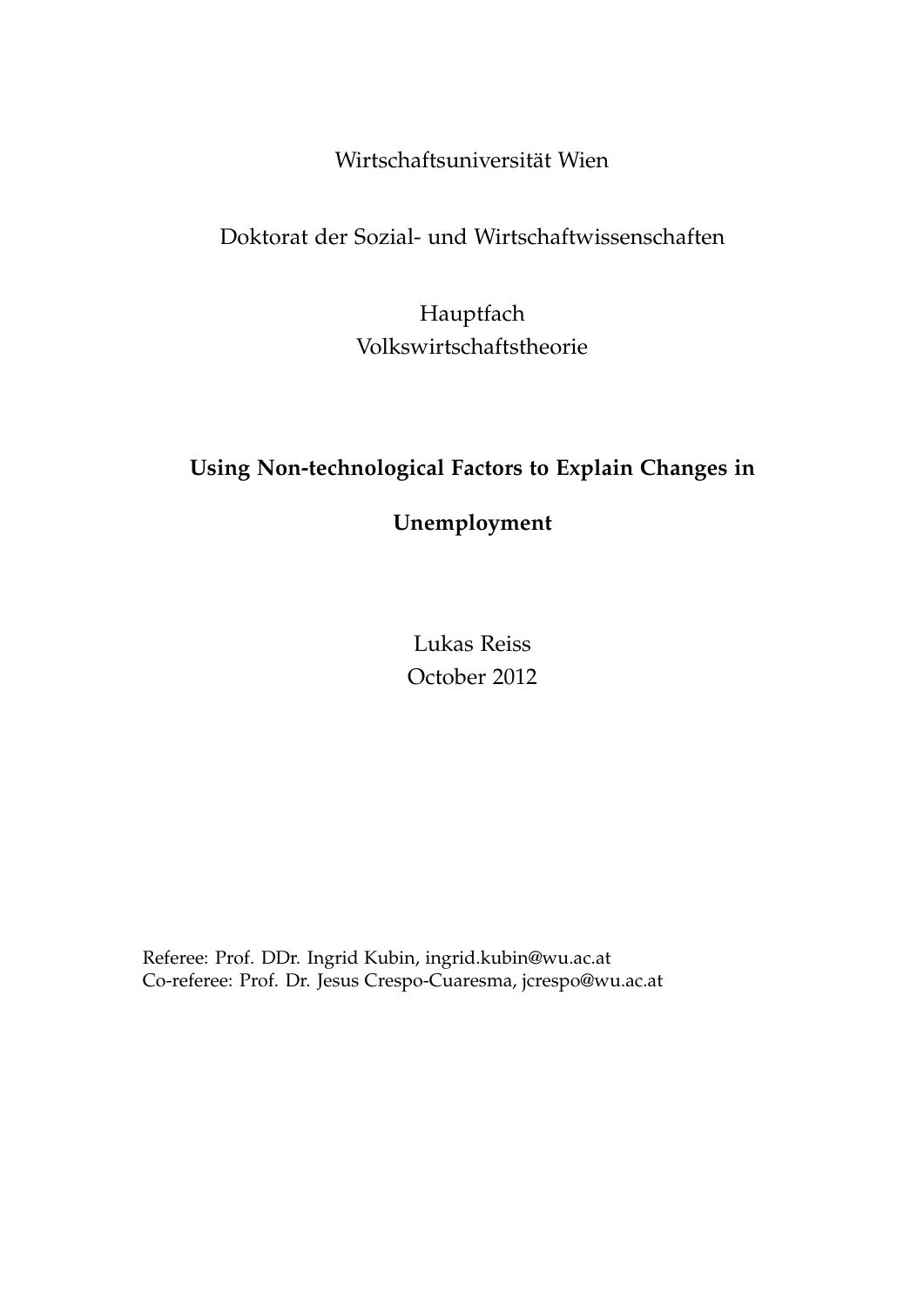Wirtschaftsuniversität Wien

Doktorat der Sozial- und Wirtschaftwissenschaften

Hauptfach
Volkswirtschaftstheorie

# Using Non-technological Factors to Explain Changes in Unemployment

Lukas Reiss
October 2012

Referee: Prof. DDr. Ingrid Kubin, ingrid.kubin@wu.ac.at
Co-referee: Prof. Dr. Jesus Crespo-Cuaresma, jcrespo@wu.ac.at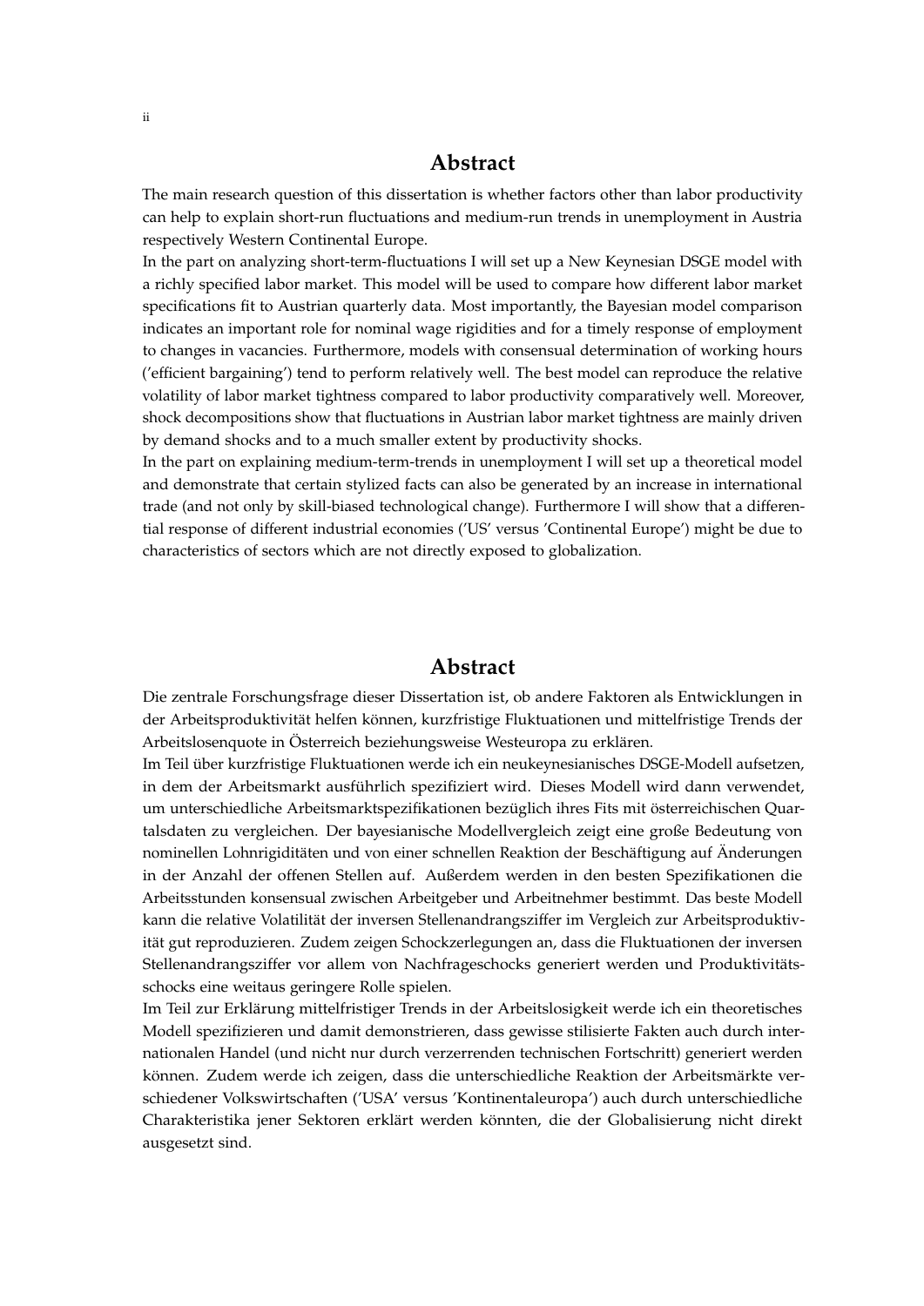## Abstract

The main research question of this dissertation is whether factors other than labor productivity can help to explain short-run fluctuations and medium-run trends in unemployment in Austria respectively Western Continental Europe.

In the part on analyzing short-term-fluctuations I will set up a New Keynesian DSGE model with a richly specified labor market. This model will be used to compare how different labor market specifications fit to Austrian quarterly data. Most importantly, the Bayesian model comparison indicates an important role for nominal wage rigidities and for a timely response of employment to changes in vacancies. Furthermore, models with consensual determination of working hours ('efficient bargaining') tend to perform relatively well. The best model can reproduce the relative volatility of labor market tightness compared to labor productivity comparatively well. Moreover, shock decompositions show that fluctuations in Austrian labor market tightness are mainly driven by demand shocks and to a much smaller extent by productivity shocks.

In the part on explaining medium-term-trends in unemployment I will set up a theoretical model and demonstrate that certain stylized facts can also be generated by an increase in international trade (and not only by skill-biased technological change). Furthermore I will show that a differential response of different industrial economies ('US' versus 'Continental Europe') might be due to characteristics of sectors which are not directly exposed to globalization.

## Abstract

Die zentrale Forschungsfrage dieser Dissertation ist, ob andere Faktoren als Entwicklungen in der Arbeitsproduktivität helfen können, kurzfristige Fluktuationen und mittelfristige Trends der Arbeitslosenquote in Österreich beziehungsweise Westeuropa zu erklären.

Im Teil über kurzfristige Fluktuationen werde ich ein neukeynesianisches DSGE-Modell aufsetzen, in dem der Arbeitsmarkt ausführlich spezifiziert wird. Dieses Modell wird dann verwendet, um unterschiedliche Arbeitsmarktspezifikationen bezüglich ihres Fits mit österreichischen Quartalsdaten zu vergleichen. Der bayesianische Modellvergleich zeigt eine große Bedeutung von nominellen Lohnrigiditäten und von einer schnellen Reaktion der Beschäftigung auf Änderungen in der Anzahl der offenen Stellen auf. Außerdem werden in den besten Spezifikationen die Arbeitsstunden konsensual zwischen Arbeitgeber und Arbeitnehmer bestimmt. Das beste Modell kann die relative Volatilität der inversen Stellenandrangsziffer im Vergleich zur Arbeitsproduktivität gut reproduzieren. Zudem zeigen Schockzerlegungen an, dass die Fluktuationen der inversen Stellenandrangsziffer vor allem von Nachfrageschocks generiert werden und Produktivitätsschocks eine weitaus geringere Rolle spielen.

Im Teil zur Erklärung mittelfristiger Trends in der Arbeitslosigkeit werde ich ein theoretisches Modell spezifizieren und damit demonstrieren, dass gewisse stilisierte Fakten auch durch internationalen Handel (und nicht nur durch verzerrenden technischen Fortschritt) generiert werden können. Zudem werde ich zeigen, dass die unterschiedliche Reaktion der Arbeitsmärkte verschiedener Volkswirtschaften ('USA' versus 'Kontinentaleuropa') auch durch unterschiedliche Charakteristika jener Sektoren erklärt werden könnten, die der Globalisierung nicht direkt ausgesetzt sind.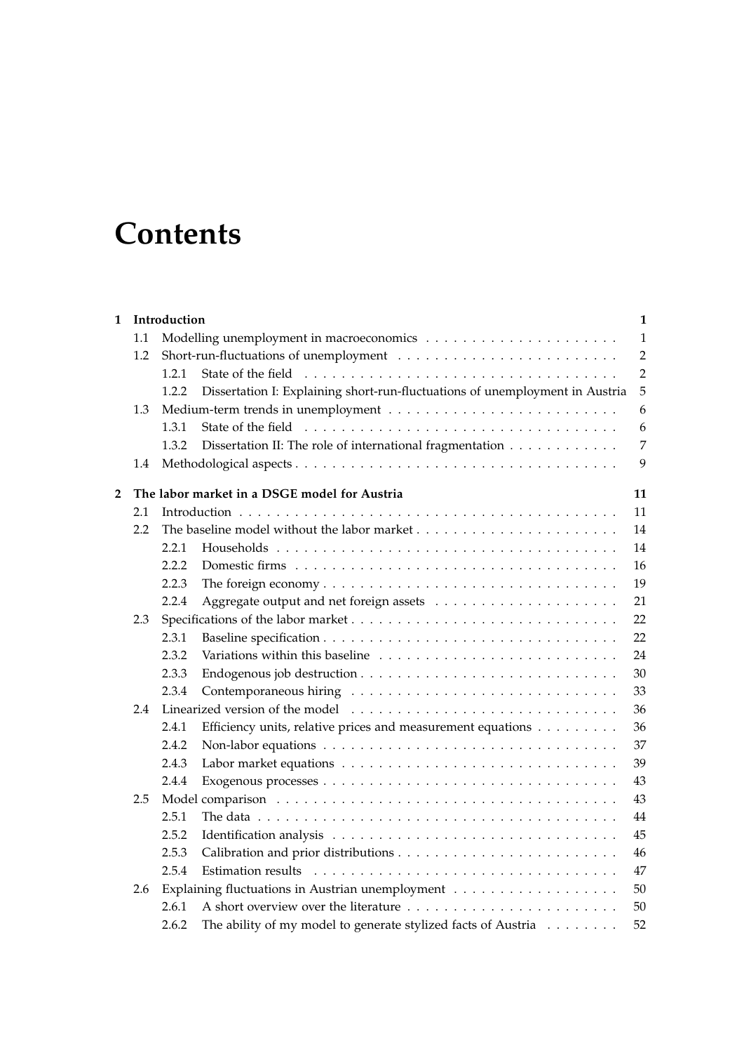# Contents

| | | | |
|---|---|---|---|
| **1** | **Introduction** | | **1** |
| | 1.1 | Modelling unemployment in macroeconomics | 1 |
| | 1.2 | Short-run-fluctuations of unemployment | 2 |
| | | 1.2.1 State of the field | 2 |
| | | 1.2.2 Dissertation I: Explaining short-run-fluctuations of unemployment in Austria | 5 |
| | 1.3 | Medium-term trends in unemployment | 6 |
| | | 1.3.1 State of the field | 6 |
| | | 1.3.2 Dissertation II: The role of international fragmentation | 7 |
| | 1.4 | Methodological aspects | 9 |
| **2** | **The labor market in a DSGE model for Austria** | | **11** |
| | 2.1 | Introduction | 11 |
| | 2.2 | The baseline model without the labor market | 14 |
| | | 2.2.1 Households | 14 |
| | | 2.2.2 Domestic firms | 16 |
| | | 2.2.3 The foreign economy | 19 |
| | | 2.2.4 Aggregate output and net foreign assets | 21 |
| | 2.3 | Specifications of the labor market | 22 |
| | | 2.3.1 Baseline specification | 22 |
| | | 2.3.2 Variations within this baseline | 24 |
| | | 2.3.3 Endogenous job destruction | 30 |
| | | 2.3.4 Contemporaneous hiring | 33 |
| | 2.4 | Linearized version of the model | 36 |
| | | 2.4.1 Efficiency units, relative prices and measurement equations | 36 |
| | | 2.4.2 Non-labor equations | 37 |
| | | 2.4.3 Labor market equations | 39 |
| | | 2.4.4 Exogenous processes | 43 |
| | 2.5 | Model comparison | 43 |
| | | 2.5.1 The data | 44 |
| | | 2.5.2 Identification analysis | 45 |
| | | 2.5.3 Calibration and prior distributions | 46 |
| | | 2.5.4 Estimation results | 47 |
| | 2.6 | Explaining fluctuations in Austrian unemployment | 50 |
| | | 2.6.1 A short overview over the literature | 50 |
| | | 2.6.2 The ability of my model to generate stylized facts of Austria | 52 |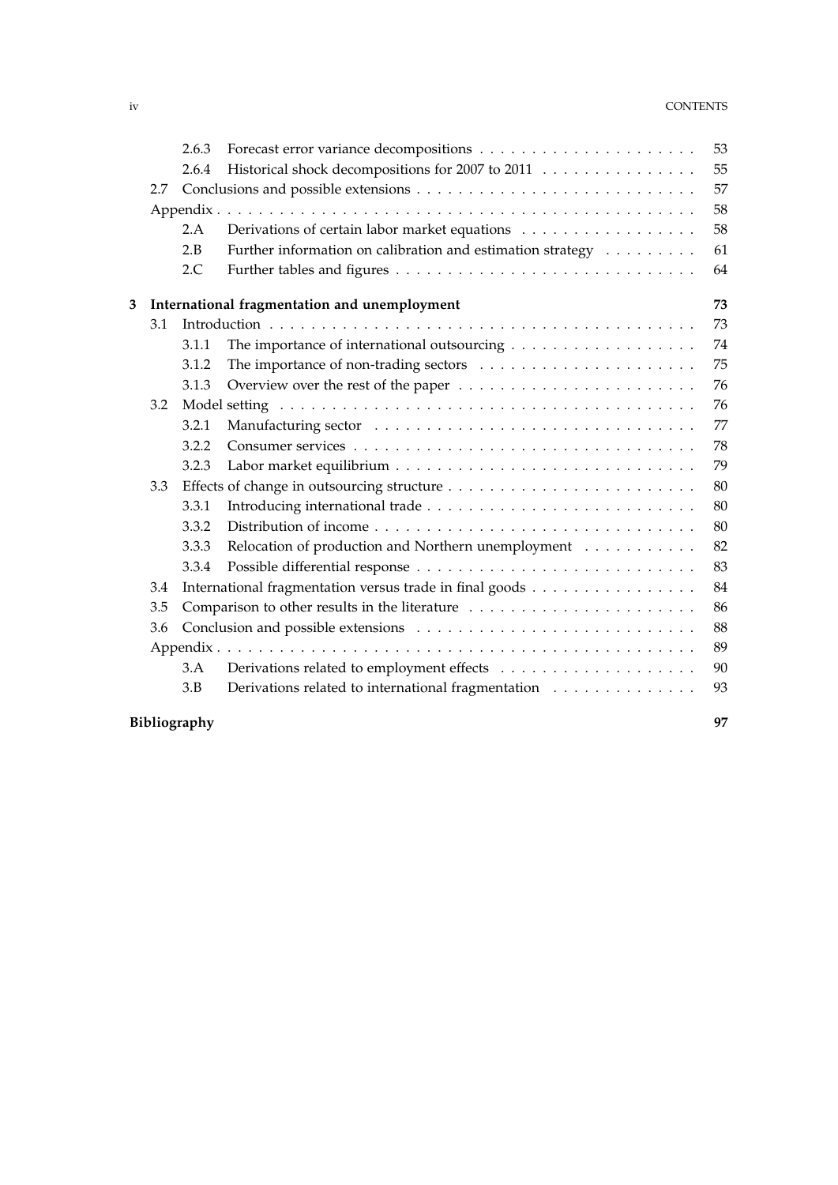| | | |
|---|---|---|
| 2.6.3 | Forecast error variance decompositions | 53 |
| 2.6.4 | Historical shock decompositions for 2007 to 2011 | 55 |
| 2.7 | Conclusions and possible extensions | 57 |
| | Appendix | 58 |
| 2.A | Derivations of certain labor market equations | 58 |
| 2.B | Further information on calibration and estimation strategy | 61 |
| 2.C | Further tables and figures | 64 |
| **3** | **International fragmentation and unemployment** | **73** |
| 3.1 | Introduction | 73 |
| 3.1.1 | The importance of international outsourcing | 74 |
| 3.1.2 | The importance of non-trading sectors | 75 |
| 3.1.3 | Overview over the rest of the paper | 76 |
| 3.2 | Model setting | 76 |
| 3.2.1 | Manufacturing sector | 77 |
| 3.2.2 | Consumer services | 78 |
| 3.2.3 | Labor market equilibrium | 79 |
| 3.3 | Effects of change in outsourcing structure | 80 |
| 3.3.1 | Introducing international trade | 80 |
| 3.3.2 | Distribution of income | 80 |
| 3.3.3 | Relocation of production and Northern unemployment | 82 |
| 3.3.4 | Possible differential response | 83 |
| 3.4 | International fragmentation versus trade in final goods | 84 |
| 3.5 | Comparison to other results in the literature | 86 |
| 3.6 | Conclusion and possible extensions | 88 |
| | Appendix | 89 |
| 3.A | Derivations related to employment effects | 90 |
| 3.B | Derivations related to international fragmentation | 93 |
| | **Bibliography** | **97** |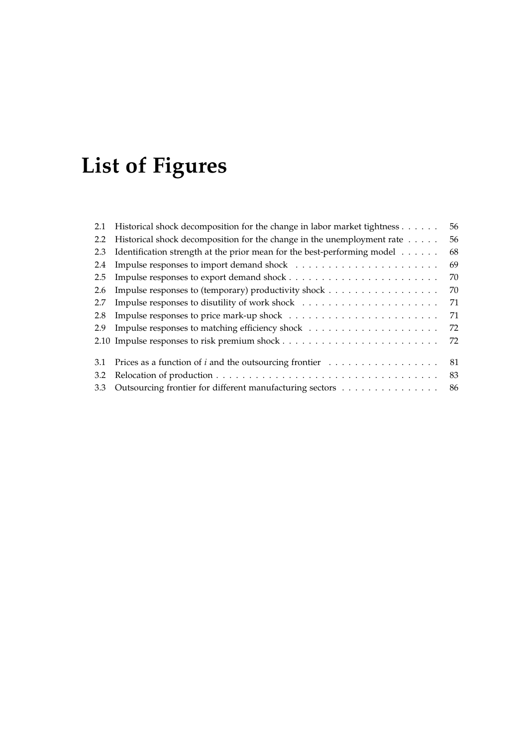# List of Figures

| | | |
|---|---|---|
| 2.1 | Historical shock decomposition for the change in labor market tightness | 56 |
| 2.2 | Historical shock decomposition for the change in the unemployment rate | 56 |
| 2.3 | Identification strength at the prior mean for the best-performing model | 68 |
| 2.4 | Impulse responses to import demand shock | 69 |
| 2.5 | Impulse responses to export demand shock | 70 |
| 2.6 | Impulse responses to (temporary) productivity shock | 70 |
| 2.7 | Impulse responses to disutility of work shock | 71 |
| 2.8 | Impulse responses to price mark-up shock | 71 |
| 2.9 | Impulse responses to matching efficiency shock | 72 |
| 2.10 | Impulse responses to risk premium shock | 72 |
| 3.1 | Prices as a function of $i$ and the outsourcing frontier | 81 |
| 3.2 | Relocation of production | 83 |
| 3.3 | Outsourcing frontier for different manufacturing sectors | 86 |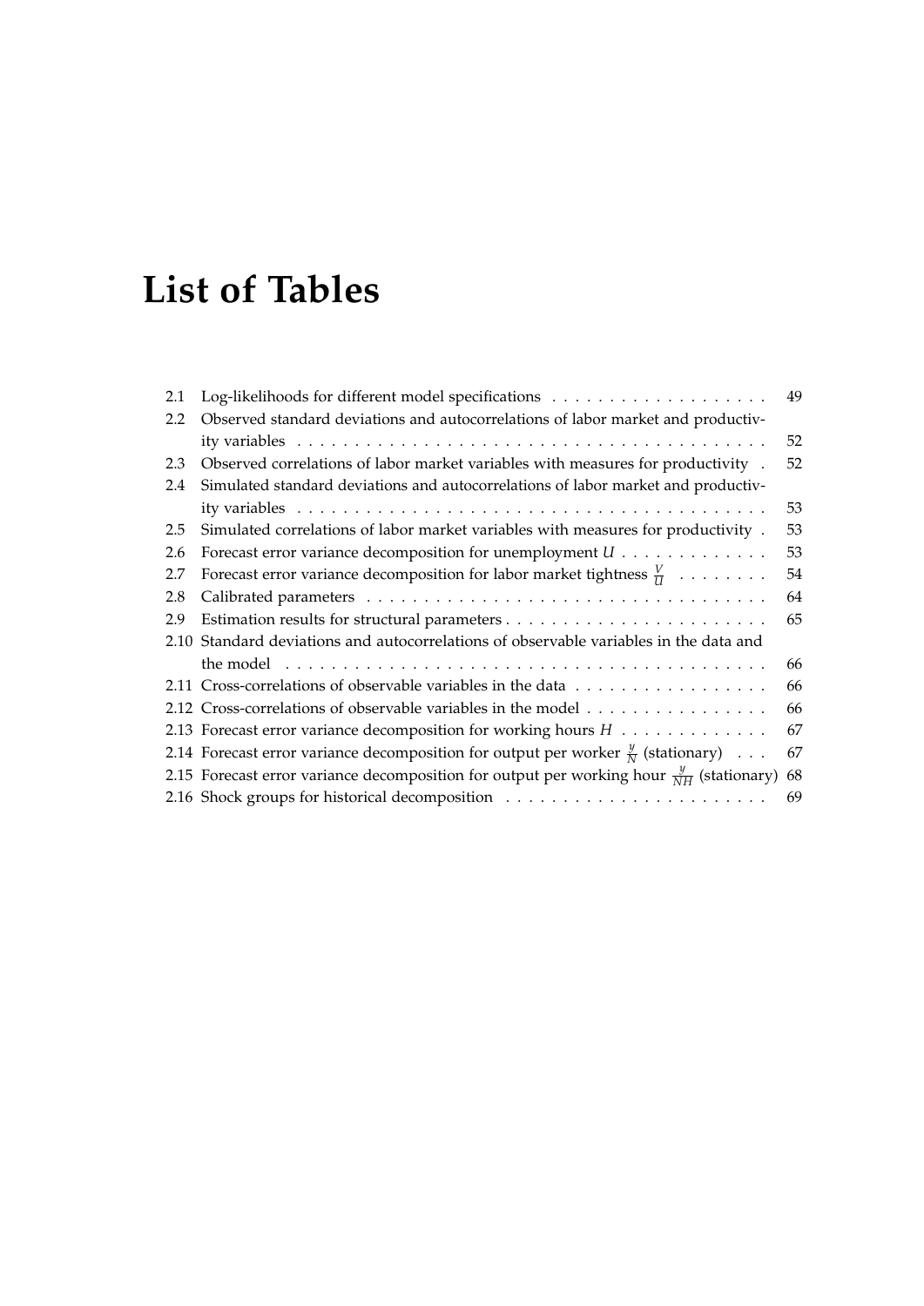# List of Tables

2.1 Log-likelihoods for different model specifications . . . . . . . . . . . . . . . . . . . 49
2.2 Observed standard deviations and autocorrelations of labor market and productivity variables . . . . . . . . . . . . . . . . . . . . . . . . . . . . . . . . . . . . . . . . 52
2.3 Observed correlations of labor market variables with measures for productivity . 52
2.4 Simulated standard deviations and autocorrelations of labor market and productivity variables . . . . . . . . . . . . . . . . . . . . . . . . . . . . . . . . . . . . . . . . 53
2.5 Simulated correlations of labor market variables with measures for productivity . 53
2.6 Forecast error variance decomposition for unemployment $U$ . . . . . . . . . . . . 53
2.7 Forecast error variance decomposition for labor market tightness $\frac{V}{U}$ . . . . . . . . 54
2.8 Calibrated parameters . . . . . . . . . . . . . . . . . . . . . . . . . . . . . . . . . . 64
2.9 Estimation results for structural parameters . . . . . . . . . . . . . . . . . . . . . . . 65
2.10 Standard deviations and autocorrelations of observable variables in the data and the model . . . . . . . . . . . . . . . . . . . . . . . . . . . . . . . . . . . . . . . . . 66
2.11 Cross-correlations of observable variables in the data . . . . . . . . . . . . . . . . 66
2.12 Cross-correlations of observable variables in the model . . . . . . . . . . . . . . . 66
2.13 Forecast error variance decomposition for working hours $H$ . . . . . . . . . . . . 67
2.14 Forecast error variance decomposition for output per worker $\frac{y}{N}$ (stationary) . . . 67
2.15 Forecast error variance decomposition for output per working hour $\frac{y}{NH}$ (stationary) 68
2.16 Shock groups for historical decomposition . . . . . . . . . . . . . . . . . . . . . . 69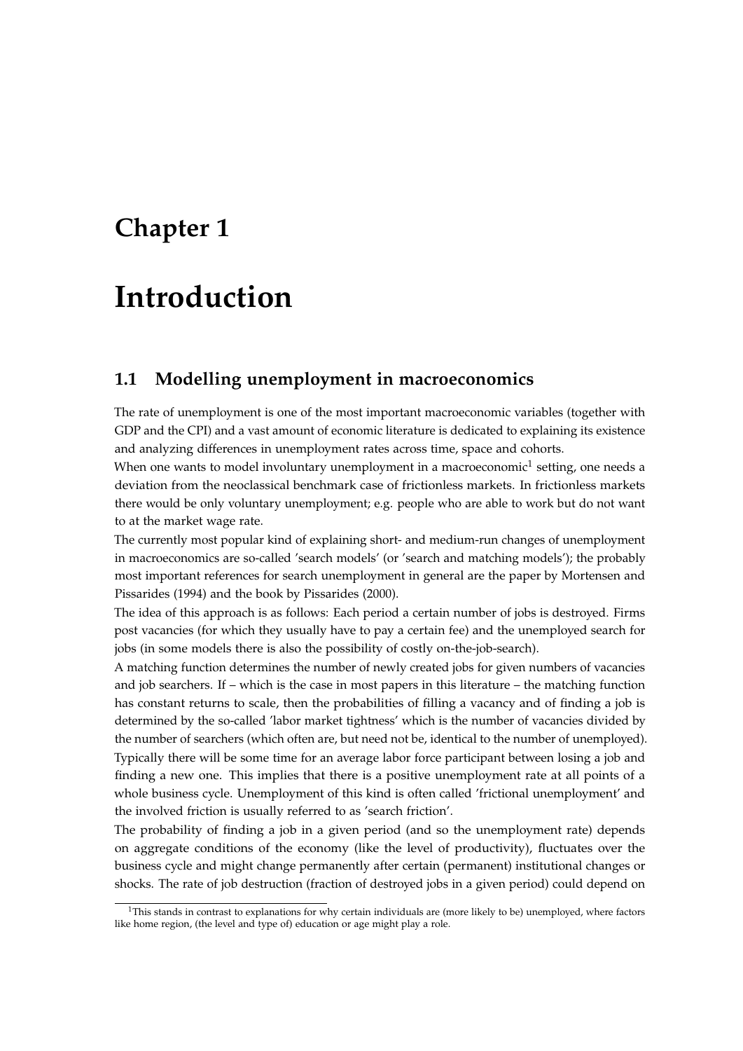# Chapter 1

# Introduction

## 1.1 Modelling unemployment in macroeconomics

The rate of unemployment is one of the most important macroeconomic variables (together with GDP and the CPI) and a vast amount of economic literature is dedicated to explaining its existence and analyzing differences in unemployment rates across time, space and cohorts.

When one wants to model involuntary unemployment in a macroeconomic[1] setting, one needs a deviation from the neoclassical benchmark case of frictionless markets. In frictionless markets there would be only voluntary unemployment; e.g. people who are able to work but do not want to at the market wage rate.

The currently most popular kind of explaining short- and medium-run changes of unemployment in macroeconomics are so-called 'search models' (or 'search and matching models'); the probably most important references for search unemployment in general are the paper by Mortensen and Pissarides (1994) and the book by Pissarides (2000).

The idea of this approach is as follows: Each period a certain number of jobs is destroyed. Firms post vacancies (for which they usually have to pay a certain fee) and the unemployed search for jobs (in some models there is also the possibility of costly on-the-job-search).

A matching function determines the number of newly created jobs for given numbers of vacancies and job searchers. If – which is the case in most papers in this literature – the matching function has constant returns to scale, then the probabilities of filling a vacancy and of finding a job is determined by the so-called 'labor market tightness' which is the number of vacancies divided by the number of searchers (which often are, but need not be, identical to the number of unemployed).

Typically there will be some time for an average labor force participant between losing a job and finding a new one. This implies that there is a positive unemployment rate at all points of a whole business cycle. Unemployment of this kind is often called 'frictional unemployment' and the involved friction is usually referred to as 'search friction'.

The probability of finding a job in a given period (and so the unemployment rate) depends on aggregate conditions of the economy (like the level of productivity), fluctuates over the business cycle and might change permanently after certain (permanent) institutional changes or shocks. The rate of job destruction (fraction of destroyed jobs in a given period) could depend on

[1] This stands in contrast to explanations for why certain individuals are (more likely to be) unemployed, where factors like home region, (the level and type of) education or age might play a role.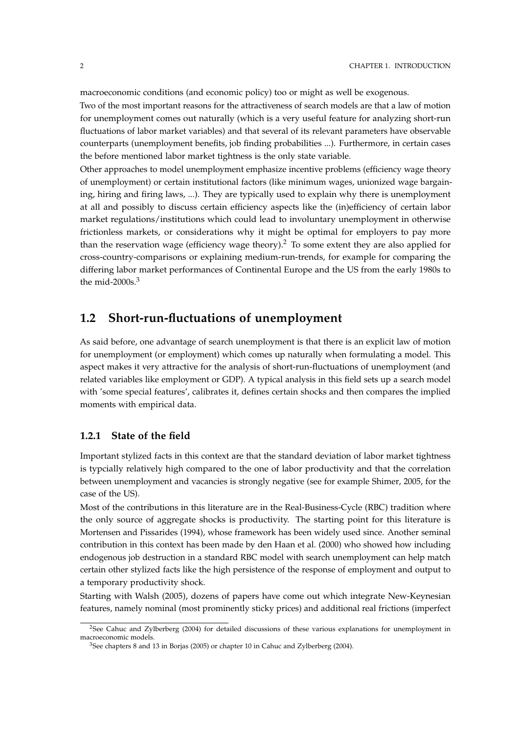macroeconomic conditions (and economic policy) too or might as well be exogenous.

Two of the most important reasons for the attractiveness of search models are that a law of motion for unemployment comes out naturally (which is a very useful feature for analyzing short-run fluctuations of labor market variables) and that several of its relevant parameters have observable counterparts (unemployment benefits, job finding probabilities ...). Furthermore, in certain cases the before mentioned labor market tightness is the only state variable.

Other approaches to model unemployment emphasize incentive problems (efficiency wage theory of unemployment) or certain institutional factors (like minimum wages, unionized wage bargaining, hiring and firing laws, ...). They are typically used to explain why there is unemployment at all and possibly to discuss certain efficiency aspects like the (in)efficiency of certain labor market regulations/institutions which could lead to involuntary unemployment in otherwise frictionless markets, or considerations why it might be optimal for employers to pay more than the reservation wage (efficiency wage theory).[2] To some extent they are also applied for cross-country-comparisons or explaining medium-run-trends, for example for comparing the differing labor market performances of Continental Europe and the US from the early 1980s to the mid-2000s.[3]

## 1.2 Short-run-fluctuations of unemployment

As said before, one advantage of search unemployment is that there is an explicit law of motion for unemployment (or employment) which comes up naturally when formulating a model. This aspect makes it very attractive for the analysis of short-run-fluctuations of unemployment (and related variables like employment or GDP). A typical analysis in this field sets up a search model with 'some special features', calibrates it, defines certain shocks and then compares the implied moments with empirical data.

### 1.2.1 State of the field

Important stylized facts in this context are that the standard deviation of labor market tightness is typcially relatively high compared to the one of labor productivity and that the correlation between unemployment and vacancies is strongly negative (see for example Shimer, 2005, for the case of the US).

Most of the contributions in this literature are in the Real-Business-Cycle (RBC) tradition where the only source of aggregate shocks is productivity. The starting point for this literature is Mortensen and Pissarides (1994), whose framework has been widely used since. Another seminal contribution in this context has been made by den Haan et al. (2000) who showed how including endogenous job destruction in a standard RBC model with search unemployment can help match certain other stylized facts like the high persistence of the response of employment and output to a temporary productivity shock.

Starting with Walsh (2005), dozens of papers have come out which integrate New-Keynesian features, namely nominal (most prominently sticky prices) and additional real frictions (imperfect

[2] See Cahuc and Zylberberg (2004) for detailed discussions of these various explanations for unemployment in macroeconomic models.

[3] See chapters 8 and 13 in Borjas (2005) or chapter 10 in Cahuc and Zylberberg (2004).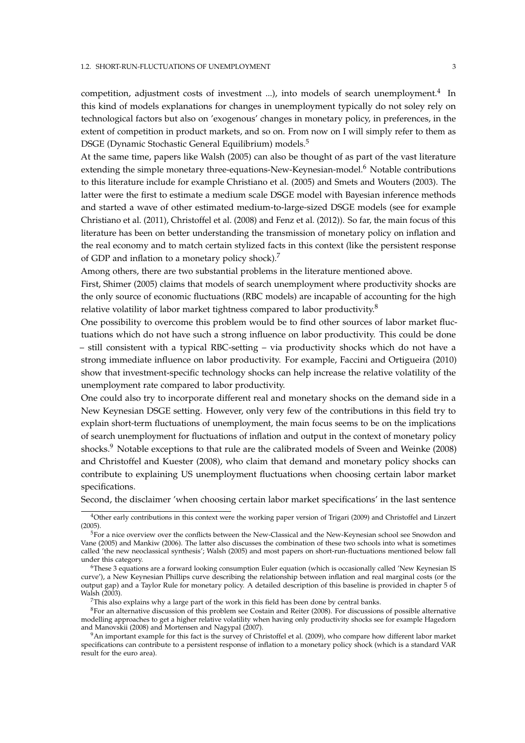competition, adjustment costs of investment ...), into models of search unemployment.[4] In this kind of models explanations for changes in unemployment typically do not soley rely on technological factors but also on 'exogenous' changes in monetary policy, in preferences, in the extent of competition in product markets, and so on. From now on I will simply refer to them as DSGE (Dynamic Stochastic General Equilibrium) models.[5]

At the same time, papers like Walsh (2005) can also be thought of as part of the vast literature extending the simple monetary three-equations-New-Keynesian-model.[6] Notable contributions to this literature include for example Christiano et al. (2005) and Smets and Wouters (2003). The latter were the first to estimate a medium scale DSGE model with Bayesian inference methods and started a wave of other estimated medium-to-large-sized DSGE models (see for example Christiano et al. (2011), Christoffel et al. (2008) and Fenz et al. (2012)). So far, the main focus of this literature has been on better understanding the transmission of monetary policy on inflation and the real economy and to match certain stylized facts in this context (like the persistent response of GDP and inflation to a monetary policy shock).[7]

Among others, there are two substantial problems in the literature mentioned above.

First, Shimer (2005) claims that models of search unemployment where productivity shocks are the only source of economic fluctuations (RBC models) are incapable of accounting for the high relative volatility of labor market tightness compared to labor productivity.[8]

One possibility to overcome this problem would be to find other sources of labor market fluctuations which do not have such a strong influence on labor productivity. This could be done – still consistent with a typical RBC-setting – via productivity shocks which do not have a strong immediate influence on labor productivity. For example, Faccini and Ortigueira (2010) show that investment-specific technology shocks can help increase the relative volatility of the unemployment rate compared to labor productivity.

One could also try to incorporate different real and monetary shocks on the demand side in a New Keynesian DSGE setting. However, only very few of the contributions in this field try to explain short-term fluctuations of unemployment, the main focus seems to be on the implications of search unemployment for fluctuations of inflation and output in the context of monetary policy shocks.[9] Notable exceptions to that rule are the calibrated models of Sveen and Weinke (2008) and Christoffel and Kuester (2008), who claim that demand and monetary policy shocks can contribute to explaining US unemployment fluctuations when choosing certain labor market specifications.

Second, the disclaimer 'when choosing certain labor market specifications' in the last sentence

---

[4] Other early contributions in this context were the working paper version of Trigari (2009) and Christoffel and Linzert (2005).

[5] For a nice overview over the conflicts between the New-Classical and the New-Keynesian school see Snowdon and Vane (2005) and Mankiw (2006). The latter also discusses the combination of these two schools into what is sometimes called 'the new neoclassical synthesis'; Walsh (2005) and most papers on short-run-fluctuations mentioned below fall under this category.

[6] These 3 equations are a forward looking consumption Euler equation (which is occasionally called 'New Keynesian IS curve'), a New Keynesian Phillips curve describing the relationship between inflation and real marginal costs (or the output gap) and a Taylor Rule for monetary policy. A detailed description of this baseline is provided in chapter 5 of Walsh (2003).

[7] This also explains why a large part of the work in this field has been done by central banks.

[8] For an alternative discussion of this problem see Costain and Reiter (2008). For discussions of possible alternative modelling approaches to get a higher relative volatility when having only productivity shocks see for example Hagedorn and Manovskii (2008) and Mortensen and Nagypal (2007).

[9] An important example for this fact is the survey of Christoffel et al. (2009), who compare how different labor market specifications can contribute to a persistent response of inflation to a monetary policy shock (which is a standard VAR result for the euro area).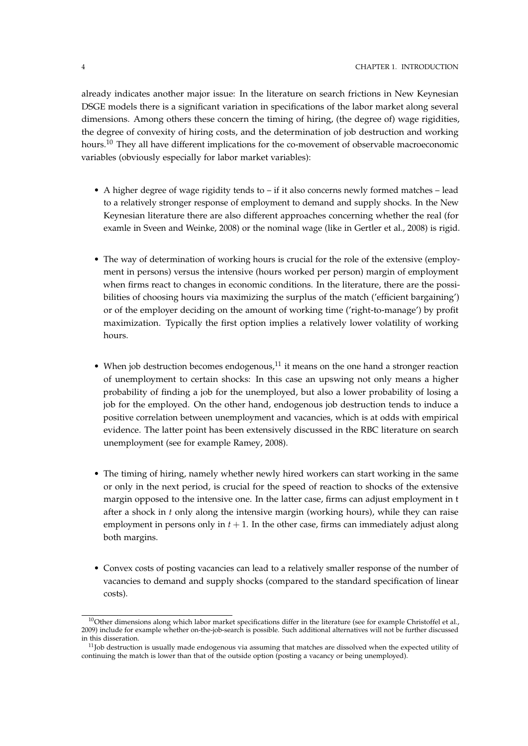already indicates another major issue: In the literature on search frictions in New Keynesian DSGE models there is a significant variation in specifications of the labor market along several dimensions. Among others these concern the timing of hiring, (the degree of) wage rigidities, the degree of convexity of hiring costs, and the determination of job destruction and working hours.[10] They all have different implications for the co-movement of observable macroeconomic variables (obviously especially for labor market variables):

- A higher degree of wage rigidity tends to – if it also concerns newly formed matches – lead to a relatively stronger response of employment to demand and supply shocks. In the New Keynesian literature there are also different approaches concerning whether the real (for examle in Sveen and Weinke, 2008) or the nominal wage (like in Gertler et al., 2008) is rigid.

- The way of determination of working hours is crucial for the role of the extensive (employment in persons) versus the intensive (hours worked per person) margin of employment when firms react to changes in economic conditions. In the literature, there are the possibilities of choosing hours via maximizing the surplus of the match ('efficient bargaining') or of the employer deciding on the amount of working time ('right-to-manage') by profit maximization. Typically the first option implies a relatively lower volatility of working hours.

- When job destruction becomes endogenous,[11] it means on the one hand a stronger reaction of unemployment to certain shocks: In this case an upswing not only means a higher probability of finding a job for the unemployed, but also a lower probability of losing a job for the employed. On the other hand, endogenous job destruction tends to induce a positive correlation between unemployment and vacancies, which is at odds with empirical evidence. The latter point has been extensively discussed in the RBC literature on search unemployment (see for example Ramey, 2008).

- The timing of hiring, namely whether newly hired workers can start working in the same or only in the next period, is crucial for the speed of reaction to shocks of the extensive margin opposed to the intensive one. In the latter case, firms can adjust employment in t after a shock in $t$ only along the intensive margin (working hours), while they can raise employment in persons only in $t+1$. In the other case, firms can immediately adjust along both margins.

- Convex costs of posting vacancies can lead to a relatively smaller response of the number of vacancies to demand and supply shocks (compared to the standard specification of linear costs).

[10] Other dimensions along which labor market specifications differ in the literature (see for example Christoffel et al., 2009) include for example whether on-the-job-search is possible. Such additional alternatives will not be further discussed in this disseration.

[11] Job destruction is usually made endogenous via assuming that matches are dissolved when the expected utility of continuing the match is lower than that of the outside option (posting a vacancy or being unemployed).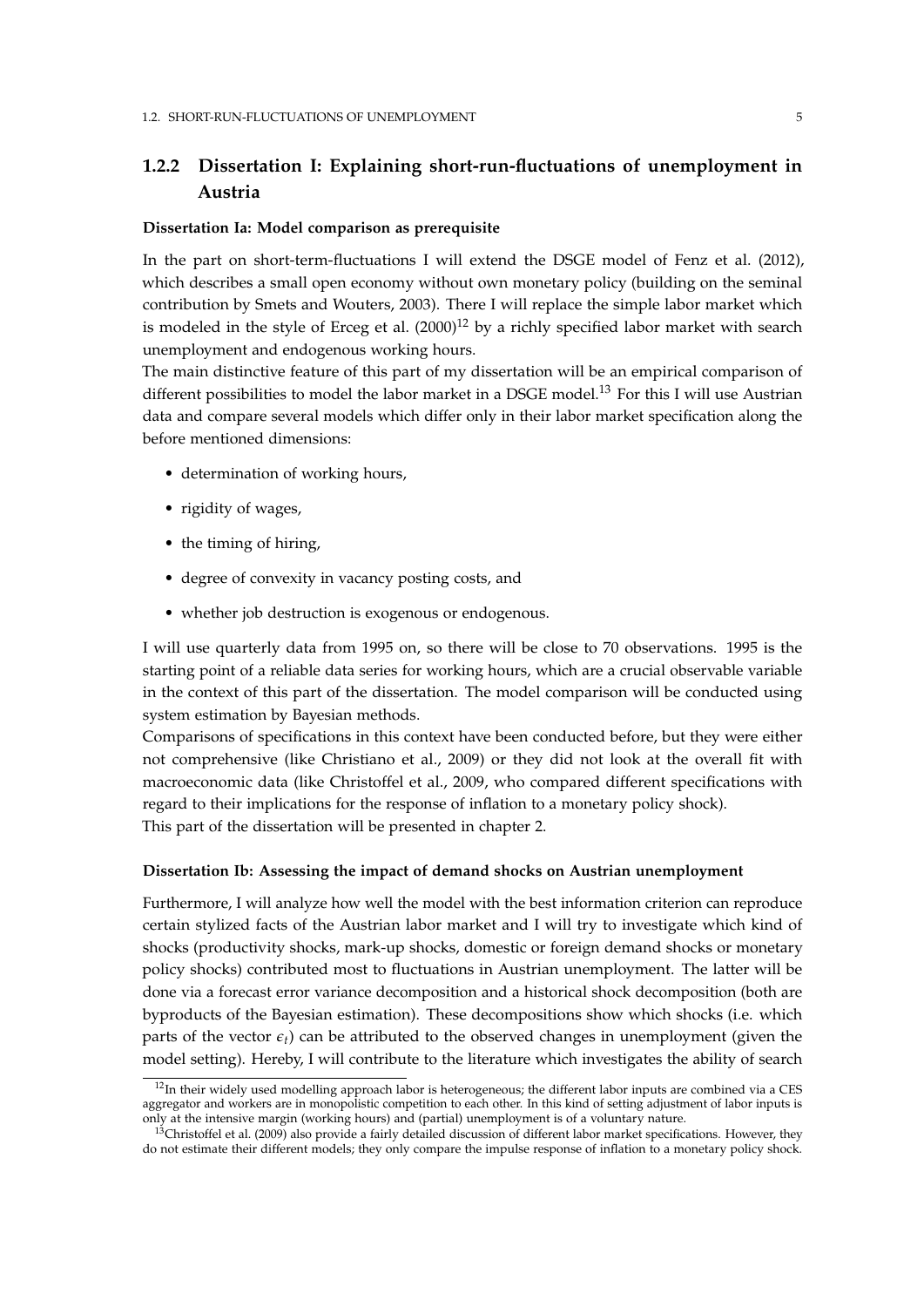### 1.2.2 Dissertation I: Explaining short-run-fluctuations of unemployment in Austria

**Dissertation Ia: Model comparison as prerequisite**

In the part on short-term-fluctuations I will extend the DSGE model of Fenz et al. (2012), which describes a small open economy without own monetary policy (building on the seminal contribution by Smets and Wouters, 2003). There I will replace the simple labor market which is modeled in the style of Erceg et al. (2000)[12] by a richly specified labor market with search unemployment and endogenous working hours.

The main distinctive feature of this part of my dissertation will be an empirical comparison of different possibilities to model the labor market in a DSGE model.[13] For this I will use Austrian data and compare several models which differ only in their labor market specification along the before mentioned dimensions:

- determination of working hours,
- rigidity of wages,
- the timing of hiring,
- degree of convexity in vacancy posting costs, and
- whether job destruction is exogenous or endogenous.

I will use quarterly data from 1995 on, so there will be close to 70 observations. 1995 is the starting point of a reliable data series for working hours, which are a crucial observable variable in the context of this part of the dissertation. The model comparison will be conducted using system estimation by Bayesian methods.

Comparisons of specifications in this context have been conducted before, but they were either not comprehensive (like Christiano et al., 2009) or they did not look at the overall fit with macroeconomic data (like Christoffel et al., 2009, who compared different specifications with regard to their implications for the response of inflation to a monetary policy shock).

This part of the dissertation will be presented in chapter 2.

**Dissertation Ib: Assessing the impact of demand shocks on Austrian unemployment**

Furthermore, I will analyze how well the model with the best information criterion can reproduce certain stylized facts of the Austrian labor market and I will try to investigate which kind of shocks (productivity shocks, mark-up shocks, domestic or foreign demand shocks or monetary policy shocks) contributed most to fluctuations in Austrian unemployment. The latter will be done via a forecast error variance decomposition and a historical shock decomposition (both are byproducts of the Bayesian estimation). These decompositions show which shocks (i.e. which parts of the vector $\epsilon_t$) can be attributed to the observed changes in unemployment (given the model setting). Hereby, I will contribute to the literature which investigates the ability of search

[12] In their widely used modelling approach labor is heterogeneous; the different labor inputs are combined via a CES aggregator and workers are in monopolistic competition to each other. In this kind of setting adjustment of labor inputs is only at the intensive margin (working hours) and (partial) unemployment is of a voluntary nature.

[13] Christoffel et al. (2009) also provide a fairly detailed discussion of different labor market specifications. However, they do not estimate their different models; they only compare the impulse response of inflation to a monetary policy shock.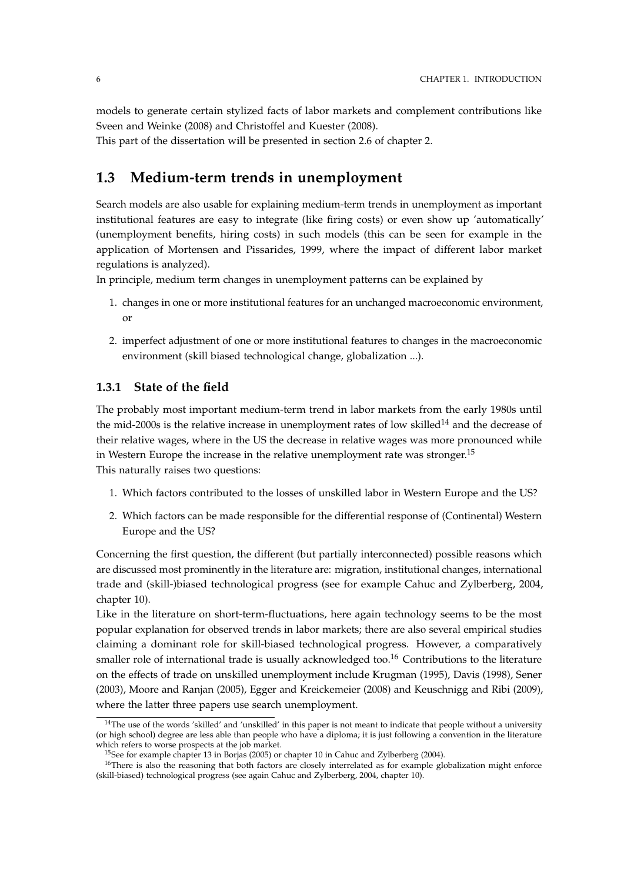models to generate certain stylized facts of labor markets and complement contributions like Sveen and Weinke (2008) and Christoffel and Kuester (2008).
This part of the dissertation will be presented in section 2.6 of chapter 2.

## 1.3 Medium-term trends in unemployment

Search models are also usable for explaining medium-term trends in unemployment as important institutional features are easy to integrate (like firing costs) or even show up 'automatically' (unemployment benefits, hiring costs) in such models (this can be seen for example in the application of Mortensen and Pissarides, 1999, where the impact of different labor market regulations is analyzed).
In principle, medium term changes in unemployment patterns can be explained by

1. changes in one or more institutional features for an unchanged macroeconomic environment, or
2. imperfect adjustment of one or more institutional features to changes in the macroeconomic environment (skill biased technological change, globalization ...).

### 1.3.1 State of the field

The probably most important medium-term trend in labor markets from the early 1980s until the mid-2000s is the relative increase in unemployment rates of low skilled[14] and the decrease of their relative wages, where in the US the decrease in relative wages was more pronounced while in Western Europe the increase in the relative unemployment rate was stronger.[15]
This naturally raises two questions:

1. Which factors contributed to the losses of unskilled labor in Western Europe and the US?
2. Which factors can be made responsible for the differential response of (Continental) Western Europe and the US?

Concerning the first question, the different (but partially interconnected) possible reasons which are discussed most prominently in the literature are: migration, institutional changes, international trade and (skill-)biased technological progress (see for example Cahuc and Zylberberg, 2004, chapter 10).
Like in the literature on short-term-fluctuations, here again technology seems to be the most popular explanation for observed trends in labor markets; there are also several empirical studies claiming a dominant role for skill-biased technological progress. However, a comparatively smaller role of international trade is usually acknowledged too.[16] Contributions to the literature on the effects of trade on unskilled unemployment include Krugman (1995), Davis (1998), Sener (2003), Moore and Ranjan (2005), Egger and Kreickemeier (2008) and Keuschnigg and Ribi (2009), where the latter three papers use search unemployment.

[14] The use of the words 'skilled' and 'unskilled' in this paper is not meant to indicate that people without a university (or high school) degree are less able than people who have a diploma; it is just following a convention in the literature which refers to worse prospects at the job market.

[15] See for example chapter 13 in Borjas (2005) or chapter 10 in Cahuc and Zylberberg (2004).

[16] There is also the reasoning that both factors are closely interrelated as for example globalization might enforce (skill-biased) technological progress (see again Cahuc and Zylberberg, 2004, chapter 10).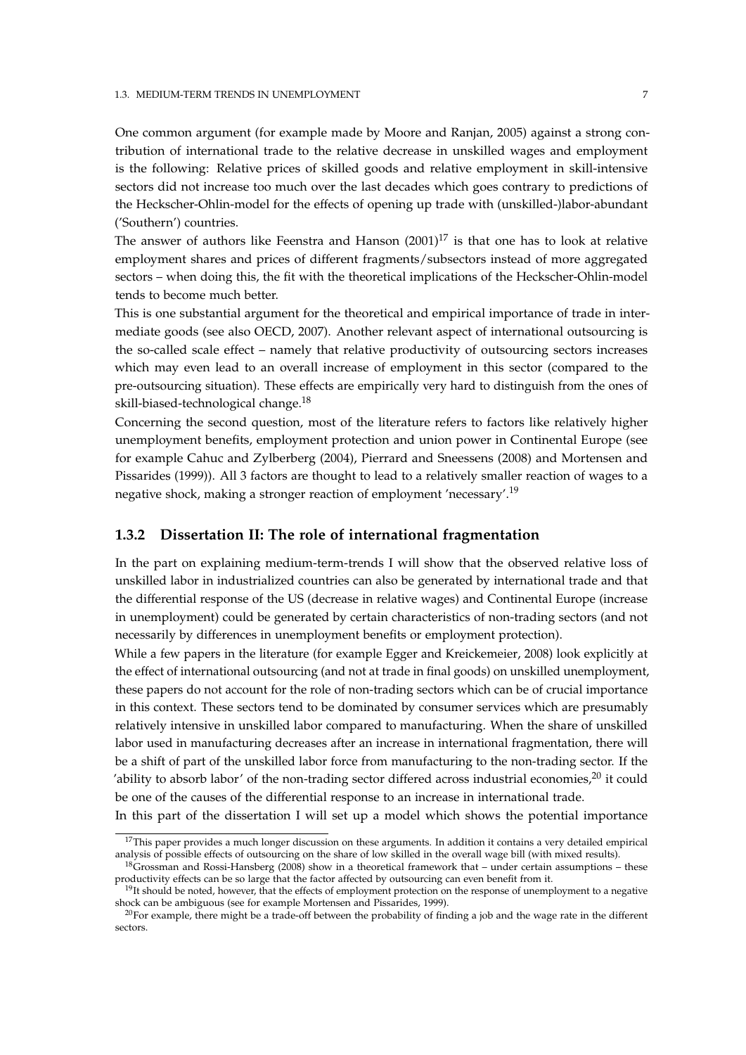One common argument (for example made by Moore and Ranjan, 2005) against a strong contribution of international trade to the relative decrease in unskilled wages and employment is the following: Relative prices of skilled goods and relative employment in skill-intensive sectors did not increase too much over the last decades which goes contrary to predictions of the Heckscher-Ohlin-model for the effects of opening up trade with (unskilled-)labor-abundant ('Southern') countries.

The answer of authors like Feenstra and Hanson (2001)[17] is that one has to look at relative employment shares and prices of different fragments/subsectors instead of more aggregated sectors – when doing this, the fit with the theoretical implications of the Heckscher-Ohlin-model tends to become much better.

This is one substantial argument for the theoretical and empirical importance of trade in intermediate goods (see also OECD, 2007). Another relevant aspect of international outsourcing is the so-called scale effect – namely that relative productivity of outsourcing sectors increases which may even lead to an overall increase of employment in this sector (compared to the pre-outsourcing situation). These effects are empirically very hard to distinguish from the ones of skill-biased-technological change.[18]

Concerning the second question, most of the literature refers to factors like relatively higher unemployment benefits, employment protection and union power in Continental Europe (see for example Cahuc and Zylberberg (2004), Pierrard and Sneessens (2008) and Mortensen and Pissarides (1999)). All 3 factors are thought to lead to a relatively smaller reaction of wages to a negative shock, making a stronger reaction of employment 'necessary'.[19]

### 1.3.2 Dissertation II: The role of international fragmentation

In the part on explaining medium-term-trends I will show that the observed relative loss of unskilled labor in industrialized countries can also be generated by international trade and that the differential response of the US (decrease in relative wages) and Continental Europe (increase in unemployment) could be generated by certain characteristics of non-trading sectors (and not necessarily by differences in unemployment benefits or employment protection).

While a few papers in the literature (for example Egger and Kreickemeier, 2008) look explicitly at the effect of international outsourcing (and not at trade in final goods) on unskilled unemployment, these papers do not account for the role of non-trading sectors which can be of crucial importance in this context. These sectors tend to be dominated by consumer services which are presumably relatively intensive in unskilled labor compared to manufacturing. When the share of unskilled labor used in manufacturing decreases after an increase in international fragmentation, there will be a shift of part of the unskilled labor force from manufacturing to the non-trading sector. If the 'ability to absorb labor' of the non-trading sector differed across industrial economies,[20] it could be one of the causes of the differential response to an increase in international trade.

In this part of the dissertation I will set up a model which shows the potential importance

---

[17] This paper provides a much longer discussion on these arguments. In addition it contains a very detailed empirical analysis of possible effects of outsourcing on the share of low skilled in the overall wage bill (with mixed results).

[18] Grossman and Rossi-Hansberg (2008) show in a theoretical framework that – under certain assumptions – these productivity effects can be so large that the factor affected by outsourcing can even benefit from it.

[19] It should be noted, however, that the effects of employment protection on the response of unemployment to a negative shock can be ambiguous (see for example Mortensen and Pissarides, 1999).

[20] For example, there might be a trade-off between the probability of finding a job and the wage rate in the different sectors.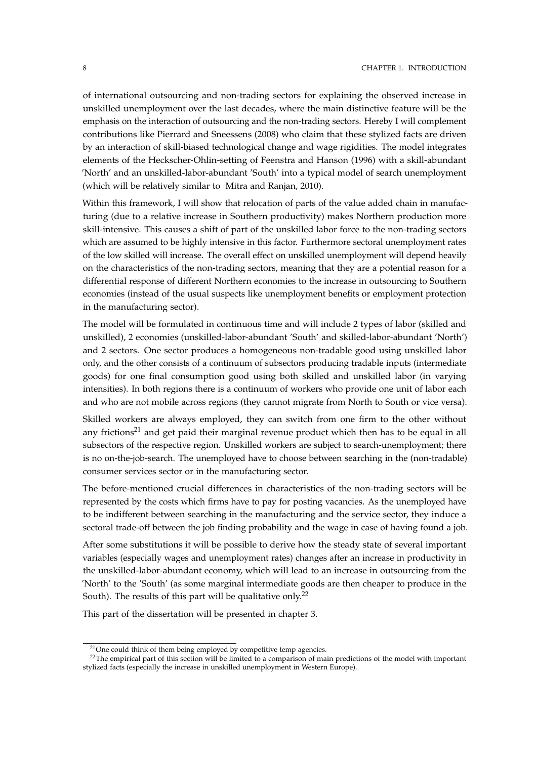of international outsourcing and non-trading sectors for explaining the observed increase in unskilled unemployment over the last decades, where the main distinctive feature will be the emphasis on the interaction of outsourcing and the non-trading sectors. Hereby I will complement contributions like Pierrard and Sneessens (2008) who claim that these stylized facts are driven by an interaction of skill-biased technological change and wage rigidities. The model integrates elements of the Heckscher-Ohlin-setting of Feenstra and Hanson (1996) with a skill-abundant 'North' and an unskilled-labor-abundant 'South' into a typical model of search unemployment (which will be relatively similar to Mitra and Ranjan, 2010).

Within this framework, I will show that relocation of parts of the value added chain in manufacturing (due to a relative increase in Southern productivity) makes Northern production more skill-intensive. This causes a shift of part of the unskilled labor force to the non-trading sectors which are assumed to be highly intensive in this factor. Furthermore sectoral unemployment rates of the low skilled will increase. The overall effect on unskilled unemployment will depend heavily on the characteristics of the non-trading sectors, meaning that they are a potential reason for a differential response of different Northern economies to the increase in outsourcing to Southern economies (instead of the usual suspects like unemployment benefits or employment protection in the manufacturing sector).

The model will be formulated in continuous time and will include 2 types of labor (skilled and unskilled), 2 economies (unskilled-labor-abundant 'South' and skilled-labor-abundant 'North') and 2 sectors. One sector produces a homogeneous non-tradable good using unskilled labor only, and the other consists of a continuum of subsectors producing tradable inputs (intermediate goods) for one final consumption good using both skilled and unskilled labor (in varying intensities). In both regions there is a continuum of workers who provide one unit of labor each and who are not mobile across regions (they cannot migrate from North to South or vice versa).

Skilled workers are always employed, they can switch from one firm to the other without any frictions[21] and get paid their marginal revenue product which then has to be equal in all subsectors of the respective region. Unskilled workers are subject to search-unemployment; there is no on-the-job-search. The unemployed have to choose between searching in the (non-tradable) consumer services sector or in the manufacturing sector.

The before-mentioned crucial differences in characteristics of the non-trading sectors will be represented by the costs which firms have to pay for posting vacancies. As the unemployed have to be indifferent between searching in the manufacturing and the service sector, they induce a sectoral trade-off between the job finding probability and the wage in case of having found a job.

After some substitutions it will be possible to derive how the steady state of several important variables (especially wages and unemployment rates) changes after an increase in productivity in the unskilled-labor-abundant economy, which will lead to an increase in outsourcing from the 'North' to the 'South' (as some marginal intermediate goods are then cheaper to produce in the South). The results of this part will be qualitative only.[22]

This part of the dissertation will be presented in chapter 3.

[21] One could think of them being employed by competitive temp agencies.

[22] The empirical part of this section will be limited to a comparison of main predictions of the model with important stylized facts (especially the increase in unskilled unemployment in Western Europe).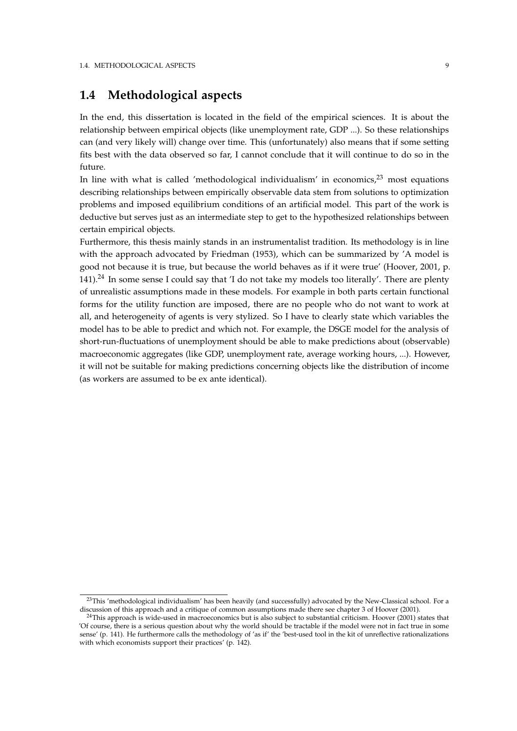## 1.4 Methodological aspects

In the end, this dissertation is located in the field of the empirical sciences. It is about the relationship between empirical objects (like unemployment rate, GDP ...). So these relationships can (and very likely will) change over time. This (unfortunately) also means that if some setting fits best with the data observed so far, I cannot conclude that it will continue to do so in the future.

In line with what is called 'methodological individualism' in economics,[23] most equations describing relationships between empirically observable data stem from solutions to optimization problems and imposed equilibrium conditions of an artificial model. This part of the work is deductive but serves just as an intermediate step to get to the hypothesized relationships between certain empirical objects.

Furthermore, this thesis mainly stands in an instrumentalist tradition. Its methodology is in line with the approach advocated by Friedman (1953), which can be summarized by 'A model is good not because it is true, but because the world behaves as if it were true' (Hoover, 2001, p. 141).[24] In some sense I could say that 'I do not take my models too literally'. There are plenty of unrealistic assumptions made in these models. For example in both parts certain functional forms for the utility function are imposed, there are no people who do not want to work at all, and heterogeneity of agents is very stylized. So I have to clearly state which variables the model has to be able to predict and which not. For example, the DSGE model for the analysis of short-run-fluctuations of unemployment should be able to make predictions about (observable) macroeconomic aggregates (like GDP, unemployment rate, average working hours, ...). However, it will not be suitable for making predictions concerning objects like the distribution of income (as workers are assumed to be ex ante identical).

---

[23] This 'methodological individualism' has been heavily (and successfully) advocated by the New-Classical school. For a discussion of this approach and a critique of common assumptions made there see chapter 3 of Hoover (2001).

[24] This approach is wide-used in macroeconomics but is also subject to substantial criticism. Hoover (2001) states that 'Of course, there is a serious question about why the world should be tractable if the model were not in fact true in some sense' (p. 141). He furthermore calls the methodology of 'as if' the 'best-used tool in the kit of unreflective rationalizations with which economists support their practices' (p. 142).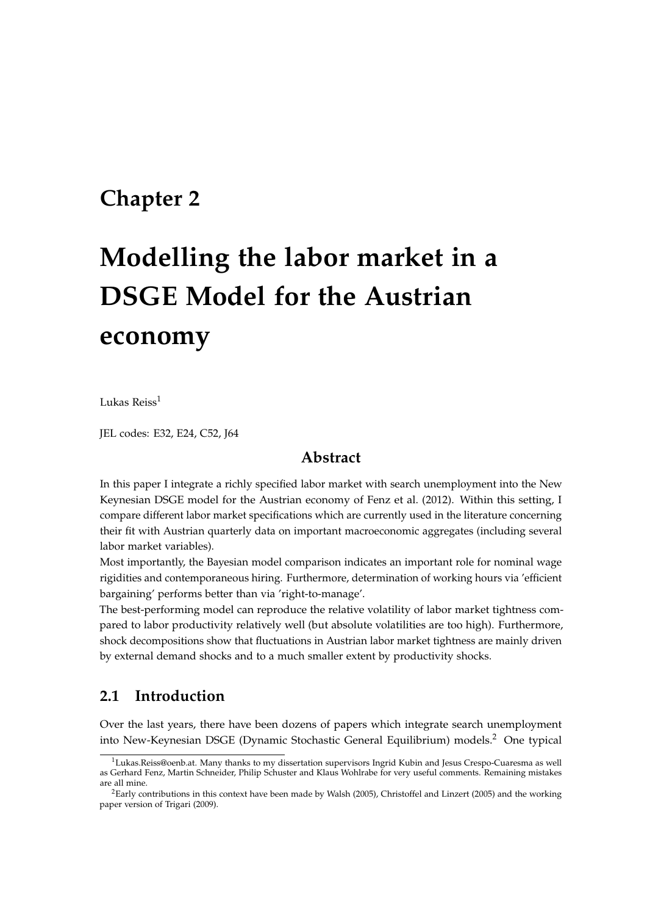# Chapter 2

# Modelling the labor market in a DSGE Model for the Austrian economy

Lukas Reiss[1]

JEL codes: E32, E24, C52, J64

## Abstract

In this paper I integrate a richly specified labor market with search unemployment into the New Keynesian DSGE model for the Austrian economy of Fenz et al. (2012). Within this setting, I compare different labor market specifications which are currently used in the literature concerning their fit with Austrian quarterly data on important macroeconomic aggregates (including several labor market variables).

Most importantly, the Bayesian model comparison indicates an important role for nominal wage rigidities and contemporaneous hiring. Furthermore, determination of working hours via 'efficient bargaining' performs better than via 'right-to-manage'.

The best-performing model can reproduce the relative volatility of labor market tightness compared to labor productivity relatively well (but absolute volatilities are too high). Furthermore, shock decompositions show that fluctuations in Austrian labor market tightness are mainly driven by external demand shocks and to a much smaller extent by productivity shocks.

## 2.1 Introduction

Over the last years, there have been dozens of papers which integrate search unemployment into New-Keynesian DSGE (Dynamic Stochastic General Equilibrium) models.[2] One typical

[1] Lukas.Reiss@oenb.at. Many thanks to my dissertation supervisors Ingrid Kubin and Jesus Crespo-Cuaresma as well as Gerhard Fenz, Martin Schneider, Philip Schuster and Klaus Wohlrabe for very useful comments. Remaining mistakes are all mine.

[2] Early contributions in this context have been made by Walsh (2005), Christoffel and Linzert (2005) and the working paper version of Trigari (2009).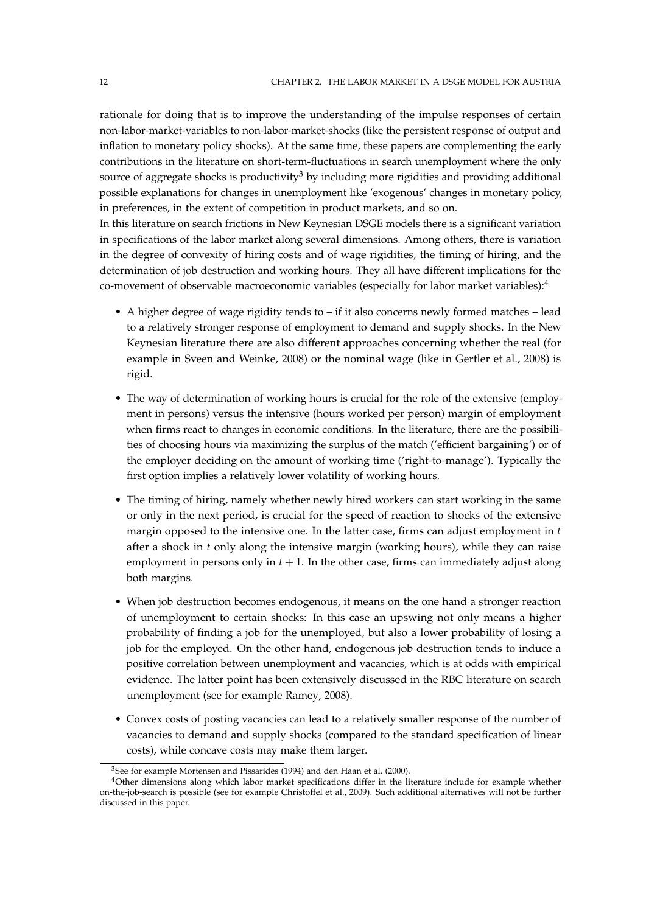rationale for doing that is to improve the understanding of the impulse responses of certain non-labor-market-variables to non-labor-market-shocks (like the persistent response of output and inflation to monetary policy shocks). At the same time, these papers are complementing the early contributions in the literature on short-term-fluctuations in search unemployment where the only source of aggregate shocks is productivity[3] by including more rigidities and providing additional possible explanations for changes in unemployment like 'exogenous' changes in monetary policy, in preferences, in the extent of competition in product markets, and so on.

In this literature on search frictions in New Keynesian DSGE models there is a significant variation in specifications of the labor market along several dimensions. Among others, there is variation in the degree of convexity of hiring costs and of wage rigidities, the timing of hiring, and the determination of job destruction and working hours. They all have different implications for the co-movement of observable macroeconomic variables (especially for labor market variables):[4]

- A higher degree of wage rigidity tends to – if it also concerns newly formed matches – lead to a relatively stronger response of employment to demand and supply shocks. In the New Keynesian literature there are also different approaches concerning whether the real (for example in Sveen and Weinke, 2008) or the nominal wage (like in Gertler et al., 2008) is rigid.
- The way of determination of working hours is crucial for the role of the extensive (employment in persons) versus the intensive (hours worked per person) margin of employment when firms react to changes in economic conditions. In the literature, there are the possibilities of choosing hours via maximizing the surplus of the match ('efficient bargaining') or of the employer deciding on the amount of working time ('right-to-manage'). Typically the first option implies a relatively lower volatility of working hours.
- The timing of hiring, namely whether newly hired workers can start working in the same or only in the next period, is crucial for the speed of reaction to shocks of the extensive margin opposed to the intensive one. In the latter case, firms can adjust employment in $t$ after a shock in $t$ only along the intensive margin (working hours), while they can raise employment in persons only in $t+1$. In the other case, firms can immediately adjust along both margins.
- When job destruction becomes endogenous, it means on the one hand a stronger reaction of unemployment to certain shocks: In this case an upswing not only means a higher probability of finding a job for the unemployed, but also a lower probability of losing a job for the employed. On the other hand, endogenous job destruction tends to induce a positive correlation between unemployment and vacancies, which is at odds with empirical evidence. The latter point has been extensively discussed in the RBC literature on search unemployment (see for example Ramey, 2008).
- Convex costs of posting vacancies can lead to a relatively smaller response of the number of vacancies to demand and supply shocks (compared to the standard specification of linear costs), while concave costs may make them larger.

[3]See for example Mortensen and Pissarides (1994) and den Haan et al. (2000).

[4]Other dimensions along which labor market specifications differ in the literature include for example whether on-the-job-search is possible (see for example Christoffel et al., 2009). Such additional alternatives will not be further discussed in this paper.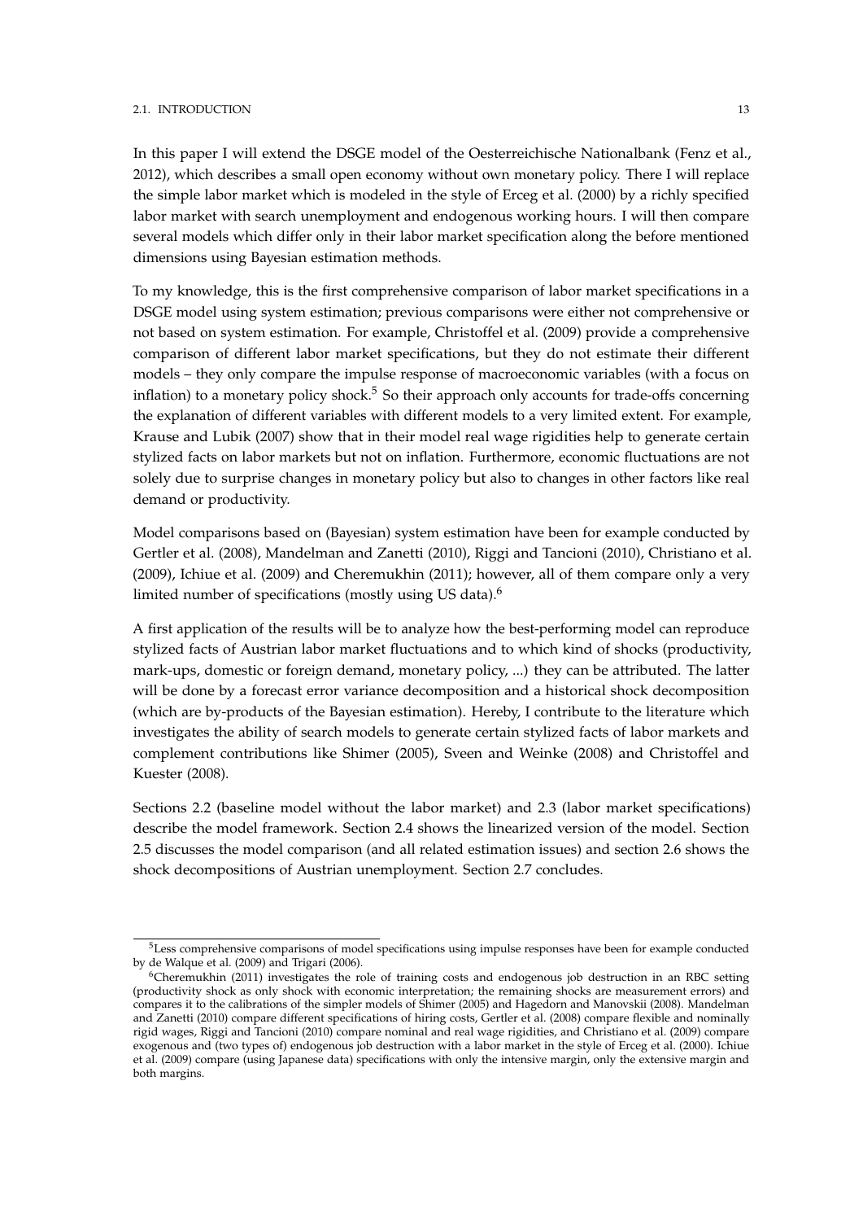In this paper I will extend the DSGE model of the Oesterreichische Nationalbank (Fenz et al., 2012), which describes a small open economy without own monetary policy. There I will replace the simple labor market which is modeled in the style of Erceg et al. (2000) by a richly specified labor market with search unemployment and endogenous working hours. I will then compare several models which differ only in their labor market specification along the before mentioned dimensions using Bayesian estimation methods.

To my knowledge, this is the first comprehensive comparison of labor market specifications in a DSGE model using system estimation; previous comparisons were either not comprehensive or not based on system estimation. For example, Christoffel et al. (2009) provide a comprehensive comparison of different labor market specifications, but they do not estimate their different models – they only compare the impulse response of macroeconomic variables (with a focus on inflation) to a monetary policy shock.[5] So their approach only accounts for trade-offs concerning the explanation of different variables with different models to a very limited extent. For example, Krause and Lubik (2007) show that in their model real wage rigidities help to generate certain stylized facts on labor markets but not on inflation. Furthermore, economic fluctuations are not solely due to surprise changes in monetary policy but also to changes in other factors like real demand or productivity.

Model comparisons based on (Bayesian) system estimation have been for example conducted by Gertler et al. (2008), Mandelman and Zanetti (2010), Riggi and Tancioni (2010), Christiano et al. (2009), Ichiue et al. (2009) and Cheremukhin (2011); however, all of them compare only a very limited number of specifications (mostly using US data).[6]

A first application of the results will be to analyze how the best-performing model can reproduce stylized facts of Austrian labor market fluctuations and to which kind of shocks (productivity, mark-ups, domestic or foreign demand, monetary policy, ...) they can be attributed. The latter will be done by a forecast error variance decomposition and a historical shock decomposition (which are by-products of the Bayesian estimation). Hereby, I contribute to the literature which investigates the ability of search models to generate certain stylized facts of labor markets and complement contributions like Shimer (2005), Sveen and Weinke (2008) and Christoffel and Kuester (2008).

Sections 2.2 (baseline model without the labor market) and 2.3 (labor market specifications) describe the model framework. Section 2.4 shows the linearized version of the model. Section 2.5 discusses the model comparison (and all related estimation issues) and section 2.6 shows the shock decompositions of Austrian unemployment. Section 2.7 concludes.

---

[5] Less comprehensive comparisons of model specifications using impulse responses have been for example conducted by de Walque et al. (2009) and Trigari (2006).

[6] Cheremukhin (2011) investigates the role of training costs and endogenous job destruction in an RBC setting (productivity shock as only shock with economic interpretation; the remaining shocks are measurement errors) and compares it to the calibrations of the simpler models of Shimer (2005) and Hagedorn and Manovskii (2008). Mandelman and Zanetti (2010) compare different specifications of hiring costs, Gertler et al. (2008) compare flexible and nominally rigid wages, Riggi and Tancioni (2010) compare nominal and real wage rigidities, and Christiano et al. (2009) compare exogenous and (two types of) endogenous job destruction with a labor market in the style of Erceg et al. (2000). Ichiue et al. (2009) compare (using Japanese data) specifications with only the intensive margin, only the extensive margin and both margins.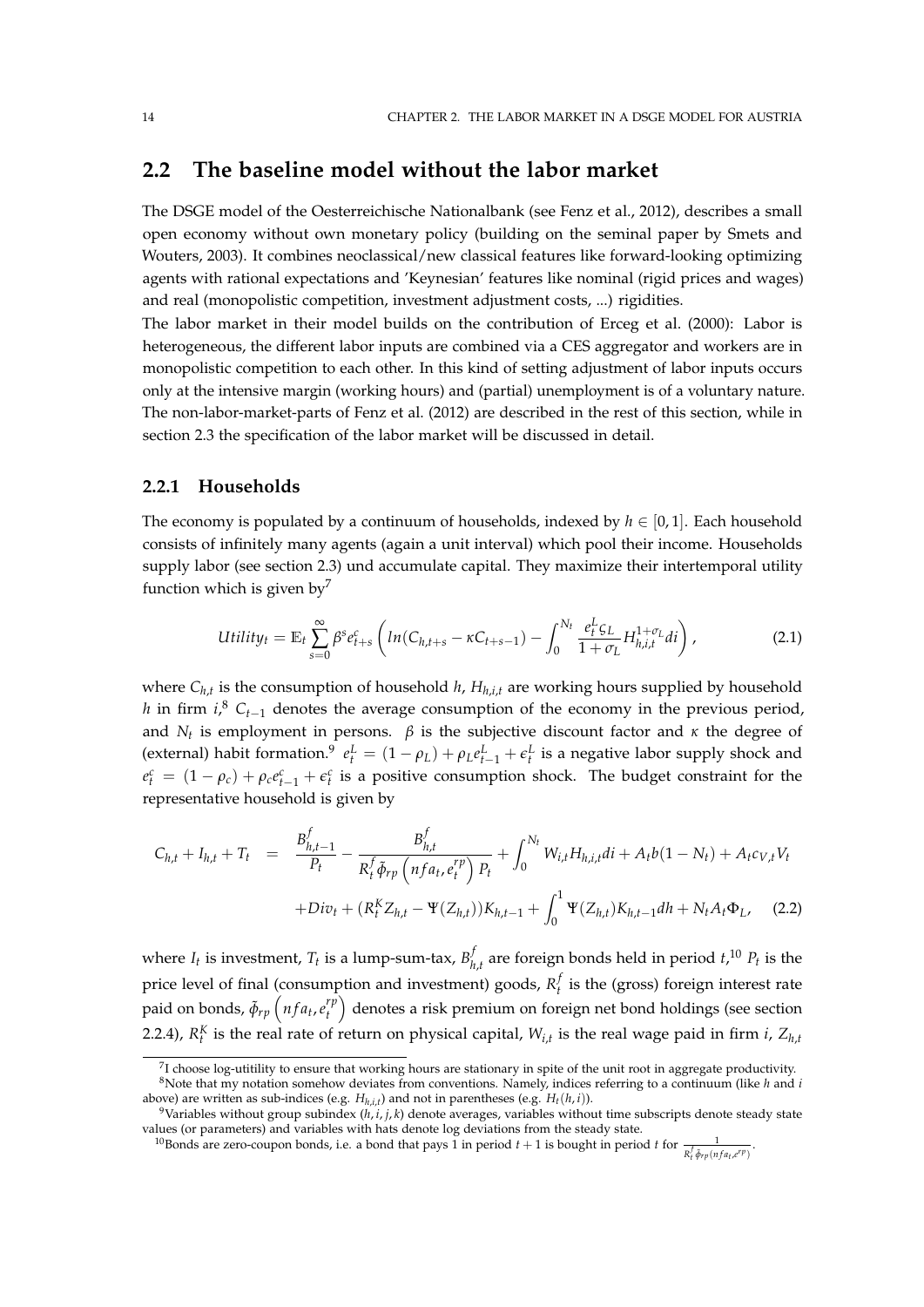## 2.2 The baseline model without the labor market

The DSGE model of the Oesterreichische Nationalbank (see Fenz et al., 2012), describes a small open economy without own monetary policy (building on the seminal paper by Smets and Wouters, 2003). It combines neoclassical/new classical features like forward-looking optimizing agents with rational expectations and 'Keynesian' features like nominal (rigid prices and wages) and real (monopolistic competition, investment adjustment costs, ...) rigidities.

The labor market in their model builds on the contribution of Erceg et al. (2000): Labor is heterogeneous, the different labor inputs are combined via a CES aggregator and workers are in monopolistic competition to each other. In this kind of setting adjustment of labor inputs occurs only at the intensive margin (working hours) and (partial) unemployment is of a voluntary nature. The non-labor-market-parts of Fenz et al. (2012) are described in the rest of this section, while in section 2.3 the specification of the labor market will be discussed in detail.

### 2.2.1 Households

The economy is populated by a continuum of households, indexed by $h \in [0, 1]$. Each household consists of infinitely many agents (again a unit interval) which pool their income. Households supply labor (see section 2.3) und accumulate capital. They maximize their intertemporal utility function which is given by[7]

$$Utility_t = \mathbb{E}_t \sum_{s=0}^{\infty} \beta^s e^c_{t+s} \left( ln(C_{h,t+s} - \kappa C_{t+s-1}) - \int_0^{N_t} \frac{e^L_t \varsigma_L}{1+\sigma_L} H^{1+\sigma_L}_{h,i,t} di \right), \tag{2.1}$$

where $C_{h,t}$ is the consumption of household $h$, $H_{h,i,t}$ are working hours supplied by household $h$ in firm $i$,[8] $C_{t-1}$ denotes the average consumption of the economy in the previous period, and $N_t$ is employment in persons. $\beta$ is the subjective discount factor and $\kappa$ the degree of (external) habit formation.[9] $e^L_t = (1-\rho_L) + \rho_L e^L_{t-1} + \epsilon^L_t$ is a negative labor supply shock and $e^c_t = (1-\rho_c) + \rho_c e^c_{t-1} + \epsilon^c_t$ is a positive consumption shock. The budget constraint for the representative household is given by

$$\begin{aligned} C_{h,t} + I_{h,t} + T_t \quad &= \quad \frac{B^f_{h,t-1}}{P_t} - \frac{B^f_{h,t}}{R^f_t \tilde{\phi}_{rp}\left(nfa_t, e^{rp}_t\right) P_t} + \int_0^{N_t} W_{i,t} H_{h,i,t} di + A_t b(1-N_t) + A_t c_{V,t} V_t \\ &+ Div_t + (R^K_t Z_{h,t} - \Psi(Z_{h,t}))K_{h,t-1} + \int_0^1 \Psi(Z_{h,t})K_{h,t-1} dh + N_t A_t \Phi_L, \end{aligned} \tag{2.2}$$

where $I_t$ is investment, $T_t$ is a lump-sum-tax, $B^f_{h,t}$ are foreign bonds held in period $t$,[10] $P_t$ is the price level of final (consumption and investment) goods, $R^f_t$ is the (gross) foreign interest rate paid on bonds, $\tilde{\phi}_{rp}\left(nfa_t, e^{rp}_t\right)$ denotes a risk premium on foreign net bond holdings (see section 2.2.4), $R^K_t$ is the real rate of return on physical capital, $W_{i,t}$ is the real wage paid in firm $i$, $Z_{h,t}$

[7] I choose log-utitility to ensure that working hours are stationary in spite of the unit root in aggregate productivity.

[8] Note that my notation somehow deviates from conventions. Namely, indices referring to a continuum (like $h$ and $i$ above) are written as sub-indices (e.g. $H_{h,i,t}$) and not in parentheses (e.g. $H_t(h,i)$).

[9] Variables without group subindex $(h, i, j, k)$ denote averages, variables without time subscripts denote steady state values (or parameters) and variables with hats denote log deviations from the steady state.

[10] Bonds are zero-coupon bonds, i.e. a bond that pays 1 in period $t+1$ is bought in period $t$ for $\frac{1}{R^f_t \tilde{\phi}_{rp}(nfa_t, e^{rp})}$.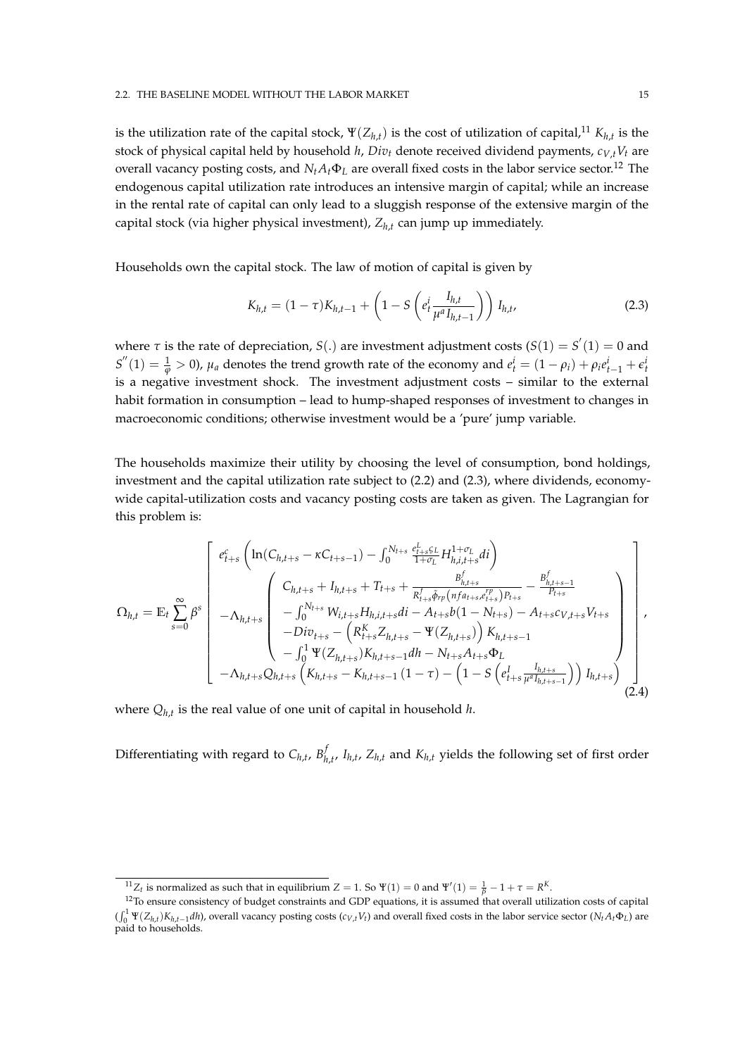is the utilization rate of the capital stock, $\Psi(Z_{h,t})$ is the cost of utilization of capital,[11] $K_{h,t}$ is the stock of physical capital held by household $h$, $Div_t$ denote received dividend payments, $c_{V,t}V_t$ are overall vacancy posting costs, and $N_t A_t \Phi_L$ are overall fixed costs in the labor service sector.[12] The endogenous capital utilization rate introduces an intensive margin of capital; while an increase in the rental rate of capital can only lead to a sluggish response of the extensive margin of the capital stock (via higher physical investment), $Z_{h,t}$ can jump up immediately.

Households own the capital stock. The law of motion of capital is given by

$$K_{h,t} = (1-\tau)K_{h,t-1} + \left(1 - S\left(e_t^i \frac{I_{h,t}}{\mu^a I_{h,t-1}}\right)\right) I_{h,t}, \tag{2.3}$$

where $\tau$ is the rate of depreciation, $S(.)$ are investment adjustment costs ($S(1) = S^{'}(1) = 0$ and $S^{''}(1) = \frac{1}{\varphi} > 0$), $\mu_a$ denotes the trend growth rate of the economy and $e_t^i = (1-\rho_i) + \rho_i e_{t-1}^i + \epsilon_t^i$ is a negative investment shock. The investment adjustment costs – similar to the external habit formation in consumption – lead to hump-shaped responses of investment to changes in macroeconomic conditions; otherwise investment would be a 'pure' jump variable.

The households maximize their utility by choosing the level of consumption, bond holdings, investment and the capital utilization rate subject to (2.2) and (2.3), where dividends, economy-wide capital-utilization costs and vacancy posting costs are taken as given. The Lagrangian for this problem is:

$$\Omega_{h,t} = \mathbb{E}_t \sum_{s=0}^{\infty} \beta^s \left[ \begin{array}{c} e_{t+s}^c \left( \ln(C_{h,t+s} - \kappa C_{t+s-1}) - \int_0^{N_{t+s}} \frac{e_{t+s}^L \varsigma_L}{1+\sigma_L} H_{h,i,t+s}^{1+\sigma_L} di \right) \\ -\Lambda_{h,t+s} \left( \begin{array}{c} C_{h,t+s} + I_{h,t+s} + T_{t+s} + \frac{B_{h,t+s}^f}{R_{t+s}^f \tilde{\phi}_{rp}\left(nfa_{t+s}, e_{t+s}^{rp}\right) P_{t+s}} - \frac{B_{h,t+s-1}^f}{P_{t+s}} \\ - \int_0^{N_{t+s}} W_{i,t+s} H_{h,i,t+s} di - A_{t+s} b(1-N_{t+s}) - A_{t+s} c_{V,t+s} V_{t+s} \\ -Div_{t+s} - \left( R_{t+s}^K Z_{h,t+s} - \Psi(Z_{h,t+s}) \right) K_{h,t+s-1} \\ - \int_0^1 \Psi(Z_{h,t+s}) K_{h,t+s-1} dh - N_{t+s} A_{t+s} \Phi_L \end{array} \right) \\ -\Lambda_{h,t+s} Q_{h,t+s} \left( K_{h,t+s} - K_{h,t+s-1}(1-\tau) - \left( 1 - S\left( e_{t+s}^I \frac{I_{h,t+s}}{\mu^a I_{h,t+s-1}} \right) \right) I_{h,t+s} \right) \end{array} \right], \tag{2.4}$$

where $Q_{h,t}$ is the real value of one unit of capital in household $h$.

Differentiating with regard to $C_{h,t}$, $B_{h,t}^f$, $I_{h,t}$, $Z_{h,t}$ and $K_{h,t}$ yields the following set of first order

---

[11] $Z_t$ is normalized as such that in equilibrium $Z = 1$. So $\Psi(1) = 0$ and $\Psi'(1) = \frac{1}{\beta} - 1 + \tau = R^K$.

[12] To ensure consistency of budget constraints and GDP equations, it is assumed that overall utilization costs of capital ($\int_0^1 \Psi(Z_{h,t})K_{h,t-1}dh$), overall vacancy posting costs ($c_{V,t}V_t$) and overall fixed costs in the labor service sector ($N_t A_t \Phi_L$) are paid to households.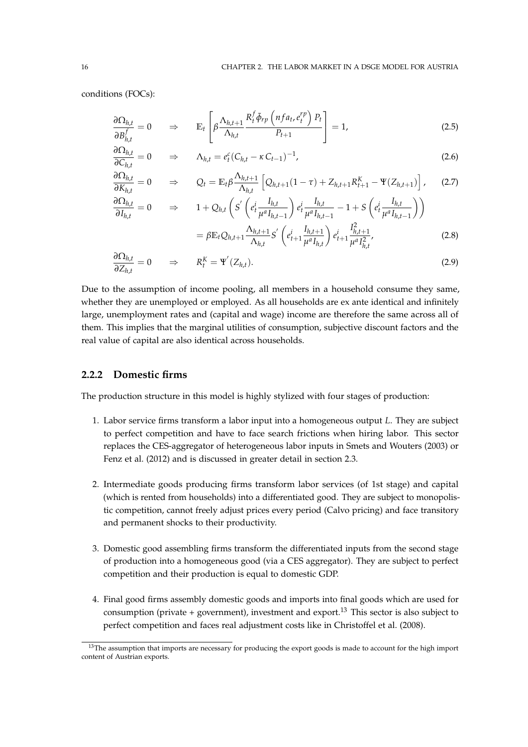conditions (FOCs):

$$
\frac{\partial \Omega_{h,t}}{\partial B^f_{h,t}} = 0 \quad \Rightarrow \quad \mathbb{E}_t \left[ \beta \frac{\Lambda_{h,t+1}}{\Lambda_{h,t}} \frac{R^f_t \tilde{\phi}_{rp}\left(nfa_t, e^{rp}_t\right) P_t}{P_{t+1}} \right] = 1, \tag{2.5}
$$

$$
\frac{\partial \Omega_{h,t}}{\partial C_{h,t}} = 0 \quad \Rightarrow \quad \Lambda_{h,t} = e^c_t (C_{h,t} - \kappa C_{t-1})^{-1}, \tag{2.6}
$$

$$
\frac{\partial \Omega_{h,t}}{\partial K_{h,t}} = 0 \quad \Rightarrow \quad Q_t = \mathbb{E}_t \beta \frac{\Lambda_{h,t+1}}{\Lambda_{h,t}} \left[ Q_{h,t+1}(1-\tau) + Z_{h,t+1} R^K_{t+1} - \Psi(Z_{h,t+1}) \right], \tag{2.7}
$$

$$
\begin{aligned}
\frac{\partial \Omega_{h,t}}{\partial I_{h,t}} = 0 \quad \Rightarrow \quad & 1 + Q_{h,t} \left( S^{'}\left( e^i_t \frac{I_{h,t}}{\mu^a I_{h,t-1}} \right) e^i_t \frac{I_{h,t}}{\mu^a I_{h,t-1}} - 1 + S\left( e^i_t \frac{I_{h,t}}{\mu^a I_{h,t-1}} \right) \right) \\
& = \beta \mathbb{E}_t Q_{h,t+1} \frac{\Lambda_{h,t+1}}{\Lambda_{h,t}} S^{'}\left( e^i_{t+1} \frac{I_{h,t+1}}{\mu^a I_{h,t}} \right) e^i_{t+1} \frac{I^2_{h,t+1}}{\mu^a I^2_{h,t}},
\end{aligned} \tag{2.8}
$$

$$
\frac{\partial \Omega_{h,t}}{\partial Z_{h,t}} = 0 \quad \Rightarrow \quad R^K_t = \Psi^{'}(Z_{h,t}). \tag{2.9}
$$

Due to the assumption of income pooling, all members in a household consume they same, whether they are unemployed or employed. As all households are ex ante identical and infinitely large, unemployment rates and (capital and wage) income are therefore the same across all of them. This implies that the marginal utilities of consumption, subjective discount factors and the real value of capital are also identical across households.

### 2.2.2 Domestic firms

The production structure in this model is highly stylized with four stages of production:

1. Labor service firms transform a labor input into a homogeneous output $L$. They are subject to perfect competition and have to face search frictions when hiring labor. This sector replaces the CES-aggregator of heterogeneous labor inputs in Smets and Wouters (2003) or Fenz et al. (2012) and is discussed in greater detail in section 2.3.

2. Intermediate goods producing firms transform labor services (of 1st stage) and capital (which is rented from households) into a differentiated good. They are subject to monopolistic competition, cannot freely adjust prices every period (Calvo pricing) and face transitory and permanent shocks to their productivity.

3. Domestic good assembling firms transform the differentiated inputs from the second stage of production into a homogeneous good (via a CES aggregator). They are subject to perfect competition and their production is equal to domestic GDP.

4. Final good firms assembly domestic goods and imports into final goods which are used for consumption (private + government), investment and export.[13] This sector is also subject to perfect competition and faces real adjustment costs like in Christoffel et al. (2008).

[13] The assumption that imports are necessary for producing the export goods is made to account for the high import content of Austrian exports.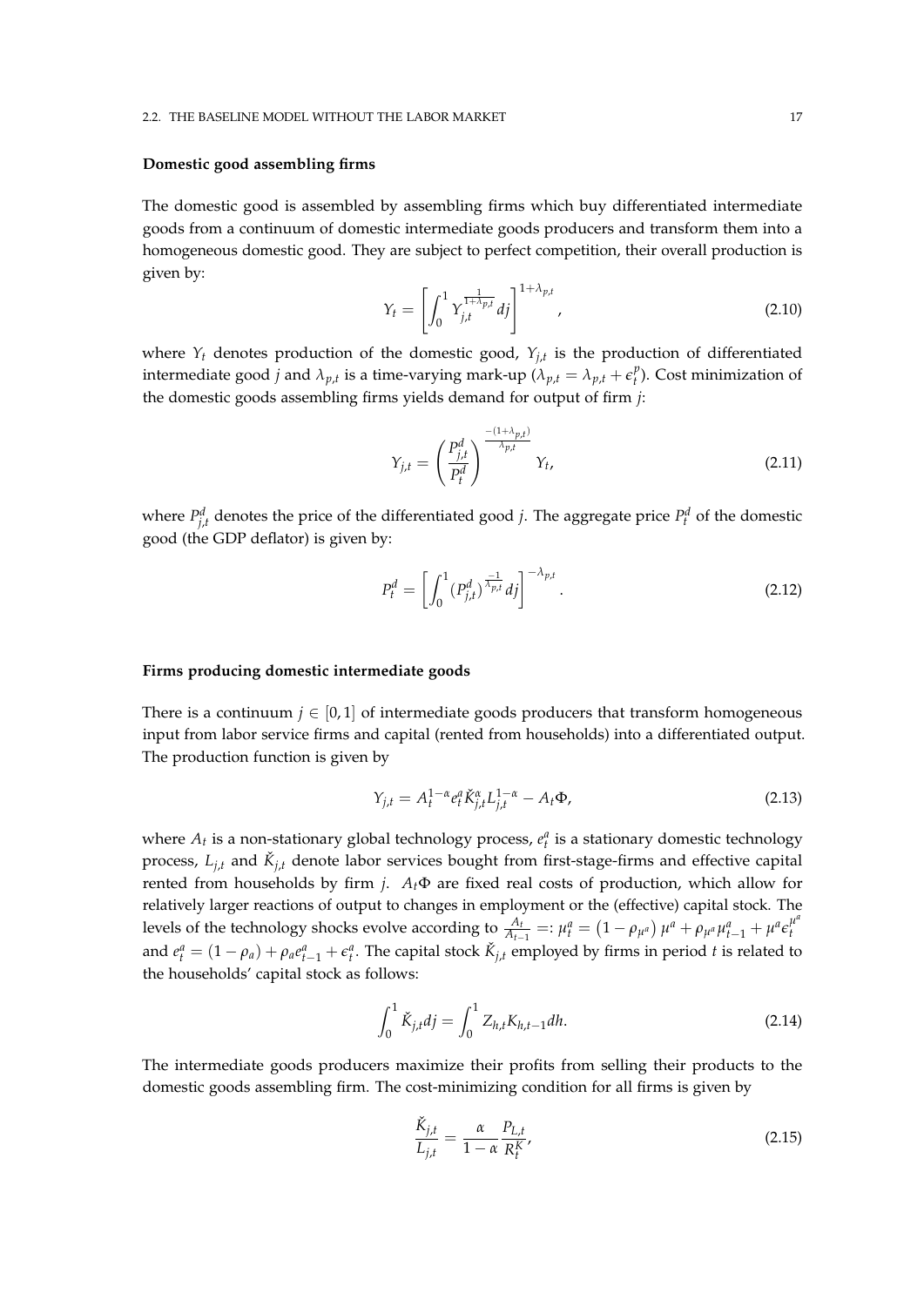**Domestic good assembling firms**

The domestic good is assembled by assembling firms which buy differentiated intermediate goods from a continuum of domestic intermediate goods producers and transform them into a homogeneous domestic good. They are subject to perfect competition, their overall production is given by:

$$Y_t = \left[ \int_0^1 Y_{j,t}^{\frac{1}{1+\lambda_{p,t}}} dj \right]^{1+\lambda_{p,t}}, \tag{2.10}$$

where $Y_t$ denotes production of the domestic good, $Y_{j,t}$ is the production of differentiated intermediate good $j$ and $\lambda_{p,t}$ is a time-varying mark-up ($\lambda_{p,t} = \lambda_{p,t} + \epsilon_t^p$). Cost minimization of the domestic goods assembling firms yields demand for output of firm $j$:

$$Y_{j,t} = \left( \frac{P_{j,t}^d}{P_t^d} \right)^{\frac{-(1+\lambda_{p,t})}{\lambda_{p,t}}} Y_t, \tag{2.11}$$

where $P_{j,t}^d$ denotes the price of the differentiated good $j$. The aggregate price $P_t^d$ of the domestic good (the GDP deflator) is given by:

$$P_t^d = \left[ \int_0^1 (P_{j,t}^d)^{\frac{-1}{\lambda_{p,t}}} dj \right]^{-\lambda_{p,t}}. \tag{2.12}$$

**Firms producing domestic intermediate goods**

There is a continuum $j \in [0,1]$ of intermediate goods producers that transform homogeneous input from labor service firms and capital (rented from households) into a differentiated output. The production function is given by

$$Y_{j,t} = A_t^{1-\alpha} e_t^a \check{K}_{j,t}^{\alpha} L_{j,t}^{1-\alpha} - A_t \Phi, \tag{2.13}$$

where $A_t$ is a non-stationary global technology process, $e_t^a$ is a stationary domestic technology process, $L_{j,t}$ and $\check{K}_{j,t}$ denote labor services bought from first-stage-firms and effective capital rented from households by firm $j$. $A_t \Phi$ are fixed real costs of production, which allow for relatively larger reactions of output to changes in employment or the (effective) capital stock. The levels of the technology shocks evolve according to $\frac{A_t}{A_{t-1}} =: \mu_t^a = (1 - \rho_{\mu^a}) \mu^a + \rho_{\mu^a} \mu_{t-1}^a + \mu^a \epsilon_t^{\mu^a}$ and $e_t^a = (1 - \rho_a) + \rho_a e_{t-1}^a + \epsilon_t^a$. The capital stock $\check{K}_{j,t}$ employed by firms in period $t$ is related to the households' capital stock as follows:

$$\int_0^1 \check{K}_{j,t} dj = \int_0^1 Z_{h,t} K_{h,t-1} dh. \tag{2.14}$$

The intermediate goods producers maximize their profits from selling their products to the domestic goods assembling firm. The cost-minimizing condition for all firms is given by

$$\frac{\check{K}_{j,t}}{L_{j,t}} = \frac{\alpha}{1-\alpha} \frac{P_{L,t}}{R_t^K}, \tag{2.15}$$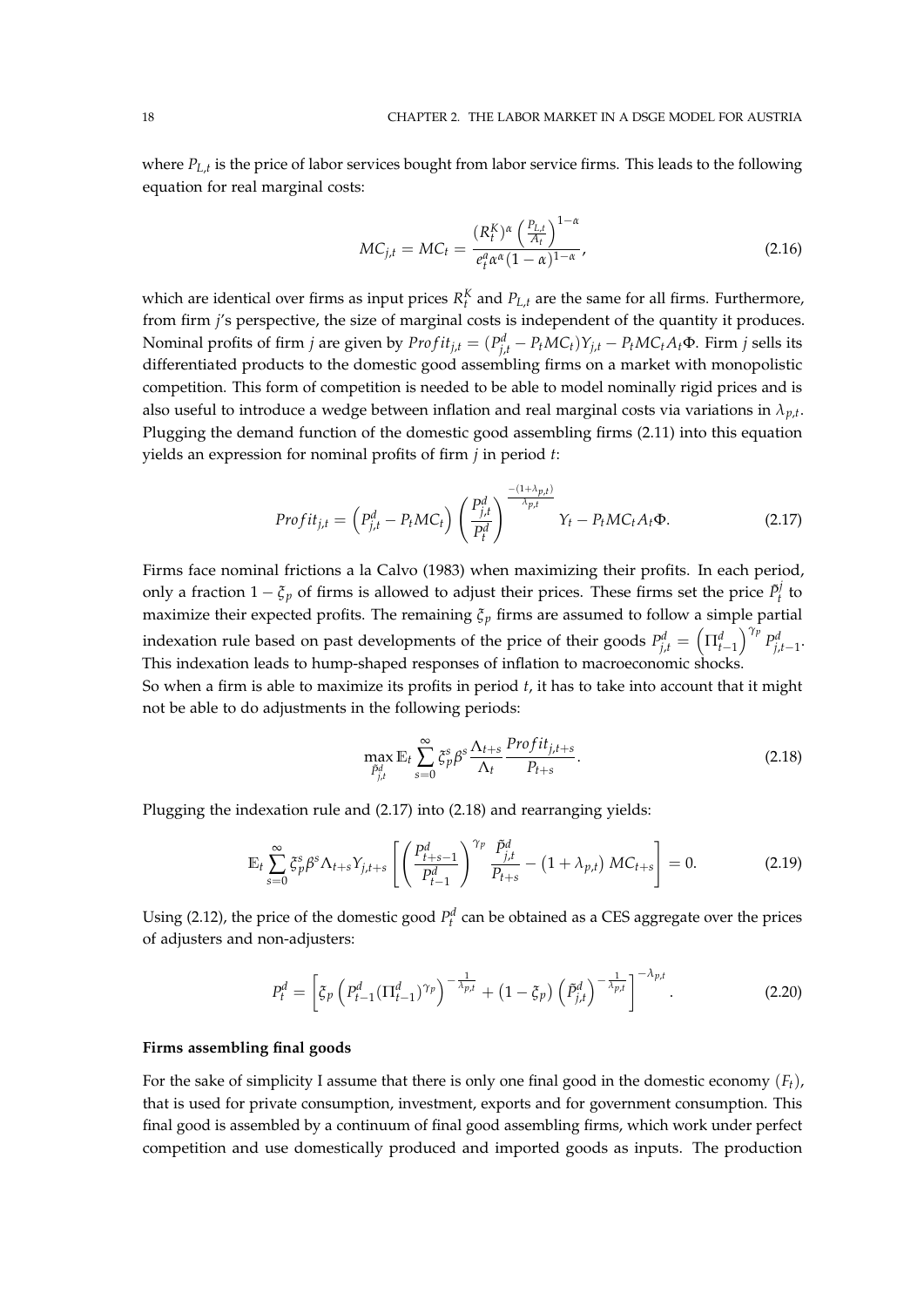where $P_{L,t}$ is the price of labor services bought from labor service firms. This leads to the following equation for real marginal costs:

$$MC_{j,t} = MC_t = \frac{(R_t^K)^\alpha \left(\frac{P_{L,t}}{A_t}\right)^{1-\alpha}}{e_t^a \alpha^\alpha (1-\alpha)^{1-\alpha}}, \tag{2.16}$$

which are identical over firms as input prices $R_t^K$ and $P_{L,t}$ are the same for all firms. Furthermore, from firm $j$'s perspective, the size of marginal costs is independent of the quantity it produces. Nominal profits of firm $j$ are given by $Profit_{j,t} = (P_{j,t}^d - P_t MC_t) Y_{j,t} - P_t MC_t A_t \Phi$. Firm $j$ sells its differentiated products to the domestic good assembling firms on a market with monopolistic competition. This form of competition is needed to be able to model nominally rigid prices and is also useful to introduce a wedge between inflation and real marginal costs via variations in $\lambda_{p,t}$. Plugging the demand function of the domestic good assembling firms (2.11) into this equation yields an expression for nominal profits of firm $j$ in period $t$:

$$Profit_{j,t} = \left(P_{j,t}^d - P_t MC_t\right) \left(\frac{P_{j,t}^d}{P_t^d}\right)^{\frac{-(1+\lambda_{p,t})}{\lambda_{p,t}}} Y_t - P_t MC_t A_t \Phi. \tag{2.17}$$

Firms face nominal frictions a la Calvo (1983) when maximizing their profits. In each period, only a fraction $1 - \xi_p$ of firms is allowed to adjust their prices. These firms set the price $\tilde{P}_t^j$ to maximize their expected profits. The remaining $\xi_p$ firms are assumed to follow a simple partial indexation rule based on past developments of the price of their goods $P_{j,t}^d = \left(\Pi_{t-1}^d\right)^{\gamma_p} P_{j,t-1}^d$. This indexation leads to hump-shaped responses of inflation to macroeconomic shocks.
So when a firm is able to maximize its profits in period $t$, it has to take into account that it might not be able to do adjustments in the following periods:

$$\max_{\tilde{P}_{j,t}^d} \mathbb{E}_t \sum_{s=0}^{\infty} \xi_p^s \beta^s \frac{\Lambda_{t+s}}{\Lambda_t} \frac{Profit_{j,t+s}}{P_{t+s}}. \tag{2.18}$$

Plugging the indexation rule and (2.17) into (2.18) and rearranging yields:

$$\mathbb{E}_t \sum_{s=0}^{\infty} \xi_p^s \beta^s \Lambda_{t+s} Y_{j,t+s} \left[ \left(\frac{P_{t+s-1}^d}{P_{t-1}^d}\right)^{\gamma_p} \frac{\tilde{P}_{j,t}^d}{P_{t+s}} - \left(1+\lambda_{p,t}\right) MC_{t+s} \right] = 0. \tag{2.19}$$

Using (2.12), the price of the domestic good $P_t^d$ can be obtained as a CES aggregate over the prices of adjusters and non-adjusters:

$$P_t^d = \left[ \xi_p \left( P_{t-1}^d (\Pi_{t-1}^d)^{\gamma_p} \right)^{-\frac{1}{\lambda_{p,t}}} + \left(1-\xi_p\right) \left(\tilde{P}_{j,t}^d\right)^{-\frac{1}{\lambda_{p,t}}} \right]^{-\lambda_{p,t}}. \tag{2.20}$$

**Firms assembling final goods**

For the sake of simplicity I assume that there is only one final good in the domestic economy $(F_t)$, that is used for private consumption, investment, exports and for government consumption. This final good is assembled by a continuum of final good assembling firms, which work under perfect competition and use domestically produced and imported goods as inputs. The production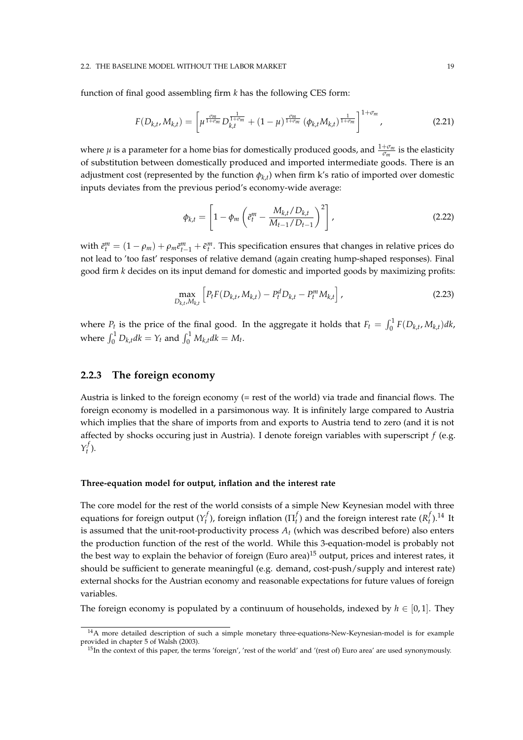function of final good assembling firm $k$ has the following CES form:

$$F(D_{k,t}, M_{k,t}) = \left[ \mu^{\frac{\sigma_m}{1+\sigma_m}} D_{k,t}^{\frac{1}{1+\sigma_m}} + (1-\mu)^{\frac{\sigma_m}{1+\sigma_m}} (\phi_{k,t} M_{k,t})^{\frac{1}{1+\sigma_m}} \right]^{1+\sigma_m}, \tag{2.21}$$

where $\mu$ is a parameter for a home bias for domestically produced goods, and $\frac{1+\sigma_m}{\sigma_m}$ is the elasticity of substitution between domestically produced and imported intermediate goods. There is an adjustment cost (represented by the function $\phi_{k,t}$) when firm k's ratio of imported over domestic inputs deviates from the previous period's economy-wide average:

$$\phi_{k,t} = \left[ 1 - \phi_m \left( \tilde{\epsilon}_t^m - \frac{M_{k,t}/D_{k,t}}{M_{t-1}/D_{t-1}} \right)^2 \right], \tag{2.22}$$

with $\tilde{\epsilon}_t^m = (1-\rho_m) + \rho_m \tilde{\epsilon}_{t-1}^m + \tilde{\epsilon}_t^m$. This specification ensures that changes in relative prices do not lead to 'too fast' responses of relative demand (again creating hump-shaped responses). Final good firm $k$ decides on its input demand for domestic and imported goods by maximizing profits:

$$\max_{D_{k,t}, M_{k,t}} \left[ P_t F(D_{k,t}, M_{k,t}) - P_t^d D_{k,t} - P_t^m M_{k,t} \right], \tag{2.23}$$

where $P_t$ is the price of the final good. In the aggregate it holds that $F_t = \int_0^1 F(D_{k,t}, M_{k,t}) dk$, where $\int_0^1 D_{k,t} dk = Y_t$ and $\int_0^1 M_{k,t} dk = M_t$.

### 2.2.3 The foreign economy

Austria is linked to the foreign economy (= rest of the world) via trade and financial flows. The foreign economy is modelled in a parsimonous way. It is infinitely large compared to Austria which implies that the share of imports from and exports to Austria tend to zero (and it is not affected by shocks occuring just in Austria). I denote foreign variables with superscript $f$ (e.g. $Y_t^f$).

#### Three-equation model for output, inflation and the interest rate

The core model for the rest of the world consists of a simple New Keynesian model with three equations for foreign output ($Y_t^f$), foreign inflation ($\Pi_t^f$) and the foreign interest rate ($R_t^f$).[14] It is assumed that the unit-root-productivity process $A_t$ (which was described before) also enters the production function of the rest of the world. While this 3-equation-model is probably not the best way to explain the behavior of foreign (Euro area)[15] output, prices and interest rates, it should be sufficient to generate meaningful (e.g. demand, cost-push/supply and interest rate) external shocks for the Austrian economy and reasonable expectations for future values of foreign variables.

The foreign economy is populated by a continuum of households, indexed by $h \in [0,1]$. They

[14] A more detailed description of such a simple monetary three-equations-New-Keynesian-model is for example provided in chapter 5 of Walsh (2003).

[15] In the context of this paper, the terms 'foreign', 'rest of the world' and '(rest of) Euro area' are used synonymously.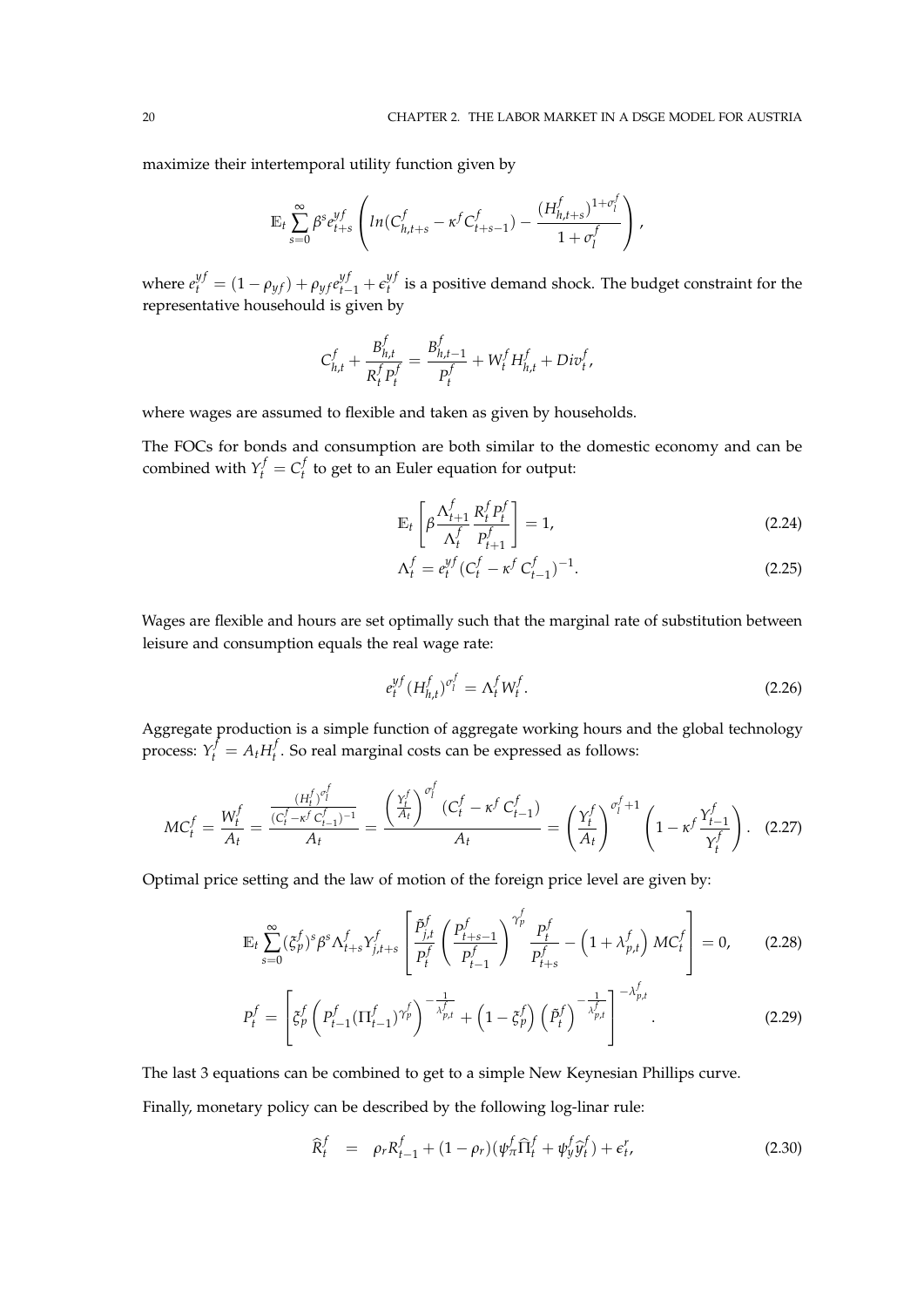maximize their intertemporal utility function given by

$$\mathbb{E}_t \sum_{s=0}^{\infty} \beta^s e^{yf}_{t+s} \left( ln(C^f_{h,t+s} - \kappa^f C^f_{t+s-1}) - \frac{(H^f_{h,t+s})^{1+\sigma^f_l}}{1+\sigma^f_l} \right),$$

where $e^{yf}_t = (1-\rho_{yf}) + \rho_{yf} e^{yf}_{t-1} + \epsilon^{yf}_t$ is a positive demand shock. The budget constraint for the representative househould is given by

$$C^f_{h,t} + \frac{B^f_{h,t}}{R^f_t P^f_t} = \frac{B^f_{h,t-1}}{P^f_t} + W^f_t H^f_{h,t} + Div^f_t,$$

where wages are assumed to flexible and taken as given by households.

The FOCs for bonds and consumption are both similar to the domestic economy and can be combined with $Y^f_t = C^f_t$ to get to an Euler equation for output:

$$\mathbb{E}_t \left[ \beta \frac{\Lambda^f_{t+1}}{\Lambda^f_t} \frac{R^f_t P^f_t}{P^f_{t+1}} \right] = 1, \tag{2.24}$$

$$\Lambda^f_t = e^{yf}_t (C^f_t - \kappa^f C^f_{t-1})^{-1}. \tag{2.25}$$

Wages are flexible and hours are set optimally such that the marginal rate of substitution between leisure and consumption equals the real wage rate:

$$e^{yf}_t (H^f_{h,t})^{\sigma^f_l} = \Lambda^f_t W^f_t. \tag{2.26}$$

Aggregate production is a simple function of aggregate working hours and the global technology process: $Y^f_t = A_t H^f_t$. So real marginal costs can be expressed as follows:

$$MC^f_t = \frac{W^f_t}{A_t} = \frac{\frac{(H^f_t)^{\sigma^f_l}}{(C^f_t - \kappa^f C^f_{t-1})^{-1}}}{A_t} = \frac{\left(\frac{Y^f_t}{A_t}\right)^{\sigma^f_l} (C^f_t - \kappa^f C^f_{t-1})}{A_t} = \left(\frac{Y^f_t}{A_t}\right)^{\sigma^f_l + 1} \left(1 - \kappa^f \frac{Y^f_{t-1}}{Y^f_t}\right). \tag{2.27}$$

Optimal price setting and the law of motion of the foreign price level are given by:

$$\mathbb{E}_t \sum_{s=0}^{\infty} (\xi^f_p)^s \beta^s \Lambda^f_{t+s} Y^f_{j,t+s} \left[ \frac{\tilde{P}^f_{j,t}}{P^f_t} \left( \frac{P^f_{t+s-1}}{P^f_{t-1}} \right)^{\gamma^f_p} \frac{P^f_t}{P^f_{t+s}} - \left(1 + \lambda^f_{p,t}\right) MC^f_t \right] = 0, \tag{2.28}$$

$$P^f_t = \left[ \xi^f_p \left( P^f_{t-1} (\Pi^f_{t-1})^{\gamma^f_p} \right)^{-\frac{1}{\lambda^f_{p,t}}} + \left(1 - \xi^f_p\right) \left(\tilde{P}^f_t\right)^{-\frac{1}{\lambda^f_{p,t}}} \right]^{-\lambda^f_{p,t}}. \tag{2.29}$$

The last 3 equations can be combined to get to a simple New Keynesian Phillips curve.

Finally, monetary policy can be described by the following log-linar rule:

$$\widehat{R}^f_t = \rho_r R^f_{t-1} + (1-\rho_r)(\psi^f_\pi \widehat{\Pi}^f_t + \psi^f_y \widehat{y}^f_t) + \epsilon^r_t, \tag{2.30}$$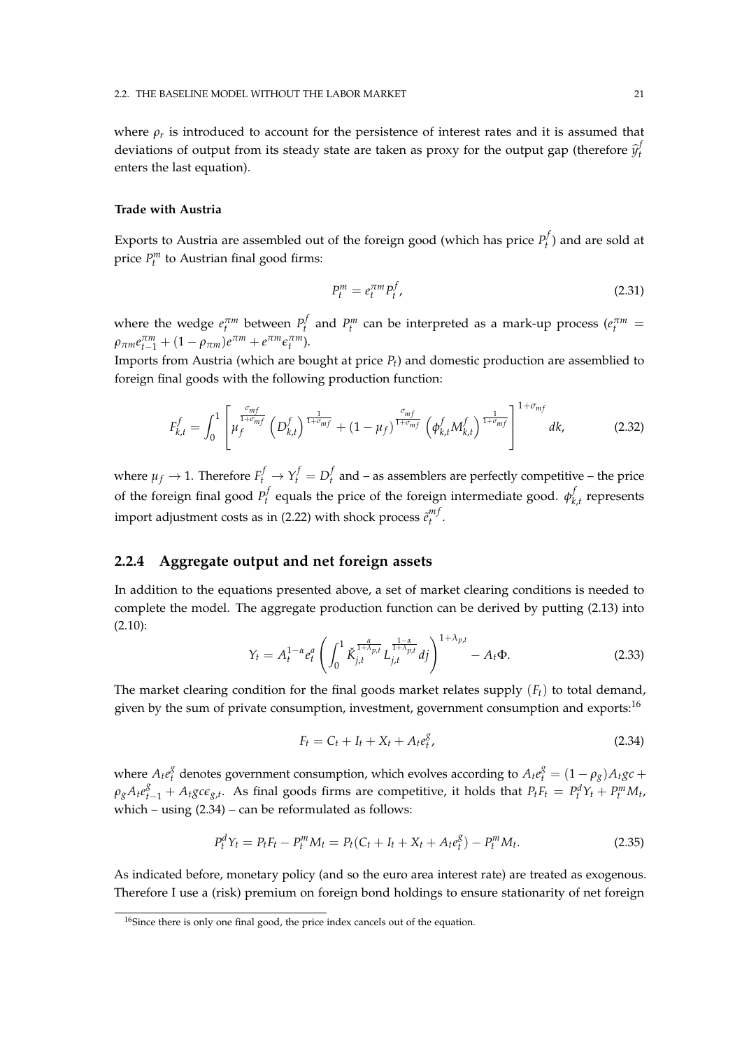where $\rho_r$ is introduced to account for the persistence of interest rates and it is assumed that deviations of output from its steady state are taken as proxy for the output gap (therefore $\widehat{y}_t^f$ enters the last equation).

**Trade with Austria**

Exports to Austria are assembled out of the foreign good (which has price $P_t^f$) and are sold at price $P_t^m$ to Austrian final good firms:

$$P_t^m = e_t^{\pi m} P_t^f, \tag{2.31}$$

where the wedge $e_t^{\pi m}$ between $P_t^f$ and $P_t^m$ can be interpreted as a mark-up process ($e_t^{\pi m} = \rho_{\pi m} e_{t-1}^{\pi m} + (1-\rho_{\pi m}) e^{\pi m} + e^{\pi m} \epsilon_t^{\pi m}$).

Imports from Austria (which are bought at price $P_t$) and domestic production are assemblied to foreign final goods with the following production function:

$$F_{k,t}^f = \int_0^1 \left[ \mu_f^{\frac{\sigma_{mf}}{1+\sigma_{mf}}} \left( D_{k,t}^f \right)^{\frac{1}{1+\sigma_{mf}}} + (1-\mu_f)^{\frac{\sigma_{mf}}{1+\sigma_{mf}}} \left( \phi_{k,t}^f M_{k,t}^f \right)^{\frac{1}{1+\sigma_{mf}}} \right]^{1+\sigma_{mf}} dk, \tag{2.32}$$

where $\mu_f \to 1$. Therefore $F_t^f \to Y_t^f = D_t^f$ and – as assemblers are perfectly competitive – the price of the foreign final good $P_t^f$ equals the price of the foreign intermediate good. $\phi_{k,t}^f$ represents import adjustment costs as in (2.22) with shock process $\tilde{e}_t^{mf}$.

### 2.2.4 Aggregate output and net foreign assets

In addition to the equations presented above, a set of market clearing conditions is needed to complete the model. The aggregate production function can be derived by putting (2.13) into (2.10):

$$Y_t = A_t^{1-\alpha} e_t^a \left( \int_0^1 \check{K}_{j,t}^{\frac{\alpha}{1+\lambda_{p,t}}} L_{j,t}^{\frac{1-\alpha}{1+\lambda_{p,t}}} dj \right)^{1+\lambda_{p,t}} - A_t \Phi. \tag{2.33}$$

The market clearing condition for the final goods market relates supply $(F_t)$ to total demand, given by the sum of private consumption, investment, government consumption and exports:[16]

$$F_t = C_t + I_t + X_t + A_t e_t^g, \tag{2.34}$$

where $A_t e_t^g$ denotes government consumption, which evolves according to $A_t e_t^g = (1-\rho_g) A_t gc + \rho_g A_t e_{t-1}^g + A_t gc \epsilon_{g,t}$. As final goods firms are competitive, it holds that $P_t F_t = P_t^d Y_t + P_t^m M_t$, which – using (2.34) – can be reformulated as follows:

$$P_t^d Y_t = P_t F_t - P_t^m M_t = P_t (C_t + I_t + X_t + A_t e_t^g) - P_t^m M_t. \tag{2.35}$$

As indicated before, monetary policy (and so the euro area interest rate) are treated as exogenous. Therefore I use a (risk) premium on foreign bond holdings to ensure stationarity of net foreign

[16] Since there is only one final good, the price index cancels out of the equation.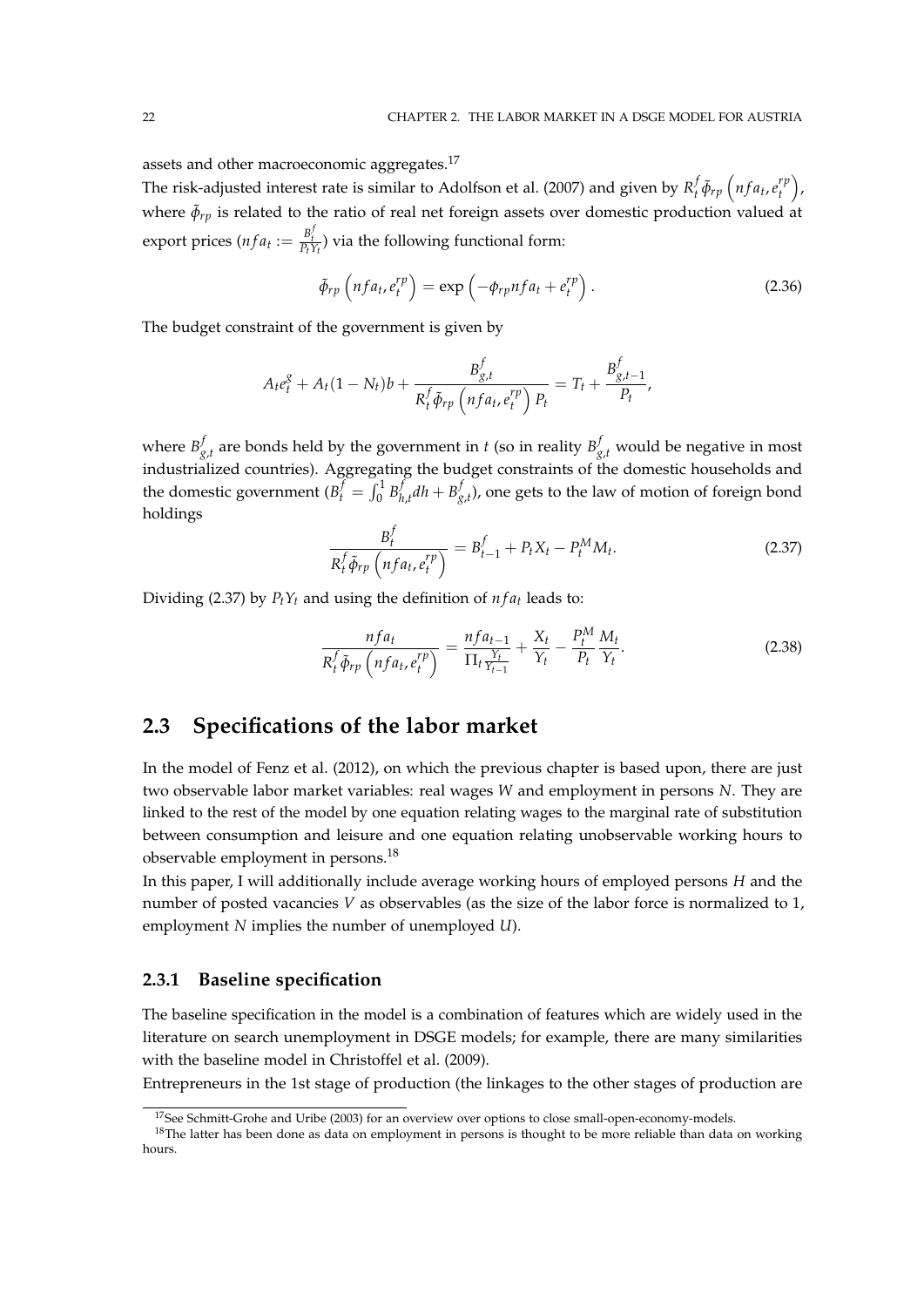assets and other macroeconomic aggregates.[17]

The risk-adjusted interest rate is similar to Adolfson et al. (2007) and given by $R_t^f \tilde{\phi}_{rp}\left(nfa_t, e_t^{rp}\right)$, where $\tilde{\phi}_{rp}$ is related to the ratio of real net foreign assets over domestic production valued at export prices ($nfa_t := \frac{B_t^f}{P_t Y_t}$) via the following functional form:

$$\tilde{\phi}_{rp}\left(nfa_t, e_t^{rp}\right) = \exp\left(-\phi_{rp} nfa_t + e_t^{rp}\right). \tag{2.36}$$

The budget constraint of the government is given by

$$A_t e_t^g + A_t(1 - N_t)b + \frac{B_{g,t}^f}{R_t^f \tilde{\phi}_{rp}\left(nfa_t, e_t^{rp}\right) P_t} = T_t + \frac{B_{g,t-1}^f}{P_t},$$

where $B_{g,t}^f$ are bonds held by the government in $t$ (so in reality $B_{g,t}^f$ would be negative in most industrialized countries). Aggregating the budget constraints of the domestic households and the domestic government ($B_t^f = \int_0^1 B_{h,t}^f dh + B_{g,t}^f$), one gets to the law of motion of foreign bond holdings

$$\frac{B_t^f}{R_t^f \tilde{\phi}_{rp}\left(nfa_t, e_t^{rp}\right)} = B_{t-1}^f + P_t X_t - P_t^M M_t. \tag{2.37}$$

Dividing (2.37) by $P_t Y_t$ and using the definition of $nfa_t$ leads to:

$$\frac{nfa_t}{R_t^f \tilde{\phi}_{rp}\left(nfa_t, e_t^{rp}\right)} = \frac{nfa_{t-1}}{\Pi_t \frac{Y_t}{Y_{t-1}}} + \frac{X_t}{Y_t} - \frac{P_t^M}{P_t}\frac{M_t}{Y_t}. \tag{2.38}$$

## 2.3 Specifications of the labor market

In the model of Fenz et al. (2012), on which the previous chapter is based upon, there are just two observable labor market variables: real wages $W$ and employment in persons $N$. They are linked to the rest of the model by one equation relating wages to the marginal rate of substitution between consumption and leisure and one equation relating unobservable working hours to observable employment in persons.[18]

In this paper, I will additionally include average working hours of employed persons $H$ and the number of posted vacancies $V$ as observables (as the size of the labor force is normalized to 1, employment $N$ implies the number of unemployed $U$).

### 2.3.1 Baseline specification

The baseline specification in the model is a combination of features which are widely used in the literature on search unemployment in DSGE models; for example, there are many similarities with the baseline model in Christoffel et al. (2009).

Entrepreneurs in the 1st stage of production (the linkages to the other stages of production are

[17] See Schmitt-Grohe and Uribe (2003) for an overview over options to close small-open-economy-models.

[18] The latter has been done as data on employment in persons is thought to be more reliable than data on working hours.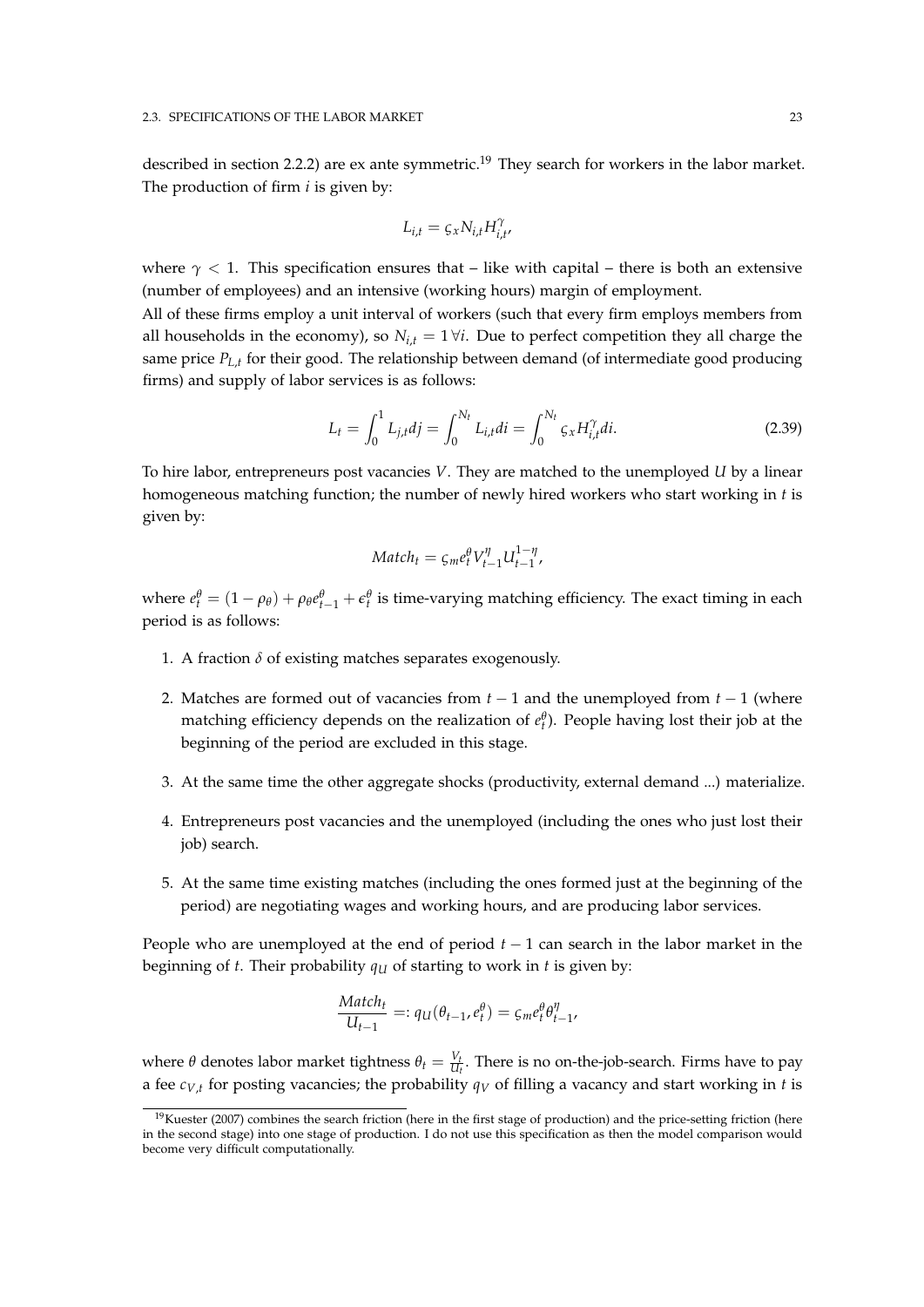described in section 2.2.2) are ex ante symmetric.[19] They search for workers in the labor market. The production of firm $i$ is given by:

$$L_{i,t} = \varsigma_x N_{i,t} H_{i,t}^{\gamma},$$

where $\gamma < 1$. This specification ensures that – like with capital – there is both an extensive (number of employees) and an intensive (working hours) margin of employment.

All of these firms employ a unit interval of workers (such that every firm employs members from all households in the economy), so $N_{i,t} = 1 \, \forall i$. Due to perfect competition they all charge the same price $P_{L,t}$ for their good. The relationship between demand (of intermediate good producing firms) and supply of labor services is as follows:

$$L_t = \int_0^1 L_{j,t} dj = \int_0^{N_t} L_{i,t} di = \int_0^{N_t} \varsigma_x H_{i,t}^{\gamma} di. \tag{2.39}$$

To hire labor, entrepreneurs post vacancies $V$. They are matched to the unemployed $U$ by a linear homogeneous matching function; the number of newly hired workers who start working in $t$ is given by:

$$Match_t = \varsigma_m e_t^{\theta} V_{t-1}^{\eta} U_{t-1}^{1-\eta},$$

where $e_t^{\theta} = (1 - \rho_{\theta}) + \rho_{\theta} e_{t-1}^{\theta} + \epsilon_t^{\theta}$ is time-varying matching efficiency. The exact timing in each period is as follows:

1. A fraction $\delta$ of existing matches separates exogenously.
2. Matches are formed out of vacancies from $t-1$ and the unemployed from $t-1$ (where matching efficiency depends on the realization of $e_t^{\theta}$). People having lost their job at the beginning of the period are excluded in this stage.
3. At the same time the other aggregate shocks (productivity, external demand ...) materialize.
4. Entrepreneurs post vacancies and the unemployed (including the ones who just lost their job) search.
5. At the same time existing matches (including the ones formed just at the beginning of the period) are negotiating wages and working hours, and are producing labor services.

People who are unemployed at the end of period $t-1$ can search in the labor market in the beginning of $t$. Their probability $q_U$ of starting to work in $t$ is given by:

$$\frac{Match_t}{U_{t-1}} =: q_U(\theta_{t-1}, e_t^{\theta}) = \varsigma_m e_t^{\theta} \theta_{t-1}^{\eta},$$

where $\theta$ denotes labor market tightness $\theta_t = \frac{V_t}{U_t}$. There is no on-the-job-search. Firms have to pay a fee $c_{V,t}$ for posting vacancies; the probability $q_V$ of filling a vacancy and start working in $t$ is

[19] Kuester (2007) combines the search friction (here in the first stage of production) and the price-setting friction (here in the second stage) into one stage of production. I do not use this specification as then the model comparison would become very difficult computationally.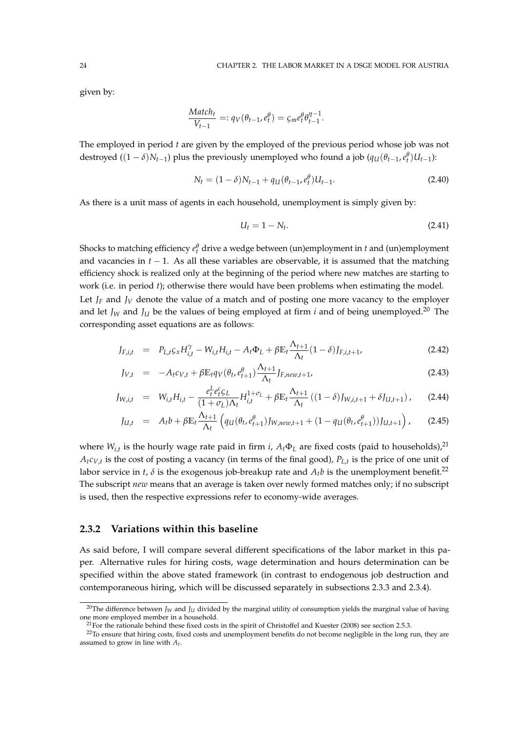given by:

$$\frac{Match_t}{V_{t-1}} =: q_V(\theta_{t-1}, e_t^\theta) = \varsigma_m e_t^\theta \theta_{t-1}^{\eta-1}.$$

The employed in period $t$ are given by the employed of the previous period whose job was not destroyed ($(1-\delta)N_{t-1}$) plus the previously unemployed who found a job ($q_U(\theta_{t-1}, e_t^\theta)U_{t-1}$):

$$N_t = (1-\delta)N_{t-1} + q_U(\theta_{t-1}, e_t^\theta)U_{t-1}. \tag{2.40}$$

As there is a unit mass of agents in each household, unemployment is simply given by:

$$U_t = 1 - N_t. \tag{2.41}$$

Shocks to matching efficiency $e_t^\theta$ drive a wedge between (un)employment in $t$ and (un)employment and vacancies in $t-1$. As all these variables are observable, it is assumed that the matching efficiency shock is realized only at the beginning of the period where new matches are starting to work (i.e. in period $t$); otherwise there would have been problems when estimating the model.

Let $J_F$ and $J_V$ denote the value of a match and of posting one more vacancy to the employer and let $J_W$ and $J_U$ be the values of being employed at firm $i$ and of being unemployed.[20] The corresponding asset equations are as follows:

$$J_{F,i,t} = P_{L,t}\varsigma_x H_{i,t}^\gamma - W_{i,t}H_{i,t} - A_t\Phi_L + \beta\mathbb{E}_t\frac{\Lambda_{t+1}}{\Lambda_t}(1-\delta)J_{F,i,t+1}, \tag{2.42}$$

$$J_{V,t} = -A_t c_{V,t} + \beta\mathbb{E}_t q_V(\theta_t, e_{t+1}^\theta)\frac{\Lambda_{t+1}}{\Lambda_t}J_{F,new,t+1}, \tag{2.43}$$

$$J_{W,i,t} = W_{i,t}H_{i,t} - \frac{e_t^L e_t^c \varsigma_L}{(1+\sigma_L)\Lambda_t}H_{i,t}^{1+\sigma_L} + \beta\mathbb{E}_t\frac{\Lambda_{t+1}}{\Lambda_t}\left((1-\delta)J_{W,i,t+1} + \delta J_{U,t+1}\right), \tag{2.44}$$

$$J_{U,t} = A_t b + \beta\mathbb{E}_t\frac{\Lambda_{t+1}}{\Lambda_t}\left(q_U(\theta_t, e_{t+1}^\theta)J_{W,new,t+1} + (1 - q_U(\theta_t, e_{t+1}^\theta))J_{U,t+1}\right), \tag{2.45}$$

where $W_{i,t}$ is the hourly wage rate paid in firm $i$, $A_t\Phi_L$ are fixed costs (paid to households),[21] $A_t c_{V,t}$ is the cost of posting a vacancy (in terms of the final good), $P_{L,t}$ is the price of one unit of labor service in $t$, $\delta$ is the exogenous job-breakup rate and $A_t b$ is the unemployment benefit.[22] The subscript *new* means that an average is taken over newly formed matches only; if no subscript is used, then the respective expressions refer to economy-wide averages.

### 2.3.2 Variations within this baseline

As said before, I will compare several different specifications of the labor market in this paper. Alternative rules for hiring costs, wage determination and hours determination can be specified within the above stated framework (in contrast to endogenous job destruction and contemporaneous hiring, which will be discussed separately in subsections 2.3.3 and 2.3.4).

[20] The difference between $J_W$ and $J_U$ divided by the marginal utility of consumption yields the marginal value of having one more employed member in a household.

[21] For the rationale behind these fixed costs in the spirit of Christoffel and Kuester (2008) see section 2.5.3.

[22] To ensure that hiring costs, fixed costs and unemployment benefits do not become negligible in the long run, they are assumed to grow in line with $A_t$.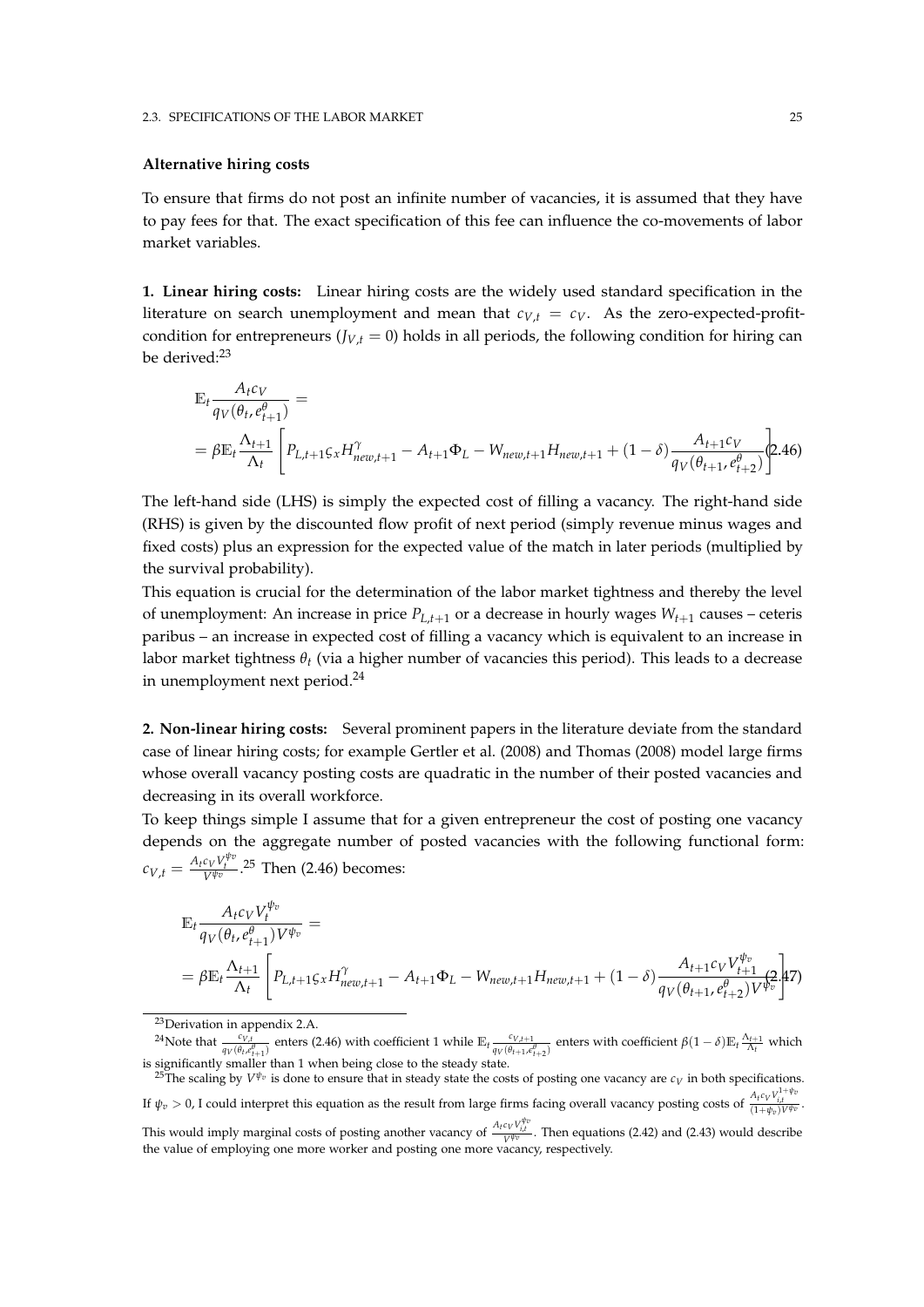**Alternative hiring costs**

To ensure that firms do not post an infinite number of vacancies, it is assumed that they have to pay fees for that. The exact specification of this fee can influence the co-movements of labor market variables.

**1. Linear hiring costs:** Linear hiring costs are the widely used standard specification in the literature on search unemployment and mean that $c_{V,t} = c_V$. As the zero-expected-profit-condition for entrepreneurs ($J_{V,t} = 0$) holds in all periods, the following condition for hiring can be derived:[23]

$$\mathbb{E}_t \frac{A_t c_V}{q_V(\theta_t, e^\theta_{t+1})} = \\ = \beta \mathbb{E}_t \frac{\Lambda_{t+1}}{\Lambda_t} \left[ P_{L,t+1} \varsigma_x H^\gamma_{new,t+1} - A_{t+1}\Phi_L - W_{new,t+1} H_{new,t+1} + (1-\delta) \frac{A_{t+1} c_V}{q_V(\theta_{t+1}, e^\theta_{t+2})} \right] \tag{2.46}$$

The left-hand side (LHS) is simply the expected cost of filling a vacancy. The right-hand side (RHS) is given by the discounted flow profit of next period (simply revenue minus wages and fixed costs) plus an expression for the expected value of the match in later periods (multiplied by the survival probability).

This equation is crucial for the determination of the labor market tightness and thereby the level of unemployment: An increase in price $P_{L,t+1}$ or a decrease in hourly wages $W_{t+1}$ causes – ceteris paribus – an increase in expected cost of filling a vacancy which is equivalent to an increase in labor market tightness $\theta_t$ (via a higher number of vacancies this period). This leads to a decrease in unemployment next period.[24]

**2. Non-linear hiring costs:** Several prominent papers in the literature deviate from the standard case of linear hiring costs; for example Gertler et al. (2008) and Thomas (2008) model large firms whose overall vacancy posting costs are quadratic in the number of their posted vacancies and decreasing in its overall workforce.

To keep things simple I assume that for a given entrepreneur the cost of posting one vacancy depends on the aggregate number of posted vacancies with the following functional form: $c_{V,t} = \frac{A_t c_V V_t^{\psi_v}}{V^{\psi_v}}$.[25] Then (2.46) becomes:

$$\mathbb{E}_t \frac{A_t c_V V_t^{\psi_v}}{q_V(\theta_t, e^\theta_{t+1}) V^{\psi_v}} = \\ = \beta \mathbb{E}_t \frac{\Lambda_{t+1}}{\Lambda_t} \left[ P_{L,t+1} \varsigma_x H^\gamma_{new,t+1} - A_{t+1}\Phi_L - W_{new,t+1} H_{new,t+1} + (1-\delta) \frac{A_{t+1} c_V V_{t+1}^{\psi_v}}{q_V(\theta_{t+1}, e^\theta_{t+2}) V^{\psi_v}} \right] \tag{2.47}$$

---

[23] Derivation in appendix 2.A.

[24] Note that $\frac{c_{V,t}}{q_V(\theta_t, e^\theta_{t+1})}$ enters (2.46) with coefficient 1 while $\mathbb{E}_t \frac{c_{V,t+1}}{q_V(\theta_{t+1}, e^\theta_{t+2})}$ enters with coefficient $\beta(1-\delta)\mathbb{E}_t \frac{\Lambda_{t+1}}{\Lambda_t}$ which is significantly smaller than 1 when being close to the steady state.

[25] The scaling by $V^{\psi_v}$ is done to ensure that in steady state the costs of posting one vacancy are $c_V$ in both specifications. If $\psi_v > 0$, I could interpret this equation as the result from large firms facing overall vacancy posting costs of $\frac{A_t c_V V_{i,t}^{1+\psi_v}}{(1+\psi_v) V^{\psi_v}}$. This would imply marginal costs of posting another vacancy of $\frac{A_t c_V V_{i,t}^{\psi_v}}{V^{\psi_v}}$. Then equations (2.42) and (2.43) would describe the value of employing one more worker and posting one more vacancy, respectively.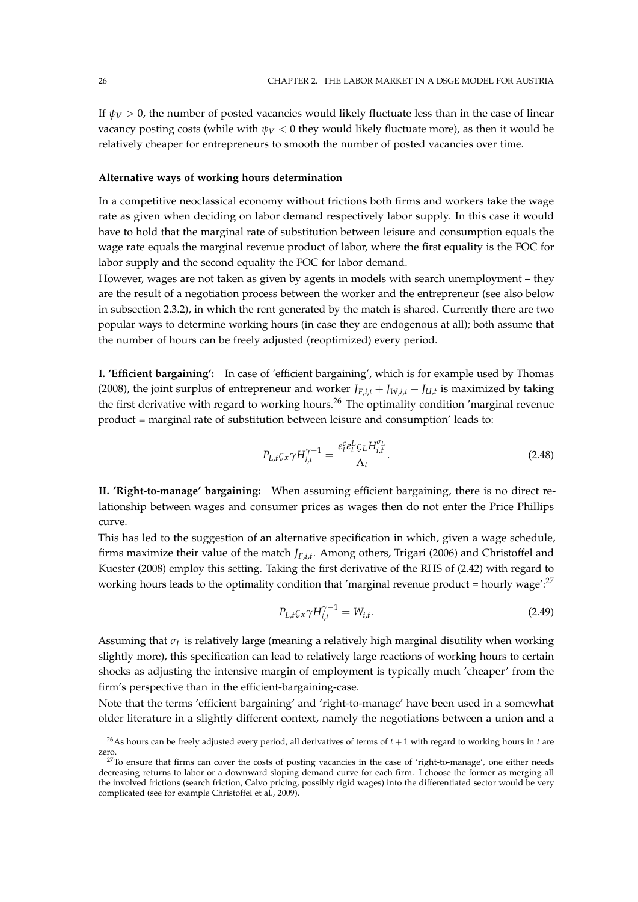If $\psi_V > 0$, the number of posted vacancies would likely fluctuate less than in the case of linear vacancy posting costs (while with $\psi_V < 0$ they would likely fluctuate more), as then it would be relatively cheaper for entrepreneurs to smooth the number of posted vacancies over time.

**Alternative ways of working hours determination**

In a competitive neoclassical economy without frictions both firms and workers take the wage rate as given when deciding on labor demand respectively labor supply. In this case it would have to hold that the marginal rate of substitution between leisure and consumption equals the wage rate equals the marginal revenue product of labor, where the first equality is the FOC for labor supply and the second equality the FOC for labor demand.

However, wages are not taken as given by agents in models with search unemployment – they are the result of a negotiation process between the worker and the entrepreneur (see also below in subsection 2.3.2), in which the rent generated by the match is shared. Currently there are two popular ways to determine working hours (in case they are endogenous at all); both assume that the number of hours can be freely adjusted (reoptimized) every period.

**I. 'Efficient bargaining':** In case of 'efficient bargaining', which is for example used by Thomas (2008), the joint surplus of entrepreneur and worker $J_{F,i,t} + J_{W,i,t} - J_{U,t}$ is maximized by taking the first derivative with regard to working hours.[26] The optimality condition 'marginal revenue product = marginal rate of substitution between leisure and consumption' leads to:

$$P_{L,t}\varsigma_X\gamma H_{i,t}^{\gamma-1} = \frac{e_t^c e_t^L \varsigma_L H_{i,t}^{\sigma_L}}{\Lambda_t}. \tag{2.48}$$

**II. 'Right-to-manage' bargaining:** When assuming efficient bargaining, there is no direct relationship between wages and consumer prices as wages then do not enter the Price Phillips curve.

This has led to the suggestion of an alternative specification in which, given a wage schedule, firms maximize their value of the match $J_{F,i,t}$. Among others, Trigari (2006) and Christoffel and Kuester (2008) employ this setting. Taking the first derivative of the RHS of (2.42) with regard to working hours leads to the optimality condition that 'marginal revenue product = hourly wage':[27]

$$P_{L,t}\varsigma_X\gamma H_{i,t}^{\gamma-1} = W_{i,t}. \tag{2.49}$$

Assuming that $\sigma_L$ is relatively large (meaning a relatively high marginal disutility when working slightly more), this specification can lead to relatively large reactions of working hours to certain shocks as adjusting the intensive margin of employment is typically much 'cheaper' from the firm's perspective than in the efficient-bargaining-case.

Note that the terms 'efficient bargaining' and 'right-to-manage' have been used in a somewhat older literature in a slightly different context, namely the negotiations between a union and a

---

[26] As hours can be freely adjusted every period, all derivatives of terms of $t+1$ with regard to working hours in $t$ are zero.

[27] To ensure that firms can cover the costs of posting vacancies in the case of 'right-to-manage', one either needs decreasing returns to labor or a downward sloping demand curve for each firm. I choose the former as merging all the involved frictions (search friction, Calvo pricing, possibly rigid wages) into the differentiated sector would be very complicated (see for example Christoffel et al., 2009).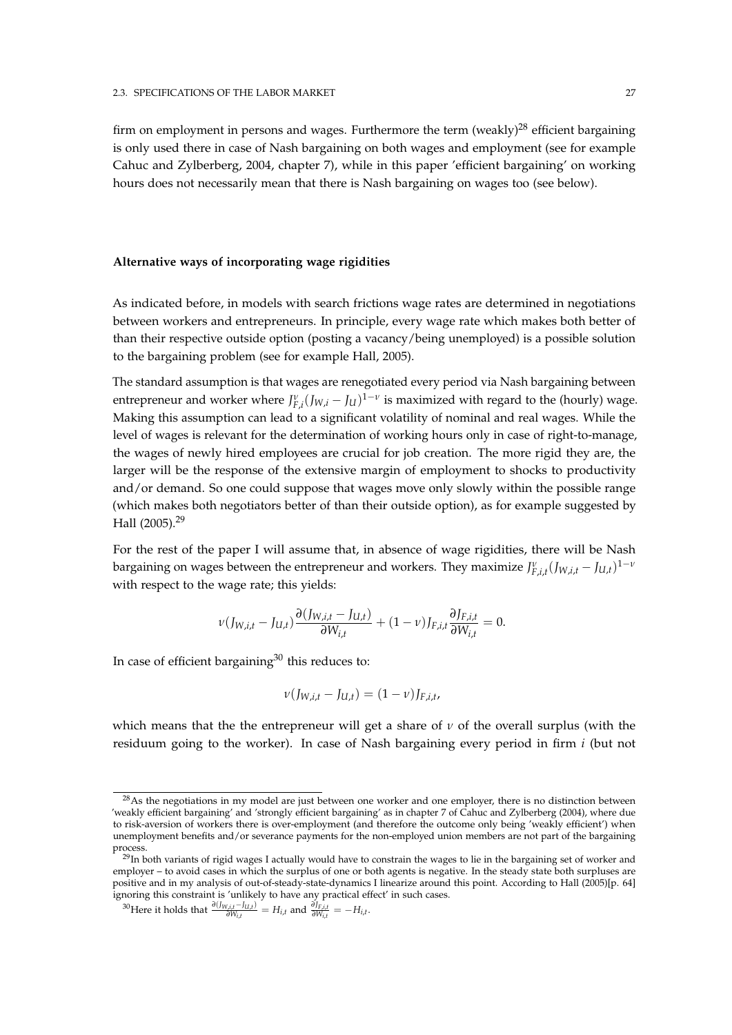firm on employment in persons and wages. Furthermore the term (weakly)[28] efficient bargaining is only used there in case of Nash bargaining on both wages and employment (see for example Cahuc and Zylberberg, 2004, chapter 7), while in this paper 'efficient bargaining' on working hours does not necessarily mean that there is Nash bargaining on wages too (see below).

**Alternative ways of incorporating wage rigidities**

As indicated before, in models with search frictions wage rates are determined in negotiations between workers and entrepreneurs. In principle, every wage rate which makes both better of than their respective outside option (posting a vacancy/being unemployed) is a possible solution to the bargaining problem (see for example Hall, 2005).

The standard assumption is that wages are renegotiated every period via Nash bargaining between entrepreneur and worker where $J_{F,i}^{\nu}(J_{W,i} - J_U)^{1-\nu}$ is maximized with regard to the (hourly) wage. Making this assumption can lead to a significant volatility of nominal and real wages. While the level of wages is relevant for the determination of working hours only in case of right-to-manage, the wages of newly hired employees are crucial for job creation. The more rigid they are, the larger will be the response of the extensive margin of employment to shocks to productivity and/or demand. So one could suppose that wages move only slowly within the possible range (which makes both negotiators better of than their outside option), as for example suggested by Hall (2005).[29]

For the rest of the paper I will assume that, in absence of wage rigidities, there will be Nash bargaining on wages between the entrepreneur and workers. They maximize $J_{F,i,t}^{\nu}(J_{W,i,t} - J_{U,t})^{1-\nu}$ with respect to the wage rate; this yields:

$$\nu(J_{W,i,t} - J_{U,t})\frac{\partial(J_{W,i,t} - J_{U,t})}{\partial W_{i,t}} + (1-\nu)J_{F,i,t}\frac{\partial J_{F,i,t}}{\partial W_{i,t}} = 0.$$

In case of efficient bargaining[30] this reduces to:

$$\nu(J_{W,i,t} - J_{U,t}) = (1-\nu)J_{F,i,t},$$

which means that the the entrepreneur will get a share of $\nu$ of the overall surplus (with the residuum going to the worker). In case of Nash bargaining every period in firm $i$ (but not

---

[28] As the negotiations in my model are just between one worker and one employer, there is no distinction between 'weakly efficient bargaining' and 'strongly efficient bargaining' as in chapter 7 of Cahuc and Zylberberg (2004), where due to risk-aversion of workers there is over-employment (and therefore the outcome only being 'weakly efficient') when unemployment benefits and/or severance payments for the non-employed union members are not part of the bargaining process.

[29] In both variants of rigid wages I actually would have to constrain the wages to lie in the bargaining set of worker and employer – to avoid cases in which the surplus of one or both agents is negative. In the steady state both surpluses are positive and in my analysis of out-of-steady-state-dynamics I linearize around this point. According to Hall (2005)[p. 64] ignoring this constraint is 'unlikely to have any practical effect' in such cases.

[30] Here it holds that $\frac{\partial(J_{W,i,t} - J_{U,t})}{\partial W_{i,t}} = H_{i,t}$ and $\frac{\partial J_{F,i,t}}{\partial W_{i,t}} = -H_{i,t}$.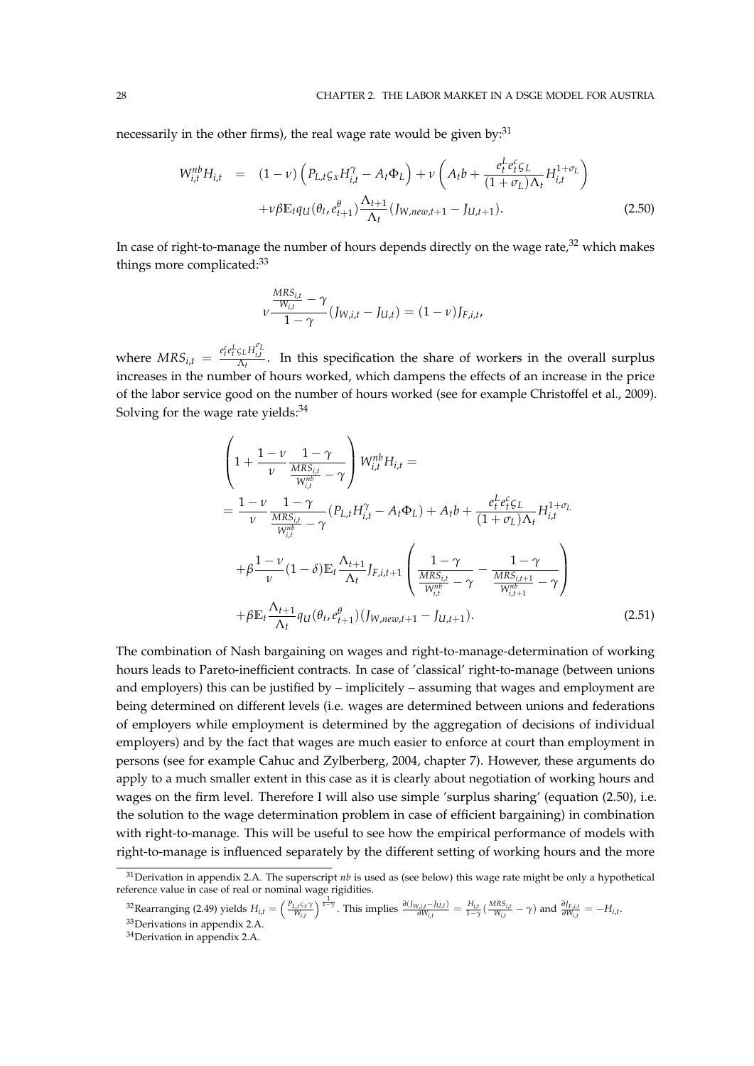necessarily in the other firms), the real wage rate would be given by:[31]

$$
\begin{aligned}
W^{nb}_{i,t} H_{i,t} &= (1-\nu)\left(P_{L,t}\varsigma_x H^{\gamma}_{i,t} - A_t \Phi_L\right) + \nu\left(A_t b + \frac{e^L_t e^c_t \varsigma_L}{(1+\sigma_L)\Lambda_t} H^{1+\sigma_L}_{i,t}\right) \\
&\quad + \nu\beta \mathbb{E}_t q_U(\theta_t, e^{\theta}_{t+1}) \frac{\Lambda_{t+1}}{\Lambda_t}(J_{W,new,t+1} - J_{U,t+1}). \qquad (2.50)
\end{aligned}
$$

In case of right-to-manage the number of hours depends directly on the wage rate,[32] which makes things more complicated:[33]

$$
\nu \frac{\frac{MRS_{i,t}}{W_{i,t}} - \gamma}{1-\gamma}(J_{W,i,t} - J_{U,t}) = (1-\nu) J_{F,i,t},
$$

where $MRS_{i,t} = \frac{e^c_t e^L_t \varsigma_L H^{\sigma_L}_{i,t}}{\Lambda_t}$. In this specification the share of workers in the overall surplus increases in the number of hours worked, which dampens the effects of an increase in the price of the labor service good on the number of hours worked (see for example Christoffel et al., 2009). Solving for the wage rate yields:[34]

$$
\begin{aligned}
&\left(1 + \frac{1-\nu}{\nu} \frac{1-\gamma}{\frac{MRS_{i,t}}{W^{nb}_{i,t}} - \gamma}\right) W^{nb}_{i,t} H_{i,t} = \\
&= \frac{1-\nu}{\nu} \frac{1-\gamma}{\frac{MRS_{i,t}}{W^{nb}_{i,t}} - \gamma}(P_{L,t} H^{\gamma}_{i,t} - A_t \Phi_L) + A_t b + \frac{e^L_t e^c_t \varsigma_L}{(1+\sigma_L)\Lambda_t} H^{1+\sigma_L}_{i,t} \\
&\quad + \beta \frac{1-\nu}{\nu}(1-\delta)\mathbb{E}_t \frac{\Lambda_{t+1}}{\Lambda_t} J_{F,i,t+1}\left(\frac{1-\gamma}{\frac{MRS_{i,t}}{W^{nb}_{i,t}} - \gamma} - \frac{1-\gamma}{\frac{MRS_{i,t+1}}{W^{nb}_{i,t+1}} - \gamma}\right) \\
&\quad + \beta \mathbb{E}_t \frac{\Lambda_{t+1}}{\Lambda_t} q_U(\theta_t, e^{\theta}_{t+1})(J_{W,new,t+1} - J_{U,t+1}). \qquad (2.51)
\end{aligned}
$$

The combination of Nash bargaining on wages and right-to-manage-determination of working hours leads to Pareto-inefficient contracts. In case of 'classical' right-to-manage (between unions and employers) this can be justified by – implicitely – assuming that wages and employment are being determined on different levels (i.e. wages are determined between unions and federations of employers while employment is determined by the aggregation of decisions of individual employers) and by the fact that wages are much easier to enforce at court than employment in persons (see for example Cahuc and Zylberberg, 2004, chapter 7). However, these arguments do apply to a much smaller extent in this case as it is clearly about negotiation of working hours and wages on the firm level. Therefore I will also use simple 'surplus sharing' (equation (2.50), i.e. the solution to the wage determination problem in case of efficient bargaining) in combination with right-to-manage. This will be useful to see how the empirical performance of models with right-to-manage is influenced separately by the different setting of working hours and the more

[31] Derivation in appendix 2.A. The superscript *nb* is used as (see below) this wage rate might be only a hypothetical reference value in case of real or nominal wage rigidities.

[32] Rearranging (2.49) yields $H_{i,t} = \left(\frac{P_{L,t}\varsigma_x \gamma}{W_{i,t}}\right)^{\frac{1}{1-\gamma}}$. This implies $\frac{\partial(J_{W,i,t} - J_{U,t})}{\partial W_{i,t}} = \frac{H_{i,t}}{1-\gamma}(\frac{MRS_{i,t}}{W_{i,t}} - \gamma)$ and $\frac{\partial J_{F,i,t}}{\partial W_{i,t}} = -H_{i,t}$.

[33] Derivations in appendix 2.A.

[34] Derivation in appendix 2.A.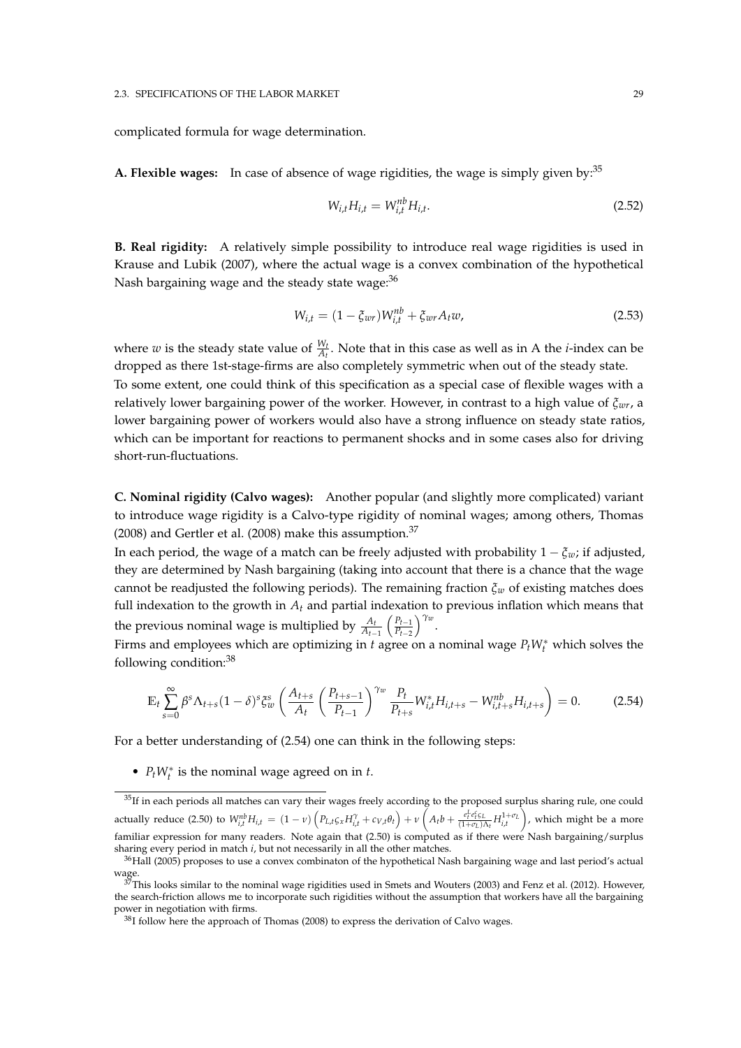complicated formula for wage determination.

**A. Flexible wages:** In case of absence of wage rigidities, the wage is simply given by:[35]

$$W_{i,t} H_{i,t} = W_{i,t}^{nb} H_{i,t}. \tag{2.52}$$

**B. Real rigidity:** A relatively simple possibility to introduce real wage rigidities is used in Krause and Lubik (2007), where the actual wage is a convex combination of the hypothetical Nash bargaining wage and the steady state wage:[36]

$$W_{i,t} = (1 - \xi_{wr}) W_{i,t}^{nb} + \xi_{wr} A_t w, \tag{2.53}$$

where $w$ is the steady state value of $\frac{W_t}{A_t}$. Note that in this case as well as in A the $i$-index can be dropped as there 1st-stage-firms are also completely symmetric when out of the steady state.
To some extent, one could think of this specification as a special case of flexible wages with a relatively lower bargaining power of the worker. However, in contrast to a high value of $\xi_{wr}$, a lower bargaining power of workers would also have a strong influence on steady state ratios, which can be important for reactions to permanent shocks and in some cases also for driving short-run-fluctuations.

**C. Nominal rigidity (Calvo wages):** Another popular (and slightly more complicated) variant to introduce wage rigidity is a Calvo-type rigidity of nominal wages; among others, Thomas (2008) and Gertler et al. (2008) make this assumption.[37]
In each period, the wage of a match can be freely adjusted with probability $1 - \xi_w$; if adjusted, they are determined by Nash bargaining (taking into account that there is a chance that the wage cannot be readjusted the following periods). The remaining fraction $\xi_w$ of existing matches does full indexation to the growth in $A_t$ and partial indexation to previous inflation which means that the previous nominal wage is multiplied by $\frac{A_t}{A_{t-1}} \left( \frac{P_{t-1}}{P_{t-2}} \right)^{\gamma_w}$.
Firms and employees which are optimizing in $t$ agree on a nominal wage $P_t W_t^*$ which solves the following condition:[38]

$$\mathbb{E}_t \sum_{s=0}^{\infty} \beta^s \Lambda_{t+s} (1-\delta)^s \xi_w^s \left( \frac{A_{t+s}}{A_t} \left( \frac{P_{t+s-1}}{P_{t-1}} \right)^{\gamma_w} \frac{P_t}{P_{t+s}} W_{i,t}^* H_{i,t+s} - W_{i,t+s}^{nb} H_{i,t+s} \right) = 0. \tag{2.54}$$

For a better understanding of (2.54) one can think in the following steps:

- $P_t W_t^*$ is the nominal wage agreed on in $t$.

---

[35] If in each periods all matches can vary their wages freely according to the proposed surplus sharing rule, one could actually reduce (2.50) to $W_{i,t}^{nb} H_{i,t} = (1-\nu) \left( P_{L,t} \varsigma_x H_{i,t}^{\gamma} + c_{V,t} \theta_t \right) + \nu \left( A_t b + \frac{e_t^l e_t^c \varsigma_L}{(1+\sigma_L)\Lambda_t} H_{i,t}^{1+\sigma_L} \right)$, which might be a more familiar expression for many readers. Note again that (2.50) is computed as if there were Nash bargaining/surplus sharing every period in match $i$, but not necessarily in all the other matches.

[36] Hall (2005) proposes to use a convex combinaton of the hypothetical Nash bargaining wage and last period's actual wage.

[37] This looks similar to the nominal wage rigidities used in Smets and Wouters (2003) and Fenz et al. (2012). However, the search-friction allows me to incorporate such rigidities without the assumption that workers have all the bargaining power in negotiation with firms.

[38] I follow here the approach of Thomas (2008) to express the derivation of Calvo wages.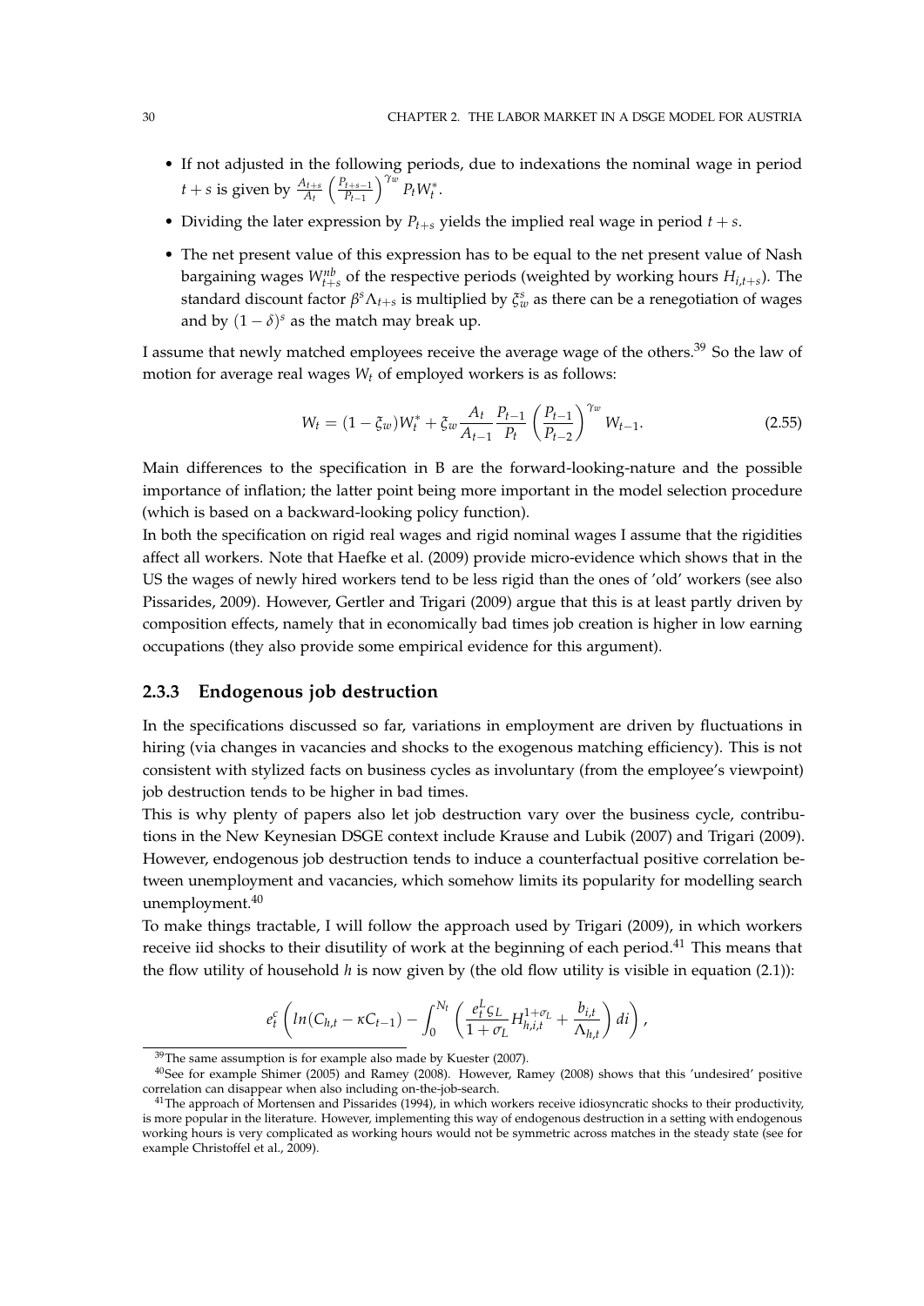- If not adjusted in the following periods, due to indexations the nominal wage in period $t+s$ is given by $\frac{A_{t+s}}{A_t}\left(\frac{P_{t+s-1}}{P_{t-1}}\right)^{\gamma_w} P_t W_t^*$.
- Dividing the later expression by $P_{t+s}$ yields the implied real wage in period $t+s$.
- The net present value of this expression has to be equal to the net present value of Nash bargaining wages $W_{t+s}^{nb}$ of the respective periods (weighted by working hours $H_{i,t+s}$). The standard discount factor $\beta^s \Lambda_{t+s}$ is multiplied by $\xi_w^s$ as there can be a renegotiation of wages and by $(1-\delta)^s$ as the match may break up.

I assume that newly matched employees receive the average wage of the others.[39] So the law of motion for average real wages $W_t$ of employed workers is as follows:

$$W_t = (1-\xi_w)W_t^* + \xi_w \frac{A_t}{A_{t-1}} \frac{P_{t-1}}{P_t} \left(\frac{P_{t-1}}{P_{t-2}}\right)^{\gamma_w} W_{t-1}. \tag{2.55}$$

Main differences to the specification in B are the forward-looking-nature and the possible importance of inflation; the latter point being more important in the model selection procedure (which is based on a backward-looking policy function).

In both the specification on rigid real wages and rigid nominal wages I assume that the rigidities affect all workers. Note that Haefke et al. (2009) provide micro-evidence which shows that in the US the wages of newly hired workers tend to be less rigid than the ones of 'old' workers (see also Pissarides, 2009). However, Gertler and Trigari (2009) argue that this is at least partly driven by composition effects, namely that in economically bad times job creation is higher in low earning occupations (they also provide some empirical evidence for this argument).

### 2.3.3 Endogenous job destruction

In the specifications discussed so far, variations in employment are driven by fluctuations in hiring (via changes in vacancies and shocks to the exogenous matching efficiency). This is not consistent with stylized facts on business cycles as involuntary (from the employee's viewpoint) job destruction tends to be higher in bad times.

This is why plenty of papers also let job destruction vary over the business cycle, contributions in the New Keynesian DSGE context include Krause and Lubik (2007) and Trigari (2009). However, endogenous job destruction tends to induce a counterfactual positive correlation between unemployment and vacancies, which somehow limits its popularity for modelling search unemployment.[40]

To make things tractable, I will follow the approach used by Trigari (2009), in which workers receive iid shocks to their disutility of work at the beginning of each period.[41] This means that the flow utility of household $h$ is now given by (the old flow utility is visible in equation (2.1)):

$$e_t^c \left( ln(C_{h,t} - \kappa C_{t-1}) - \int_0^{N_t} \left( \frac{e_t^L \varsigma_L}{1+\sigma_L} H_{h,i,t}^{1+\sigma_L} + \frac{b_{i,t}}{\Lambda_{h,t}} \right) di \right),$$

[39] The same assumption is for example also made by Kuester (2007).

[40] See for example Shimer (2005) and Ramey (2008). However, Ramey (2008) shows that this 'undesired' positive correlation can disappear when also including on-the-job-search.

[41] The approach of Mortensen and Pissarides (1994), in which workers receive idiosyncratic shocks to their productivity, is more popular in the literature. However, implementing this way of endogenous destruction in a setting with endogenous working hours is very complicated as working hours would not be symmetric across matches in the steady state (see for example Christoffel et al., 2009).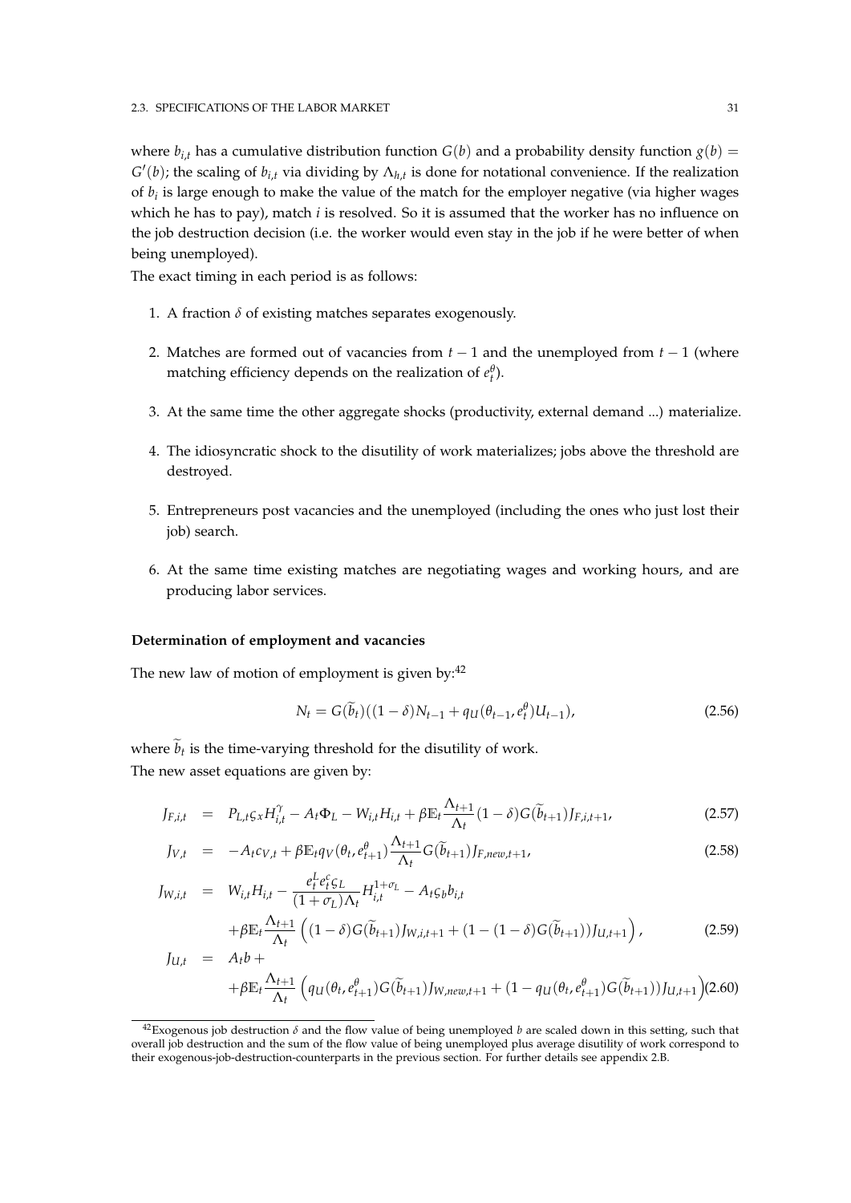where $b_{i,t}$ has a cumulative distribution function $G(b)$ and a probability density function $g(b) = G'(b)$; the scaling of $b_{i,t}$ via dividing by $\Lambda_{h,t}$ is done for notational convenience. If the realization of $b_i$ is large enough to make the value of the match for the employer negative (via higher wages which he has to pay), match $i$ is resolved. So it is assumed that the worker has no influence on the job destruction decision (i.e. the worker would even stay in the job if he were better of when being unemployed).

The exact timing in each period is as follows:

1. A fraction $\delta$ of existing matches separates exogenously.
2. Matches are formed out of vacancies from $t-1$ and the unemployed from $t-1$ (where matching efficiency depends on the realization of $e_t^{\theta}$).
3. At the same time the other aggregate shocks (productivity, external demand ...) materialize.
4. The idiosyncratic shock to the disutility of work materializes; jobs above the threshold are destroyed.
5. Entrepreneurs post vacancies and the unemployed (including the ones who just lost their job) search.
6. At the same time existing matches are negotiating wages and working hours, and are producing labor services.

**Determination of employment and vacancies**

The new law of motion of employment is given by:[42]

$$N_t = G(\widetilde{b}_t)((1-\delta)N_{t-1} + q_U(\theta_{t-1}, e_t^{\theta})U_{t-1}), \tag{2.56}$$

where $\widetilde{b}_t$ is the time-varying threshold for the disutility of work.

The new asset equations are given by:

$$J_{F,i,t} = P_{L,t}\varsigma_x H_{i,t}^{\gamma} - A_t\Phi_L - W_{i,t}H_{i,t} + \beta\mathbb{E}_t\frac{\Lambda_{t+1}}{\Lambda_t}(1-\delta)G(\widetilde{b}_{t+1})J_{F,i,t+1}, \tag{2.57}$$

$$J_{V,t} = -A_t c_{V,t} + \beta\mathbb{E}_t q_V(\theta_t, e_{t+1}^{\theta})\frac{\Lambda_{t+1}}{\Lambda_t}G(\widetilde{b}_{t+1})J_{F,new,t+1}, \tag{2.58}$$

$$\begin{aligned} J_{W,i,t} &= W_{i,t}H_{i,t} - \frac{e_t^L e_t^c \varsigma_L}{(1+\sigma_L)\Lambda_t}H_{i,t}^{1+\sigma_L} - A_t\varsigma_b b_{i,t} \\ &\quad + \beta\mathbb{E}_t\frac{\Lambda_{t+1}}{\Lambda_t}\left((1-\delta)G(\widetilde{b}_{t+1})J_{W,i,t+1} + (1-(1-\delta)G(\widetilde{b}_{t+1}))J_{U,t+1}\right), \end{aligned} \tag{2.59}$$

$$\begin{aligned} J_{U,t} &= A_t b + \\ &\quad + \beta\mathbb{E}_t\frac{\Lambda_{t+1}}{\Lambda_t}\left(q_U(\theta_t, e_{t+1}^{\theta})G(\widetilde{b}_{t+1})J_{W,new,t+1} + (1-q_U(\theta_t, e_{t+1}^{\theta})G(\widetilde{b}_{t+1}))J_{U,t+1}\right) \end{aligned} \tag{2.60}$$

[42] Exogenous job destruction $\delta$ and the flow value of being unemployed $b$ are scaled down in this setting, such that overall job destruction and the sum of the flow value of being unemployed plus average disutility of work correspond to their exogenous-job-destruction-counterparts in the previous section. For further details see appendix 2.B.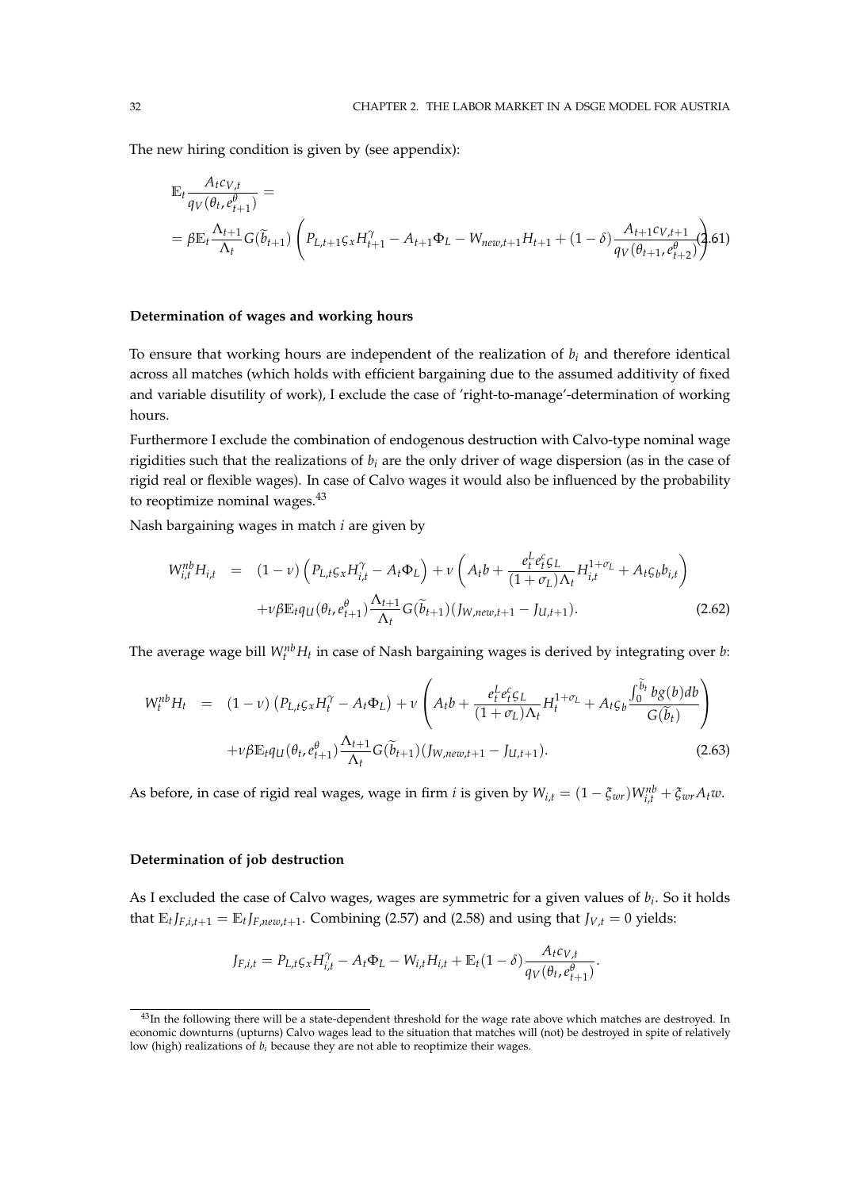The new hiring condition is given by (see appendix):

$$
\begin{aligned}
&\mathbb{E}_t \frac{A_t c_{V,t}}{q_V(\theta_t, e^{\theta}_{t+1})} = \\
&= \beta \mathbb{E}_t \frac{\Lambda_{t+1}}{\Lambda_t} G(\widetilde{b}_{t+1}) \left( P_{L,t+1} \varsigma_x H^{\gamma}_{t+1} - A_{t+1}\Phi_L - W_{new,t+1} H_{t+1} + (1-\delta) \frac{A_{t+1} c_{V,t+1}}{q_V(\theta_{t+1}, e^{\theta}_{t+2})} \right)
\end{aligned} \tag{2.61}
$$

#### Determination of wages and working hours

To ensure that working hours are independent of the realization of $b_i$ and therefore identical across all matches (which holds with efficient bargaining due to the assumed additivity of fixed and variable disutility of work), I exclude the case of 'right-to-manage'-determination of working hours.

Furthermore I exclude the combination of endogenous destruction with Calvo-type nominal wage rigidities such that the realizations of $b_i$ are the only driver of wage dispersion (as in the case of rigid real or flexible wages). In case of Calvo wages it would also be influenced by the probability to reoptimize nominal wages.[43]

Nash bargaining wages in match $i$ are given by

$$
\begin{aligned}
W^{nb}_{i,t} H_{i,t} \;\; = \;\; & (1-\nu) \left( P_{L,t} \varsigma_x H^{\gamma}_{i,t} - A_t \Phi_L \right) + \nu \left( A_t b + \frac{e^L_t e^c_t \varsigma_L}{(1+\sigma_L)\Lambda_t} H^{1+\sigma_L}_{i,t} + A_t \varsigma_b b_{i,t} \right) \\
& + \nu \beta \mathbb{E}_t q_U(\theta_t, e^{\theta}_{t+1}) \frac{\Lambda_{t+1}}{\Lambda_t} G(\widetilde{b}_{t+1}) (J_{W,new,t+1} - J_{U,t+1}).
\end{aligned} \tag{2.62}
$$

The average wage bill $W^{nb}_t H_t$ in case of Nash bargaining wages is derived by integrating over $b$:

$$
\begin{aligned}
W^{nb}_t H_t \;\; = \;\; & (1-\nu) \left( P_{L,t} \varsigma_x H^{\gamma}_t - A_t \Phi_L \right) + \nu \left( A_t b + \frac{e^L_t e^c_t \varsigma_L}{(1+\sigma_L)\Lambda_t} H^{1+\sigma_L}_t + A_t \varsigma_b \frac{\int_0^{\widetilde{b}_t} b g(b) db}{G(\widetilde{b}_t)} \right) \\
& + \nu \beta \mathbb{E}_t q_U(\theta_t, e^{\theta}_{t+1}) \frac{\Lambda_{t+1}}{\Lambda_t} G(\widetilde{b}_{t+1}) (J_{W,new,t+1} - J_{U,t+1}).
\end{aligned} \tag{2.63}
$$

As before, in case of rigid real wages, wage in firm $i$ is given by $W_{i,t} = (1-\xi_{wr}) W^{nb}_{i,t} + \xi_{wr} A_t w$.

#### Determination of job destruction

As I excluded the case of Calvo wages, wages are symmetric for a given values of $b_i$. So it holds that $\mathbb{E}_t J_{F,i,t+1} = \mathbb{E}_t J_{F,new,t+1}$. Combining (2.57) and (2.58) and using that $J_{V,t} = 0$ yields:

$$
J_{F,i,t} = P_{L,t} \varsigma_x H^{\gamma}_{i,t} - A_t \Phi_L - W_{i,t} H_{i,t} + \mathbb{E}_t (1-\delta) \frac{A_t c_{V,t}}{q_V(\theta_t, e^{\theta}_{t+1})}.
$$

[43] In the following there will be a state-dependent threshold for the wage rate above which matches are destroyed. In economic downturns (upturns) Calvo wages lead to the situation that matches will (not) be destroyed in spite of relatively low (high) realizations of $b_i$ because they are not able to reoptimize their wages.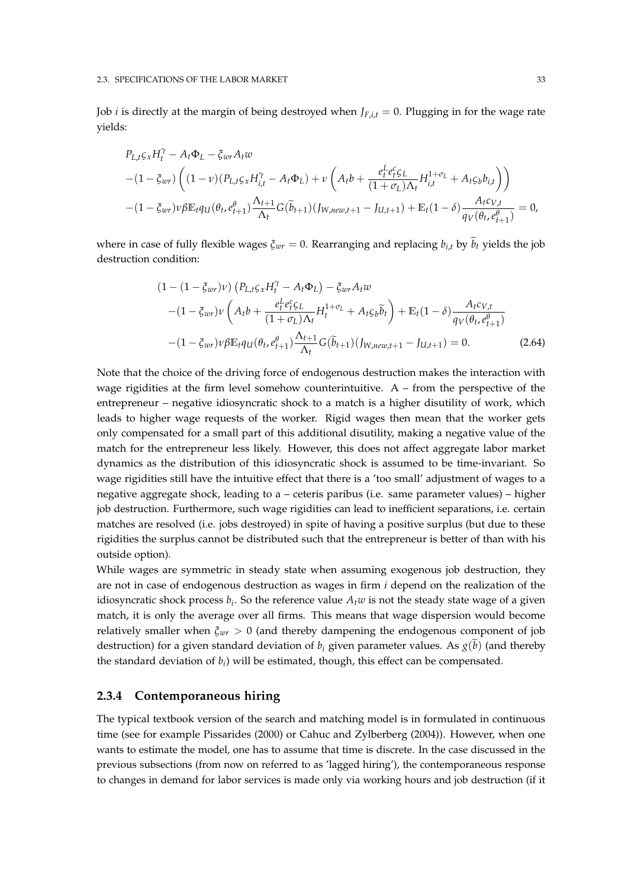Job $i$ is directly at the margin of being destroyed when $J_{F,i,t} = 0$. Plugging in for the wage rate yields:

$$
\begin{aligned}
& P_{L,t}\varsigma_x H_t^{\gamma} - A_t\Phi_L - \xi_{wr}A_t w \\
& -(1-\xi_{wr})\left((1-\nu)(P_{L,t}\varsigma_x H_{i,t}^{\gamma} - A_t\Phi_L) + \nu\left(A_t b + \frac{e_t^L e_t^c \varsigma_L}{(1+\sigma_L)\Lambda_t} H_{i,t}^{1+\sigma_L} + A_t\varsigma_b b_{i,t}\right)\right) \\
& -(1-\xi_{wr})\nu\beta\mathbb{E}_t q_U(\theta_t, e_{t+1}^{\theta})\frac{\Lambda_{t+1}}{\Lambda_t} G(\widetilde{b}_{t+1})(J_{W,new,t+1} - J_{U,t+1}) + \mathbb{E}_t(1-\delta)\frac{A_t c_{V,t}}{q_V(\theta_t, e_{t+1}^{\theta})} = 0,
\end{aligned}
$$

where in case of fully flexible wages $\xi_{wr} = 0$. Rearranging and replacing $b_{i,t}$ by $\widetilde{b}_t$ yields the job destruction condition:

$$
\begin{aligned}
& (1-(1-\xi_{wr})\nu)\left(P_{L,t}\varsigma_x H_t^{\gamma} - A_t\Phi_L\right) - \xi_{wr}A_t w \\
& -(1-\xi_{wr})\nu\left(A_t b + \frac{e_t^L e_t^c \varsigma_L}{(1+\sigma_L)\Lambda_t} H_t^{1+\sigma_L} + A_t\varsigma_b \widetilde{b}_t\right) + \mathbb{E}_t(1-\delta)\frac{A_t c_{V,t}}{q_V(\theta_t, e_{t+1}^{\theta})} \\
& -(1-\xi_{wr})\nu\beta\mathbb{E}_t q_U(\theta_t, e_{t+1}^{\theta})\frac{\Lambda_{t+1}}{\Lambda_t} G(\widetilde{b}_{t+1})(J_{W,new,t+1} - J_{U,t+1}) = 0. \qquad (2.64)
\end{aligned}
$$

Note that the choice of the driving force of endogenous destruction makes the interaction with wage rigidities at the firm level somehow counterintuitive. A – from the perspective of the entrepreneur – negative idiosyncratic shock to a match is a higher disutility of work, which leads to higher wage requests of the worker. Rigid wages then mean that the worker gets only compensated for a small part of this additional disutility, making a negative value of the match for the entrepreneur less likely. However, this does not affect aggregate labor market dynamics as the distribution of this idiosyncratic shock is assumed to be time-invariant. So wage rigidities still have the intuitive effect that there is a 'too small' adjustment of wages to a negative aggregate shock, leading to a – ceteris paribus (i.e. same parameter values) – higher job destruction. Furthermore, such wage rigidities can lead to inefficient separations, i.e. certain matches are resolved (i.e. jobs destroyed) in spite of having a positive surplus (but due to these rigidities the surplus cannot be distributed such that the entrepreneur is better of than with his outside option).

While wages are symmetric in steady state when assuming exogenous job destruction, they are not in case of endogenous destruction as wages in firm $i$ depend on the realization of the idiosyncratic shock process $b_i$. So the reference value $A_t w$ is not the steady state wage of a given match, it is only the average over all firms. This means that wage dispersion would become relatively smaller when $\xi_{wr} > 0$ (and thereby dampening the endogenous component of job destruction) for a given standard deviation of $b_i$ given parameter values. As $g(\widetilde{b})$ (and thereby the standard deviation of $b_i$) will be estimated, though, this effect can be compensated.

### 2.3.4 Contemporaneous hiring

The typical textbook version of the search and matching model is in formulated in continuous time (see for example Pissarides (2000) or Cahuc and Zylberberg (2004)). However, when one wants to estimate the model, one has to assume that time is discrete. In the case discussed in the previous subsections (from now on referred to as 'lagged hiring'), the contemporaneous response to changes in demand for labor services is made only via working hours and job destruction (if it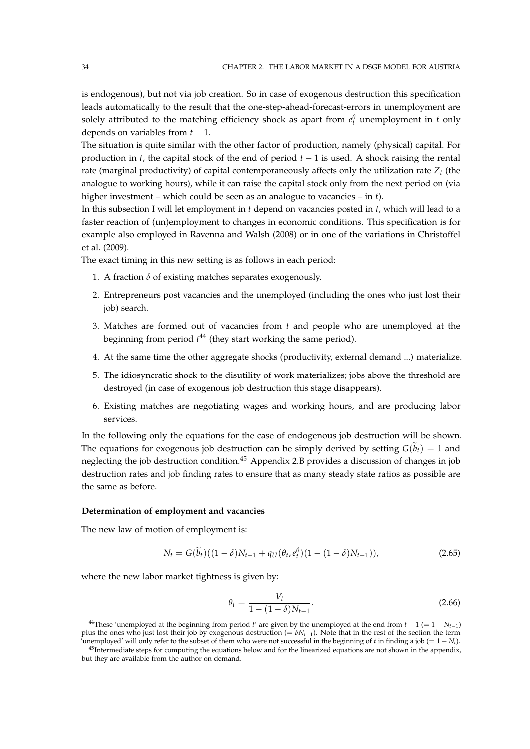is endogenous), but not via job creation. So in case of exogenous destruction this specification leads automatically to the result that the one-step-ahead-forecast-errors in unemployment are solely attributed to the matching efficiency shock as apart from $e_t^\theta$ unemployment in $t$ only depends on variables from $t-1$.

The situation is quite similar with the other factor of production, namely (physical) capital. For production in $t$, the capital stock of the end of period $t-1$ is used. A shock raising the rental rate (marginal productivity) of capital contemporaneously affects only the utilization rate $Z_t$ (the analogue to working hours), while it can raise the capital stock only from the next period on (via higher investment – which could be seen as an analogue to vacancies – in $t$).

In this subsection I will let employment in $t$ depend on vacancies posted in $t$, which will lead to a faster reaction of (un)employment to changes in economic conditions. This specification is for example also employed in Ravenna and Walsh (2008) or in one of the variations in Christoffel et al. (2009).

The exact timing in this new setting is as follows in each period:

1. A fraction $\delta$ of existing matches separates exogenously.
2. Entrepreneurs post vacancies and the unemployed (including the ones who just lost their job) search.
3. Matches are formed out of vacancies from $t$ and people who are unemployed at the beginning from period $t$[44] (they start working the same period).
4. At the same time the other aggregate shocks (productivity, external demand ...) materialize.
5. The idiosyncratic shock to the disutility of work materializes; jobs above the threshold are destroyed (in case of exogenous job destruction this stage disappears).
6. Existing matches are negotiating wages and working hours, and are producing labor services.

In the following only the equations for the case of endogenous job destruction will be shown. The equations for exogenous job destruction can be simply derived by setting $G(\widetilde{b}_t) = 1$ and neglecting the job destruction condition.[45] Appendix 2.B provides a discussion of changes in job destruction rates and job finding rates to ensure that as many steady state ratios as possible are the same as before.

**Determination of employment and vacancies**

The new law of motion of employment is:

$$N_t = G(\widetilde{b}_t)((1-\delta)N_{t-1} + q_U(\theta_t, e_t^\theta)(1-(1-\delta)N_{t-1})), \tag{2.65}$$

where the new labor market tightness is given by:

$$\theta_t = \frac{V_t}{1-(1-\delta)N_{t-1}}. \tag{2.66}$$

[44] These 'unemployed at the beginning from period $t$' are given by the unemployed at the end from $t-1$ ($= 1 - N_{t-1}$) plus the ones who just lost their job by exogenous destruction ($= \delta N_{t-1}$). Note that in the rest of the section the term 'unemployed' will only refer to the subset of them who were not successful in the beginning of $t$ in finding a job ($= 1 - N_t$).

[45] Intermediate steps for computing the equations below and for the linearized equations are not shown in the appendix, but they are available from the author on demand.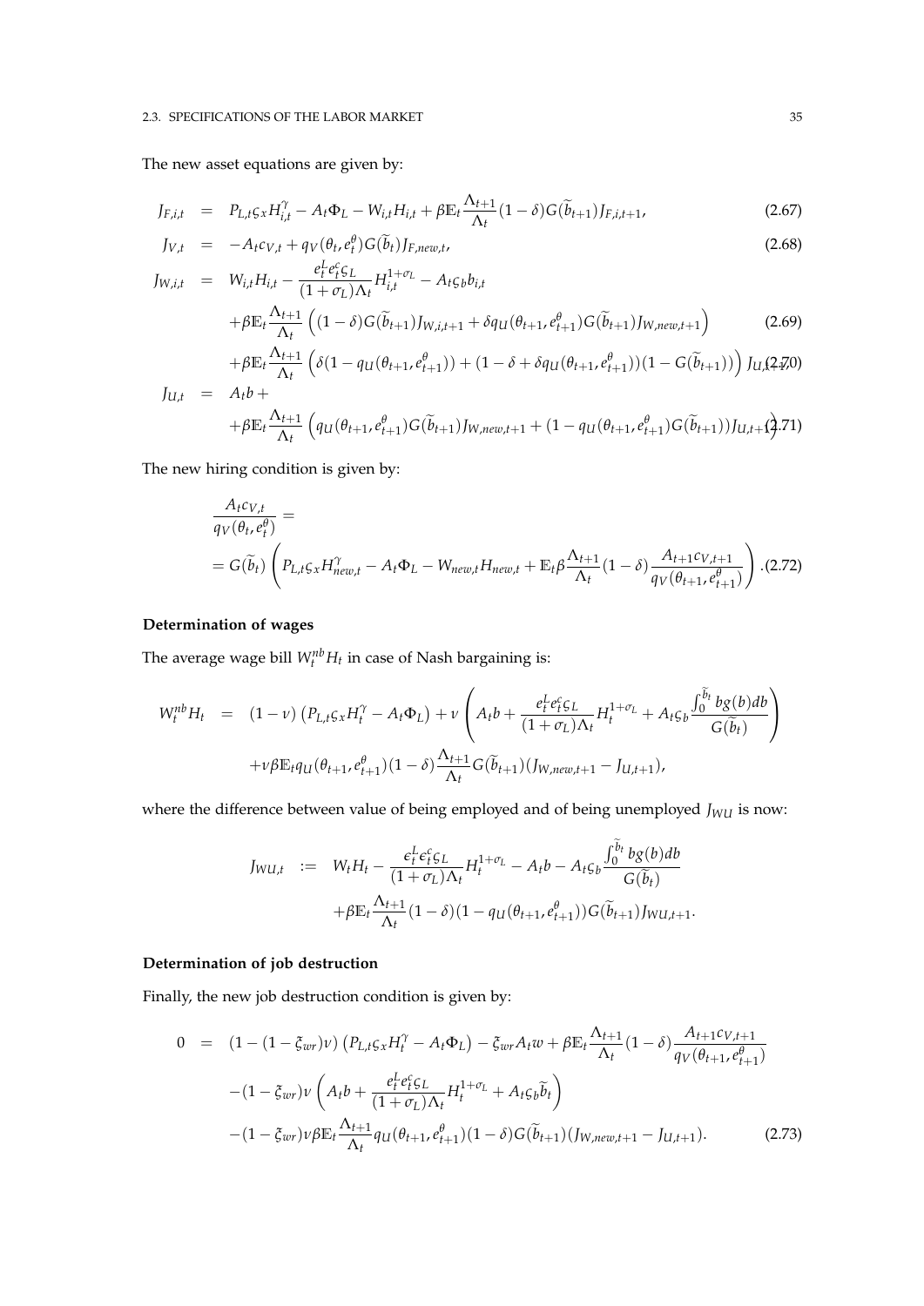The new asset equations are given by:

$$
\begin{aligned}
J_{F,i,t} &= P_{L,t}\varsigma_x H_{i,t}^{\gamma} - A_t\Phi_L - W_{i,t}H_{i,t} + \beta\mathbb{E}_t\frac{\Lambda_{t+1}}{\Lambda_t}(1-\delta)G(\widetilde{b}_{t+1})J_{F,i,t+1}, &(2.67)\\
J_{V,t} &= -A_t c_{V,t} + q_V(\theta_t, e_t^{\theta})G(\widetilde{b}_t)J_{F,new,t}, &(2.68)\\
J_{W,i,t} &= W_{i,t}H_{i,t} - \frac{e_t^L e_t^c \varsigma_L}{(1+\sigma_L)\Lambda_t}H_{i,t}^{1+\sigma_L} - A_t\varsigma_b b_{i,t}\\
&\quad +\beta\mathbb{E}_t\frac{\Lambda_{t+1}}{\Lambda_t}\left((1-\delta)G(\widetilde{b}_{t+1})J_{W,i,t+1} + \delta q_U(\theta_{t+1}, e_{t+1}^{\theta})G(\widetilde{b}_{t+1})J_{W,new,t+1}\right) &(2.69)\\
&\quad +\beta\mathbb{E}_t\frac{\Lambda_{t+1}}{\Lambda_t}\left(\delta(1-q_U(\theta_{t+1}, e_{t+1}^{\theta})) + (1-\delta+\delta q_U(\theta_{t+1}, e_{t+1}^{\theta}))(1-G(\widetilde{b}_{t+1}))\right)J_{U,t+1} &(2.70)\\
J_{U,t} &= A_t b +\\
&\quad +\beta\mathbb{E}_t\frac{\Lambda_{t+1}}{\Lambda_t}\left(q_U(\theta_{t+1}, e_{t+1}^{\theta})G(\widetilde{b}_{t+1})J_{W,new,t+1} + (1-q_U(\theta_{t+1}, e_{t+1}^{\theta})G(\widetilde{b}_{t+1}))J_{U,t+1}\right) &(2.71)
\end{aligned}
$$

The new hiring condition is given by:

$$
\begin{aligned}
&\frac{A_t c_{V,t}}{q_V(\theta_t, e_t^{\theta})} =\\
&= G(\widetilde{b}_t)\left(P_{L,t}\varsigma_x H_{new,t}^{\gamma} - A_t\Phi_L - W_{new,t}H_{new,t} + \mathbb{E}_t\beta\frac{\Lambda_{t+1}}{\Lambda_t}(1-\delta)\frac{A_{t+1}c_{V,t+1}}{q_V(\theta_{t+1}, e_{t+1}^{\theta})}\right). \quad (2.72)
\end{aligned}
$$

### Determination of wages

The average wage bill $W_t^{nb}H_t$ in case of Nash bargaining is:

$$
\begin{aligned}
W_t^{nb}H_t &= (1-\nu)\left(P_{L,t}\varsigma_x H_t^{\gamma} - A_t\Phi_L\right) + \nu\left(A_t b + \frac{e_t^L e_t^c \varsigma_L}{(1+\sigma_L)\Lambda_t}H_t^{1+\sigma_L} + A_t\varsigma_b\frac{\int_0^{\widetilde{b}_t} bg(b)db}{G(\widetilde{b}_t)}\right)\\
&\quad +\nu\beta\mathbb{E}_t q_U(\theta_{t+1}, e_{t+1}^{\theta})(1-\delta)\frac{\Lambda_{t+1}}{\Lambda_t}G(\widetilde{b}_{t+1})(J_{W,new,t+1} - J_{U,t+1}),
\end{aligned}
$$

where the difference between value of being employed and of being unemployed $J_{WU}$ is now:

$$
\begin{aligned}
J_{WU,t} &:= W_t H_t - \frac{\epsilon_t^L \epsilon_t^c \varsigma_L}{(1+\sigma_L)\Lambda_t}H_t^{1+\sigma_L} - A_t b - A_t\varsigma_b\frac{\int_0^{\widetilde{b}_t} bg(b)db}{G(\widetilde{b}_t)}\\
&\quad +\beta\mathbb{E}_t\frac{\Lambda_{t+1}}{\Lambda_t}(1-\delta)(1-q_U(\theta_{t+1}, e_{t+1}^{\theta}))G(\widetilde{b}_{t+1})J_{WU,t+1}.
\end{aligned}
$$

### Determination of job destruction

Finally, the new job destruction condition is given by:

$$
\begin{aligned}
0 &= (1-(1-\xi_{wr})\nu)\left(P_{L,t}\varsigma_x H_t^{\gamma} - A_t\Phi_L\right) - \xi_{wr}A_t w + \beta\mathbb{E}_t\frac{\Lambda_{t+1}}{\Lambda_t}(1-\delta)\frac{A_{t+1}c_{V,t+1}}{q_V(\theta_{t+1}, e_{t+1}^{\theta})}\\
&\quad -(1-\xi_{wr})\nu\left(A_t b + \frac{e_t^L e_t^c \varsigma_L}{(1+\sigma_L)\Lambda_t}H_t^{1+\sigma_L} + A_t\varsigma_b\widetilde{b}_t\right)\\
&\quad -(1-\xi_{wr})\nu\beta\mathbb{E}_t\frac{\Lambda_{t+1}}{\Lambda_t}q_U(\theta_{t+1}, e_{t+1}^{\theta})(1-\delta)G(\widetilde{b}_{t+1})(J_{W,new,t+1} - J_{U,t+1}). \quad (2.73)
\end{aligned}
$$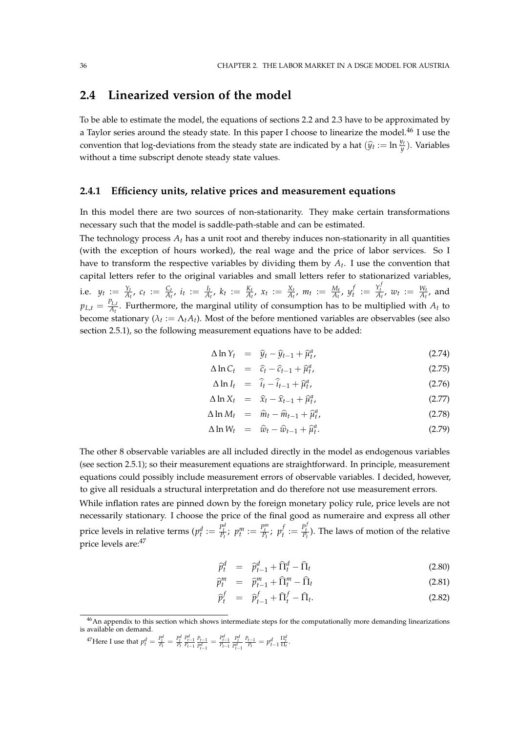## 2.4 Linearized version of the model

To be able to estimate the model, the equations of sections 2.2 and 2.3 have to be approximated by a Taylor series around the steady state. In this paper I choose to linearize the model.[46] I use the convention that log-deviations from the steady state are indicated by a hat ($\widehat{y}_t := \ln \frac{y_t}{y}$). Variables without a time subscript denote steady state values.

### 2.4.1 Efficiency units, relative prices and measurement equations

In this model there are two sources of non-stationarity. They make certain transformations necessary such that the model is saddle-path-stable and can be estimated.

The technology process $A_t$ has a unit root and thereby induces non-stationarity in all quantities (with the exception of hours worked), the real wage and the price of labor services. So I have to transform the respective variables by dividing them by $A_t$. I use the convention that capital letters refer to the original variables and small letters refer to stationarized variables, i.e. $y_t := \frac{Y_t}{A_t}$, $c_t := \frac{C_t}{A_t}$, $i_t := \frac{I_t}{A_t}$, $k_t := \frac{K_t}{A_t}$, $x_t := \frac{X_t}{A_t}$, $m_t := \frac{M_t}{A_t}$, $y_t^f := \frac{Y_t^f}{A_t}$, $w_t := \frac{W_t}{A_t}$, and $p_{L,t} = \frac{P_{L,t}}{A_t}$. Furthermore, the marginal utility of consumption has to be multiplied with $A_t$ to become stationary ($\lambda_t := \Lambda_t A_t$). Most of the before mentioned variables are observables (see also section 2.5.1), so the following measurement equations have to be added:

$$\Delta \ln Y_t = \widehat{y}_t - \widehat{y}_{t-1} + \widehat{\mu}_t^a, \tag{2.74}$$

$$\Delta \ln C_t = \widehat{c}_t - \widehat{c}_{t-1} + \widehat{\mu}_t^a, \tag{2.75}$$

$$\Delta \ln I_t = \widehat{i}_t - \widehat{i}_{t-1} + \widehat{\mu}_t^a, \tag{2.76}$$

$$\Delta \ln X_t = \widehat{x}_t - \widehat{x}_{t-1} + \widehat{\mu}_t^a, \tag{2.77}$$

$$\Delta \ln M_t = \widehat{m}_t - \widehat{m}_{t-1} + \widehat{\mu}_t^a, \tag{2.78}$$

$$\Delta \ln W_t = \widehat{w}_t - \widehat{w}_{t-1} + \widehat{\mu}_t^a. \tag{2.79}$$

The other 8 observable variables are all included directly in the model as endogenous variables (see section 2.5.1); so their measurement equations are straightforward. In principle, measurement equations could possibly include measurement errors of observable variables. I decided, however, to give all residuals a structural interpretation and do therefore not use measurement errors.

While inflation rates are pinned down by the foreign monetary policy rule, price levels are not necessarily stationary. I choose the price of the final good as numeraire and express all other price levels in relative terms ($p_t^d := \frac{P_t^d}{P_t}$; $p_t^m := \frac{P_t^m}{P_t}$; $p_t^f := \frac{P_t^f}{P_t}$). The laws of motion of the relative price levels are:[47]

$$\widehat{p}_t^d = \widehat{p}_{t-1}^d + \widehat{\Pi}_t^d - \widehat{\Pi}_t \tag{2.80}$$

$$\widehat{p}_t^m = \widehat{p}_{t-1}^m + \widehat{\Pi}_t^m - \widehat{\Pi}_t \tag{2.81}$$

$$\widehat{p}_t^f = \widehat{p}_{t-1}^f + \widehat{\Pi}_t^f - \widehat{\Pi}_t. \tag{2.82}$$

[46] An appendix to this section which shows intermediate steps for the computationally more demanding linearizations is available on demand.

[47] Here I use that $p_t^d = \frac{P_t^d}{P_t} = \frac{P_t^d}{P_t}\frac{P_{t-1}^d}{P_{t-1}}\frac{P_{t-1}}{P_{t-1}^d} = \frac{P_{t-1}^d}{P_{t-1}}\frac{P_t^d}{P_{t-1}^d}\frac{P_{t-1}}{P_t} = p_{t-1}^d \frac{\Pi_t^d}{\Pi_t}$.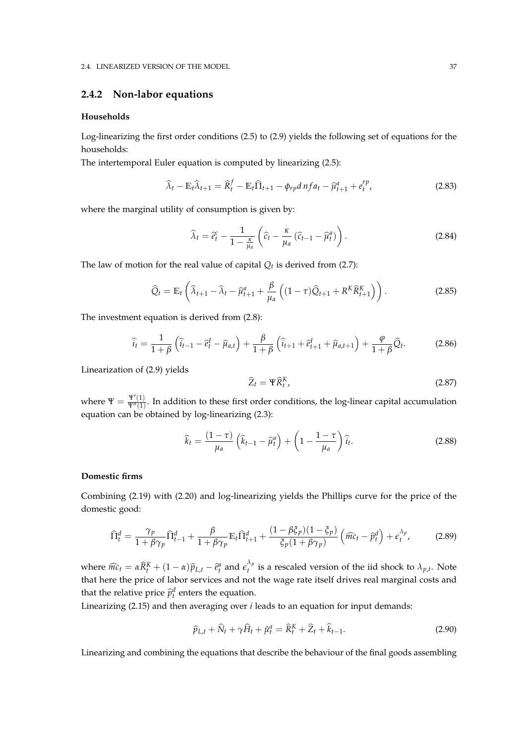### 2.4.2 Non-labor equations

#### Households

Log-linearizing the first order conditions (2.5) to (2.9) yields the following set of equations for the households:
The intertemporal Euler equation is computed by linearizing (2.5):

$$\widehat{\lambda}_t - \mathbb{E}_t\widehat{\lambda}_{t+1} = \widehat{R}_t^f - \mathbb{E}_t\widehat{\Pi}_{t+1} - \phi_{rp} dnfa_t - \widehat{\mu}_{t+1}^a + \epsilon_t^{rp}, \tag{2.83}$$

where the marginal utility of consumption is given by:

$$\widehat{\lambda}_t = \widehat{e}_t^c - \frac{1}{1-\frac{\kappa}{\mu_a}}\left(\widehat{c}_t - \frac{\kappa}{\mu_a}\left(\widehat{c}_{t-1} - \widehat{\mu}_t^a\right)\right). \tag{2.84}$$

The law of motion for the real value of capital $Q_t$ is derived from (2.7):

$$\widehat{Q}_t = \mathbb{E}_t\left(\widehat{\lambda}_{t+1} - \widehat{\lambda}_t - \widehat{\mu}_{t+1}^a + \frac{\beta}{\mu_a}\left((1-\tau)\widehat{Q}_{t+1} + R^K\widehat{R}_{t+1}^K\right)\right). \tag{2.85}$$

The investment equation is derived from (2.8):

$$\widehat{i}_t = \frac{1}{1+\beta}\left(\widehat{i}_{t-1} - \widehat{e}_t^I - \widehat{\mu}_{a,t}\right) + \frac{\beta}{1+\beta}\left(\widehat{i}_{t+1} + \widehat{e}_{t+1}^I + \widehat{\mu}_{a,t+1}\right) + \frac{\varphi}{1+\beta}\widehat{Q}_t. \tag{2.86}$$

Linearization of (2.9) yields

$$\widehat{Z}_t = \Psi\widehat{R}_t^K, \tag{2.87}$$

where $\Psi = \frac{\Psi'(1)}{\Psi''(1)}$. In addition to these first order conditions, the log-linear capital accumulation equation can be obtained by log-linearizing (2.3):

$$\widehat{k}_t = \frac{(1-\tau)}{\mu_a}\left(\widehat{k}_{t-1} - \widehat{\mu}_t^a\right) + \left(1 - \frac{1-\tau}{\mu_a}\right)\widehat{i}_t. \tag{2.88}$$

#### Domestic firms

Combining (2.19) with (2.20) and log-linearizing yields the Phillips curve for the price of the domestic good:

$$\widehat{\Pi}_t^d = \frac{\gamma_p}{1+\beta\gamma_p}\widehat{\Pi}_{t-1}^d + \frac{\beta}{1+\beta\gamma_p}\mathbb{E}_t\widehat{\Pi}_{t+1}^d + \frac{(1-\beta\xi_p)(1-\xi_p)}{\xi_p(1+\beta\gamma_p)}\left(\widehat{mc}_t - \widehat{p}_t^d\right) + \epsilon_t^{\lambda_p}, \tag{2.89}$$

where $\widehat{mc}_t = \alpha\widehat{R}_t^K + (1-\alpha)\widehat{p}_{L,t} - \widehat{e}_t^a$ and $\epsilon_t^{\lambda_p}$ is a rescaled version of the iid shock to $\lambda_{p,t}$. Note that here the price of labor services and not the wage rate itself drives real marginal costs and that the relative price $\widehat{p}_t^d$ enters the equation.
Linearizing (2.15) and then averaging over $i$ leads to an equation for input demands:

$$\widehat{p}_{L,t} + \widehat{N}_t + \gamma\widehat{H}_t + \hat{\mu}_t^a = \widehat{R}_t^K + \widehat{Z}_t + \widehat{k}_{t-1}. \tag{2.90}$$

Linearizing and combining the equations that describe the behaviour of the final goods assembling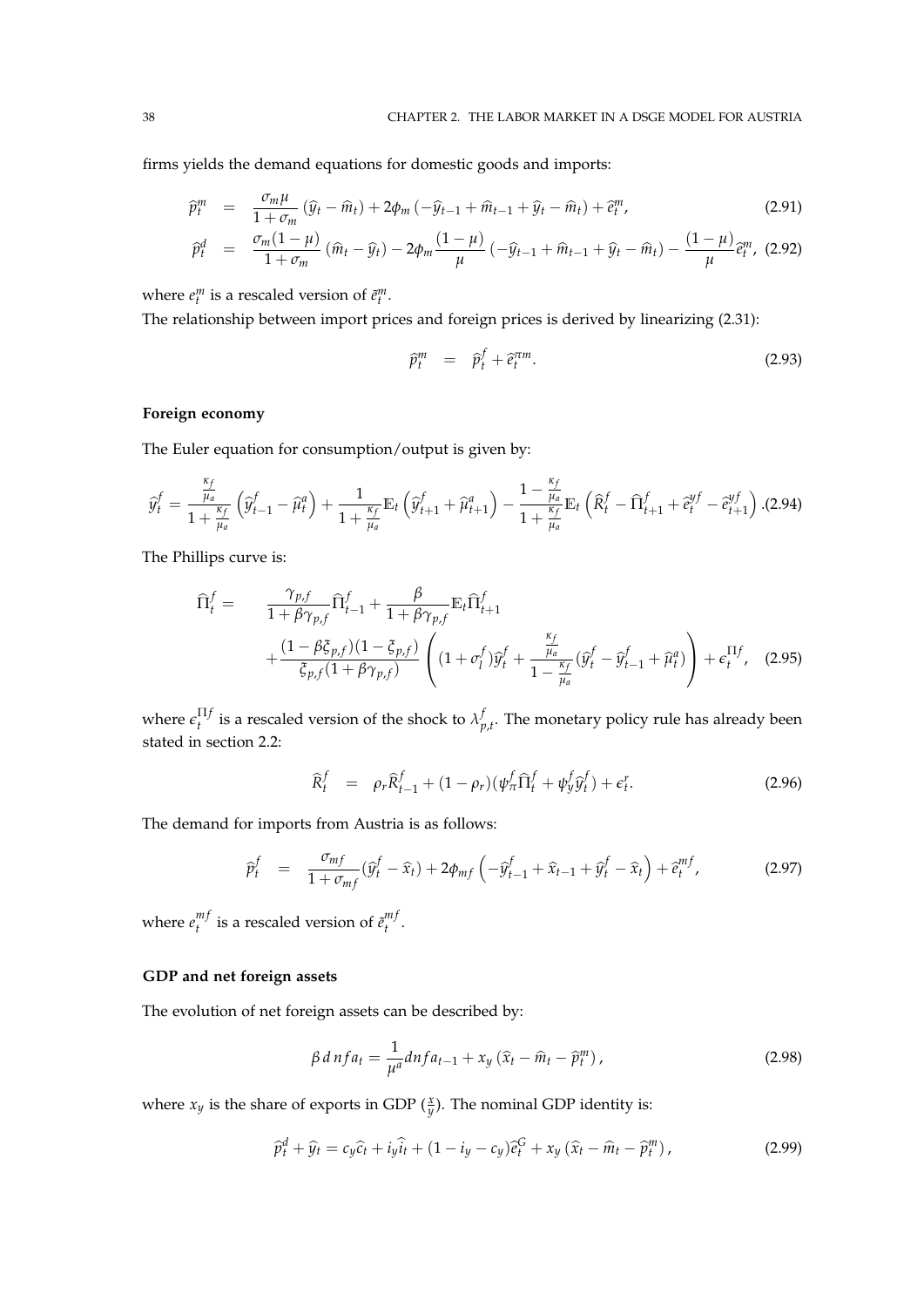firms yields the demand equations for domestic goods and imports:

$$\widehat{p}_t^m = \frac{\sigma_m \mu}{1+\sigma_m}\left(\widehat{y}_t - \widehat{m}_t\right) + 2\phi_m\left(-\widehat{y}_{t-1} + \widehat{m}_{t-1} + \widehat{y}_t - \widehat{m}_t\right) + \widehat{e}_t^m, \tag{2.91}$$

$$\widehat{p}_t^d = \frac{\sigma_m(1-\mu)}{1+\sigma_m}\left(\widehat{m}_t - \widehat{y}_t\right) - 2\phi_m\frac{(1-\mu)}{\mu}\left(-\widehat{y}_{t-1} + \widehat{m}_{t-1} + \widehat{y}_t - \widehat{m}_t\right) - \frac{(1-\mu)}{\mu}\widehat{e}_t^m, \tag{2.92}$$

where $e_t^m$ is a rescaled version of $\tilde{e}_t^m$.

The relationship between import prices and foreign prices is derived by linearizing (2.31):

$$\widehat{p}_t^m = \widehat{p}_t^f + \widehat{e}_t^{\pi m}. \tag{2.93}$$

**Foreign economy**

The Euler equation for consumption/output is given by:

$$\widehat{y}_t^f = \frac{\frac{\kappa_f}{\mu_a}}{1+\frac{\kappa_f}{\mu_a}}\left(\widehat{y}_{t-1}^f - \widehat{\mu}_t^a\right) + \frac{1}{1+\frac{\kappa_f}{\mu_a}}\mathbb{E}_t\left(\widehat{y}_{t+1}^f + \widehat{\mu}_{t+1}^a\right) - \frac{1-\frac{\kappa_f}{\mu_a}}{1+\frac{\kappa_f}{\mu_a}}\mathbb{E}_t\left(\widehat{R}_t^f - \widehat{\Pi}_{t+1}^f + \widehat{e}_t^{yf} - \widehat{e}_{t+1}^{yf}\right). \tag{2.94}$$

The Phillips curve is:

$$\begin{aligned}\widehat{\Pi}_t^f = \quad & \frac{\gamma_{p,f}}{1+\beta\gamma_{p,f}}\widehat{\Pi}_{t-1}^f + \frac{\beta}{1+\beta\gamma_{p,f}}\mathbb{E}_t\widehat{\Pi}_{t+1}^f \\ & + \frac{(1-\beta\xi_{p,f})(1-\xi_{p,f})}{\xi_{p,f}(1+\beta\gamma_{p,f})}\left((1+\sigma_l^f)\widehat{y}_t^f + \frac{\frac{\kappa_f}{\mu_a}}{1-\frac{\kappa_f}{\mu_a}}(\widehat{y}_t^f - \widehat{y}_{t-1}^f + \widehat{\mu}_t^a)\right) + \epsilon_t^{\Pi f},\end{aligned} \tag{2.95}$$

where $\epsilon_t^{\Pi f}$ is a rescaled version of the shock to $\lambda_{p,t}^f$. The monetary policy rule has already been stated in section 2.2:

$$\widehat{R}_t^f = \rho_r\widehat{R}_{t-1}^f + (1-\rho_r)(\psi_\pi^f\widehat{\Pi}_t^f + \psi_y^f\widehat{y}_t^f) + \epsilon_t^r. \tag{2.96}$$

The demand for imports from Austria is as follows:

$$\widehat{p}_t^f = \frac{\sigma_{mf}}{1+\sigma_{mf}}(\widehat{y}_t^f - \widehat{x}_t) + 2\phi_{mf}\left(-\widehat{y}_{t-1}^f + \widehat{x}_{t-1} + \widehat{y}_t^f - \widehat{x}_t\right) + \widehat{e}_t^{mf}, \tag{2.97}$$

where $e_t^{mf}$ is a rescaled version of $\tilde{e}_t^{mf}$.

**GDP and net foreign assets**

The evolution of net foreign assets can be described by:

$$\beta\, dnfa_t = \frac{1}{\mu^a}dnfa_{t-1} + x_y\left(\widehat{x}_t - \widehat{m}_t - \widehat{p}_t^m\right), \tag{2.98}$$

where $x_y$ is the share of exports in GDP ($\frac{x}{y}$). The nominal GDP identity is:

$$\widehat{p}_t^d + \widehat{y}_t = c_y\widehat{c}_t + i_y\widehat{i}_t + (1-i_y-c_y)\widehat{e}_t^G + x_y\left(\widehat{x}_t - \widehat{m}_t - \widehat{p}_t^m\right), \tag{2.99}$$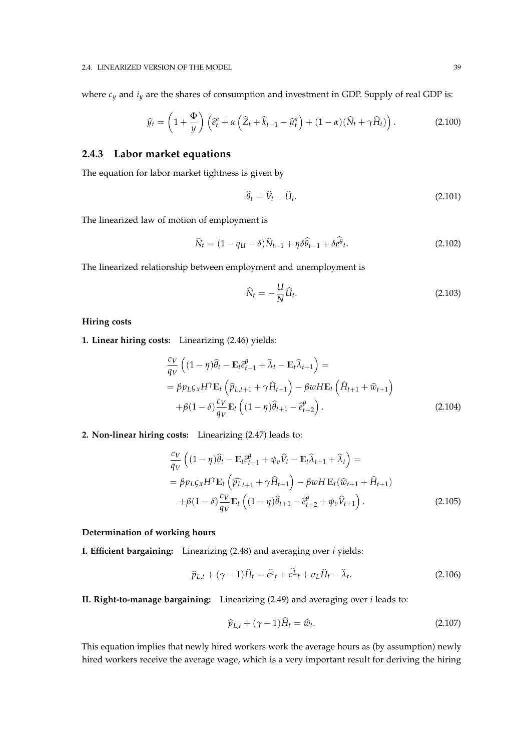where $c_y$ and $i_y$ are the shares of consumption and investment in GDP. Supply of real GDP is:

$$\widehat{y}_t = \left(1 + \frac{\Phi}{y}\right)\left(\widehat{e}_t^a + \alpha\left(\widehat{Z}_t + \widehat{k}_{t-1} - \widehat{\mu}_t^a\right) + (1-\alpha)(\widehat{N}_t + \gamma \widehat{H}_t)\right). \tag{2.100}$$

### 2.4.3 Labor market equations

The equation for labor market tightness is given by

$$\widehat{\theta}_t = \widehat{V}_t - \widehat{U}_t. \tag{2.101}$$

The linearized law of motion of employment is

$$\widehat{N}_t = (1 - q_U - \delta)\widehat{N}_{t-1} + \eta\delta\widehat{\theta}_{t-1} + \delta\widehat{e^{\theta}}_t. \tag{2.102}$$

The linearized relationship between employment and unemployment is

$$\widehat{N}_t = -\frac{U}{N}\widehat{U}_t. \tag{2.103}$$

**Hiring costs**

**1. Linear hiring costs:** Linearizing (2.46) yields:

$$\begin{aligned}
&\frac{c_V}{q_V}\left((1-\eta)\widehat{\theta}_t - \mathbb{E}_t\widehat{e}^{\theta}_{t+1} + \widehat{\lambda}_t - \mathbb{E}_t\widehat{\lambda}_{t+1}\right) = \\
&= \beta p_L \varsigma_x H^{\gamma}\mathbb{E}_t\left(\widehat{p}_{L,t+1} + \gamma\widehat{H}_{t+1}\right) - \beta w H \mathbb{E}_t\left(\widehat{H}_{t+1} + \widehat{w}_{t+1}\right) \\
&\quad + \beta(1-\delta)\frac{c_V}{q_V}\mathbb{E}_t\left((1-\eta)\widehat{\theta}_{t+1} - \widehat{e}^{\theta}_{t+2}\right).
\end{aligned} \tag{2.104}$$

**2. Non-linear hiring costs:** Linearizing (2.47) leads to:

$$\begin{aligned}
&\frac{c_V}{q_V}\left((1-\eta)\widehat{\theta}_t - \mathbb{E}_t\widehat{e}^{\theta}_{t+1} + \psi_v\widehat{V}_t - \mathbb{E}_t\widehat{\lambda}_{t+1} + \widehat{\lambda}_t\right) = \\
&= \beta p_L \varsigma_x H^{\gamma}\mathbb{E}_t\left(\widehat{p_L}_{t+1} + \gamma\widehat{H}_{t+1}\right) - \beta w H\, \mathbb{E}_t(\widehat{w}_{t+1} + \widehat{H}_{t+1}) \\
&\quad + \beta(1-\delta)\frac{c_V}{q_V}\mathbb{E}_t\left((1-\eta)\widehat{\theta}_{t+1} - \widehat{e}^{\theta}_{t+2} + \psi_v\widehat{V}_{t+1}\right).
\end{aligned} \tag{2.105}$$

**Determination of working hours**

**I. Efficient bargaining:** Linearizing (2.48) and averaging over $i$ yields:

$$\widehat{p}_{L,t} + (\gamma - 1)\widehat{H}_t = \widehat{\epsilon^c}_t + \widehat{\epsilon^L}_t + \sigma_L\widehat{H}_t - \widehat{\lambda}_t. \tag{2.106}$$

**II. Right-to-manage bargaining:** Linearizing (2.49) and averaging over $i$ leads to:

$$\widehat{p}_{L,t} + (\gamma - 1)\widehat{H}_t = \widehat{w}_t. \tag{2.107}$$

This equation implies that newly hired workers work the average hours as (by assumption) newly hired workers receive the average wage, which is a very important result for deriving the hiring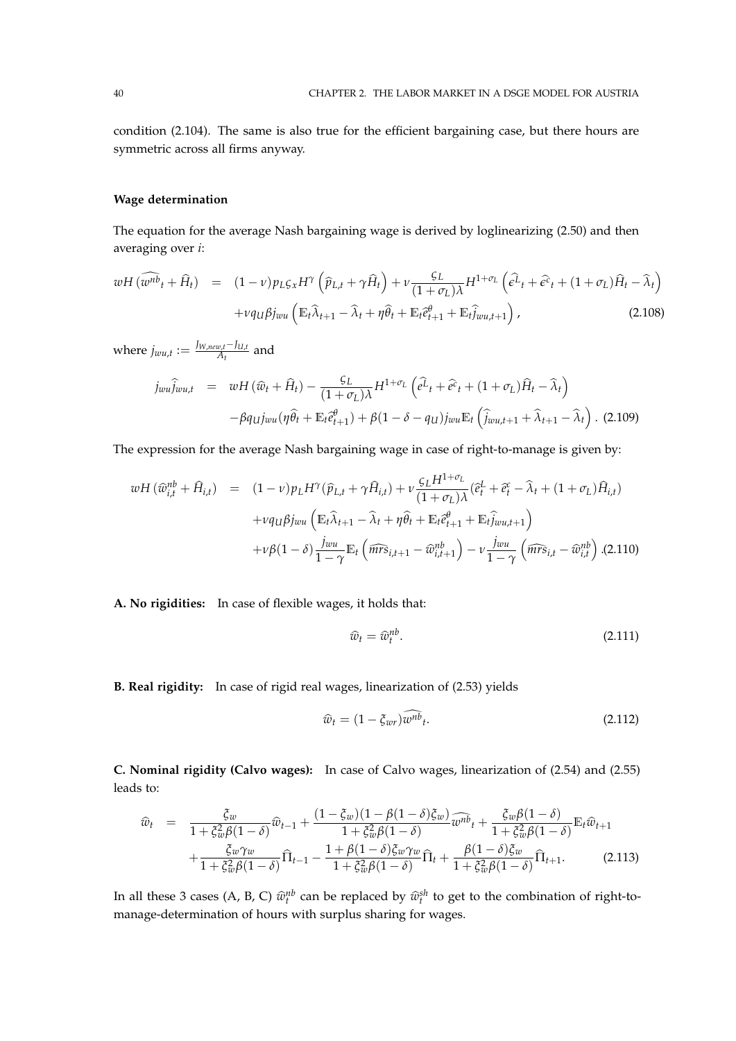condition (2.104). The same is also true for the efficient bargaining case, but there hours are symmetric across all firms anyway.

#### Wage determination

The equation for the average Nash bargaining wage is derived by loglinearizing (2.50) and then averaging over $i$:

$$
\begin{aligned}
wH\,(\widehat{w^{nb}}_t + \widehat{H}_t) \;&=\; (1-\nu)p_L\varsigma_x H^\gamma \left(\widehat{p}_{L,t} + \gamma \widehat{H}_t\right) + \nu \frac{\varsigma_L}{(1+\sigma_L)\lambda} H^{1+\sigma_L}\left(\widehat{\epsilon^L}_t + \widehat{\epsilon^c}_t + (1+\sigma_L)\widehat{H}_t - \widehat{\lambda}_t\right) \\
&+\nu q_U \beta j_{wu}\left(\mathbb{E}_t\widehat{\lambda}_{t+1} - \widehat{\lambda}_t + \eta\widehat{\theta}_t + \mathbb{E}_t\widehat{e}^\theta_{t+1} + \mathbb{E}_t\widehat{j}_{wu,t+1}\right), \qquad (2.108)
\end{aligned}
$$

where $j_{wu,t} := \frac{J_{W,new,t} - J_{U,t}}{A_t}$ and

$$
\begin{aligned}
j_{wu}\widehat{j}_{wu,t} \;&=\; wH\,(\widehat{w}_t + \widehat{H}_t) - \frac{\varsigma_L}{(1+\sigma_L)\lambda}H^{1+\sigma_L}\left(\widehat{e^L}_t + \widehat{e^c}_t + (1+\sigma_L)\widehat{H}_t - \widehat{\lambda}_t\right) \\
&-\beta q_U j_{wu}(\eta\widehat{\theta}_t + \mathbb{E}_t\widehat{e}^\theta_{t+1}) + \beta(1-\delta-q_U)j_{wu}\mathbb{E}_t\left(\widehat{j}_{wu,t+1} + \widehat{\lambda}_{t+1} - \widehat{\lambda}_t\right). \qquad (2.109)
\end{aligned}
$$

The expression for the average Nash bargaining wage in case of right-to-manage is given by:

$$
\begin{aligned}
wH\,(\widehat{w}^{nb}_{i,t} + \widehat{H}_{i,t}) \;&=\; (1-\nu)p_L H^\gamma(\widehat{p}_{L,t} + \gamma\widehat{H}_{i,t}) + \nu\frac{\varsigma_L H^{1+\sigma_L}}{(1+\sigma_L)\lambda}(\widehat{e}^L_t + \widehat{e}^c_t - \widehat{\lambda}_t + (1+\sigma_L)\widehat{H}_{i,t}) \\
&+\nu q_U\beta j_{wu}\left(\mathbb{E}_t\widehat{\lambda}_{t+1} - \widehat{\lambda}_t + \eta\widehat{\theta}_t + \mathbb{E}_t\widehat{e}^\theta_{t+1} + \mathbb{E}_t\widehat{j}_{wu,t+1}\right) \\
&+\nu\beta(1-\delta)\frac{j_{wu}}{1-\gamma}\mathbb{E}_t\left(\widehat{mrs}_{i,t+1} - \widehat{w}^{nb}_{i,t+1}\right) - \nu\frac{j_{wu}}{1-\gamma}\left(\widehat{mrs}_{i,t} - \widehat{w}^{nb}_{i,t}\right). \qquad (2.110)
\end{aligned}
$$

**A. No rigidities:** In case of flexible wages, it holds that:

$$
\widehat{w}_t = \widehat{w}^{nb}_t. \qquad (2.111)
$$

**B. Real rigidity:** In case of rigid real wages, linearization of (2.53) yields

$$
\widehat{w}_t = (1-\xi_{wr})\widehat{w^{nb}}_t. \qquad (2.112)
$$

**C. Nominal rigidity (Calvo wages):** In case of Calvo wages, linearization of (2.54) and (2.55) leads to:

$$
\begin{aligned}
\widehat{w}_t \;&=\; \frac{\xi_w}{1+\xi_w^2\beta(1-\delta)}\widehat{w}_{t-1} + \frac{(1-\xi_w)(1-\beta(1-\delta)\xi_w)}{1+\xi_w^2\beta(1-\delta)}\widehat{w^{nb}}_t + \frac{\xi_w\beta(1-\delta)}{1+\xi_w^2\beta(1-\delta)}\mathbb{E}_t\widehat{w}_{t+1} \\
&+\frac{\xi_w\gamma_w}{1+\xi_w^2\beta(1-\delta)}\widehat{\Pi}_{t-1} - \frac{1+\beta(1-\delta)\xi_w\gamma_w}{1+\xi_w^2\beta(1-\delta)}\widehat{\Pi}_t + \frac{\beta(1-\delta)\xi_w}{1+\xi_w^2\beta(1-\delta)}\widehat{\Pi}_{t+1}. \qquad (2.113)
\end{aligned}
$$

In all these 3 cases (A, B, C) $\widehat{w}^{nb}_t$ can be replaced by $\widehat{w}^{sh}_t$ to get to the combination of right-to-manage-determination of hours with surplus sharing for wages.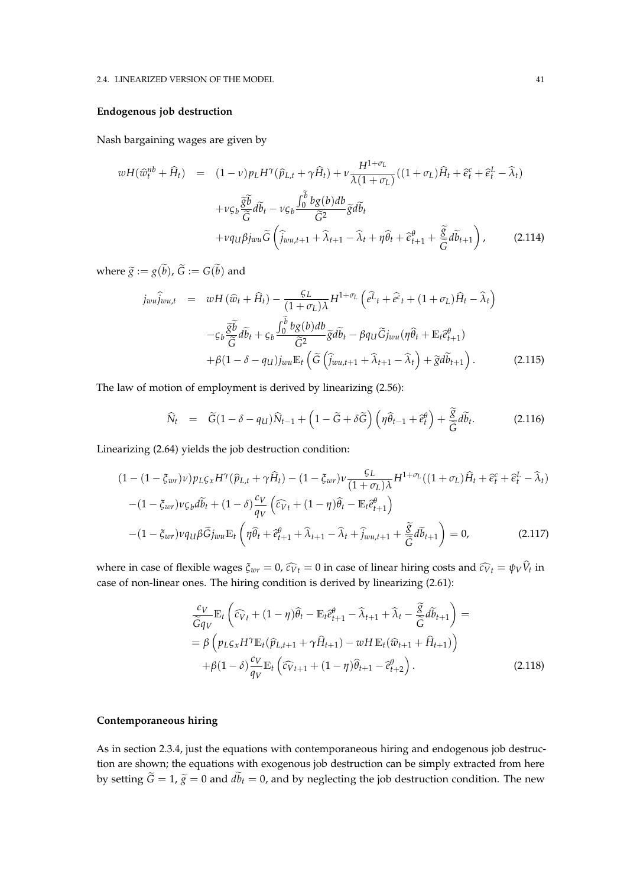**Endogenous job destruction**

Nash bargaining wages are given by

$$
\begin{aligned}
wH(\widehat{w}_t^{nb} + \widehat{H}_t) &= (1-\nu)p_L H^{\gamma}(\widehat{p}_{L,t} + \gamma \widehat{H}_t) + \nu \frac{H^{1+\sigma_L}}{\lambda(1+\sigma_L)}((1+\sigma_L)\widehat{H}_t + \widehat{\epsilon}_t^c + \widehat{\epsilon}_t^L - \widehat{\lambda}_t) \\
&\quad + \nu \varsigma_b \frac{\widetilde{g}\widetilde{b}}{\widetilde{G}} d\widetilde{b}_t - \nu \varsigma_b \frac{\int_0^{\widetilde{b}} b g(b) db}{\widetilde{G}^2} \widetilde{g} d\widetilde{b}_t \\
&\quad + \nu q_U \beta j_{wu} \widetilde{G} \left( \widehat{j}_{wu,t+1} + \widehat{\lambda}_{t+1} - \widehat{\lambda}_t + \eta \widehat{\theta}_t + \widehat{\epsilon}_{t+1}^{\theta} + \frac{\widetilde{g}}{\widetilde{G}} d\widetilde{b}_{t+1} \right), \qquad (2.114)
\end{aligned}
$$

where $\widetilde{g} := g(\widetilde{b})$, $\widetilde{G} := G(\widetilde{b})$ and

$$
\begin{aligned}
j_{wu}\widehat{j}_{wu,t} &= wH\left(\widehat{w}_t + \widehat{H}_t\right) - \frac{\varsigma_L}{(1+\sigma_L)\lambda} H^{1+\sigma_L}\left(\widehat{e^L}_t + \widehat{e^c}_t + (1+\sigma_L)\widehat{H}_t - \widehat{\lambda}_t\right) \\
&\quad - \varsigma_b \frac{\widetilde{g}\widetilde{b}}{\widetilde{G}} d\widetilde{b}_t + \varsigma_b \frac{\int_0^{\widetilde{b}} b g(b) db}{\widetilde{G}^2} \widetilde{g} d\widetilde{b}_t - \beta q_U \widetilde{G} j_{wu}(\eta \widehat{\theta}_t + \mathbb{E}_t \widehat{e}_{t+1}^{\theta}) \\
&\quad + \beta(1-\delta-q_U) j_{wu} \mathbb{E}_t \left( \widetilde{G}\left(\widehat{j}_{wu,t+1} + \widehat{\lambda}_{t+1} - \widehat{\lambda}_t\right) + \widetilde{g} d\widetilde{b}_{t+1} \right). \qquad (2.115)
\end{aligned}
$$

The law of motion of employment is derived by linearizing (2.56):

$$
\widehat{N}_t = \widetilde{G}(1-\delta-q_U)\widehat{N}_{t-1} + \left(1 - \widetilde{G} + \delta \widetilde{G}\right)\left(\eta \widehat{\theta}_{t-1} + \widehat{e}_t^{\theta}\right) + \frac{\widetilde{g}}{\widetilde{G}} d\widetilde{b}_t. \qquad (2.116)
$$

Linearizing (2.64) yields the job destruction condition:

$$
\begin{aligned}
&(1-(1-\xi_{wr})\nu)p_L \varsigma_x H^{\gamma}(\widehat{p}_{L,t} + \gamma \widehat{H}_t) - (1-\xi_{wr})\nu \frac{\varsigma_L}{(1+\sigma_L)\lambda} H^{1+\sigma_L}((1+\sigma_L)\widehat{H}_t + \widehat{\epsilon}_t^c + \widehat{\epsilon}_t^L - \widehat{\lambda}_t) \\
&- (1-\xi_{wr})\nu \varsigma_b d\widetilde{b}_t + (1-\delta)\frac{c_V}{q_V}\left(\widehat{c_V}_t + (1-\eta)\widehat{\theta}_t - \mathbb{E}_t \widehat{e}_{t+1}^{\theta}\right) \\
&- (1-\xi_{wr})\nu q_U \beta \widetilde{G} j_{wu} \mathbb{E}_t \left( \eta \widehat{\theta}_t + \widehat{e}_{t+1}^{\theta} + \widehat{\lambda}_{t+1} - \widehat{\lambda}_t + \widehat{j}_{wu,t+1} + \frac{\widetilde{g}}{\widetilde{G}} d\widetilde{b}_{t+1} \right) = 0, \qquad (2.117)
\end{aligned}
$$

where in case of flexible wages $\xi_{wr} = 0$, $\widehat{c_V}_t = 0$ in case of linear hiring costs and $\widehat{c_V}_t = \psi_V \widehat{V}_t$ in case of non-linear ones. The hiring condition is derived by linearizing (2.61):

$$
\begin{aligned}
&\frac{c_V}{\widetilde{G} q_V} \mathbb{E}_t \left( \widehat{c_V}_t + (1-\eta)\widehat{\theta}_t - \mathbb{E}_t \widehat{e}_{t+1}^{\theta} - \widehat{\lambda}_{t+1} + \widehat{\lambda}_t - \frac{\widetilde{g}}{\widetilde{G}} d\widetilde{b}_{t+1} \right) = \\
&= \beta \left( p_L \varsigma_x H^{\gamma} \mathbb{E}_t(\widehat{p}_{L,t+1} + \gamma \widehat{H}_{t+1}) - wH\, \mathbb{E}_t(\widehat{w}_{t+1} + \widehat{H}_{t+1}) \right) \\
&\quad + \beta(1-\delta)\frac{c_V}{q_V} \mathbb{E}_t \left( \widehat{c_V}_{t+1} + (1-\eta)\widehat{\theta}_{t+1} - \widehat{e}_{t+2}^{\theta} \right). \qquad (2.118)
\end{aligned}
$$

**Contemporaneous hiring**

As in section 2.3.4, just the equations with contemporaneous hiring and endogenous job destruction are shown; the equations with exogenous job destruction can be simply extracted from here by setting $\widetilde{G} = 1$, $\widetilde{g} = 0$ and $d\widetilde{b}_t = 0$, and by neglecting the job destruction condition. The new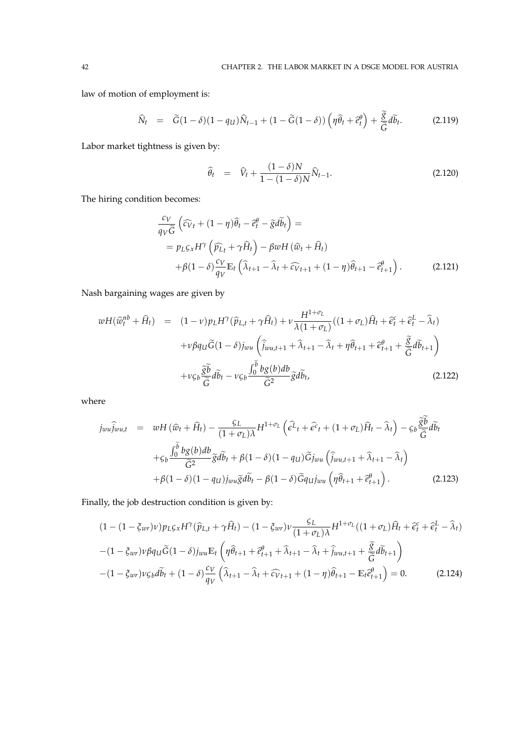law of motion of employment is:

$$\widehat{N}_t = \widetilde{G}(1-\delta)(1-q_U)\widehat{N}_{t-1} + (1-\widetilde{G}(1-\delta))\left(\eta\widehat{\theta}_t + \widehat{\epsilon}_t^{\theta}\right) + \frac{\widetilde{g}}{\widetilde{G}}d\widetilde{b}_t. \tag{2.119}$$

Labor market tightness is given by:

$$\widehat{\theta}_t = \widehat{V}_t + \frac{(1-\delta)N}{1-(1-\delta)N}\widehat{N}_{t-1}. \tag{2.120}$$

The hiring condition becomes:

$$\begin{aligned}
&\frac{c_V}{q_V\widetilde{G}}\left(\widehat{c_V}_t + (1-\eta)\widehat{\theta}_t - \widehat{\epsilon}_t^{\theta} - \widetilde{g}d\widetilde{b}_t\right) = \\
&= p_L\varsigma_x H^{\gamma}\left(\widehat{p_L}_t + \gamma\widehat{H}_t\right) - \beta w H\left(\widehat{w}_t + \widehat{H}_t\right) \\
&+\beta(1-\delta)\frac{c_V}{q_V}\mathbb{E}_t\left(\widehat{\lambda}_{t+1} - \widehat{\lambda}_t + \widehat{c_V}_{t+1} + (1-\eta)\widehat{\theta}_{t+1} - \widehat{\epsilon}_{t+1}^{\theta}\right).
\end{aligned} \tag{2.121}$$

Nash bargaining wages are given by

$$\begin{aligned}
wH(\widehat{w}_t^{nb} + \widehat{H}_t) &= (1-\nu)p_L H^{\gamma}(\widehat{p}_{L,t} + \gamma\widehat{H}_t) + \nu\frac{H^{1+\sigma_L}}{\lambda(1+\sigma_L)}((1+\sigma_L)\widehat{H}_t + \widehat{\epsilon}_t^c + \widehat{\epsilon}_t^L - \widehat{\lambda}_t) \\
&+\nu\beta q_U\widetilde{G}(1-\delta)j_{wu}\left(\widehat{j}_{wu,t+1} + \widehat{\lambda}_{t+1} - \widehat{\lambda}_t + \eta\widehat{\theta}_{t+1} + \widehat{\epsilon}_{t+1}^{\theta} + \frac{\widetilde{g}}{\widetilde{G}}d\widetilde{b}_{t+1}\right) \\
&+\nu\varsigma_b\frac{\widetilde{g}\widetilde{b}}{\widetilde{G}}d\widetilde{b}_t - \nu\varsigma_b\frac{\int_0^{\widetilde{b}} bg(b)db}{\widetilde{G}^2}\widetilde{g}d\widetilde{b}_t,
\end{aligned} \tag{2.122}$$

where

$$\begin{aligned}
j_{wu}\widehat{j}_{wu,t} &= wH\left(\widehat{w}_t + \widehat{H}_t\right) - \frac{\varsigma_L}{(1+\sigma_L)\lambda}H^{1+\sigma_L}\left(\widehat{\epsilon^L}_t + \widehat{\epsilon^c}_t + (1+\sigma_L)\widehat{H}_t - \widehat{\lambda}_t\right) - \varsigma_b\frac{\widetilde{g}\widetilde{b}}{\widetilde{G}}d\widetilde{b}_t \\
&+\varsigma_b\frac{\int_0^{\widetilde{b}} bg(b)db}{\widetilde{G}^2}\widetilde{g}d\widetilde{b}_t + \beta(1-\delta)(1-q_U)\widetilde{G}j_{wu}\left(\widehat{j}_{wu,t+1} + \widehat{\lambda}_{t+1} - \widehat{\lambda}_t\right) \\
&+\beta(1-\delta)(1-q_U)j_{wu}\widetilde{g}d\widetilde{b}_t - \beta(1-\delta)\widetilde{G}q_U j_{wu}\left(\eta\widehat{\theta}_{t+1} + \widehat{\epsilon}_{t+1}^{\theta}\right).
\end{aligned} \tag{2.123}$$

Finally, the job destruction condition is given by:

$$\begin{aligned}
&(1-(1-\xi_{wr})\nu)p_L\varsigma_x H^{\gamma}(\widehat{p}_{L,t} + \gamma\widehat{H}_t) - (1-\xi_{wr})\nu\frac{\varsigma_L}{(1+\sigma_L)\lambda}H^{1+\sigma_L}((1+\sigma_L)\widehat{H}_t + \widehat{\epsilon}_t^c + \widehat{\epsilon}_t^L - \widehat{\lambda}_t) \\
&-(1-\xi_{wr})\nu\beta q_U\widetilde{G}(1-\delta)j_{wu}\mathbb{E}_t\left(\eta\widehat{\theta}_{t+1} + \widehat{\epsilon}_{t+1}^{\theta} + \widehat{\lambda}_{t+1} - \widehat{\lambda}_t + \widehat{j}_{wu,t+1} + \frac{\widetilde{g}}{\widetilde{G}}d\widetilde{b}_{t+1}\right) \\
&-(1-\xi_{wr})\nu\varsigma_b d\widetilde{b}_t + (1-\delta)\frac{c_V}{q_V}\left(\widehat{\lambda}_{t+1} - \widehat{\lambda}_t + \widehat{c_V}_{t+1} + (1-\eta)\widehat{\theta}_{t+1} - \mathbb{E}_t\widehat{\epsilon}_{t+1}^{\theta}\right) = 0.
\end{aligned} \tag{2.124}$$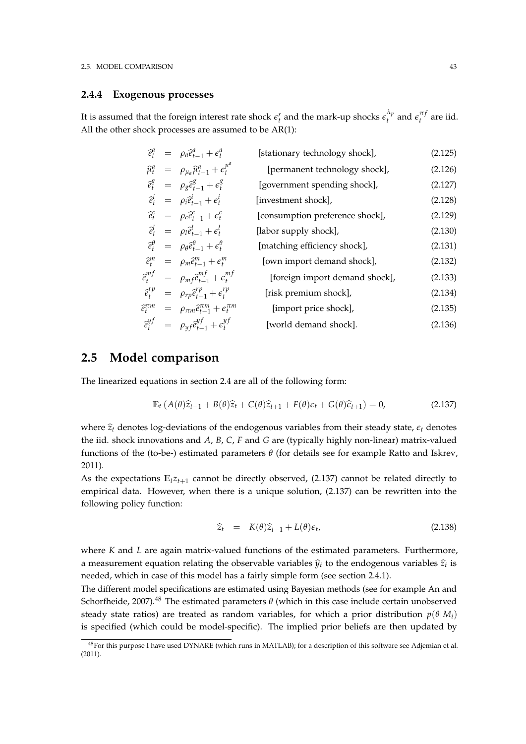### 2.4.4 Exogenous processes

It is assumed that the foreign interest rate shock $\epsilon_t^r$ and the mark-up shocks $\epsilon_t^{\lambda_p}$ and $\epsilon_t^{\pi f}$ are iid. All the other shock processes are assumed to be AR(1):

$$\widehat{e}_t^a = \rho_a \widehat{e}_{t-1}^a + \epsilon_t^a \quad \text{[stationary technology shock]}, \tag{2.125}$$

$$\widehat{\mu}_t^a = \rho_{\mu_a} \widehat{\mu}_{t-1}^a + \epsilon_t^{\mu^a} \quad \text{[permanent technology shock]}, \tag{2.126}$$

$$\widehat{e}_t^g = \rho_g \widehat{e}_{t-1}^g + \epsilon_t^g \quad \text{[government spending shock]}, \tag{2.127}$$

$$\widehat{e}_t^i = \rho_i \widehat{e}_{t-1}^i + \epsilon_t^i \quad \text{[investment shock]}, \tag{2.128}$$

$$\widehat{e}_t^c = \rho_c \widehat{e}_{t-1}^c + \epsilon_t^c \quad \text{[consumption preference shock]}, \tag{2.129}$$

$$\widehat{e}_t^l = \rho_l \widehat{e}_{t-1}^l + \epsilon_t^l \quad \text{[labor supply shock]}, \tag{2.130}$$

$$\widehat{e}_t^\theta = \rho_\theta \widehat{e}_{t-1}^\theta + \epsilon_t^\theta \quad \text{[matching efficiency shock]}, \tag{2.131}$$

$$\widehat{e}_t^m = \rho_m \widehat{e}_{t-1}^m + \epsilon_t^m \quad \text{[own import demand shock]}, \tag{2.132}$$

$$\widehat{e}_t^{mf} = \rho_{mf} \widehat{e}_{t-1}^{mf} + \epsilon_t^{mf} \quad \text{[foreign import demand shock]}, \tag{2.133}$$

$$\widehat{e}_t^{rp} = \rho_{rp} \widehat{e}_{t-1}^{rp} + \epsilon_t^{rp} \quad \text{[risk premium shock]}, \tag{2.134}$$

$$\widehat{e}_t^{\pi m} = \rho_{\pi m} \widehat{e}_{t-1}^{\pi m} + \epsilon_t^{\pi m} \quad \text{[import price shock]}, \tag{2.135}$$

$$\widehat{e}_t^{yf} = \rho_{yf} \widehat{e}_{t-1}^{yf} + \epsilon_t^{yf} \quad \text{[world demand shock]}. \tag{2.136}$$

## 2.5 Model comparison

The linearized equations in section 2.4 are all of the following form:

$$\mathbb{E}_t \left( A(\theta)\widehat{z}_{t-1} + B(\theta)\widehat{z}_t + C(\theta)\widehat{z}_{t+1} + F(\theta)\epsilon_t + G(\theta)\widehat{\epsilon}_{t+1} \right) = 0, \tag{2.137}$$

where $\widehat{z}_t$ denotes log-deviations of the endogenous variables from their steady state, $\epsilon_t$ denotes the iid. shock innovations and $A$, $B$, $C$, $F$ and $G$ are (typically highly non-linear) matrix-valued functions of the (to-be-) estimated parameters $\theta$ (for details see for example Ratto and Iskrev, 2011).

As the expectations $\mathbb{E}_t z_{t+1}$ cannot be directly observed, (2.137) cannot be related directly to empirical data. However, when there is a unique solution, (2.137) can be rewritten into the following policy function:

$$\widehat{z}_t = K(\theta)\widehat{z}_{t-1} + L(\theta)\epsilon_t, \tag{2.138}$$

where $K$ and $L$ are again matrix-valued functions of the estimated parameters. Furthermore, a measurement equation relating the observable variables $\widehat{y}_t$ to the endogenous variables $\widehat{z}_t$ is needed, which in case of this model has a fairly simple form (see section 2.4.1).

The different model specifications are estimated using Bayesian methods (see for example An and Schorfheide, 2007).[48] The estimated parameters $\theta$ (which in this case include certain unobserved steady state ratios) are treated as random variables, for which a prior distribution $p(\theta|M_i)$ is specified (which could be model-specific). The implied prior beliefs are then updated by

[48] For this purpose I have used DYNARE (which runs in MATLAB); for a description of this software see Adjemian et al. (2011).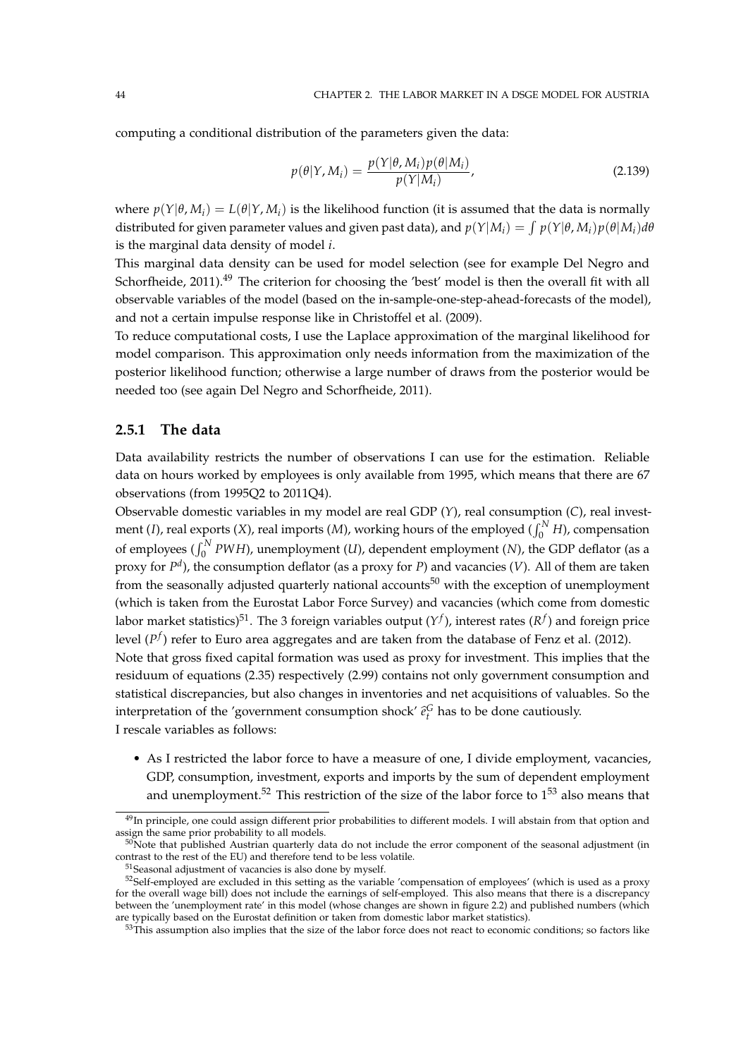computing a conditional distribution of the parameters given the data:

$$p(\theta|Y, M_i) = \frac{p(Y|\theta, M_i)p(\theta|M_i)}{p(Y|M_i)}, \tag{2.139}$$

where $p(Y|\theta, M_i) = L(\theta|Y, M_i)$ is the likelihood function (it is assumed that the data is normally distributed for given parameter values and given past data), and $p(Y|M_i) = \int p(Y|\theta, M_i)p(\theta|M_i)d\theta$ is the marginal data density of model $i$.

This marginal data density can be used for model selection (see for example Del Negro and Schorfheide, 2011).[49] The criterion for choosing the 'best' model is then the overall fit with all observable variables of the model (based on the in-sample-one-step-ahead-forecasts of the model), and not a certain impulse response like in Christoffel et al. (2009).

To reduce computational costs, I use the Laplace approximation of the marginal likelihood for model comparison. This approximation only needs information from the maximization of the posterior likelihood function; otherwise a large number of draws from the posterior would be needed too (see again Del Negro and Schorfheide, 2011).

### 2.5.1 The data

Data availability restricts the number of observations I can use for the estimation. Reliable data on hours worked by employees is only available from 1995, which means that there are 67 observations (from 1995Q2 to 2011Q4).

Observable domestic variables in my model are real GDP ($Y$), real consumption ($C$), real investment ($I$), real exports ($X$), real imports ($M$), working hours of the employed ($\int_0^N H$), compensation of employees ($\int_0^N PWH$), unemployment ($U$), dependent employment ($N$), the GDP deflator (as a proxy for $P^d$), the consumption deflator (as a proxy for $P$) and vacancies ($V$). All of them are taken from the seasonally adjusted quarterly national accounts[50] with the exception of unemployment (which is taken from the Eurostat Labor Force Survey) and vacancies (which come from domestic labor market statistics)[51]. The 3 foreign variables output ($Y^f$), interest rates ($R^f$) and foreign price level ($P^f$) refer to Euro area aggregates and are taken from the database of Fenz et al. (2012).

Note that gross fixed capital formation was used as proxy for investment. This implies that the residuum of equations (2.35) respectively (2.99) contains not only government consumption and statistical discrepancies, but also changes in inventories and net acquisitions of valuables. So the interpretation of the 'government consumption shock' $\hat{\epsilon}_t^G$ has to be done cautiously.

I rescale variables as follows:

- As I restricted the labor force to have a measure of one, I divide employment, vacancies, GDP, consumption, investment, exports and imports by the sum of dependent employment and unemployment.[52] This restriction of the size of the labor force to 1[53] also means that

---

[49] In principle, one could assign different prior probabilities to different models. I will abstain from that option and assign the same prior probability to all models.

[50] Note that published Austrian quarterly data do not include the error component of the seasonal adjustment (in contrast to the rest of the EU) and therefore tend to be less volatile.

[51] Seasonal adjustment of vacancies is also done by myself.

[52] Self-employed are excluded in this setting as the variable 'compensation of employees' (which is used as a proxy for the overall wage bill) does not include the earnings of self-employed. This also means that there is a discrepancy between the 'unemployment rate' in this model (whose changes are shown in figure 2.2) and published numbers (which are typically based on the Eurostat definition or taken from domestic labor market statistics).

[53] This assumption also implies that the size of the labor force does not react to economic conditions; so factors like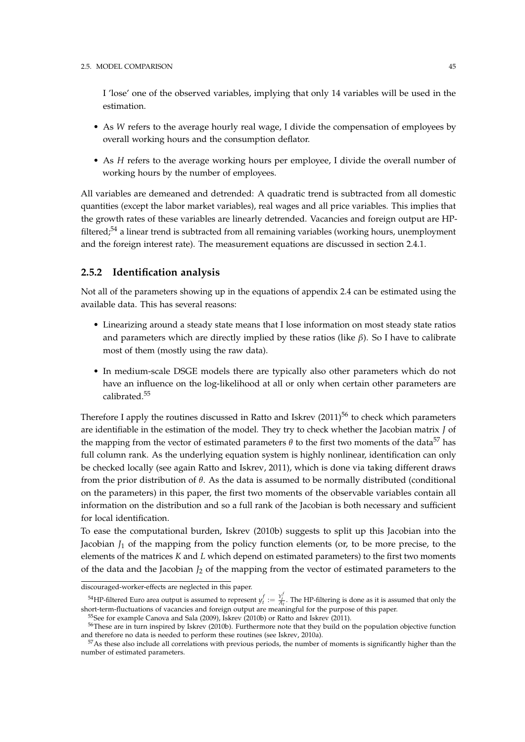I 'lose' one of the observed variables, implying that only 14 variables will be used in the estimation.

- As $W$ refers to the average hourly real wage, I divide the compensation of employees by overall working hours and the consumption deflator.
- As $H$ refers to the average working hours per employee, I divide the overall number of working hours by the number of employees.

All variables are demeaned and detrended: A quadratic trend is subtracted from all domestic quantities (except the labor market variables), real wages and all price variables. This implies that the growth rates of these variables are linearly detrended. Vacancies and foreign output are HP-filtered;[54] a linear trend is subtracted from all remaining variables (working hours, unemployment and the foreign interest rate). The measurement equations are discussed in section 2.4.1.

### 2.5.2 Identification analysis

Not all of the parameters showing up in the equations of appendix 2.4 can be estimated using the available data. This has several reasons:

- Linearizing around a steady state means that I lose information on most steady state ratios and parameters which are directly implied by these ratios (like $\beta$). So I have to calibrate most of them (mostly using the raw data).
- In medium-scale DSGE models there are typically also other parameters which do not have an influence on the log-likelihood at all or only when certain other parameters are calibrated.[55]

Therefore I apply the routines discussed in Ratto and Iskrev (2011)[56] to check which parameters are identifiable in the estimation of the model. They try to check whether the Jacobian matrix $J$ of the mapping from the vector of estimated parameters $\theta$ to the first two moments of the data[57] has full column rank. As the underlying equation system is highly nonlinear, identification can only be checked locally (see again Ratto and Iskrev, 2011), which is done via taking different draws from the prior distribution of $\theta$. As the data is assumed to be normally distributed (conditional on the parameters) in this paper, the first two moments of the observable variables contain all information on the distribution and so a full rank of the Jacobian is both necessary and sufficient for local identification.

To ease the computational burden, Iskrev (2010b) suggests to split up this Jacobian into the Jacobian $J_1$ of the mapping from the policy function elements (or, to be more precise, to the elements of the matrices $K$ and $L$ which depend on estimated parameters) to the first two moments of the data and the Jacobian $J_2$ of the mapping from the vector of estimated parameters to the

---

discouraged-worker-effects are neglected in this paper.

[54] HP-filtered Euro area output is assumed to represent $y_t^f := \frac{Y_t^f}{A_t}$. The HP-filtering is done as it is assumed that only the short-term-fluctuations of vacancies and foreign output are meaningful for the purpose of this paper.

[55] See for example Canova and Sala (2009), Iskrev (2010b) or Ratto and Iskrev (2011).

[56] These are in turn inspired by Iskrev (2010b). Furthermore note that they build on the population objective function and therefore no data is needed to perform these routines (see Iskrev, 2010a).

[57] As these also include all correlations with previous periods, the number of moments is significantly higher than the number of estimated parameters.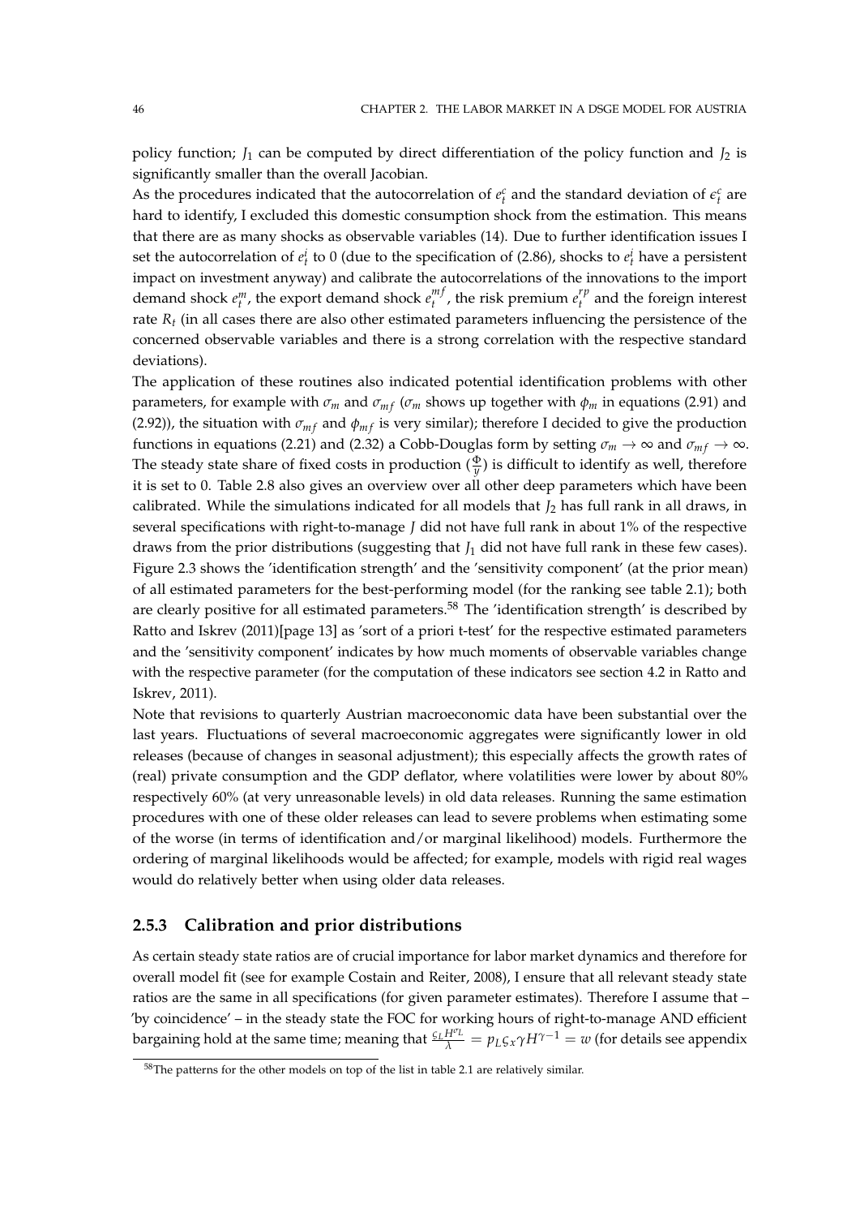policy function; $J_1$ can be computed by direct differentiation of the policy function and $J_2$ is significantly smaller than the overall Jacobian.
As the procedures indicated that the autocorrelation of $e_t^c$ and the standard deviation of $\epsilon_t^c$ are hard to identify, I excluded this domestic consumption shock from the estimation. This means that there are as many shocks as observable variables (14). Due to further identification issues I set the autocorrelation of $e_t^i$ to 0 (due to the specification of (2.86), shocks to $e_t^i$ have a persistent impact on investment anyway) and calibrate the autocorrelations of the innovations to the import demand shock $e_t^m$, the export demand shock $e_t^{mf}$, the risk premium $e_t^{rp}$ and the foreign interest rate $R_t$ (in all cases there are also other estimated parameters influencing the persistence of the concerned observable variables and there is a strong correlation with the respective standard deviations).
The application of these routines also indicated potential identification problems with other parameters, for example with $\sigma_m$ and $\sigma_{mf}$ ($\sigma_m$ shows up together with $\phi_m$ in equations (2.91) and (2.92)), the situation with $\sigma_{mf}$ and $\phi_{mf}$ is very similar); therefore I decided to give the production functions in equations (2.21) and (2.32) a Cobb-Douglas form by setting $\sigma_m \to \infty$ and $\sigma_{mf} \to \infty$. The steady state share of fixed costs in production ($\frac{\Phi}{y}$) is difficult to identify as well, therefore it is set to 0. Table 2.8 also gives an overview over all other deep parameters which have been calibrated. While the simulations indicated for all models that $J_2$ has full rank in all draws, in several specifications with right-to-manage $J$ did not have full rank in about 1% of the respective draws from the prior distributions (suggesting that $J_1$ did not have full rank in these few cases). Figure 2.3 shows the 'identification strength' and the 'sensitivity component' (at the prior mean) of all estimated parameters for the best-performing model (for the ranking see table 2.1); both are clearly positive for all estimated parameters.[58] The 'identification strength' is described by Ratto and Iskrev (2011)[page 13] as 'sort of a priori t-test' for the respective estimated parameters and the 'sensitivity component' indicates by how much moments of observable variables change with the respective parameter (for the computation of these indicators see section 4.2 in Ratto and Iskrev, 2011).
Note that revisions to quarterly Austrian macroeconomic data have been substantial over the last years. Fluctuations of several macroeconomic aggregates were significantly lower in old releases (because of changes in seasonal adjustment); this especially affects the growth rates of (real) private consumption and the GDP deflator, where volatilities were lower by about 80% respectively 60% (at very unreasonable levels) in old data releases. Running the same estimation procedures with one of these older releases can lead to severe problems when estimating some of the worse (in terms of identification and/or marginal likelihood) models. Furthermore the ordering of marginal likelihoods would be affected; for example, models with rigid real wages would do relatively better when using older data releases.

### 2.5.3 Calibration and prior distributions

As certain steady state ratios are of crucial importance for labor market dynamics and therefore for overall model fit (see for example Costain and Reiter, 2008), I ensure that all relevant steady state ratios are the same in all specifications (for given parameter estimates). Therefore I assume that – 'by coincidence' – in the steady state the FOC for working hours of right-to-manage AND efficient bargaining hold at the same time; meaning that $\frac{\varsigma_L H^{\sigma_L}}{\lambda} = p_L \varsigma_x \gamma H^{\gamma-1} = w$ (for details see appendix

[58]The patterns for the other models on top of the list in table 2.1 are relatively similar.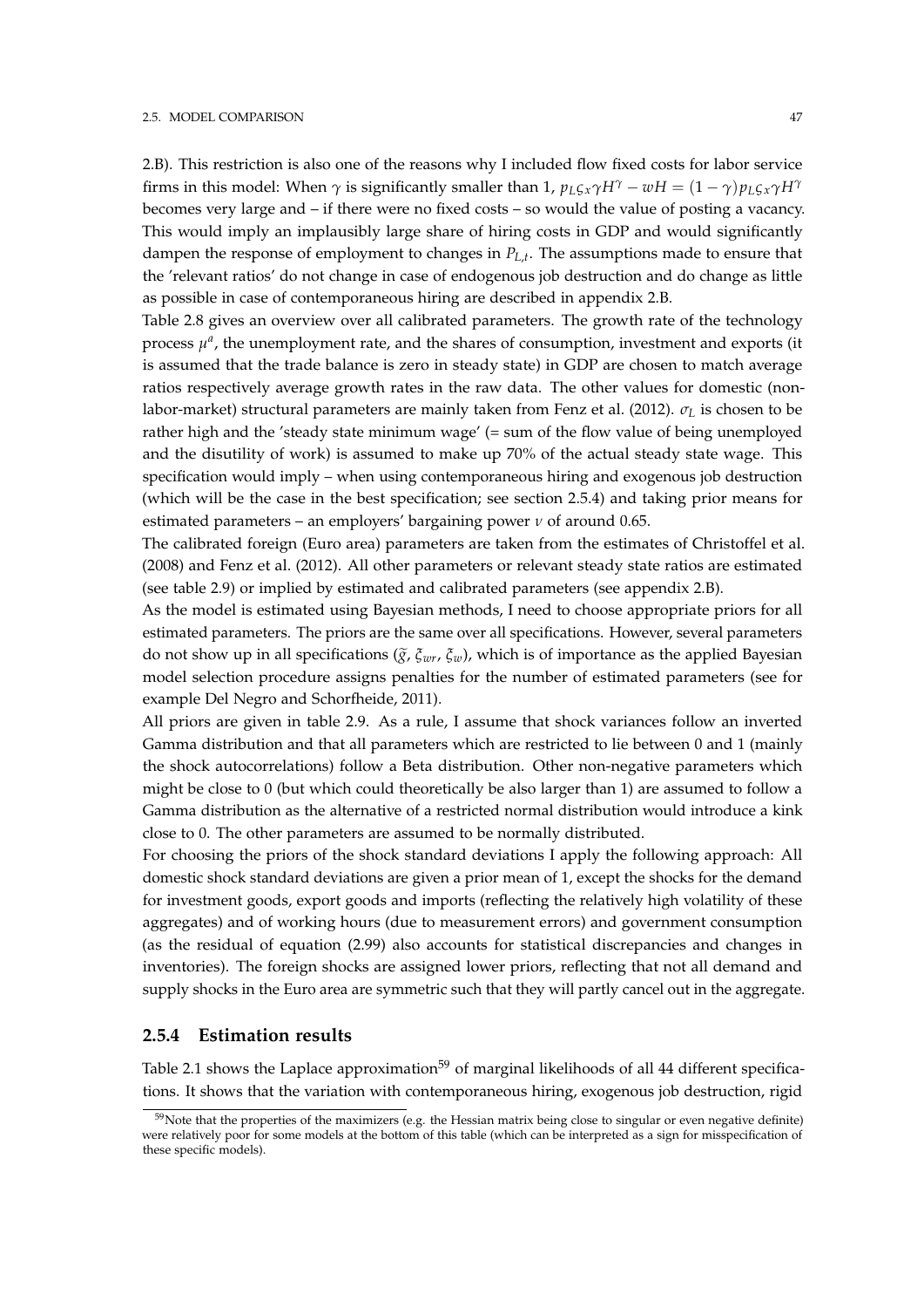2.B). This restriction is also one of the reasons why I included flow fixed costs for labor service firms in this model: When $\gamma$ is significantly smaller than 1, $p_L \varsigma_x \gamma H^\gamma - wH = (1-\gamma) p_L \varsigma_x \gamma H^\gamma$ becomes very large and – if there were no fixed costs – so would the value of posting a vacancy. This would imply an implausibly large share of hiring costs in GDP and would significantly dampen the response of employment to changes in $P_{L,t}$. The assumptions made to ensure that the 'relevant ratios' do not change in case of endogenous job destruction and do change as little as possible in case of contemporaneous hiring are described in appendix 2.B.

Table 2.8 gives an overview over all calibrated parameters. The growth rate of the technology process $\mu^a$, the unemployment rate, and the shares of consumption, investment and exports (it is assumed that the trade balance is zero in steady state) in GDP are chosen to match average ratios respectively average growth rates in the raw data. The other values for domestic (non-labor-market) structural parameters are mainly taken from Fenz et al. (2012). $\sigma_L$ is chosen to be rather high and the 'steady state minimum wage' (= sum of the flow value of being unemployed and the disutility of work) is assumed to make up 70% of the actual steady state wage. This specification would imply – when using contemporaneous hiring and exogenous job destruction (which will be the case in the best specification; see section 2.5.4) and taking prior means for estimated parameters – an employers' bargaining power $\nu$ of around 0.65.

The calibrated foreign (Euro area) parameters are taken from the estimates of Christoffel et al. (2008) and Fenz et al. (2012). All other parameters or relevant steady state ratios are estimated (see table 2.9) or implied by estimated and calibrated parameters (see appendix 2.B).

As the model is estimated using Bayesian methods, I need to choose appropriate priors for all estimated parameters. The priors are the same over all specifications. However, several parameters do not show up in all specifications ($\widetilde{g}$, $\xi_{wr}$, $\xi_w$), which is of importance as the applied Bayesian model selection procedure assigns penalties for the number of estimated parameters (see for example Del Negro and Schorfheide, 2011).

All priors are given in table 2.9. As a rule, I assume that shock variances follow an inverted Gamma distribution and that all parameters which are restricted to lie between 0 and 1 (mainly the shock autocorrelations) follow a Beta distribution. Other non-negative parameters which might be close to 0 (but which could theoretically be also larger than 1) are assumed to follow a Gamma distribution as the alternative of a restricted normal distribution would introduce a kink close to 0. The other parameters are assumed to be normally distributed.

For choosing the priors of the shock standard deviations I apply the following approach: All domestic shock standard deviations are given a prior mean of 1, except the shocks for the demand for investment goods, export goods and imports (reflecting the relatively high volatility of these aggregates) and of working hours (due to measurement errors) and government consumption (as the residual of equation (2.99) also accounts for statistical discrepancies and changes in inventories). The foreign shocks are assigned lower priors, reflecting that not all demand and supply shocks in the Euro area are symmetric such that they will partly cancel out in the aggregate.

### 2.5.4 Estimation results

Table 2.1 shows the Laplace approximation[59] of marginal likelihoods of all 44 different specifications. It shows that the variation with contemporaneous hiring, exogenous job destruction, rigid

[59] Note that the properties of the maximizers (e.g. the Hessian matrix being close to singular or even negative definite) were relatively poor for some models at the bottom of this table (which can be interpreted as a sign for misspecification of these specific models).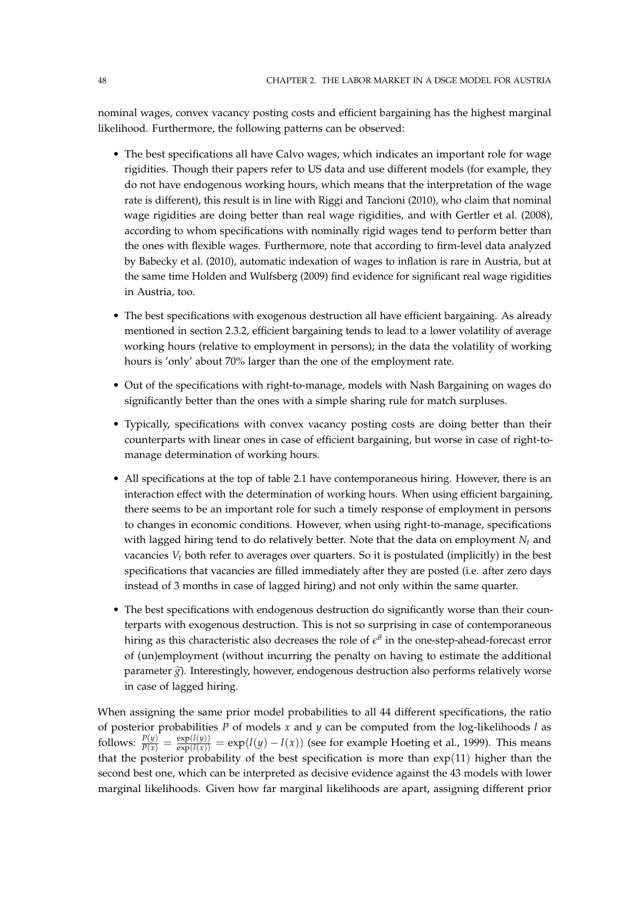nominal wages, convex vacancy posting costs and efficient bargaining has the highest marginal likelihood. Furthermore, the following patterns can be observed:

- The best specifications all have Calvo wages, which indicates an important role for wage rigidities. Though their papers refer to US data and use different models (for example, they do not have endogenous working hours, which means that the interpretation of the wage rate is different), this result is in line with Riggi and Tancioni (2010), who claim that nominal wage rigidities are doing better than real wage rigidities, and with Gertler et al. (2008), according to whom specifications with nominally rigid wages tend to perform better than the ones with flexible wages. Furthermore, note that according to firm-level data analyzed by Babecky et al. (2010), automatic indexation of wages to inflation is rare in Austria, but at the same time Holden and Wulfsberg (2009) find evidence for significant real wage rigidities in Austria, too.
- The best specifications with exogenous destruction all have efficient bargaining. As already mentioned in section 2.3.2, efficient bargaining tends to lead to a lower volatility of average working hours (relative to employment in persons); in the data the volatility of working hours is 'only' about 70% larger than the one of the employment rate.
- Out of the specifications with right-to-manage, models with Nash Bargaining on wages do significantly better than the ones with a simple sharing rule for match surpluses.
- Typically, specifications with convex vacancy posting costs are doing better than their counterparts with linear ones in case of efficient bargaining, but worse in case of right-to-manage determination of working hours.
- All specifications at the top of table 2.1 have contemporaneous hiring. However, there is an interaction effect with the determination of working hours. When using efficient bargaining, there seems to be an important role for such a timely response of employment in persons to changes in economic conditions. However, when using right-to-manage, specifications with lagged hiring tend to do relatively better. Note that the data on employment $N_t$ and vacancies $V_t$ both refer to averages over quarters. So it is postulated (implicitly) in the best specifications that vacancies are filled immediately after they are posted (i.e. after zero days instead of 3 months in case of lagged hiring) and not only within the same quarter.
- The best specifications with endogenous destruction do significantly worse than their counterparts with exogenous destruction. This is not so surprising in case of contemporaneous hiring as this characteristic also decreases the role of $\epsilon^{\theta}$ in the one-step-ahead-forecast error of (un)employment (without incurring the penalty on having to estimate the additional parameter $\tilde{g}$). Interestingly, however, endogenous destruction also performs relatively worse in case of lagged hiring.

When assigning the same prior model probabilities to all 44 different specifications, the ratio of posterior probabilities $P$ of models $x$ and $y$ can be computed from the log-likelihoods $l$ as follows: $\frac{P(y)}{P(x)} = \frac{\exp(l(y))}{\exp(l(x))} = \exp(l(y) - l(x))$ (see for example Hoeting et al., 1999). This means that the posterior probability of the best specification is more than $\exp(11)$ higher than the second best one, which can be interpreted as decisive evidence against the 43 models with lower marginal likelihoods. Given how far marginal likelihoods are apart, assigning different prior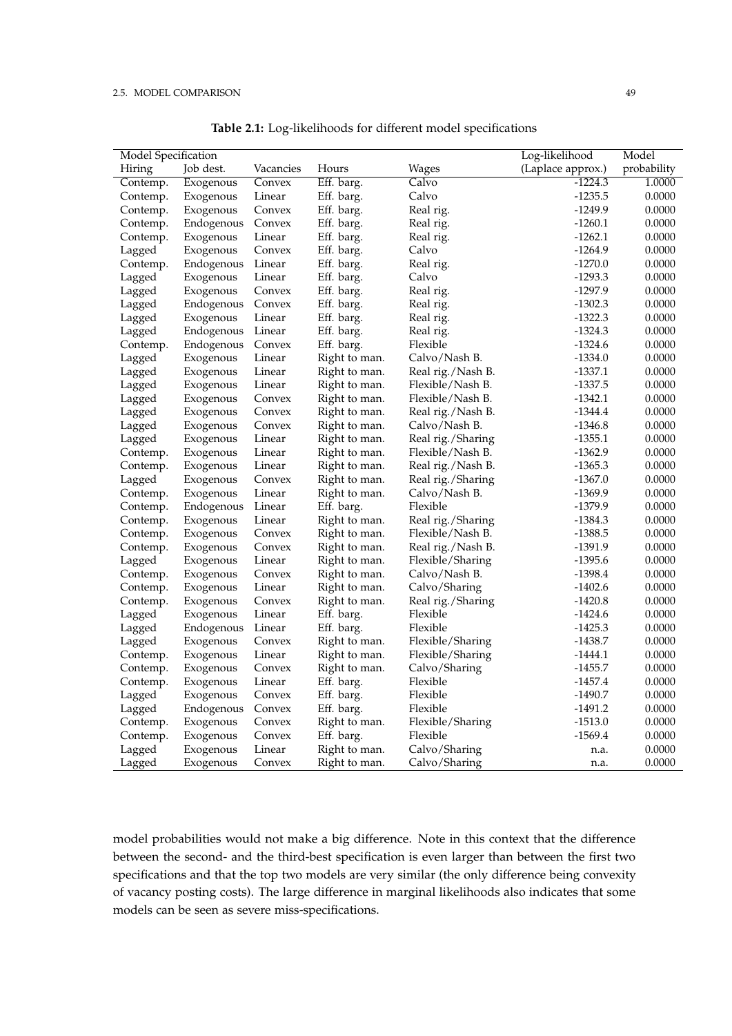**Table 2.1:** Log-likelihoods for different model specifications

| Model Specification | | | | | Log-likelihood | Model |
|---|---|---|---|---|---|---|
| Hiring | Job dest. | Vacancies | Hours | Wages | (Laplace approx.) | probability |
| Contemp. | Exogenous | Convex | Eff. barg. | Calvo | -1224.3 | 1.0000 |
| Contemp. | Exogenous | Linear | Eff. barg. | Calvo | -1235.5 | 0.0000 |
| Contemp. | Exogenous | Convex | Eff. barg. | Real rig. | -1249.9 | 0.0000 |
| Contemp. | Endogenous | Convex | Eff. barg. | Real rig. | -1260.1 | 0.0000 |
| Contemp. | Exogenous | Linear | Eff. barg. | Real rig. | -1262.1 | 0.0000 |
| Lagged | Exogenous | Convex | Eff. barg. | Calvo | -1264.9 | 0.0000 |
| Contemp. | Endogenous | Linear | Eff. barg. | Real rig. | -1270.0 | 0.0000 |
| Lagged | Exogenous | Linear | Eff. barg. | Calvo | -1293.3 | 0.0000 |
| Lagged | Exogenous | Convex | Eff. barg. | Real rig. | -1297.9 | 0.0000 |
| Lagged | Endogenous | Convex | Eff. barg. | Real rig. | -1302.3 | 0.0000 |
| Lagged | Exogenous | Linear | Eff. barg. | Real rig. | -1322.3 | 0.0000 |
| Lagged | Endogenous | Linear | Eff. barg. | Real rig. | -1324.3 | 0.0000 |
| Contemp. | Endogenous | Convex | Eff. barg. | Flexible | -1324.6 | 0.0000 |
| Lagged | Exogenous | Linear | Right to man. | Calvo/Nash B. | -1334.0 | 0.0000 |
| Lagged | Exogenous | Linear | Right to man. | Real rig./Nash B. | -1337.1 | 0.0000 |
| Lagged | Exogenous | Linear | Right to man. | Flexible/Nash B. | -1337.5 | 0.0000 |
| Lagged | Exogenous | Convex | Right to man. | Flexible/Nash B. | -1342.1 | 0.0000 |
| Lagged | Exogenous | Convex | Right to man. | Real rig./Nash B. | -1344.4 | 0.0000 |
| Lagged | Exogenous | Convex | Right to man. | Calvo/Nash B. | -1346.8 | 0.0000 |
| Lagged | Exogenous | Linear | Right to man. | Real rig./Sharing | -1355.1 | 0.0000 |
| Contemp. | Exogenous | Linear | Right to man. | Flexible/Nash B. | -1362.9 | 0.0000 |
| Contemp. | Exogenous | Linear | Right to man. | Real rig./Nash B. | -1365.3 | 0.0000 |
| Lagged | Exogenous | Convex | Right to man. | Real rig./Sharing | -1367.0 | 0.0000 |
| Contemp. | Exogenous | Linear | Right to man. | Calvo/Nash B. | -1369.9 | 0.0000 |
| Contemp. | Endogenous | Linear | Eff. barg. | Flexible | -1379.9 | 0.0000 |
| Contemp. | Exogenous | Linear | Right to man. | Real rig./Sharing | -1384.3 | 0.0000 |
| Contemp. | Exogenous | Convex | Right to man. | Flexible/Nash B. | -1388.5 | 0.0000 |
| Contemp. | Exogenous | Convex | Right to man. | Real rig./Nash B. | -1391.9 | 0.0000 |
| Lagged | Exogenous | Linear | Right to man. | Flexible/Sharing | -1395.6 | 0.0000 |
| Contemp. | Exogenous | Convex | Right to man. | Calvo/Nash B. | -1398.4 | 0.0000 |
| Contemp. | Exogenous | Linear | Right to man. | Calvo/Sharing | -1402.6 | 0.0000 |
| Contemp. | Exogenous | Convex | Right to man. | Real rig./Sharing | -1420.8 | 0.0000 |
| Lagged | Exogenous | Linear | Eff. barg. | Flexible | -1424.6 | 0.0000 |
| Lagged | Endogenous | Linear | Eff. barg. | Flexible | -1425.3 | 0.0000 |
| Lagged | Exogenous | Convex | Right to man. | Flexible/Sharing | -1438.7 | 0.0000 |
| Contemp. | Exogenous | Linear | Right to man. | Flexible/Sharing | -1444.1 | 0.0000 |
| Contemp. | Exogenous | Convex | Right to man. | Calvo/Sharing | -1455.7 | 0.0000 |
| Contemp. | Exogenous | Linear | Eff. barg. | Flexible | -1457.4 | 0.0000 |
| Lagged | Exogenous | Convex | Eff. barg. | Flexible | -1490.7 | 0.0000 |
| Lagged | Endogenous | Convex | Eff. barg. | Flexible | -1491.2 | 0.0000 |
| Contemp. | Exogenous | Convex | Right to man. | Flexible/Sharing | -1513.0 | 0.0000 |
| Contemp. | Exogenous | Convex | Eff. barg. | Flexible | -1569.4 | 0.0000 |
| Lagged | Exogenous | Linear | Right to man. | Calvo/Sharing | n.a. | 0.0000 |
| Lagged | Exogenous | Convex | Right to man. | Calvo/Sharing | n.a. | 0.0000 |

model probabilities would not make a big difference. Note in this context that the difference between the second- and the third-best specification is even larger than between the first two specifications and that the top two models are very similar (the only difference being convexity of vacancy posting costs). The large difference in marginal likelihoods also indicates that some models can be seen as severe miss-specifications.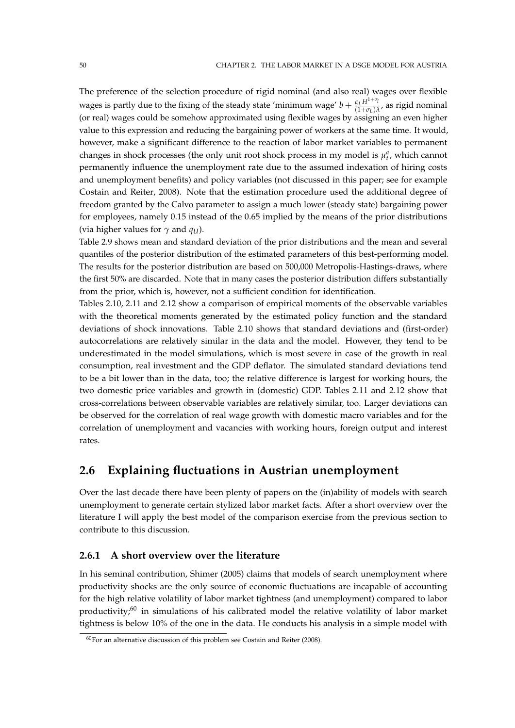The preference of the selection procedure of rigid nominal (and also real) wages over flexible wages is partly due to the fixing of the steady state 'minimum wage' $b + \frac{\varsigma_L H^{1+\sigma_l}}{(1+\sigma_L)\lambda}$, as rigid nominal (or real) wages could be somehow approximated using flexible wages by assigning an even higher value to this expression and reducing the bargaining power of workers at the same time. It would, however, make a significant difference to the reaction of labor market variables to permanent changes in shock processes (the only unit root shock process in my model is $\mu_t^a$, which cannot permanently influence the unemployment rate due to the assumed indexation of hiring costs and unemployment benefits) and policy variables (not discussed in this paper; see for example Costain and Reiter, 2008). Note that the estimation procedure used the additional degree of freedom granted by the Calvo parameter to assign a much lower (steady state) bargaining power for employees, namely 0.15 instead of the 0.65 implied by the means of the prior distributions (via higher values for $\gamma$ and $q_U$).

Table 2.9 shows mean and standard deviation of the prior distributions and the mean and several quantiles of the posterior distribution of the estimated parameters of this best-performing model. The results for the posterior distribution are based on 500,000 Metropolis-Hastings-draws, where the first 50% are discarded. Note that in many cases the posterior distribution differs substantially from the prior, which is, however, not a sufficient condition for identification.

Tables 2.10, 2.11 and 2.12 show a comparison of empirical moments of the observable variables with the theoretical moments generated by the estimated policy function and the standard deviations of shock innovations. Table 2.10 shows that standard deviations and (first-order) autocorrelations are relatively similar in the data and the model. However, they tend to be underestimated in the model simulations, which is most severe in case of the growth in real consumption, real investment and the GDP deflator. The simulated standard deviations tend to be a bit lower than in the data, too; the relative difference is largest for working hours, the two domestic price variables and growth in (domestic) GDP. Tables 2.11 and 2.12 show that cross-correlations between observable variables are relatively similar, too. Larger deviations can be observed for the correlation of real wage growth with domestic macro variables and for the correlation of unemployment and vacancies with working hours, foreign output and interest rates.

## 2.6 Explaining fluctuations in Austrian unemployment

Over the last decade there have been plenty of papers on the (in)ability of models with search unemployment to generate certain stylized labor market facts. After a short overview over the literature I will apply the best model of the comparison exercise from the previous section to contribute to this discussion.

### 2.6.1 A short overview over the literature

In his seminal contribution, Shimer (2005) claims that models of search unemployment where productivity shocks are the only source of economic fluctuations are incapable of accounting for the high relative volatility of labor market tightness (and unemployment) compared to labor productivity;[60] in simulations of his calibrated model the relative volatility of labor market tightness is below 10% of the one in the data. He conducts his analysis in a simple model with

[60] For an alternative discussion of this problem see Costain and Reiter (2008).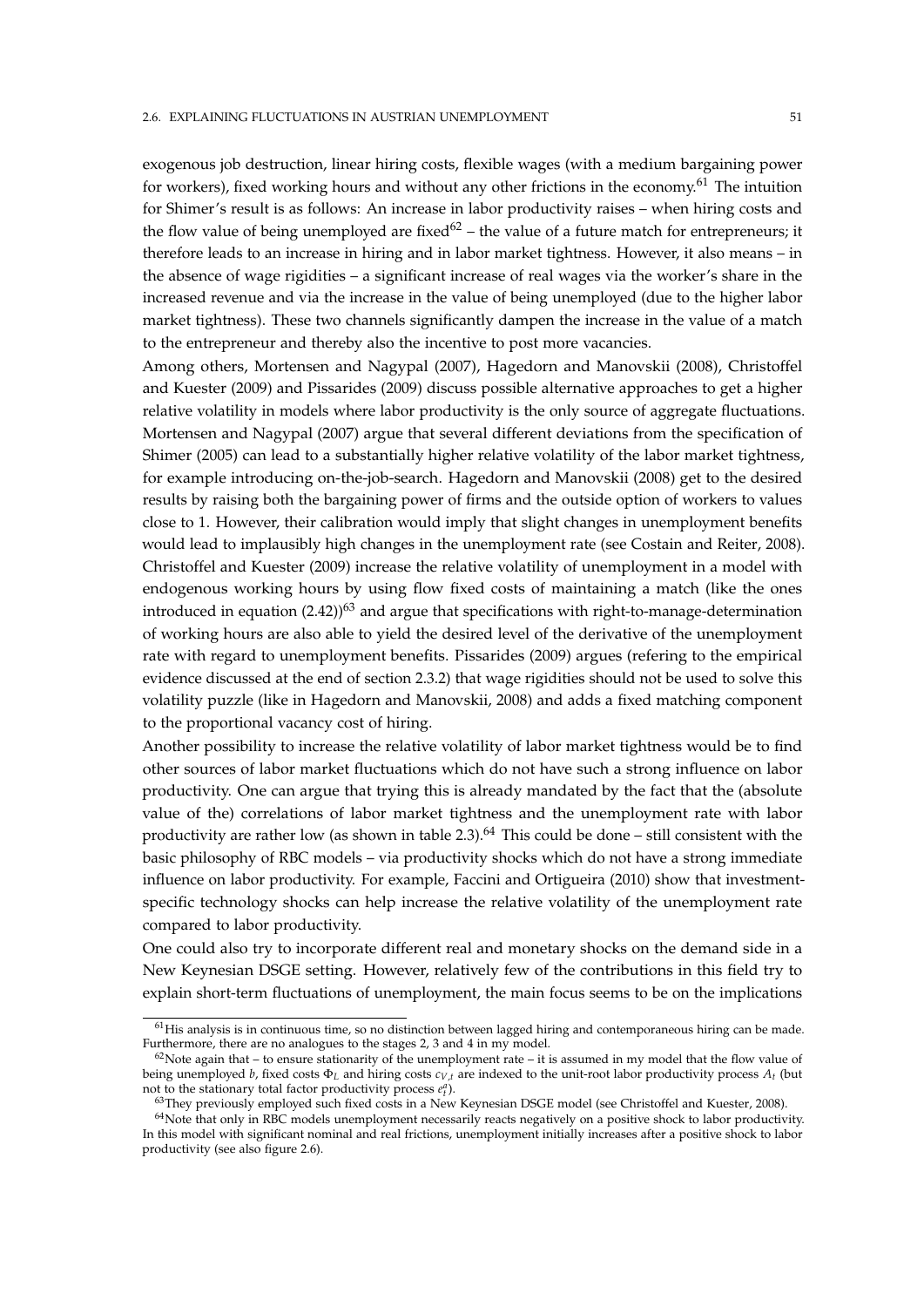exogenous job destruction, linear hiring costs, flexible wages (with a medium bargaining power for workers), fixed working hours and without any other frictions in the economy.[61] The intuition for Shimer's result is as follows: An increase in labor productivity raises – when hiring costs and the flow value of being unemployed are fixed[62] – the value of a future match for entrepreneurs; it therefore leads to an increase in hiring and in labor market tightness. However, it also means – in the absence of wage rigidities – a significant increase of real wages via the worker's share in the increased revenue and via the increase in the value of being unemployed (due to the higher labor market tightness). These two channels significantly dampen the increase in the value of a match to the entrepreneur and thereby also the incentive to post more vacancies.

Among others, Mortensen and Nagypal (2007), Hagedorn and Manovskii (2008), Christoffel and Kuester (2009) and Pissarides (2009) discuss possible alternative approaches to get a higher relative volatility in models where labor productivity is the only source of aggregate fluctuations. Mortensen and Nagypal (2007) argue that several different deviations from the specification of Shimer (2005) can lead to a substantially higher relative volatility of the labor market tightness, for example introducing on-the-job-search. Hagedorn and Manovskii (2008) get to the desired results by raising both the bargaining power of firms and the outside option of workers to values close to 1. However, their calibration would imply that slight changes in unemployment benefits would lead to implausibly high changes in the unemployment rate (see Costain and Reiter, 2008). Christoffel and Kuester (2009) increase the relative volatility of unemployment in a model with endogenous working hours by using flow fixed costs of maintaining a match (like the ones introduced in equation (2.42))[63] and argue that specifications with right-to-manage-determination of working hours are also able to yield the desired level of the derivative of the unemployment rate with regard to unemployment benefits. Pissarides (2009) argues (refering to the empirical evidence discussed at the end of section 2.3.2) that wage rigidities should not be used to solve this volatility puzzle (like in Hagedorn and Manovskii, 2008) and adds a fixed matching component to the proportional vacancy cost of hiring.

Another possibility to increase the relative volatility of labor market tightness would be to find other sources of labor market fluctuations which do not have such a strong influence on labor productivity. One can argue that trying this is already mandated by the fact that the (absolute value of the) correlations of labor market tightness and the unemployment rate with labor productivity are rather low (as shown in table 2.3).[64] This could be done – still consistent with the basic philosophy of RBC models – via productivity shocks which do not have a strong immediate influence on labor productivity. For example, Faccini and Ortigueira (2010) show that investment-specific technology shocks can help increase the relative volatility of the unemployment rate compared to labor productivity.

One could also try to incorporate different real and monetary shocks on the demand side in a New Keynesian DSGE setting. However, relatively few of the contributions in this field try to explain short-term fluctuations of unemployment, the main focus seems to be on the implications

[61] His analysis is in continuous time, so no distinction between lagged hiring and contemporaneous hiring can be made. Furthermore, there are no analogues to the stages 2, 3 and 4 in my model.

[62] Note again that – to ensure stationarity of the unemployment rate – it is assumed in my model that the flow value of being unemployed $b$, fixed costs $\Phi_L$ and hiring costs $c_{V,t}$ are indexed to the unit-root labor productivity process $A_t$ (but not to the stationary total factor productivity process $\epsilon_t^a$).

[63] They previously employed such fixed costs in a New Keynesian DSGE model (see Christoffel and Kuester, 2008).

[64] Note that only in RBC models unemployment necessarily reacts negatively on a positive shock to labor productivity. In this model with significant nominal and real frictions, unemployment initially increases after a positive shock to labor productivity (see also figure 2.6).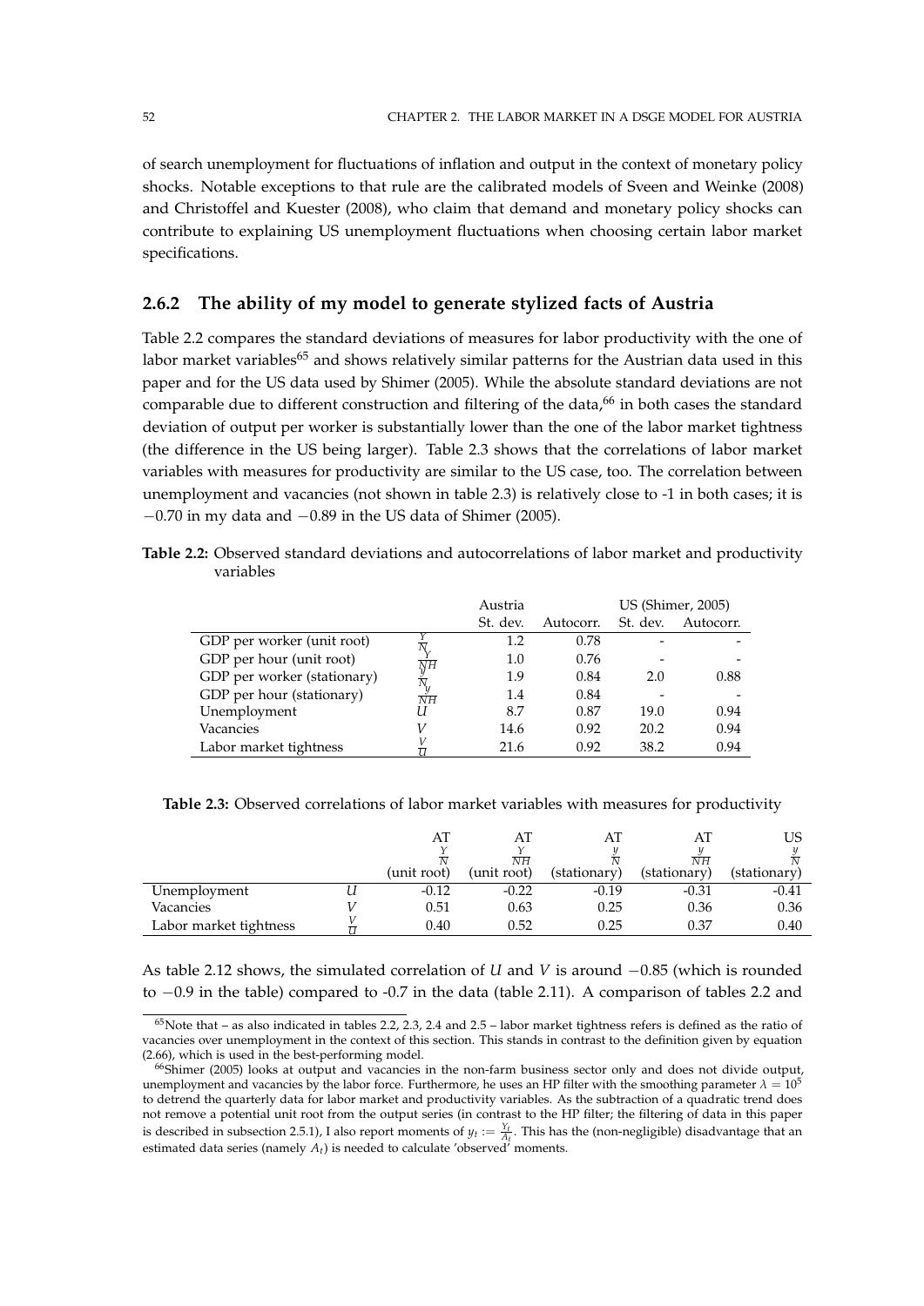of search unemployment for fluctuations of inflation and output in the context of monetary policy shocks. Notable exceptions to that rule are the calibrated models of Sveen and Weinke (2008) and Christoffel and Kuester (2008), who claim that demand and monetary policy shocks can contribute to explaining US unemployment fluctuations when choosing certain labor market specifications.

### 2.6.2 The ability of my model to generate stylized facts of Austria

Table 2.2 compares the standard deviations of measures for labor productivity with the one of labor market variables[65] and shows relatively similar patterns for the Austrian data used in this paper and for the US data used by Shimer (2005). While the absolute standard deviations are not comparable due to different construction and filtering of the data,[66] in both cases the standard deviation of output per worker is substantially lower than the one of the labor market tightness (the difference in the US being larger). Table 2.3 shows that the correlations of labor market variables with measures for productivity are similar to the US case, too. The correlation between unemployment and vacancies (not shown in table 2.3) is relatively close to -1 in both cases; it is $-0.70$ in my data and $-0.89$ in the US data of Shimer (2005).

**Table 2.2:** Observed standard deviations and autocorrelations of labor market and productivity variables

| | | Austria | | US (Shimer, 2005) | |
|---|---|---|---|---|---|
| | | St. dev. | Autocorr. | St. dev. | Autocorr. |
| GDP per worker (unit root) | $\frac{Y}{N}$ | 1.2 | 0.78 | - | - |
| GDP per hour (unit root) | $\frac{Y}{NH}$ | 1.0 | 0.76 | - | - |
| GDP per worker (stationary) | $\frac{y}{N}$ | 1.9 | 0.84 | 2.0 | 0.88 |
| GDP per hour (stationary) | $\frac{y}{NH}$ | 1.4 | 0.84 | - | - |
| Unemployment | $U$ | 8.7 | 0.87 | 19.0 | 0.94 |
| Vacancies | $V$ | 14.6 | 0.92 | 20.2 | 0.94 |
| Labor market tightness | $\frac{V}{U}$ | 21.6 | 0.92 | 38.2 | 0.94 |

**Table 2.3:** Observed correlations of labor market variables with measures for productivity

| | | AT $\frac{Y}{N}$ (unit root) | AT $\frac{Y}{NH}$ (unit root) | AT $\frac{y}{N}$ (stationary) | AT $\frac{y}{NH}$ (stationary) | US $\frac{y}{N}$ (stationary) |
|---|---|---|---|---|---|---|
| Unemployment | $U$ | -0.12 | -0.22 | -0.19 | -0.31 | -0.41 |
| Vacancies | $V$ | 0.51 | 0.63 | 0.25 | 0.36 | 0.36 |
| Labor market tightness | $\frac{V}{U}$ | 0.40 | 0.52 | 0.25 | 0.37 | 0.40 |

As table 2.12 shows, the simulated correlation of $U$ and $V$ is around $-0.85$ (which is rounded to $-0.9$ in the table) compared to -0.7 in the data (table 2.11). A comparison of tables 2.2 and

[65] Note that – as also indicated in tables 2.2, 2.3, 2.4 and 2.5 – labor market tightness refers is defined as the ratio of vacancies over unemployment in the context of this section. This stands in contrast to the definition given by equation (2.66), which is used in the best-performing model.

[66] Shimer (2005) looks at output and vacancies in the non-farm business sector only and does not divide output, unemployment and vacancies by the labor force. Furthermore, he uses an HP filter with the smoothing parameter $\lambda = 10^5$ to detrend the quarterly data for labor market and productivity variables. As the subtraction of a quadratic trend does not remove a potential unit root from the output series (in contrast to the HP filter; the filtering of data in this paper is described in subsection 2.5.1), I also report moments of $y_t := \frac{Y_t}{A_t}$. This has the (non-negligible) disadvantage that an estimated data series (namely $A_t$) is needed to calculate 'observed' moments.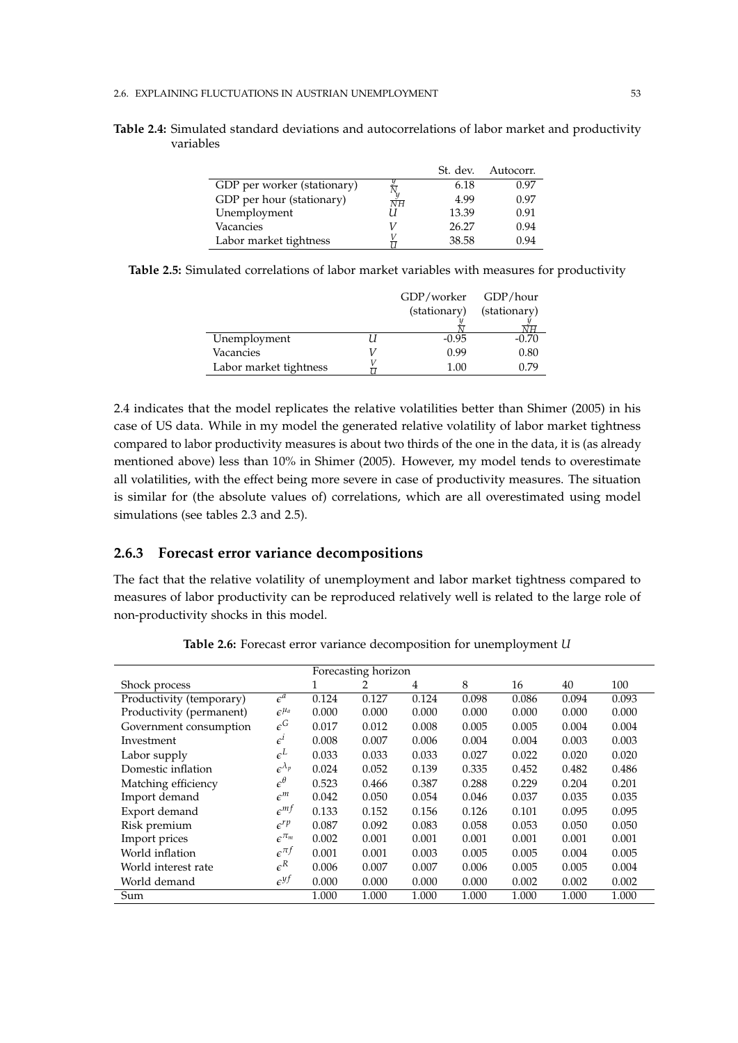**Table 2.4:** Simulated standard deviations and autocorrelations of labor market and productivity variables

| | | St. dev. | Autocorr. |
|---|---|---|---|
| GDP per worker (stationary) | $\frac{y}{N}$ | 6.18 | 0.97 |
| GDP per hour (stationary) | $\frac{y}{NH}$ | 4.99 | 0.97 |
| Unemployment | $U$ | 13.39 | 0.91 |
| Vacancies | $V$ | 26.27 | 0.94 |
| Labor market tightness | $\frac{V}{U}$ | 38.58 | 0.94 |

**Table 2.5:** Simulated correlations of labor market variables with measures for productivity

| | | GDP/worker (stationary) $\frac{y}{N}$ | GDP/hour (stationary) $\frac{y}{NH}$ |
|---|---|---|---|
| Unemployment | $U$ | -0.95 | -0.70 |
| Vacancies | $V$ | 0.99 | 0.80 |
| Labor market tightness | $\frac{V}{U}$ | 1.00 | 0.79 |

2.4 indicates that the model replicates the relative volatilities better than Shimer (2005) in his case of US data. While in my model the generated relative volatility of labor market tightness compared to labor productivity measures is about two thirds of the one in the data, it is (as already mentioned above) less than 10% in Shimer (2005). However, my model tends to overestimate all volatilities, with the effect being more severe in case of productivity measures. The situation is similar for (the absolute values of) correlations, which are all overestimated using model simulations (see tables 2.3 and 2.5).

### 2.6.3 Forecast error variance decompositions

The fact that the relative volatility of unemployment and labor market tightness compared to measures of labor productivity can be reproduced relatively well is related to the large role of non-productivity shocks in this model.

**Table 2.6:** Forecast error variance decomposition for unemployment $U$

| | | Forecasting horizon | | | | | | |
|---|---|---|---|---|---|---|---|---|
| Shock process | | 1 | 2 | 4 | 8 | 16 | 40 | 100 |
| Productivity (temporary) | $\epsilon^{a}$ | 0.124 | 0.127 | 0.124 | 0.098 | 0.086 | 0.094 | 0.093 |
| Productivity (permanent) | $\epsilon^{\mu_a}$ | 0.000 | 0.000 | 0.000 | 0.000 | 0.000 | 0.000 | 0.000 |
| Government consumption | $\epsilon^{G}$ | 0.017 | 0.012 | 0.008 | 0.005 | 0.005 | 0.004 | 0.004 |
| Investment | $\epsilon^{i}$ | 0.008 | 0.007 | 0.006 | 0.004 | 0.004 | 0.003 | 0.003 |
| Labor supply | $\epsilon^{L}$ | 0.033 | 0.033 | 0.033 | 0.027 | 0.022 | 0.020 | 0.020 |
| Domestic inflation | $\epsilon^{\lambda_p}$ | 0.024 | 0.052 | 0.139 | 0.335 | 0.452 | 0.482 | 0.486 |
| Matching efficiency | $\epsilon^{\theta}$ | 0.523 | 0.466 | 0.387 | 0.288 | 0.229 | 0.204 | 0.201 |
| Import demand | $\epsilon^{m}$ | 0.042 | 0.050 | 0.054 | 0.046 | 0.037 | 0.035 | 0.035 |
| Export demand | $\epsilon^{mf}$ | 0.133 | 0.152 | 0.156 | 0.126 | 0.101 | 0.095 | 0.095 |
| Risk premium | $\epsilon^{rp}$ | 0.087 | 0.092 | 0.083 | 0.058 | 0.053 | 0.050 | 0.050 |
| Import prices | $\epsilon^{\pi_m}$ | 0.002 | 0.001 | 0.001 | 0.001 | 0.001 | 0.001 | 0.001 |
| World inflation | $\epsilon^{\pi f}$ | 0.001 | 0.001 | 0.003 | 0.005 | 0.005 | 0.004 | 0.005 |
| World interest rate | $\epsilon^{R}$ | 0.006 | 0.007 | 0.007 | 0.006 | 0.005 | 0.005 | 0.004 |
| World demand | $\epsilon^{yf}$ | 0.000 | 0.000 | 0.000 | 0.000 | 0.002 | 0.002 | 0.002 |
| Sum | | 1.000 | 1.000 | 1.000 | 1.000 | 1.000 | 1.000 | 1.000 |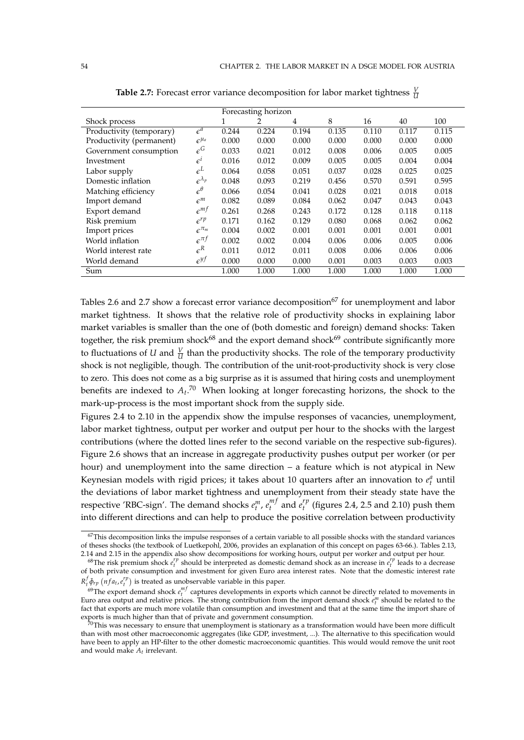**Table 2.7:** Forecast error variance decomposition for labor market tightness $\frac{V}{U}$

| | | Forecasting horizon | | | | | | |
|---|---|---|---|---|---|---|---|---|
| Shock process | | 1 | 2 | 4 | 8 | 16 | 40 | 100 |
| Productivity (temporary) | $\epsilon^{a}$ | 0.244 | 0.224 | 0.194 | 0.135 | 0.110 | 0.117 | 0.115 |
| Productivity (permanent) | $\epsilon^{\mu_a}$ | 0.000 | 0.000 | 0.000 | 0.000 | 0.000 | 0.000 | 0.000 |
| Government consumption | $\epsilon^{G}$ | 0.033 | 0.021 | 0.012 | 0.008 | 0.006 | 0.005 | 0.005 |
| Investment | $\epsilon^{i}$ | 0.016 | 0.012 | 0.009 | 0.005 | 0.005 | 0.004 | 0.004 |
| Labor supply | $\epsilon^{L}$ | 0.064 | 0.058 | 0.051 | 0.037 | 0.028 | 0.025 | 0.025 |
| Domestic inflation | $\epsilon^{\lambda_p}$ | 0.048 | 0.093 | 0.219 | 0.456 | 0.570 | 0.591 | 0.595 |
| Matching efficiency | $\epsilon^{\theta}$ | 0.066 | 0.054 | 0.041 | 0.028 | 0.021 | 0.018 | 0.018 |
| Import demand | $\epsilon^{m}$ | 0.082 | 0.089 | 0.084 | 0.062 | 0.047 | 0.043 | 0.043 |
| Export demand | $\epsilon^{mf}$ | 0.261 | 0.268 | 0.243 | 0.172 | 0.128 | 0.118 | 0.118 |
| Risk premium | $\epsilon^{rp}$ | 0.171 | 0.162 | 0.129 | 0.080 | 0.068 | 0.062 | 0.062 |
| Import prices | $\epsilon^{\pi_m}$ | 0.004 | 0.002 | 0.001 | 0.001 | 0.001 | 0.001 | 0.001 |
| World inflation | $\epsilon^{\pi f}$ | 0.002 | 0.002 | 0.004 | 0.006 | 0.006 | 0.005 | 0.006 |
| World interest rate | $\epsilon^{R}$ | 0.011 | 0.012 | 0.011 | 0.008 | 0.006 | 0.006 | 0.006 |
| World demand | $\epsilon^{yf}$ | 0.000 | 0.000 | 0.000 | 0.001 | 0.003 | 0.003 | 0.003 |
| Sum | | 1.000 | 1.000 | 1.000 | 1.000 | 1.000 | 1.000 | 1.000 |

Tables 2.6 and 2.7 show a forecast error variance decomposition[67] for unemployment and labor market tightness. It shows that the relative role of productivity shocks in explaining labor market variables is smaller than the one of (both domestic and foreign) demand shocks: Taken together, the risk premium shock[68] and the export demand shock[69] contribute significantly more to fluctuations of $U$ and $\frac{V}{U}$ than the productivity shocks. The role of the temporary productivity shock is not negligible, though. The contribution of the unit-root-productivity shock is very close to zero. This does not come as a big surprise as it is assumed that hiring costs and unemployment benefits are indexed to $A_t$.[70] When looking at longer forecasting horizons, the shock to the mark-up-process is the most important shock from the supply side.

Figures 2.4 to 2.10 in the appendix show the impulse responses of vacancies, unemployment, labor market tightness, output per worker and output per hour to the shocks with the largest contributions (where the dotted lines refer to the second variable on the respective sub-figures). Figure 2.6 shows that an increase in aggregate productivity pushes output per worker (or per hour) and unemployment into the same direction – a feature which is not atypical in New Keynesian models with rigid prices; it takes about 10 quarters after an innovation to $e_t^a$ until the deviations of labor market tightness and unemployment from their steady state have the respective 'RBC-sign'. The demand shocks $e_t^m$, $e_t^{mf}$ and $e_t^{rp}$ (figures 2.4, 2.5 and 2.10) push them into different directions and can help to produce the positive correlation between productivity

[67] This decomposition links the impulse responses of a certain variable to all possible shocks with the standard variances of theses shocks (the textbook of Luetkepohl, 2006, provides an explanation of this concept on pages 63-66.). Tables 2.13, 2.14 and 2.15 in the appendix also show decompositions for working hours, output per worker and output per hour.

[68] The risk premium shock $e_t^{rp}$ should be interpreted as domestic demand shock as an increase in $e_t^{rp}$ leads to a decrease of both private consumption and investment for given Euro area interest rates. Note that the domestic interest rate $R_t^f \tilde{\phi}_{rp}\left(nfa_t, e_t^{rp}\right)$ is treated as unobservable variable in this paper.

[69] The export demand shock $e_t^{mf}$ captures developments in exports which cannot be directly related to movements in Euro area output and relative prices. The strong contribution from the import demand shock $e_t^m$ should be related to the fact that exports are much more volatile than consumption and investment and that at the same time the import share of exports is much higher than that of private and government consumption.

[70] This was necessary to ensure that unemployment is stationary as a transformation would have been more difficult than with most other macroeconomic aggregates (like GDP, investment, ...). The alternative to this specification would have been to apply an HP-filter to the other domestic macroeconomic quantities. This would would remove the unit root and would make $A_t$ irrelevant.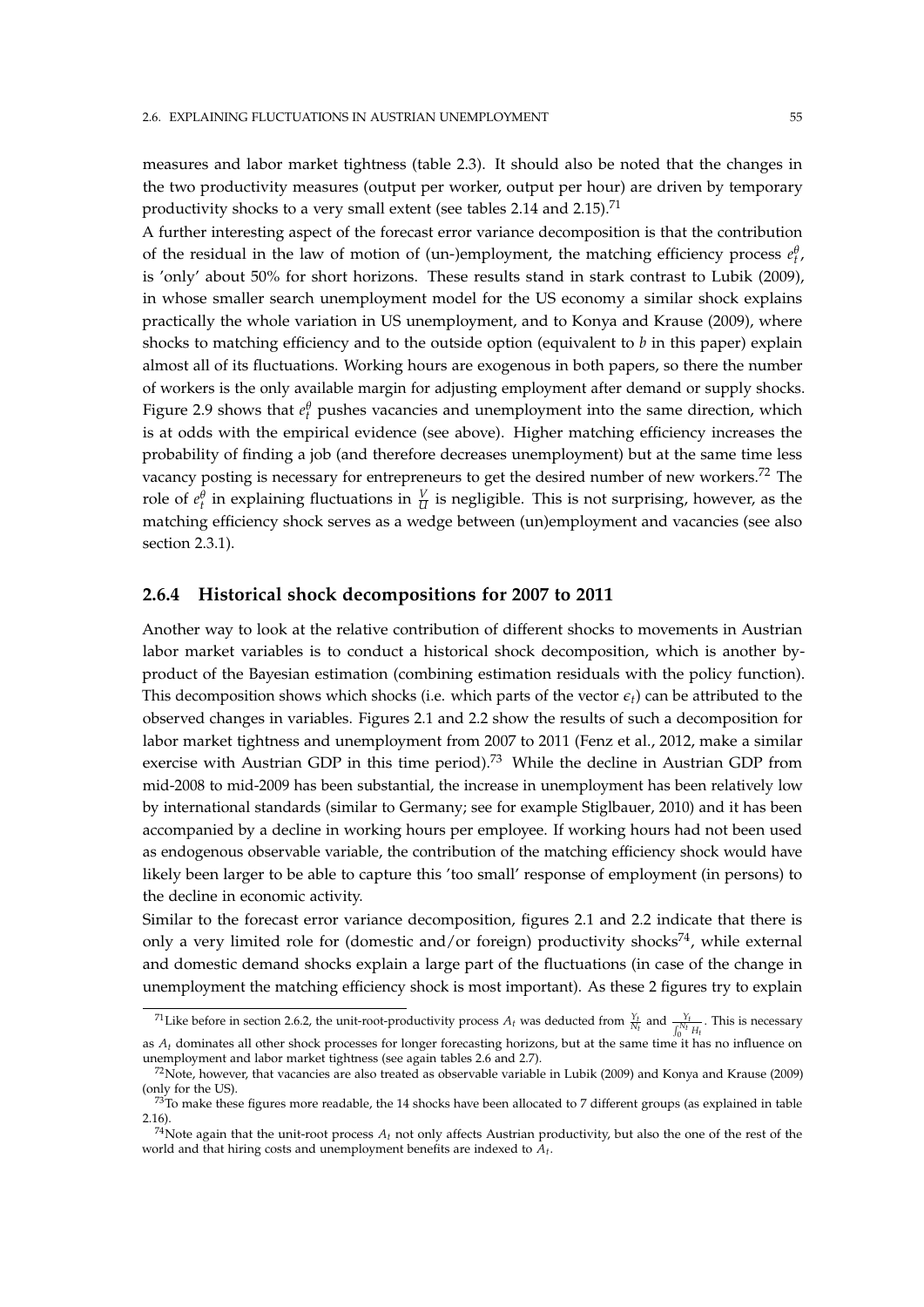measures and labor market tightness (table 2.3). It should also be noted that the changes in the two productivity measures (output per worker, output per hour) are driven by temporary productivity shocks to a very small extent (see tables 2.14 and 2.15).[71]

A further interesting aspect of the forecast error variance decomposition is that the contribution of the residual in the law of motion of (un-)employment, the matching efficiency process $e_t^\theta$, is 'only' about 50% for short horizons. These results stand in stark contrast to Lubik (2009), in whose smaller search unemployment model for the US economy a similar shock explains practically the whole variation in US unemployment, and to Konya and Krause (2009), where shocks to matching efficiency and to the outside option (equivalent to $b$ in this paper) explain almost all of its fluctuations. Working hours are exogenous in both papers, so there the number of workers is the only available margin for adjusting employment after demand or supply shocks. Figure 2.9 shows that $e_t^\theta$ pushes vacancies and unemployment into the same direction, which is at odds with the empirical evidence (see above). Higher matching efficiency increases the probability of finding a job (and therefore decreases unemployment) but at the same time less vacancy posting is necessary for entrepreneurs to get the desired number of new workers.[72] The role of $e_t^\theta$ in explaining fluctuations in $\frac{V}{U}$ is negligible. This is not surprising, however, as the matching efficiency shock serves as a wedge between (un)employment and vacancies (see also section 2.3.1).

### 2.6.4 Historical shock decompositions for 2007 to 2011

Another way to look at the relative contribution of different shocks to movements in Austrian labor market variables is to conduct a historical shock decomposition, which is another by-product of the Bayesian estimation (combining estimation residuals with the policy function). This decomposition shows which shocks (i.e. which parts of the vector $\epsilon_t$) can be attributed to the observed changes in variables. Figures 2.1 and 2.2 show the results of such a decomposition for labor market tightness and unemployment from 2007 to 2011 (Fenz et al., 2012, make a similar exercise with Austrian GDP in this time period).[73] While the decline in Austrian GDP from mid-2008 to mid-2009 has been substantial, the increase in unemployment has been relatively low by international standards (similar to Germany; see for example Stiglbauer, 2010) and it has been accompanied by a decline in working hours per employee. If working hours had not been used as endogenous observable variable, the contribution of the matching efficiency shock would have likely been larger to be able to capture this 'too small' response of employment (in persons) to the decline in economic activity.

Similar to the forecast error variance decomposition, figures 2.1 and 2.2 indicate that there is only a very limited role for (domestic and/or foreign) productivity shocks[74], while external and domestic demand shocks explain a large part of the fluctuations (in case of the change in unemployment the matching efficiency shock is most important). As these 2 figures try to explain

---

[71] Like before in section 2.6.2, the unit-root-productivity process $A_t$ was deducted from $\frac{Y_t}{N_t}$ and $\frac{Y_t}{\int_0^{N_t} H_t}$. This is necessary as $A_t$ dominates all other shock processes for longer forecasting horizons, but at the same time it has no influence on unemployment and labor market tightness (see again tables 2.6 and 2.7).

[72] Note, however, that vacancies are also treated as observable variable in Lubik (2009) and Konya and Krause (2009) (only for the US).

[73] To make these figures more readable, the 14 shocks have been allocated to 7 different groups (as explained in table 2.16).

[74] Note again that the unit-root process $A_t$ not only affects Austrian productivity, but also the one of the rest of the world and that hiring costs and unemployment benefits are indexed to $A_t$.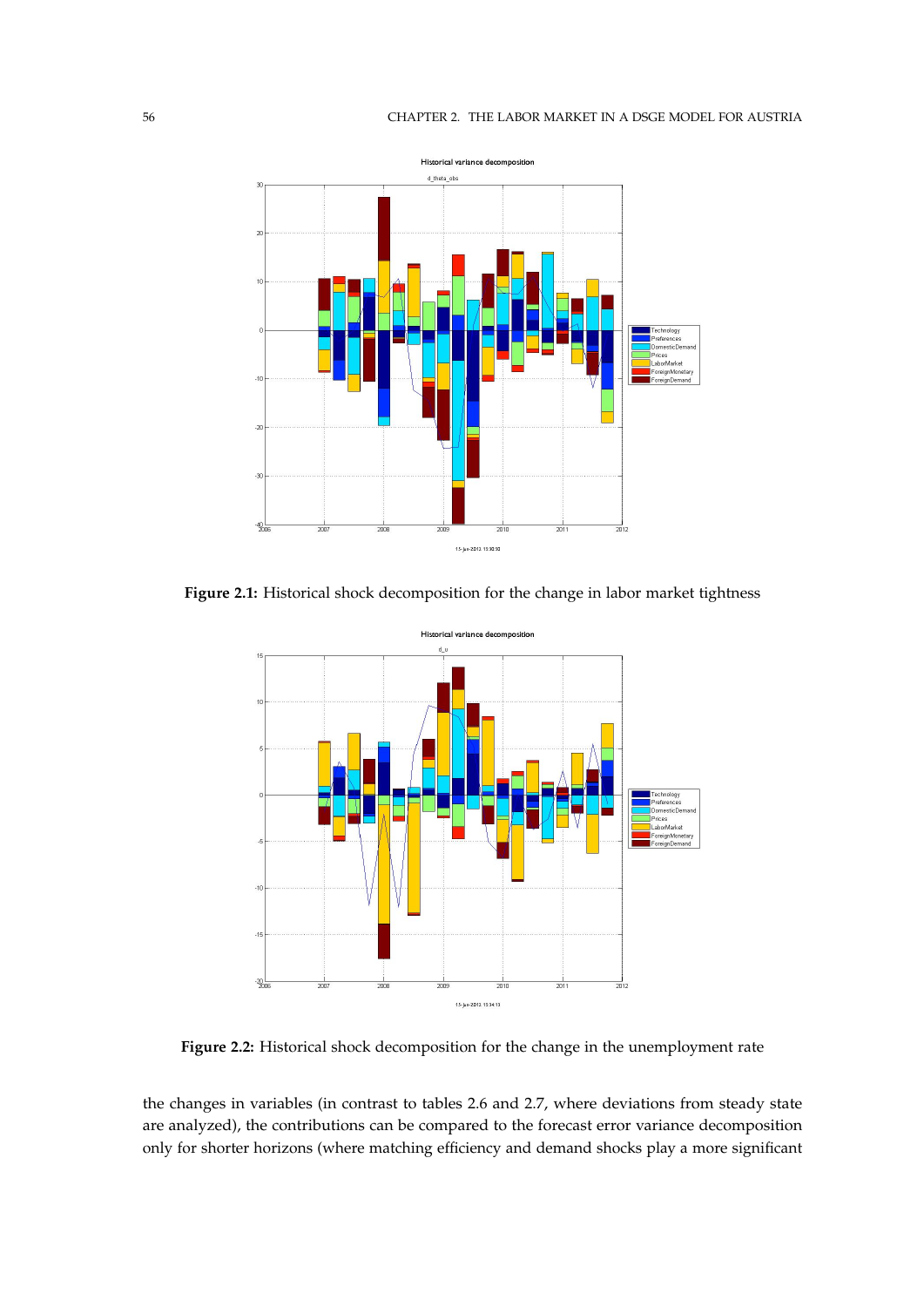Figure 2.1: Historical shock decomposition for the change in labor market tightness

Figure 2.2: Historical shock decomposition for the change in the unemployment rate

the changes in variables (in contrast to tables 2.6 and 2.7, where deviations from steady state are analyzed), the contributions can be compared to the forecast error variance decomposition only for shorter horizons (where matching efficiency and demand shocks play a more significant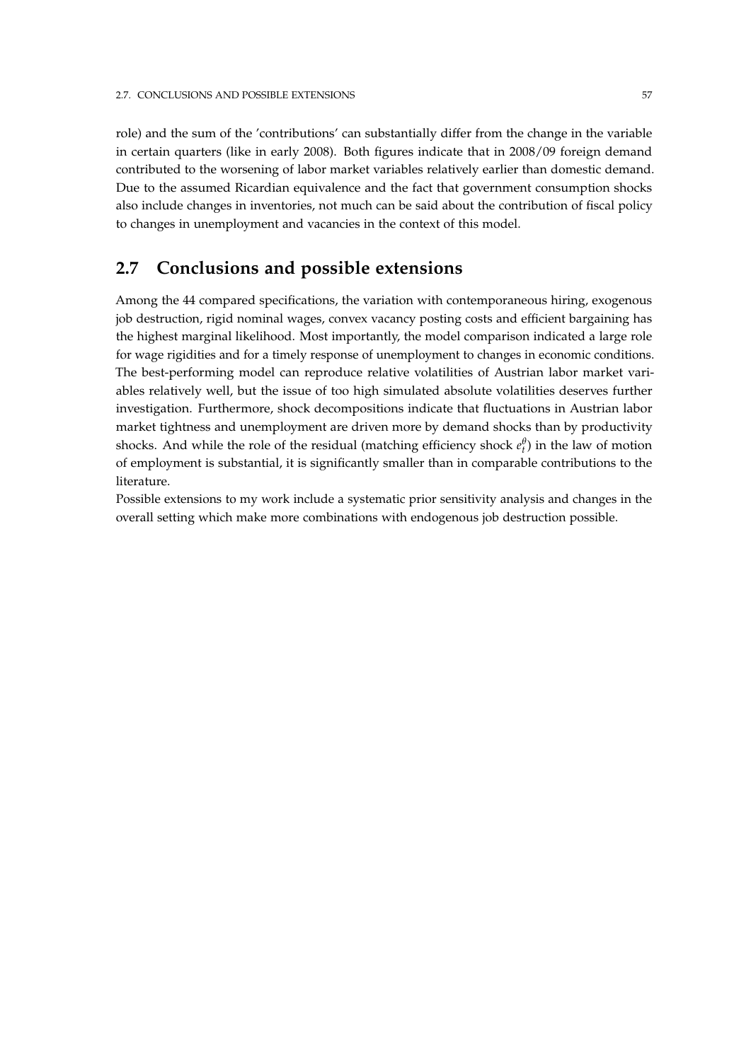role) and the sum of the 'contributions' can substantially differ from the change in the variable in certain quarters (like in early 2008). Both figures indicate that in 2008/09 foreign demand contributed to the worsening of labor market variables relatively earlier than domestic demand. Due to the assumed Ricardian equivalence and the fact that government consumption shocks also include changes in inventories, not much can be said about the contribution of fiscal policy to changes in unemployment and vacancies in the context of this model.

## 2.7 Conclusions and possible extensions

Among the 44 compared specifications, the variation with contemporaneous hiring, exogenous job destruction, rigid nominal wages, convex vacancy posting costs and efficient bargaining has the highest marginal likelihood. Most importantly, the model comparison indicated a large role for wage rigidities and for a timely response of unemployment to changes in economic conditions. The best-performing model can reproduce relative volatilities of Austrian labor market variables relatively well, but the issue of too high simulated absolute volatilities deserves further investigation. Furthermore, shock decompositions indicate that fluctuations in Austrian labor market tightness and unemployment are driven more by demand shocks than by productivity shocks. And while the role of the residual (matching efficiency shock $e_t^{\theta}$) in the law of motion of employment is substantial, it is significantly smaller than in comparable contributions to the literature.

Possible extensions to my work include a systematic prior sensitivity analysis and changes in the overall setting which make more combinations with endogenous job destruction possible.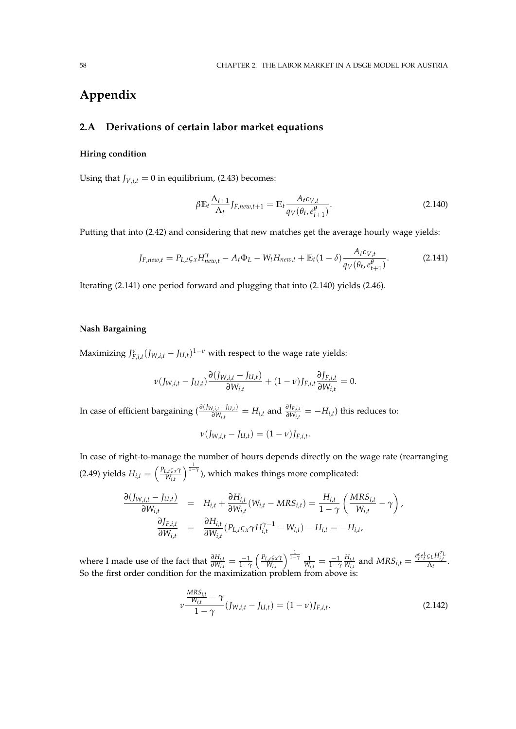# Appendix

## 2.A Derivations of certain labor market equations

### Hiring condition

Using that $J_{V,i,t} = 0$ in equilibrium, (2.43) becomes:

$$\beta \mathbb{E}_t \frac{\Lambda_{t+1}}{\Lambda_t} J_{F,new,t+1} = \mathbb{E}_t \frac{A_t c_{V,t}}{q_V(\theta_t, e^{\theta}_{t+1})}. \tag{2.140}$$

Putting that into (2.42) and considering that new matches get the average hourly wage yields:

$$J_{F,new,t} = P_{L,t} \varsigma_X H^{\gamma}_{new,t} - A_t \Phi_L - W_t H_{new,t} + \mathbb{E}_t (1-\delta) \frac{A_t c_{V,t}}{q_V(\theta_t, e^{\theta}_{t+1})}. \tag{2.141}$$

Iterating (2.141) one period forward and plugging that into (2.140) yields (2.46).

### Nash Bargaining

Maximizing $J^{\nu}_{F,i,t}(J_{W,i,t} - J_{U,t})^{1-\nu}$ with respect to the wage rate yields:

$$\nu (J_{W,i,t} - J_{U,t}) \frac{\partial (J_{W,i,t} - J_{U,t})}{\partial W_{i,t}} + (1-\nu) J_{F,i,t} \frac{\partial J_{F,i,t}}{\partial W_{i,t}} = 0.$$

In case of efficient bargaining ($\frac{\partial (J_{W,i,t} - J_{U,t})}{\partial W_{i,t}} = H_{i,t}$ and $\frac{\partial J_{F,i,t}}{\partial W_{i,t}} = -H_{i,t}$) this reduces to:

$$\nu (J_{W,i,t} - J_{U,t}) = (1-\nu) J_{F,i,t}.$$

In case of right-to-manage the number of hours depends directly on the wage rate (rearranging (2.49) yields $H_{i,t} = \left(\frac{P_{L,t}\varsigma_X \gamma}{W_{i,t}}\right)^{\frac{1}{1-\gamma}}$), which makes things more complicated:

$$\begin{aligned}
\frac{\partial (J_{W,i,t} - J_{U,t})}{\partial W_{i,t}} &= H_{i,t} + \frac{\partial H_{i,t}}{\partial W_{i,t}} (W_{i,t} - MRS_{i,t}) = \frac{H_{i,t}}{1-\gamma} \left( \frac{MRS_{i,t}}{W_{i,t}} - \gamma \right), \\
\frac{\partial J_{F,i,t}}{\partial W_{i,t}} &= \frac{\partial H_{i,t}}{\partial W_{i,t}} (P_{L,t} \varsigma_X \gamma H^{\gamma-1}_{i,t} - W_{i,t}) - H_{i,t} = -H_{i,t},
\end{aligned}$$

where I made use of the fact that $\frac{\partial H_{i,t}}{\partial W_{i,t}} = \frac{-1}{1-\gamma} \left(\frac{P_{L,t}\varsigma_X \gamma}{W_{i,t}}\right)^{\frac{1}{1-\gamma}} \frac{1}{W_{i,t}} = \frac{-1}{1-\gamma} \frac{H_{i,t}}{W_{i,t}}$ and $MRS_{i,t} = \frac{e^c_t e^L_t \varsigma_L H^{\sigma_L}_{i,t}}{\Lambda_t}$. So the first order condition for the maximization problem from above is:

$$\nu \frac{\frac{MRS_{i,t}}{W_{i,t}} - \gamma}{1-\gamma} (J_{W,i,t} - J_{U,t}) = (1-\nu) J_{F,i,t}. \tag{2.142}$$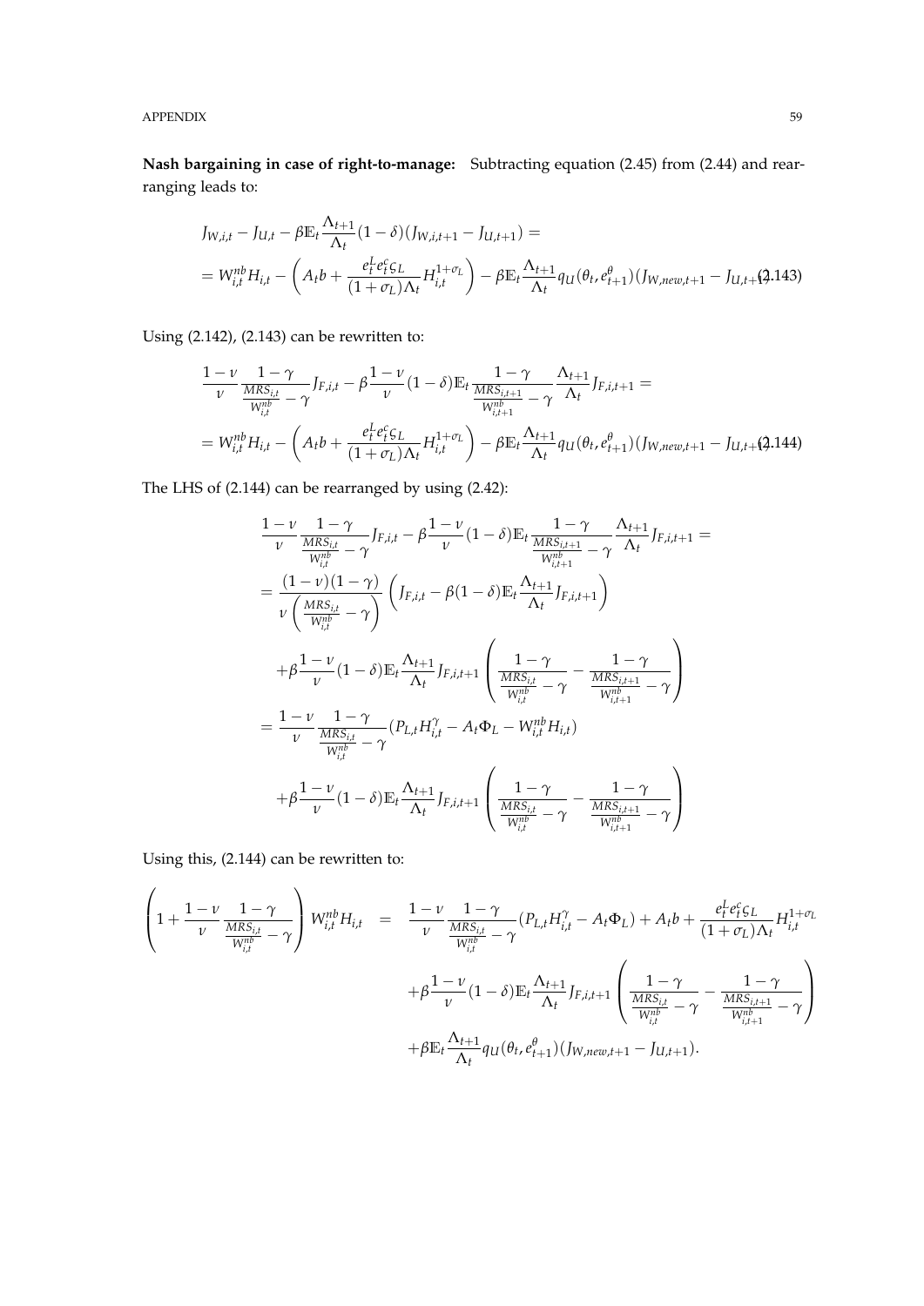**Nash bargaining in case of right-to-manage:** Subtracting equation (2.45) from (2.44) and rearranging leads to:

$$
\begin{aligned}
& J_{W,i,t} - J_{U,t} - \beta \mathbb{E}_t \frac{\Lambda_{t+1}}{\Lambda_t}(1-\delta)(J_{W,i,t+1} - J_{U,t+1}) = \\
& = W_{i,t}^{nb} H_{i,t} - \left( A_t b + \frac{e_t^L e_t^c \varsigma_L}{(1+\sigma_L)\Lambda_t} H_{i,t}^{1+\sigma_L} \right) - \beta \mathbb{E}_t \frac{\Lambda_{t+1}}{\Lambda_t} q_U(\theta_t, e_{t+1}^\theta)(J_{W,new,t+1} - J_{U,t+1}) \qquad (2.143)
\end{aligned}
$$

Using (2.142), (2.143) can be rewritten to:

$$
\begin{aligned}
& \frac{1-\nu}{\nu} \frac{1-\gamma}{\frac{MRS_{i,t}}{W_{i,t}^{nb}} - \gamma} J_{F,i,t} - \beta \frac{1-\nu}{\nu}(1-\delta)\mathbb{E}_t \frac{1-\gamma}{\frac{MRS_{i,t+1}}{W_{i,t+1}^{nb}} - \gamma} \frac{\Lambda_{t+1}}{\Lambda_t} J_{F,i,t+1} = \\
& = W_{i,t}^{nb} H_{i,t} - \left( A_t b + \frac{e_t^L e_t^c \varsigma_L}{(1+\sigma_L)\Lambda_t} H_{i,t}^{1+\sigma_L} \right) - \beta \mathbb{E}_t \frac{\Lambda_{t+1}}{\Lambda_t} q_U(\theta_t, e_{t+1}^\theta)(J_{W,new,t+1} - J_{U,t+1}) \qquad (2.144)
\end{aligned}
$$

The LHS of (2.144) can be rearranged by using (2.42):

$$
\begin{aligned}
& \frac{1-\nu}{\nu} \frac{1-\gamma}{\frac{MRS_{i,t}}{W_{i,t}^{nb}} - \gamma} J_{F,i,t} - \beta \frac{1-\nu}{\nu}(1-\delta)\mathbb{E}_t \frac{1-\gamma}{\frac{MRS_{i,t+1}}{W_{i,t+1}^{nb}} - \gamma} \frac{\Lambda_{t+1}}{\Lambda_t} J_{F,i,t+1} = \\
& = \frac{(1-\nu)(1-\gamma)}{\nu\left(\frac{MRS_{i,t}}{W_{i,t}^{nb}} - \gamma\right)} \left( J_{F,i,t} - \beta(1-\delta)\mathbb{E}_t \frac{\Lambda_{t+1}}{\Lambda_t} J_{F,i,t+1} \right) \\
& \quad + \beta \frac{1-\nu}{\nu}(1-\delta)\mathbb{E}_t \frac{\Lambda_{t+1}}{\Lambda_t} J_{F,i,t+1} \left( \frac{1-\gamma}{\frac{MRS_{i,t}}{W_{i,t}^{nb}} - \gamma} - \frac{1-\gamma}{\frac{MRS_{i,t+1}}{W_{i,t+1}^{nb}} - \gamma} \right) \\
& = \frac{1-\nu}{\nu} \frac{1-\gamma}{\frac{MRS_{i,t}}{W_{i,t}^{nb}} - \gamma} (P_{L,t} H_{i,t}^\gamma - A_t \Phi_L - W_{i,t}^{nb} H_{i,t}) \\
& \quad + \beta \frac{1-\nu}{\nu}(1-\delta)\mathbb{E}_t \frac{\Lambda_{t+1}}{\Lambda_t} J_{F,i,t+1} \left( \frac{1-\gamma}{\frac{MRS_{i,t}}{W_{i,t}^{nb}} - \gamma} - \frac{1-\gamma}{\frac{MRS_{i,t+1}}{W_{i,t+1}^{nb}} - \gamma} \right)
\end{aligned}
$$

Using this, (2.144) can be rewritten to:

$$
\begin{aligned}
\left( 1 + \frac{1-\nu}{\nu} \frac{1-\gamma}{\frac{MRS_{i,t}}{W_{i,t}^{nb}} - \gamma} \right) W_{i,t}^{nb} H_{i,t} \quad = \quad & \frac{1-\nu}{\nu} \frac{1-\gamma}{\frac{MRS_{i,t}}{W_{i,t}^{nb}} - \gamma} (P_{L,t} H_{i,t}^\gamma - A_t \Phi_L) + A_t b + \frac{e_t^L e_t^c \varsigma_L}{(1+\sigma_L)\Lambda_t} H_{i,t}^{1+\sigma_L} \\
& + \beta \frac{1-\nu}{\nu}(1-\delta)\mathbb{E}_t \frac{\Lambda_{t+1}}{\Lambda_t} J_{F,i,t+1} \left( \frac{1-\gamma}{\frac{MRS_{i,t}}{W_{i,t}^{nb}} - \gamma} - \frac{1-\gamma}{\frac{MRS_{i,t+1}}{W_{i,t+1}^{nb}} - \gamma} \right) \\
& + \beta \mathbb{E}_t \frac{\Lambda_{t+1}}{\Lambda_t} q_U(\theta_t, e_{t+1}^\theta)(J_{W,new,t+1} - J_{U,t+1}).
\end{aligned}
$$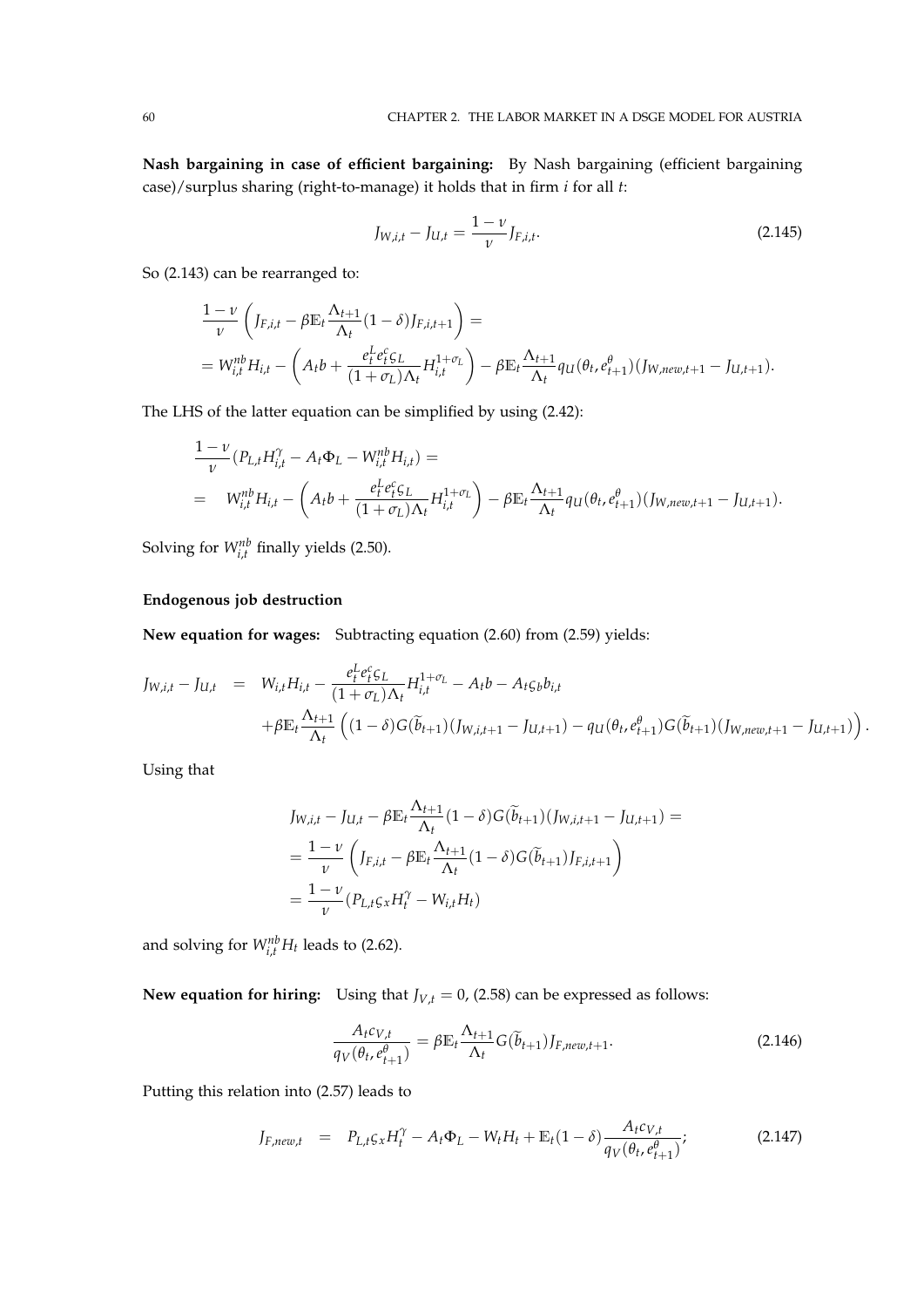**Nash bargaining in case of efficient bargaining:** By Nash bargaining (efficient bargaining case)/surplus sharing (right-to-manage) it holds that in firm $i$ for all $t$:

$$J_{W,i,t} - J_{U,t} = \frac{1-\nu}{\nu} J_{F,i,t}. \tag{2.145}$$

So (2.143) can be rearranged to:

$$\begin{aligned}
&\frac{1-\nu}{\nu}\left(J_{F,i,t} - \beta \mathbb{E}_t \frac{\Lambda_{t+1}}{\Lambda_t}(1-\delta) J_{F,i,t+1}\right) = \\
&= W_{i,t}^{nb} H_{i,t} - \left(A_t b + \frac{e_t^L e_t^c \varsigma_L}{(1+\sigma_L)\Lambda_t} H_{i,t}^{1+\sigma_L}\right) - \beta \mathbb{E}_t \frac{\Lambda_{t+1}}{\Lambda_t} q_U(\theta_t, e_{t+1}^{\theta})(J_{W,new,t+1} - J_{U,t+1}).
\end{aligned}$$

The LHS of the latter equation can be simplified by using (2.42):

$$\begin{aligned}
&\frac{1-\nu}{\nu}(P_{L,t} H_{i,t}^{\gamma} - A_t \Phi_L - W_{i,t}^{nb} H_{i,t}) = \\
=\quad & W_{i,t}^{nb} H_{i,t} - \left(A_t b + \frac{e_t^L e_t^c \varsigma_L}{(1+\sigma_L)\Lambda_t} H_{i,t}^{1+\sigma_L}\right) - \beta \mathbb{E}_t \frac{\Lambda_{t+1}}{\Lambda_t} q_U(\theta_t, e_{t+1}^{\theta})(J_{W,new,t+1} - J_{U,t+1}).
\end{aligned}$$

Solving for $W_{i,t}^{nb}$ finally yields (2.50).

### Endogenous job destruction

**New equation for wages:** Subtracting equation (2.60) from (2.59) yields:

$$\begin{aligned}
J_{W,i,t} - J_{U,t} \quad = \quad & W_{i,t} H_{i,t} - \frac{e_t^L e_t^c \varsigma_L}{(1+\sigma_L)\Lambda_t} H_{i,t}^{1+\sigma_L} - A_t b - A_t \varsigma_b b_{i,t} \\
& + \beta \mathbb{E}_t \frac{\Lambda_{t+1}}{\Lambda_t}\left((1-\delta) G(\widetilde{b}_{t+1})(J_{W,i,t+1} - J_{U,t+1}) - q_U(\theta_t, e_{t+1}^{\theta}) G(\widetilde{b}_{t+1})(J_{W,new,t+1} - J_{U,t+1})\right).
\end{aligned}$$

Using that

$$\begin{aligned}
& J_{W,i,t} - J_{U,t} - \beta \mathbb{E}_t \frac{\Lambda_{t+1}}{\Lambda_t}(1-\delta) G(\widetilde{b}_{t+1})(J_{W,i,t+1} - J_{U,t+1}) = \\
&= \frac{1-\nu}{\nu}\left(J_{F,i,t} - \beta \mathbb{E}_t \frac{\Lambda_{t+1}}{\Lambda_t}(1-\delta) G(\widetilde{b}_{t+1}) J_{F,i,t+1}\right) \\
&= \frac{1-\nu}{\nu}(P_{L,t} \varsigma_x H_t^{\gamma} - W_{i,t} H_t)
\end{aligned}$$

and solving for $W_{i,t}^{nb} H_t$ leads to (2.62).

**New equation for hiring:** Using that $J_{V,t} = 0$, (2.58) can be expressed as follows:

$$\frac{A_t c_{V,t}}{q_V(\theta_t, e_{t+1}^{\theta})} = \beta \mathbb{E}_t \frac{\Lambda_{t+1}}{\Lambda_t} G(\widetilde{b}_{t+1}) J_{F,new,t+1}. \tag{2.146}$$

Putting this relation into (2.57) leads to

$$J_{F,new,t} \quad = \quad P_{L,t} \varsigma_x H_t^{\gamma} - A_t \Phi_L - W_t H_t + \mathbb{E}_t (1-\delta) \frac{A_t c_{V,t}}{q_V(\theta_t, e_{t+1}^{\theta})}; \tag{2.147}$$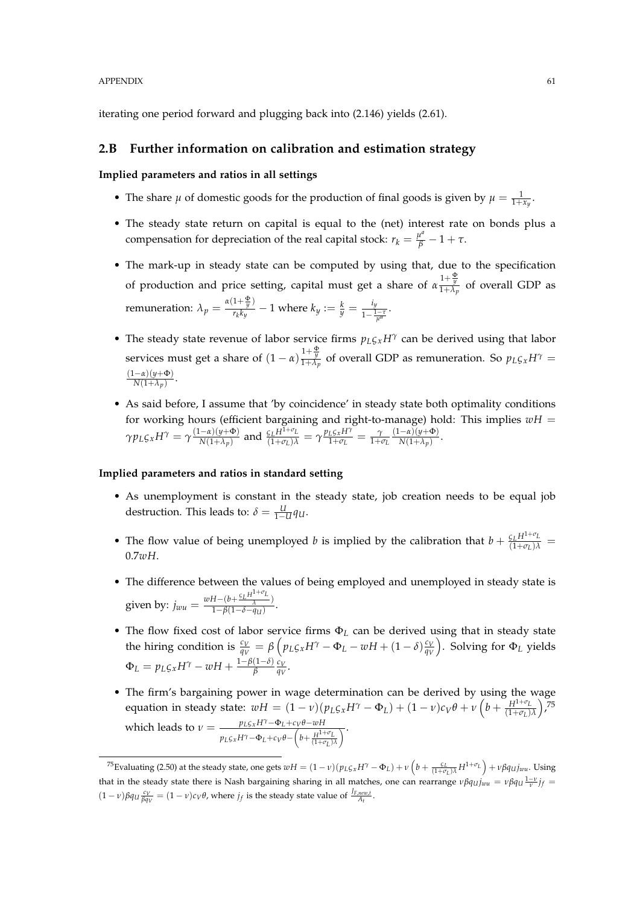iterating one period forward and plugging back into (2.146) yields (2.61).

## 2.B Further information on calibration and estimation strategy

**Implied parameters and ratios in all settings**

- The share $\mu$ of domestic goods for the production of final goods is given by $\mu = \frac{1}{1+x_y}$.
- The steady state return on capital is equal to the (net) interest rate on bonds plus a compensation for depreciation of the real capital stock: $r_k = \frac{\mu^a}{\beta} - 1 + \tau$.
- The mark-up in steady state can be computed by using that, due to the specification of production and price setting, capital must get a share of $\alpha \frac{1+\frac{\Phi}{y}}{1+\lambda_p}$ of overall GDP as remuneration: $\lambda_p = \frac{\alpha(1+\frac{\Phi}{y})}{r_k k_y} - 1$ where $k_y := \frac{k}{y} = \frac{i_y}{1-\frac{1-\tau}{\mu^a}}$.
- The steady state revenue of labor service firms $p_L \varsigma_x H^\gamma$ can be derived using that labor services must get a share of $(1-\alpha)\frac{1+\frac{\Phi}{y}}{1+\lambda_p}$ of overall GDP as remuneration. So $p_L \varsigma_x H^\gamma = \frac{(1-\alpha)(y+\Phi)}{N(1+\lambda_p)}$.
- As said before, I assume that 'by coincidence' in steady state both optimality conditions for working hours (efficient bargaining and right-to-manage) hold: This implies $wH = \gamma p_L \varsigma_x H^\gamma = \gamma \frac{(1-\alpha)(y+\Phi)}{N(1+\lambda_p)}$ and $\frac{\varsigma_L H^{1+\sigma_L}}{(1+\sigma_L)\lambda} = \gamma \frac{p_L \varsigma_x H^\gamma}{1+\sigma_L} = \frac{\gamma}{1+\sigma_L}\frac{(1-\alpha)(y+\Phi)}{N(1+\lambda_p)}$.

**Implied parameters and ratios in standard setting**

- As unemployment is constant in the steady state, job creation needs to be equal job destruction. This leads to: $\delta = \frac{U}{1-U} q_U$.
- The flow value of being unemployed $b$ is implied by the calibration that $b + \frac{\varsigma_L H^{1+\sigma_L}}{(1+\sigma_L)\lambda} = 0.7wH$.
- The difference between the values of being employed and unemployed in steady state is given by: $j_{wu} = \frac{wH - (b + \frac{\varsigma_L H^{1+\sigma_L}}{\lambda})}{1-\beta(1-\delta-q_U)}$.
- The flow fixed cost of labor service firms $\Phi_L$ can be derived using that in steady state the hiring condition is $\frac{c_V}{q_V} = \beta\left(p_L \varsigma_x H^\gamma - \Phi_L - wH + (1-\delta)\frac{c_V}{q_V}\right)$. Solving for $\Phi_L$ yields $\Phi_L = p_L \varsigma_x H^\gamma - wH + \frac{1-\beta(1-\delta)}{\beta}\frac{c_V}{q_V}$.
- The firm's bargaining power in wage determination can be derived by using the wage equation in steady state: $wH = (1-\nu)(p_L \varsigma_x H^\gamma - \Phi_L) + (1-\nu)c_V\theta + \nu\left(b + \frac{H^{1+\sigma_L}}{(1+\sigma_L)\lambda}\right)$,[75] which leads to $\nu = \frac{p_L \varsigma_x H^\gamma - \Phi_L + c_V\theta - wH}{p_L \varsigma_x H^\gamma - \Phi_L + c_V\theta - \left(b + \frac{H^{1+\sigma_L}}{(1+\sigma_L)\lambda}\right)}$.

[75] Evaluating (2.50) at the steady state, one gets $wH = (1-\nu)(p_L \varsigma_x H^\gamma - \Phi_L) + \nu\left(b + \frac{\varsigma_L}{(1+\sigma_L)\lambda} H^{1+\sigma_L}\right) + \nu\beta q_U j_{wu}$. Using that in the steady state there is Nash bargaining sharing in all matches, one can rearrange $\nu\beta q_U j_{wu} = \nu\beta q_U \frac{1-\nu}{\nu} j_f = (1-\nu)\beta q_U \frac{c_V}{\beta q_V} = (1-\nu)c_V\theta$, where $j_f$ is the steady state value of $\frac{J_{F,new,t}}{A_t}$.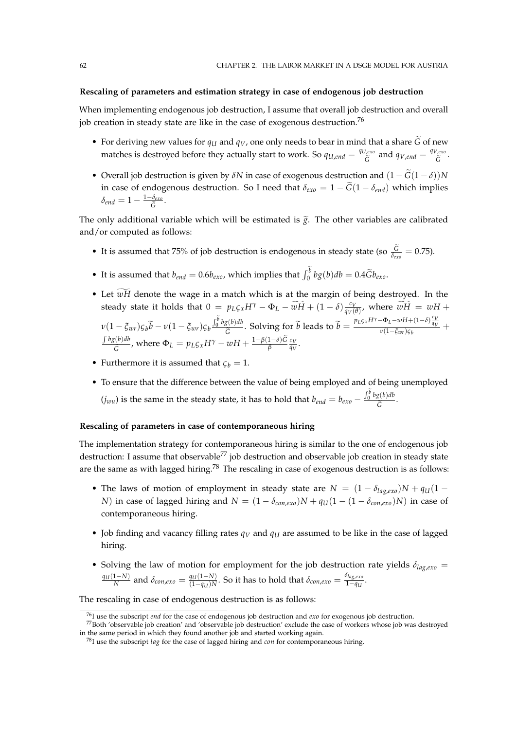**Rescaling of parameters and estimation strategy in case of endogenous job destruction**

When implementing endogenous job destruction, I assume that overall job destruction and overall job creation in steady state are like in the case of exogenous destruction.[76]

- For deriving new values for $q_U$ and $q_V$, one only needs to bear in mind that a share $\widetilde{G}$ of new matches is destroyed before they actually start to work. So $q_{U,end} = \frac{q_{U,exo}}{\widetilde{G}}$ and $q_{V,end} = \frac{q_{V,exo}}{\widetilde{G}}$.
- Overall job destruction is given by $\delta N$ in case of exogenous destruction and $(1 - \widetilde{G}(1-\delta))N$ in case of endogenous destruction. So I need that $\delta_{exo} = 1 - \widetilde{G}(1 - \delta_{end})$ which implies $\delta_{end} = 1 - \frac{1-\delta_{exo}}{\widetilde{G}}$.

The only additional variable which will be estimated is $\widetilde{g}$. The other variables are calibrated and/or computed as follows:

- It is assumed that 75% of job destruction is endogenous in steady state (so $\frac{\widetilde{G}}{\delta_{exo}} = 0.75$).
- It is assumed that $b_{end} = 0.6 b_{exo}$, which implies that $\int_0^{\widetilde{b}} b g(b) db = 0.4 \widetilde{G} b_{exo}$.
- Let $\widetilde{wH}$ denote the wage in a match which is at the margin of being destroyed. In the steady state it holds that $0 = p_L \varsigma_x H^\gamma - \Phi_L - \widetilde{wH} + (1-\delta)\frac{c_V}{q_V(\theta)}$, where $\widetilde{wH} = wH + \nu(1-\xi_{wr})\varsigma_b \widetilde{b} - \nu(1-\xi_{wr})\varsigma_b \frac{\int_0^{\widetilde{b}} bg(b)db}{\widetilde{G}}$. Solving for $\widetilde{b}$ leads to $\widetilde{b} = \frac{p_L \varsigma_x H^\gamma - \Phi_L - wH + (1-\delta)\frac{c_V}{q_V}}{\nu(1-\xi_{wr})\varsigma_b} + \frac{\int bg(b)db}{\widetilde{G}}$, where $\Phi_L = p_L \varsigma_x H^\gamma - wH + \frac{1-\beta(1-\delta)\widetilde{G}}{\beta}\frac{c_V}{q_V}$.
- Furthermore it is assumed that $\varsigma_b = 1$.
- To ensure that the difference between the value of being employed and of being unemployed ($j_{wu}$) is the same in the steady state, it has to hold that $b_{end} = b_{exo} - \frac{\int_0^{\widetilde{b}} bg(b)db}{\widetilde{G}}$.

**Rescaling of parameters in case of contemporaneous hiring**

The implementation strategy for contemporaneous hiring is similar to the one of endogenous job destruction: I assume that observable[77] job destruction and observable job creation in steady state are the same as with lagged hiring.[78] The rescaling in case of exogenous destruction is as follows:

- The laws of motion of employment in steady state are $N = (1 - \delta_{lag,exo})N + q_U(1 - N)$ in case of lagged hiring and $N = (1 - \delta_{con,exo})N + q_U(1 - (1 - \delta_{con,exo})N)$ in case of contemporaneous hiring.
- Job finding and vacancy filling rates $q_V$ and $q_U$ are assumed to be like in the case of lagged hiring.
- Solving the law of motion for employment for the job destruction rate yields $\delta_{lag,exo} = \frac{q_U(1-N)}{N}$ and $\delta_{con,exo} = \frac{q_U(1-N)}{(1-q_U)N}$. So it has to hold that $\delta_{con,exo} = \frac{\delta_{lag,exo}}{1-q_U}$.

The rescaling in case of endogenous destruction is as follows:

[76] I use the subscript *end* for the case of endogenous job destruction and *exo* for exogenous job destruction.

[77] Both 'observable job creation' and 'observable job destruction' exclude the case of workers whose job was destroyed in the same period in which they found another job and started working again.

[78] I use the subscript *lag* for the case of lagged hiring and *con* for contemporaneous hiring.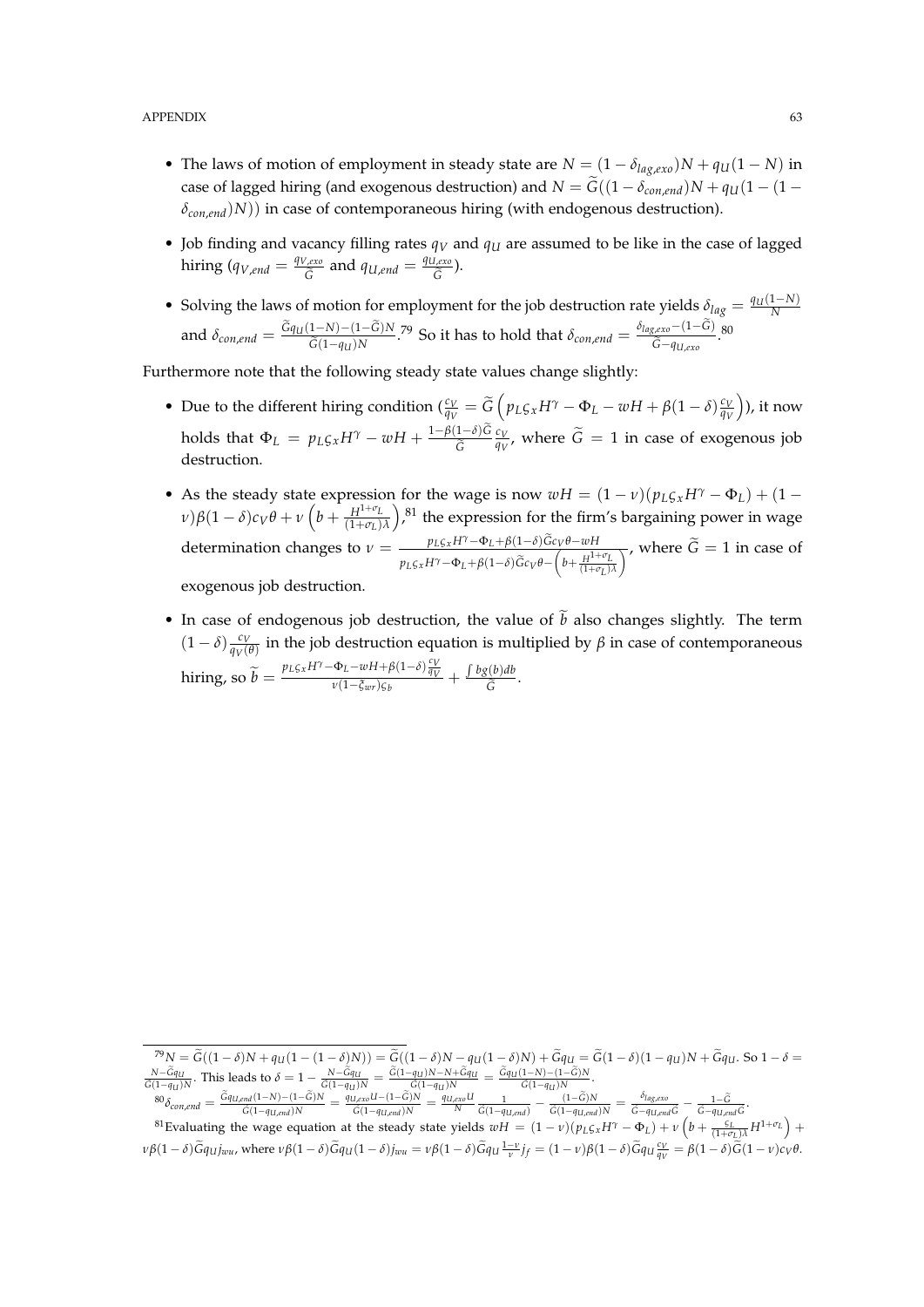- The laws of motion of employment in steady state are $N = (1-\delta_{lag,exo})N + q_U(1-N)$ in case of lagged hiring (and exogenous destruction) and $N = \widetilde{G}((1-\delta_{con,end})N + q_U(1-(1-\delta_{con,end})N))$ in case of contemporaneous hiring (with endogenous destruction).
- Job finding and vacancy filling rates $q_V$ and $q_U$ are assumed to be like in the case of lagged hiring ($q_{V,end} = \frac{q_{V,exo}}{\widetilde{G}}$ and $q_{U,end} = \frac{q_{U,exo}}{\widetilde{G}}$).
- Solving the laws of motion for employment for the job destruction rate yields $\delta_{lag} = \frac{q_U(1-N)}{N}$ and $\delta_{con,end} = \frac{\widetilde{G}q_U(1-N)-(1-\widetilde{G})N}{\widetilde{G}(1-q_U)N}$.[79] So it has to hold that $\delta_{con,end} = \frac{\delta_{lag,exo}-(1-\widetilde{G})}{\widetilde{G}-q_{U,exo}}$.[80]

Furthermore note that the following steady state values change slightly:

- Due to the different hiring condition ($\frac{c_V}{q_V} = \widetilde{G}\left(p_L\varsigma_x H^\gamma - \Phi_L - wH + \beta(1-\delta)\frac{c_V}{q_V}\right)$), it now holds that $\Phi_L = p_L\varsigma_x H^\gamma - wH + \frac{1-\beta(1-\delta)\widetilde{G}}{\widetilde{G}}\frac{c_V}{q_V}$, where $\widetilde{G} = 1$ in case of exogenous job destruction.
- As the steady state expression for the wage is now $wH = (1-\nu)(p_L\varsigma_x H^\gamma - \Phi_L) + (1-\nu)\beta(1-\delta)c_V\theta + \nu\left(b + \frac{H^{1+\sigma_L}}{(1+\sigma_L)\lambda}\right)$,[81] the expression for the firm's bargaining power in wage determination changes to $\nu = \frac{p_L\varsigma_x H^\gamma - \Phi_L + \beta(1-\delta)\widetilde{G}c_V\theta - wH}{p_L\varsigma_x H^\gamma - \Phi_L + \beta(1-\delta)\widetilde{G}c_V\theta - \left(b + \frac{H^{1+\sigma_L}}{(1+\sigma_L)\lambda}\right)}$, where $\widetilde{G} = 1$ in case of exogenous job destruction.
- In case of endogenous job destruction, the value of $\widetilde{b}$ also changes slightly. The term $(1-\delta)\frac{c_V}{q_V(\theta)}$ in the job destruction equation is multiplied by $\beta$ in case of contemporaneous hiring, so $\widetilde{b} = \frac{p_L\varsigma_x H^\gamma - \Phi_L - wH + \beta(1-\delta)\frac{c_V}{q_V}}{\nu(1-\xi_{wr})\varsigma_b} + \frac{\int bg(b)db}{\widetilde{G}}$.

---

[79] $N = \widetilde{G}((1-\delta)N + q_U(1-(1-\delta)N)) = \widetilde{G}((1-\delta)N - q_U(1-\delta)N) + \widetilde{G}q_U = \widetilde{G}(1-\delta)(1-q_U)N + \widetilde{G}q_U$. So $1-\delta = \frac{N-\widetilde{G}q_U}{\widetilde{G}(1-q_U)N}$. This leads to $\delta = 1 - \frac{N-\widetilde{G}q_U}{\widetilde{G}(1-q_U)N} = \frac{\widetilde{G}(1-q_U)N-N+\widetilde{G}q_U}{\widetilde{G}(1-q_U)N} = \frac{\widetilde{G}q_U(1-N)-(1-\widetilde{G})N}{\widetilde{G}(1-q_U)N}$.

[80] $\delta_{con,end} = \frac{\widetilde{G}q_{U,end}(1-N)-(1-\widetilde{G})N}{\widetilde{G}(1-q_{U,end})N} = \frac{q_{U,exo}U-(1-\widetilde{G})N}{\widetilde{G}(1-q_{U,end})N} = \frac{q_{U,exo}U}{N}\frac{1}{\widetilde{G}(1-q_{U,end})} - \frac{(1-\widetilde{G})N}{\widetilde{G}(1-q_{U,end})N} = \frac{\delta_{lag,exo}}{\widetilde{G}-q_{U,end}\widetilde{G}} - \frac{1-\widetilde{G}}{\widetilde{G}-q_{U,end}\widetilde{G}}$.

[81] Evaluating the wage equation at the steady state yields $wH = (1-\nu)(p_L\varsigma_x H^\gamma - \Phi_L) + \nu\left(b + \frac{\varsigma_L}{(1+\sigma_L)\lambda}H^{1+\sigma_L}\right) + \nu\beta(1-\delta)\widetilde{G}q_U j_{wu}$, where $\nu\beta(1-\delta)\widetilde{G}q_U(1-\delta)j_{wu} = \nu\beta(1-\delta)\widetilde{G}q_U\frac{1-\nu}{\nu}j_f = (1-\nu)\beta(1-\delta)\widetilde{G}q_U\frac{c_V}{q_V} = \beta(1-\delta)\widetilde{G}(1-\nu)c_V\theta$.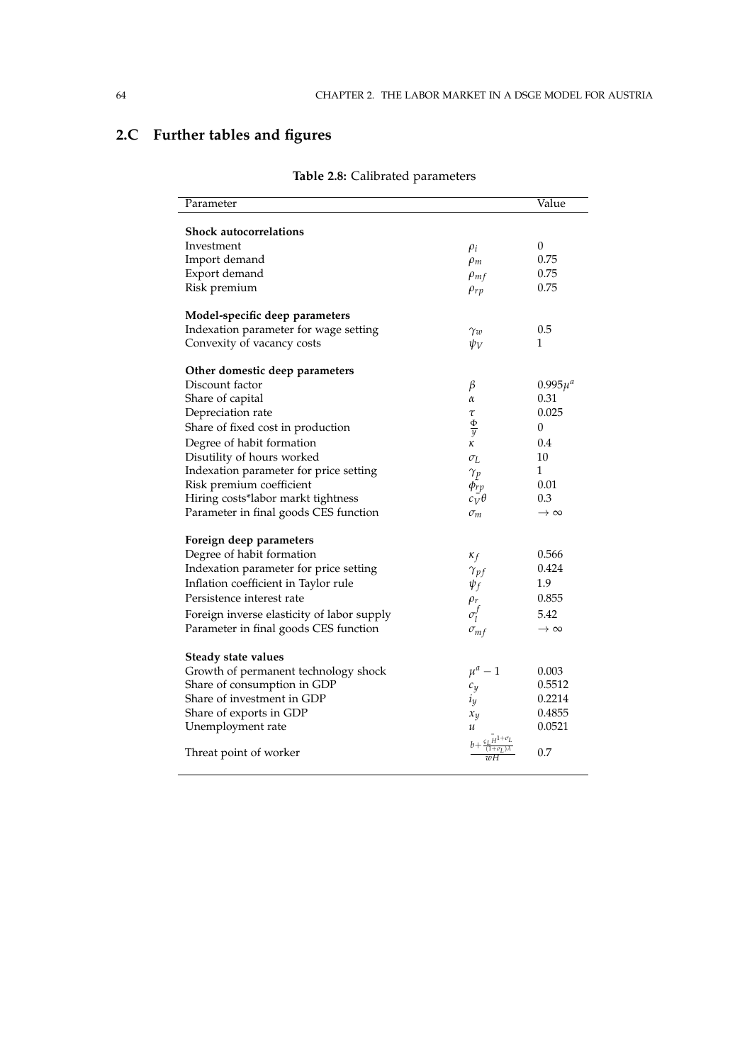## 2.C Further tables and figures

**Table 2.8:** Calibrated parameters

| Parameter | | Value |
|---|---|---|
| **Shock autocorrelations** | | |
| Investment | $\rho_i$ | 0 |
| Import demand | $\rho_m$ | 0.75 |
| Export demand | $\rho_{mf}$ | 0.75 |
| Risk premium | $\rho_{rp}$ | 0.75 |
| **Model-specific deep parameters** | | |
| Indexation parameter for wage setting | $\gamma_w$ | 0.5 |
| Convexity of vacancy costs | $\psi_V$ | 1 |
| **Other domestic deep parameters** | | |
| Discount factor | $\beta$ | $0.995\mu^a$ |
| Share of capital | $\alpha$ | 0.31 |
| Depreciation rate | $\tau$ | 0.025 |
| Share of fixed cost in production | $\frac{\Phi}{y}$ | 0 |
| Degree of habit formation | $\kappa$ | 0.4 |
| Disutility of hours worked | $\sigma_L$ | 10 |
| Indexation parameter for price setting | $\gamma_p$ | 1 |
| Risk premium coefficient | $\phi_{rp}$ | 0.01 |
| Hiring costs*labor markt tightness | $c_V\theta$ | 0.3 |
| Parameter in final goods CES function | $\sigma_m$ | $\to\infty$ |
| **Foreign deep parameters** | | |
| Degree of habit formation | $\kappa_f$ | 0.566 |
| Indexation parameter for price setting | $\gamma_{pf}$ | 0.424 |
| Inflation coefficient in Taylor rule | $\psi_f$ | 1.9 |
| Persistence interest rate | $\rho_r$ | 0.855 |
| Foreign inverse elasticity of labor supply | $\sigma_l^f$ | 5.42 |
| Parameter in final goods CES function | $\sigma_{mf}$ | $\to\infty$ |
| **Steady state values** | | |
| Growth of permanent technology shock | $\mu^a - 1$ | 0.003 |
| Share of consumption in GDP | $c_y$ | 0.5512 |
| Share of investment in GDP | $i_y$ | 0.2214 |
| Share of exports in GDP | $x_y$ | 0.4855 |
| Unemployment rate | $u$ | 0.0521 |
| Threat point of worker | $\frac{b+\frac{\xi_L \bar{H}^{1+\sigma_L}}{(1+\sigma_L)\lambda}}{\bar{w}\bar{H}}$ | 0.7 |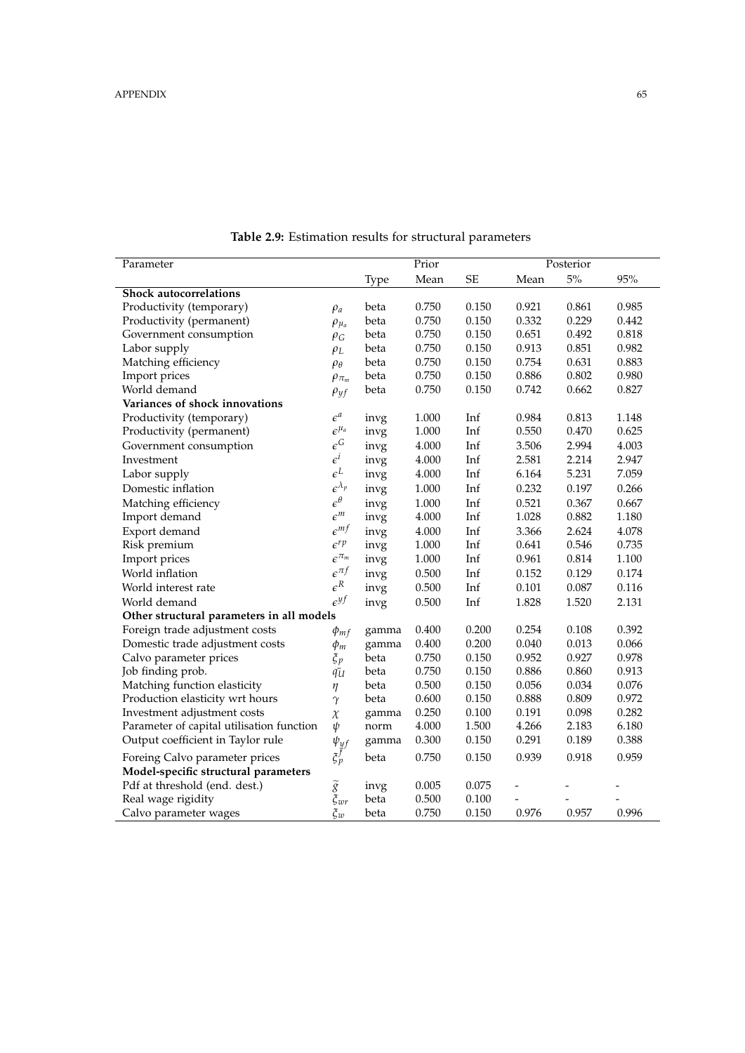**Table 2.9:** Estimation results for structural parameters

| Parameter | | Prior | | | Posterior | | |
|---|---|---|---|---|---|---|---|
| | | Type | Mean | SE | Mean | 5% | 95% |
| **Shock autocorrelations** | | | | | | | |
| Productivity (temporary) | $\rho_a$ | beta | 0.750 | 0.150 | 0.921 | 0.861 | 0.985 |
| Productivity (permanent) | $\rho_{\mu_a}$ | beta | 0.750 | 0.150 | 0.332 | 0.229 | 0.442 |
| Government consumption | $\rho_G$ | beta | 0.750 | 0.150 | 0.651 | 0.492 | 0.818 |
| Labor supply | $\rho_L$ | beta | 0.750 | 0.150 | 0.913 | 0.851 | 0.982 |
| Matching efficiency | $\rho_\theta$ | beta | 0.750 | 0.150 | 0.754 | 0.631 | 0.883 |
| Import prices | $\rho_{\pi_m}$ | beta | 0.750 | 0.150 | 0.886 | 0.802 | 0.980 |
| World demand | $\rho_{yf}$ | beta | 0.750 | 0.150 | 0.742 | 0.662 | 0.827 |
| **Variances of shock innovations** | | | | | | | |
| Productivity (temporary) | $\epsilon^a$ | invg | 1.000 | Inf | 0.984 | 0.813 | 1.148 |
| Productivity (permanent) | $\epsilon^{\mu_a}$ | invg | 1.000 | Inf | 0.550 | 0.470 | 0.625 |
| Government consumption | $\epsilon^G$ | invg | 4.000 | Inf | 3.506 | 2.994 | 4.003 |
| Investment | $\epsilon^i$ | invg | 4.000 | Inf | 2.581 | 2.214 | 2.947 |
| Labor supply | $\epsilon^L$ | invg | 4.000 | Inf | 6.164 | 5.231 | 7.059 |
| Domestic inflation | $\epsilon^{\lambda_p}$ | invg | 1.000 | Inf | 0.232 | 0.197 | 0.266 |
| Matching efficiency | $\epsilon^\theta$ | invg | 1.000 | Inf | 0.521 | 0.367 | 0.667 |
| Import demand | $\epsilon^m$ | invg | 4.000 | Inf | 1.028 | 0.882 | 1.180 |
| Export demand | $\epsilon^{mf}$ | invg | 4.000 | Inf | 3.366 | 2.624 | 4.078 |
| Risk premium | $\epsilon^{rp}$ | invg | 1.000 | Inf | 0.641 | 0.546 | 0.735 |
| Import prices | $\epsilon^{\pi_m}$ | invg | 1.000 | Inf | 0.961 | 0.814 | 1.100 |
| World inflation | $\epsilon^{\pi f}$ | invg | 0.500 | Inf | 0.152 | 0.129 | 0.174 |
| World interest rate | $\epsilon^R$ | invg | 0.500 | Inf | 0.101 | 0.087 | 0.116 |
| World demand | $\epsilon^{yf}$ | invg | 0.500 | Inf | 1.828 | 1.520 | 2.131 |
| **Other structural parameters in all models** | | | | | | | |
| Foreign trade adjustment costs | $\phi_{mf}$ | gamma | 0.400 | 0.200 | 0.254 | 0.108 | 0.392 |
| Domestic trade adjustment costs | $\phi_m$ | gamma | 0.400 | 0.200 | 0.040 | 0.013 | 0.066 |
| Calvo parameter prices | $\xi_p$ | beta | 0.750 | 0.150 | 0.952 | 0.927 | 0.978 |
| Job finding prob. | $\tilde{q_U}$ | beta | 0.750 | 0.150 | 0.886 | 0.860 | 0.913 |
| Matching function elasticity | $\eta$ | beta | 0.500 | 0.150 | 0.056 | 0.034 | 0.076 |
| Production elasticity wrt hours | $\gamma$ | beta | 0.600 | 0.150 | 0.888 | 0.809 | 0.972 |
| Investment adjustment costs | $\chi$ | gamma | 0.250 | 0.100 | 0.191 | 0.098 | 0.282 |
| Parameter of capital utilisation function | $\psi$ | norm | 4.000 | 1.500 | 4.266 | 2.183 | 6.180 |
| Output coefficient in Taylor rule | $\psi_{yf}$ | gamma | 0.300 | 0.150 | 0.291 | 0.189 | 0.388 |
| Foreing Calvo parameter prices | $\xi_p^f$ | beta | 0.750 | 0.150 | 0.939 | 0.918 | 0.959 |
| **Model-specific structural parameters** | | | | | | | |
| Pdf at threshold (end. dest.) | $\widetilde{g}$ | invg | 0.005 | 0.075 | - | - | - |
| Real wage rigidity | $\xi_{wr}$ | beta | 0.500 | 0.100 | - | - | - |
| Calvo parameter wages | $\xi_w$ | beta | 0.750 | 0.150 | 0.976 | 0.957 | 0.996 |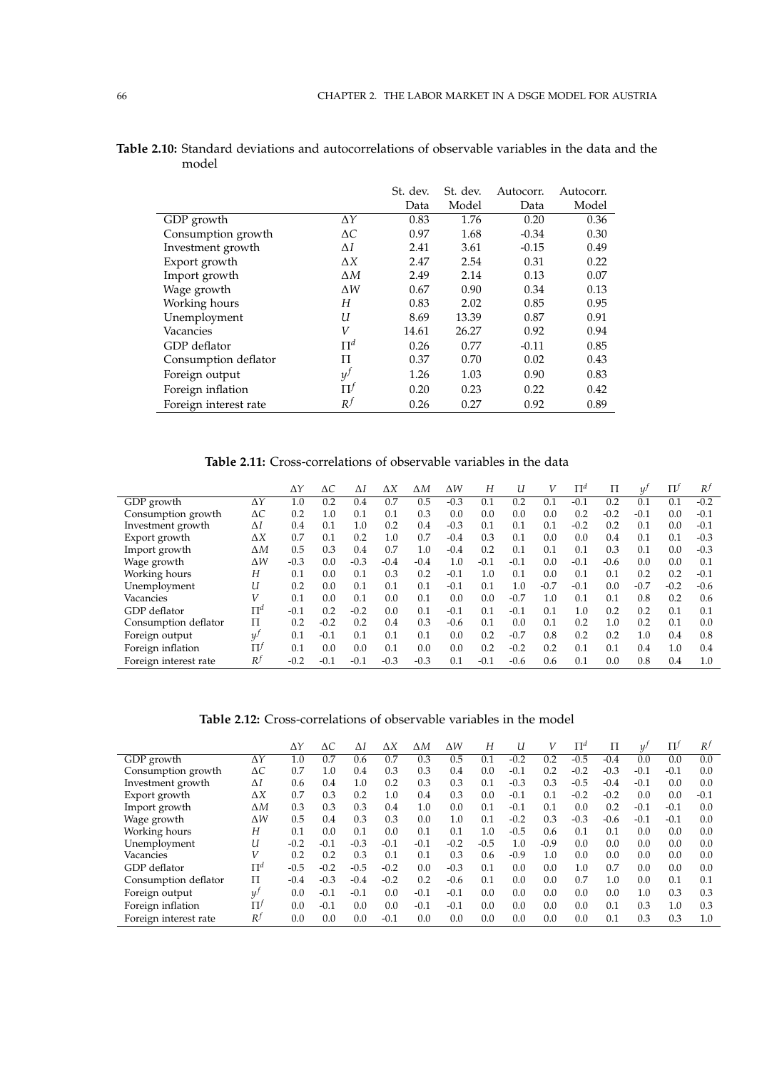**Table 2.10:** Standard deviations and autocorrelations of observable variables in the data and the model

| | | St. dev. Data | St. dev. Model | Autocorr. Data | Autocorr. Model |
|---|---|---|---|---|---|
| GDP growth | $\Delta Y$ | 0.83 | 1.76 | 0.20 | 0.36 |
| Consumption growth | $\Delta C$ | 0.97 | 1.68 | -0.34 | 0.30 |
| Investment growth | $\Delta I$ | 2.41 | 3.61 | -0.15 | 0.49 |
| Export growth | $\Delta X$ | 2.47 | 2.54 | 0.31 | 0.22 |
| Import growth | $\Delta M$ | 2.49 | 2.14 | 0.13 | 0.07 |
| Wage growth | $\Delta W$ | 0.67 | 0.90 | 0.34 | 0.13 |
| Working hours | $H$ | 0.83 | 2.02 | 0.85 | 0.95 |
| Unemployment | $U$ | 8.69 | 13.39 | 0.87 | 0.91 |
| Vacancies | $V$ | 14.61 | 26.27 | 0.92 | 0.94 |
| GDP deflator | $\Pi^d$ | 0.26 | 0.77 | -0.11 | 0.85 |
| Consumption deflator | $\Pi$ | 0.37 | 0.70 | 0.02 | 0.43 |
| Foreign output | $y^f$ | 1.26 | 1.03 | 0.90 | 0.83 |
| Foreign inflation | $\Pi^f$ | 0.20 | 0.23 | 0.22 | 0.42 |
| Foreign interest rate | $R^f$ | 0.26 | 0.27 | 0.92 | 0.89 |

**Table 2.11:** Cross-correlations of observable variables in the data

| | | $\Delta Y$ | $\Delta C$ | $\Delta I$ | $\Delta X$ | $\Delta M$ | $\Delta W$ | $H$ | $U$ | $V$ | $\Pi^d$ | $\Pi$ | $y^f$ | $\Pi^f$ | $R^f$ |
|---|---|---|---|---|---|---|---|---|---|---|---|---|---|---|---|
| GDP growth | $\Delta Y$ | 1.0 | 0.2 | 0.4 | 0.7 | 0.5 | -0.3 | 0.1 | 0.2 | 0.1 | -0.1 | 0.2 | 0.1 | 0.1 | -0.2 |
| Consumption growth | $\Delta C$ | 0.2 | 1.0 | 0.1 | 0.1 | 0.3 | 0.0 | 0.0 | 0.0 | 0.0 | 0.2 | -0.2 | -0.1 | 0.0 | -0.1 |
| Investment growth | $\Delta I$ | 0.4 | 0.1 | 1.0 | 0.2 | 0.4 | -0.3 | 0.1 | 0.1 | 0.1 | -0.2 | 0.2 | 0.1 | 0.0 | -0.1 |
| Export growth | $\Delta X$ | 0.7 | 0.1 | 0.2 | 1.0 | 0.7 | -0.4 | 0.3 | 0.1 | 0.0 | 0.0 | 0.4 | 0.1 | 0.1 | -0.3 |
| Import growth | $\Delta M$ | 0.5 | 0.3 | 0.4 | 0.7 | 1.0 | -0.4 | 0.2 | 0.1 | 0.1 | 0.1 | 0.3 | 0.1 | 0.0 | -0.3 |
| Wage growth | $\Delta W$ | -0.3 | 0.0 | -0.3 | -0.4 | -0.4 | 1.0 | -0.1 | -0.1 | 0.0 | -0.1 | -0.6 | 0.0 | 0.0 | 0.1 |
| Working hours | $H$ | 0.1 | 0.0 | 0.1 | 0.3 | 0.2 | -0.1 | 1.0 | 0.1 | 0.0 | 0.1 | 0.1 | 0.2 | 0.2 | -0.1 |
| Unemployment | $U$ | 0.2 | 0.0 | 0.1 | 0.1 | 0.1 | -0.1 | 0.1 | 1.0 | -0.7 | -0.1 | 0.0 | -0.7 | -0.2 | -0.6 |
| Vacancies | $V$ | 0.1 | 0.0 | 0.1 | 0.0 | 0.1 | 0.0 | 0.0 | -0.7 | 1.0 | 0.1 | 0.1 | 0.8 | 0.2 | 0.6 |
| GDP deflator | $\Pi^d$ | -0.1 | 0.2 | -0.2 | 0.0 | 0.1 | -0.1 | 0.1 | -0.1 | 0.1 | 1.0 | 0.2 | 0.2 | 0.1 | 0.1 |
| Consumption deflator | $\Pi$ | 0.2 | -0.2 | 0.2 | 0.4 | 0.3 | -0.6 | 0.1 | 0.0 | 0.1 | 0.2 | 1.0 | 0.2 | 0.1 | 0.0 |
| Foreign output | $y^f$ | 0.1 | -0.1 | 0.1 | 0.1 | 0.1 | 0.0 | 0.2 | -0.7 | 0.8 | 0.2 | 0.2 | 1.0 | 0.4 | 0.8 |
| Foreign inflation | $\Pi^f$ | 0.1 | 0.0 | 0.0 | 0.1 | 0.0 | 0.0 | 0.2 | -0.2 | 0.2 | 0.1 | 0.1 | 0.4 | 1.0 | 0.4 |
| Foreign interest rate | $R^f$ | -0.2 | -0.1 | -0.1 | -0.3 | -0.3 | 0.1 | -0.1 | -0.6 | 0.6 | 0.1 | 0.0 | 0.8 | 0.4 | 1.0 |

**Table 2.12:** Cross-correlations of observable variables in the model

| | | $\Delta Y$ | $\Delta C$ | $\Delta I$ | $\Delta X$ | $\Delta M$ | $\Delta W$ | $H$ | $U$ | $V$ | $\Pi^d$ | $\Pi$ | $y^f$ | $\Pi^f$ | $R^f$ |
|---|---|---|---|---|---|---|---|---|---|---|---|---|---|---|---|
| GDP growth | $\Delta Y$ | 1.0 | 0.7 | 0.6 | 0.7 | 0.3 | 0.5 | 0.1 | -0.2 | 0.2 | -0.5 | -0.4 | 0.0 | 0.0 | 0.0 |
| Consumption growth | $\Delta C$ | 0.7 | 1.0 | 0.4 | 0.3 | 0.3 | 0.4 | 0.0 | -0.1 | 0.2 | -0.2 | -0.3 | -0.1 | -0.1 | 0.0 |
| Investment growth | $\Delta I$ | 0.6 | 0.4 | 1.0 | 0.2 | 0.3 | 0.3 | 0.1 | -0.3 | 0.3 | -0.5 | -0.4 | -0.1 | 0.0 | 0.0 |
| Export growth | $\Delta X$ | 0.7 | 0.3 | 0.2 | 1.0 | 0.4 | 0.3 | 0.0 | -0.1 | 0.1 | -0.2 | -0.2 | 0.0 | 0.0 | -0.1 |
| Import growth | $\Delta M$ | 0.3 | 0.3 | 0.3 | 0.4 | 1.0 | 0.0 | 0.1 | -0.1 | 0.1 | 0.0 | 0.2 | -0.1 | -0.1 | 0.0 |
| Wage growth | $\Delta W$ | 0.5 | 0.4 | 0.3 | 0.3 | 0.0 | 1.0 | 0.1 | -0.2 | 0.3 | -0.3 | -0.6 | -0.1 | -0.1 | 0.0 |
| Working hours | $H$ | 0.1 | 0.0 | 0.1 | 0.0 | 0.1 | 0.1 | 1.0 | -0.5 | 0.6 | 0.1 | 0.1 | 0.0 | 0.0 | 0.0 |
| Unemployment | $U$ | -0.2 | -0.1 | -0.3 | -0.1 | -0.1 | -0.2 | -0.5 | 1.0 | -0.9 | 0.0 | 0.0 | 0.0 | 0.0 | 0.0 |
| Vacancies | $V$ | 0.2 | 0.2 | 0.3 | 0.1 | 0.1 | 0.3 | 0.6 | -0.9 | 1.0 | 0.0 | 0.0 | 0.0 | 0.0 | 0.0 |
| GDP deflator | $\Pi^d$ | -0.5 | -0.2 | -0.5 | -0.2 | 0.0 | -0.3 | 0.1 | 0.0 | 0.0 | 1.0 | 0.7 | 0.0 | 0.0 | 0.0 |
| Consumption deflator | $\Pi$ | -0.4 | -0.3 | -0.4 | -0.2 | 0.2 | -0.6 | 0.1 | 0.0 | 0.0 | 0.7 | 1.0 | 0.0 | 0.1 | 0.1 |
| Foreign output | $y^f$ | 0.0 | -0.1 | -0.1 | 0.0 | -0.1 | -0.1 | 0.0 | 0.0 | 0.0 | 0.0 | 0.0 | 1.0 | 0.3 | 0.3 |
| Foreign inflation | $\Pi^f$ | 0.0 | -0.1 | 0.0 | 0.0 | -0.1 | -0.1 | 0.0 | 0.0 | 0.0 | 0.0 | 0.1 | 0.3 | 1.0 | 0.3 |
| Foreign interest rate | $R^f$ | 0.0 | 0.0 | 0.0 | -0.1 | 0.0 | 0.0 | 0.0 | 0.0 | 0.0 | 0.0 | 0.1 | 0.3 | 0.3 | 1.0 |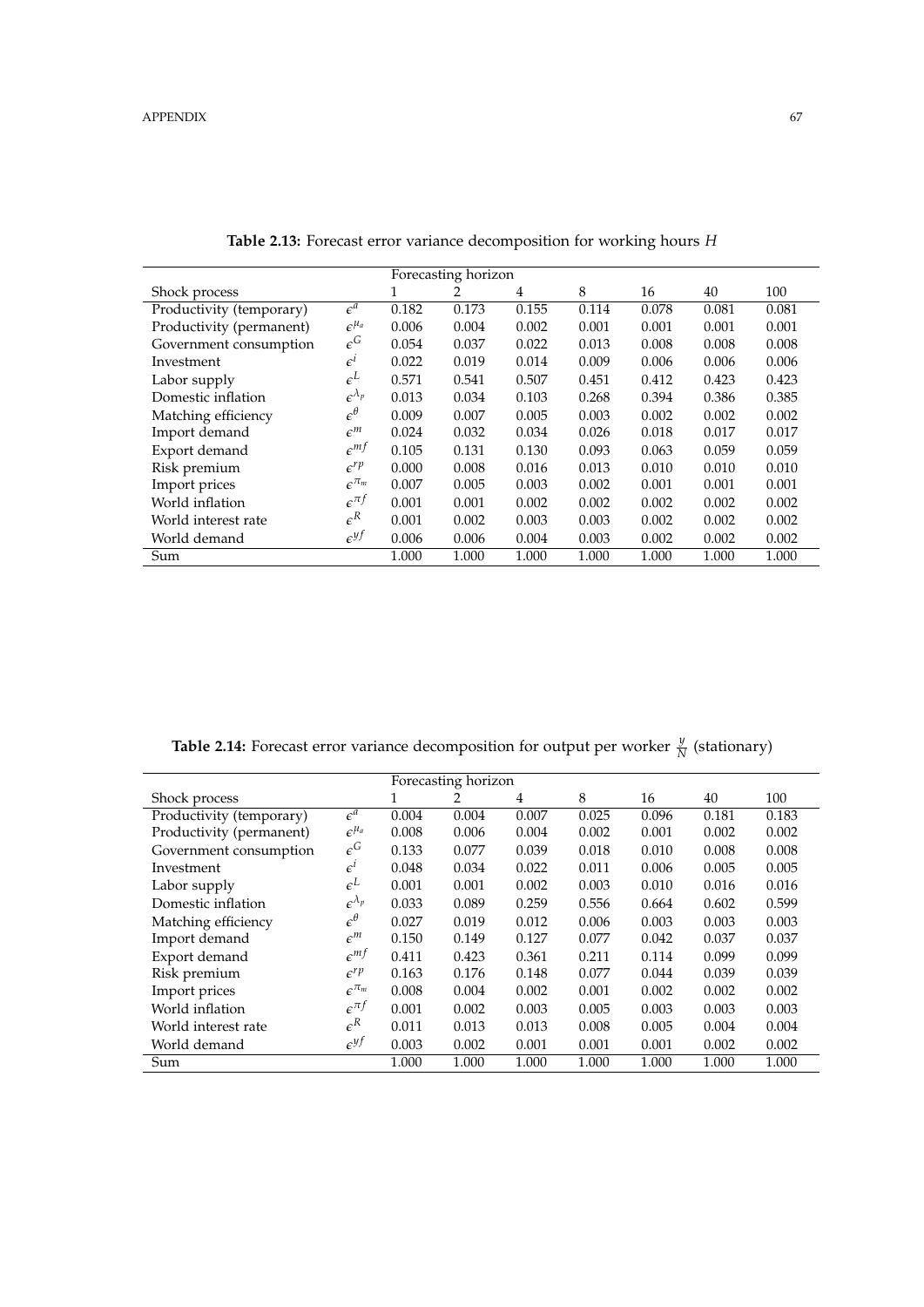**Table 2.13:** Forecast error variance decomposition for working hours $H$

| Shock process | | Forecasting horizon 1 | 2 | 4 | 8 | 16 | 40 | 100 |
|---|---|---|---|---|---|---|---|---|
| Productivity (temporary) | $\epsilon^{a}$ | 0.182 | 0.173 | 0.155 | 0.114 | 0.078 | 0.081 | 0.081 |
| Productivity (permanent) | $\epsilon^{\mu_a}$ | 0.006 | 0.004 | 0.002 | 0.001 | 0.001 | 0.001 | 0.001 |
| Government consumption | $\epsilon^{G}$ | 0.054 | 0.037 | 0.022 | 0.013 | 0.008 | 0.008 | 0.008 |
| Investment | $\epsilon^{i}$ | 0.022 | 0.019 | 0.014 | 0.009 | 0.006 | 0.006 | 0.006 |
| Labor supply | $\epsilon^{L}$ | 0.571 | 0.541 | 0.507 | 0.451 | 0.412 | 0.423 | 0.423 |
| Domestic inflation | $\epsilon^{\lambda_p}$ | 0.013 | 0.034 | 0.103 | 0.268 | 0.394 | 0.386 | 0.385 |
| Matching efficiency | $\epsilon^{\theta}$ | 0.009 | 0.007 | 0.005 | 0.003 | 0.002 | 0.002 | 0.002 |
| Import demand | $\epsilon^{m}$ | 0.024 | 0.032 | 0.034 | 0.026 | 0.018 | 0.017 | 0.017 |
| Export demand | $\epsilon^{mf}$ | 0.105 | 0.131 | 0.130 | 0.093 | 0.063 | 0.059 | 0.059 |
| Risk premium | $\epsilon^{rp}$ | 0.000 | 0.008 | 0.016 | 0.013 | 0.010 | 0.010 | 0.010 |
| Import prices | $\epsilon^{\pi_m}$ | 0.007 | 0.005 | 0.003 | 0.002 | 0.001 | 0.001 | 0.001 |
| World inflation | $\epsilon^{\pi f}$ | 0.001 | 0.001 | 0.002 | 0.002 | 0.002 | 0.002 | 0.002 |
| World interest rate | $\epsilon^{R}$ | 0.001 | 0.002 | 0.003 | 0.003 | 0.002 | 0.002 | 0.002 |
| World demand | $\epsilon^{yf}$ | 0.006 | 0.006 | 0.004 | 0.003 | 0.002 | 0.002 | 0.002 |
| Sum | | 1.000 | 1.000 | 1.000 | 1.000 | 1.000 | 1.000 | 1.000 |

**Table 2.14:** Forecast error variance decomposition for output per worker $\frac{y}{N}$ (stationary)

| Shock process | | Forecasting horizon 1 | 2 | 4 | 8 | 16 | 40 | 100 |
|---|---|---|---|---|---|---|---|---|
| Productivity (temporary) | $\epsilon^{a}$ | 0.004 | 0.004 | 0.007 | 0.025 | 0.096 | 0.181 | 0.183 |
| Productivity (permanent) | $\epsilon^{\mu_a}$ | 0.008 | 0.006 | 0.004 | 0.002 | 0.001 | 0.002 | 0.002 |
| Government consumption | $\epsilon^{G}$ | 0.133 | 0.077 | 0.039 | 0.018 | 0.010 | 0.008 | 0.008 |
| Investment | $\epsilon^{i}$ | 0.048 | 0.034 | 0.022 | 0.011 | 0.006 | 0.005 | 0.005 |
| Labor supply | $\epsilon^{L}$ | 0.001 | 0.001 | 0.002 | 0.003 | 0.010 | 0.016 | 0.016 |
| Domestic inflation | $\epsilon^{\lambda_p}$ | 0.033 | 0.089 | 0.259 | 0.556 | 0.664 | 0.602 | 0.599 |
| Matching efficiency | $\epsilon^{\theta}$ | 0.027 | 0.019 | 0.012 | 0.006 | 0.003 | 0.003 | 0.003 |
| Import demand | $\epsilon^{m}$ | 0.150 | 0.149 | 0.127 | 0.077 | 0.042 | 0.037 | 0.037 |
| Export demand | $\epsilon^{mf}$ | 0.411 | 0.423 | 0.361 | 0.211 | 0.114 | 0.099 | 0.099 |
| Risk premium | $\epsilon^{rp}$ | 0.163 | 0.176 | 0.148 | 0.077 | 0.044 | 0.039 | 0.039 |
| Import prices | $\epsilon^{\pi_m}$ | 0.008 | 0.004 | 0.002 | 0.001 | 0.002 | 0.002 | 0.002 |
| World inflation | $\epsilon^{\pi f}$ | 0.001 | 0.002 | 0.003 | 0.005 | 0.003 | 0.003 | 0.003 |
| World interest rate | $\epsilon^{R}$ | 0.011 | 0.013 | 0.013 | 0.008 | 0.005 | 0.004 | 0.004 |
| World demand | $\epsilon^{yf}$ | 0.003 | 0.002 | 0.001 | 0.001 | 0.001 | 0.002 | 0.002 |
| Sum | | 1.000 | 1.000 | 1.000 | 1.000 | 1.000 | 1.000 | 1.000 |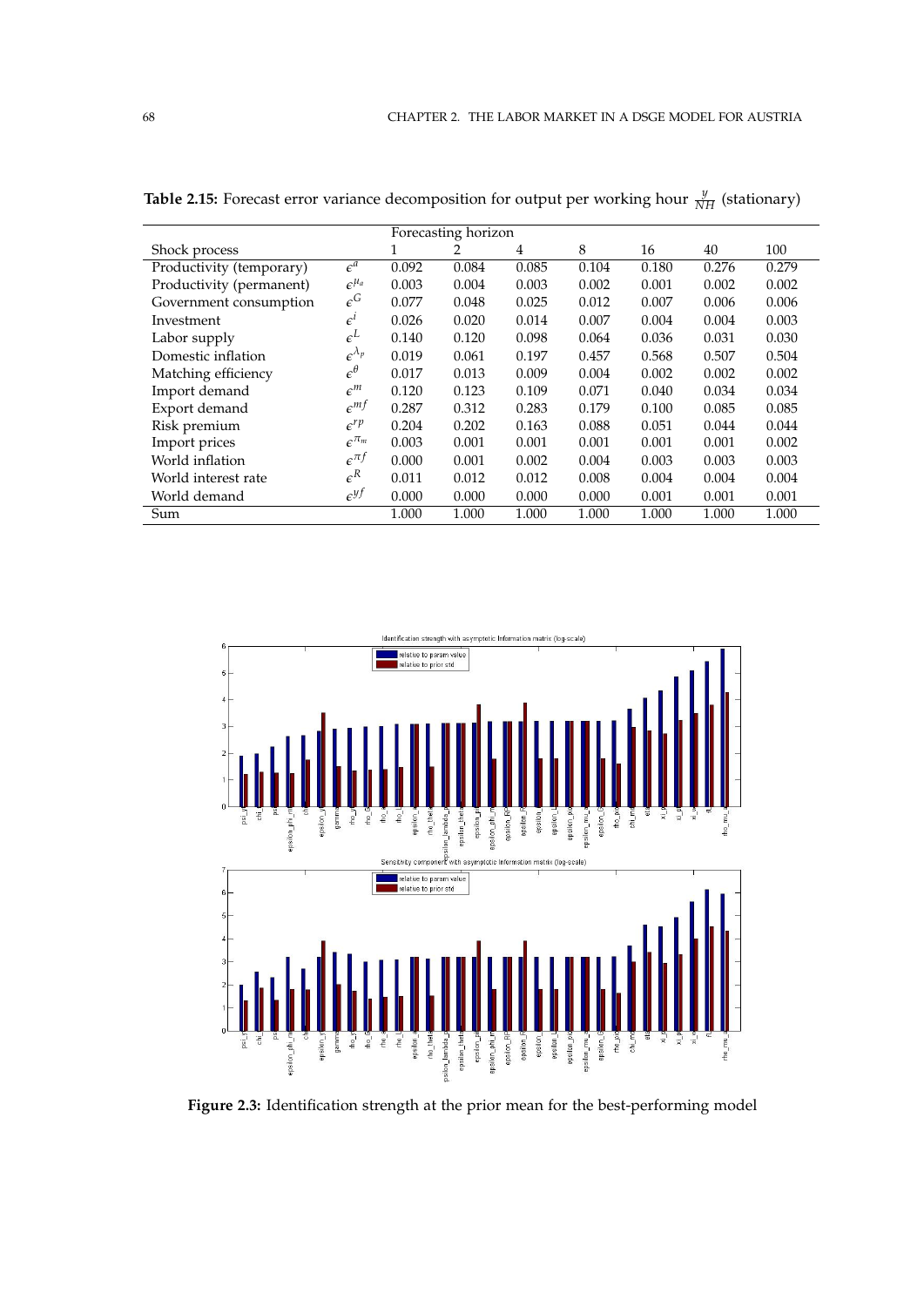**Table 2.15:** Forecast error variance decomposition for output per working hour $\frac{y}{NH}$ (stationary)

| | | Forecasting horizon | | | | | | |
|---|---|---|---|---|---|---|---|---|
| Shock process | | 1 | 2 | 4 | 8 | 16 | 40 | 100 |
| Productivity (temporary) | $\epsilon^{a}$ | 0.092 | 0.084 | 0.085 | 0.104 | 0.180 | 0.276 | 0.279 |
| Productivity (permanent) | $\epsilon^{\mu_a}$ | 0.003 | 0.004 | 0.003 | 0.002 | 0.001 | 0.002 | 0.002 |
| Government consumption | $\epsilon^{G}$ | 0.077 | 0.048 | 0.025 | 0.012 | 0.007 | 0.006 | 0.006 |
| Investment | $\epsilon^{i}$ | 0.026 | 0.020 | 0.014 | 0.007 | 0.004 | 0.004 | 0.003 |
| Labor supply | $\epsilon^{L}$ | 0.140 | 0.120 | 0.098 | 0.064 | 0.036 | 0.031 | 0.030 |
| Domestic inflation | $\epsilon^{\lambda_p}$ | 0.019 | 0.061 | 0.197 | 0.457 | 0.568 | 0.507 | 0.504 |
| Matching efficiency | $\epsilon^{\theta}$ | 0.017 | 0.013 | 0.009 | 0.004 | 0.002 | 0.002 | 0.002 |
| Import demand | $\epsilon^{m}$ | 0.120 | 0.123 | 0.109 | 0.071 | 0.040 | 0.034 | 0.034 |
| Export demand | $\epsilon^{mf}$ | 0.287 | 0.312 | 0.283 | 0.179 | 0.100 | 0.085 | 0.085 |
| Risk premium | $\epsilon^{rp}$ | 0.204 | 0.202 | 0.163 | 0.088 | 0.051 | 0.044 | 0.044 |
| Import prices | $\epsilon^{\pi_m}$ | 0.003 | 0.001 | 0.001 | 0.001 | 0.001 | 0.001 | 0.002 |
| World inflation | $\epsilon^{\pi f}$ | 0.000 | 0.001 | 0.002 | 0.004 | 0.003 | 0.003 | 0.003 |
| World interest rate | $\epsilon^{R}$ | 0.011 | 0.012 | 0.012 | 0.008 | 0.004 | 0.004 | 0.004 |
| World demand | $\epsilon^{yf}$ | 0.000 | 0.000 | 0.000 | 0.000 | 0.001 | 0.001 | 0.001 |
| Sum | | 1.000 | 1.000 | 1.000 | 1.000 | 1.000 | 1.000 | 1.000 |

**Figure 2.3:** Identification strength at the prior mean for the best-performing model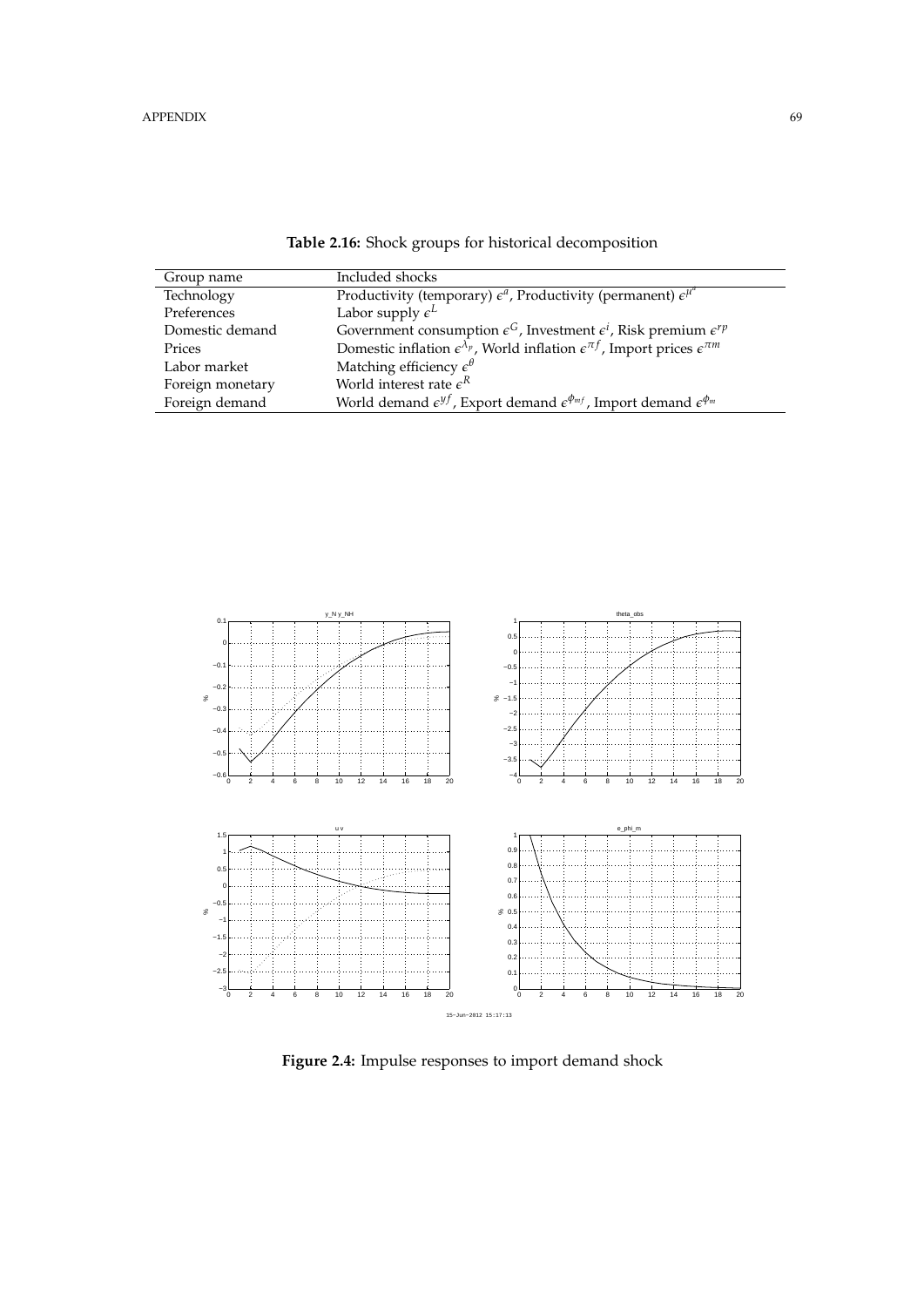**Table 2.16:** Shock groups for historical decomposition

| Group name | Included shocks |
|---|---|
| Technology | Productivity (temporary) $\epsilon^{a}$, Productivity (permanent) $\epsilon^{\mu^{a}}$ |
| Preferences | Labor supply $\epsilon^{L}$ |
| Domestic demand | Government consumption $\epsilon^{G}$, Investment $\epsilon^{i}$, Risk premium $\epsilon^{rp}$ |
| Prices | Domestic inflation $\epsilon^{\lambda_p}$, World inflation $\epsilon^{\pi f}$, Import prices $\epsilon^{\pi m}$ |
| Labor market | Matching efficiency $\epsilon^{\theta}$ |
| Foreign monetary | World interest rate $\epsilon^{R}$ |
| Foreign demand | World demand $\epsilon^{yf}$, Export demand $\epsilon^{\phi_{mf}}$, Import demand $\epsilon^{\phi_m}$ |

**Figure 2.4:** Impulse responses to import demand shock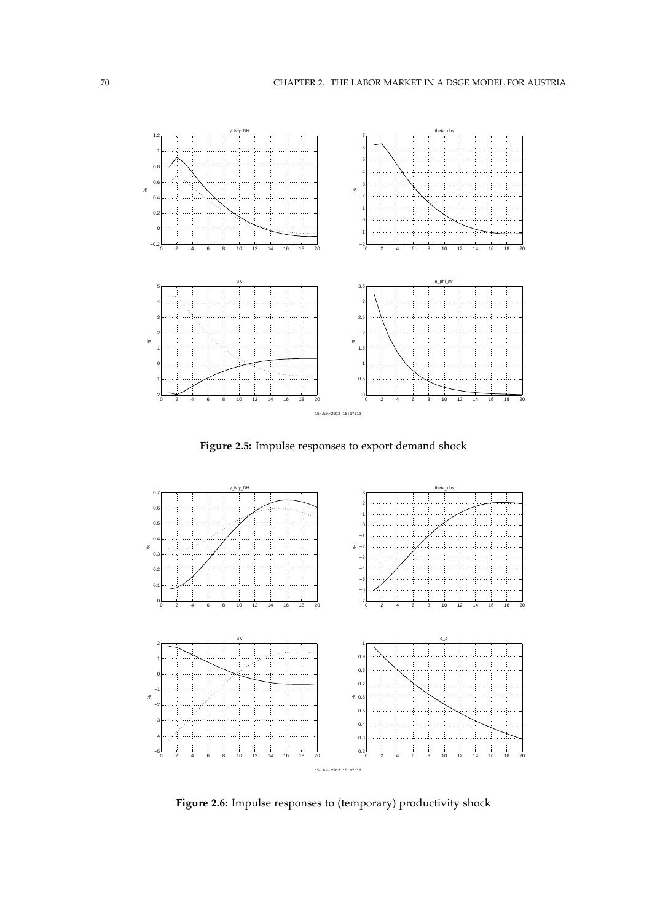**Figure 2.5:** Impulse responses to export demand shock

**Figure 2.6:** Impulse responses to (temporary) productivity shock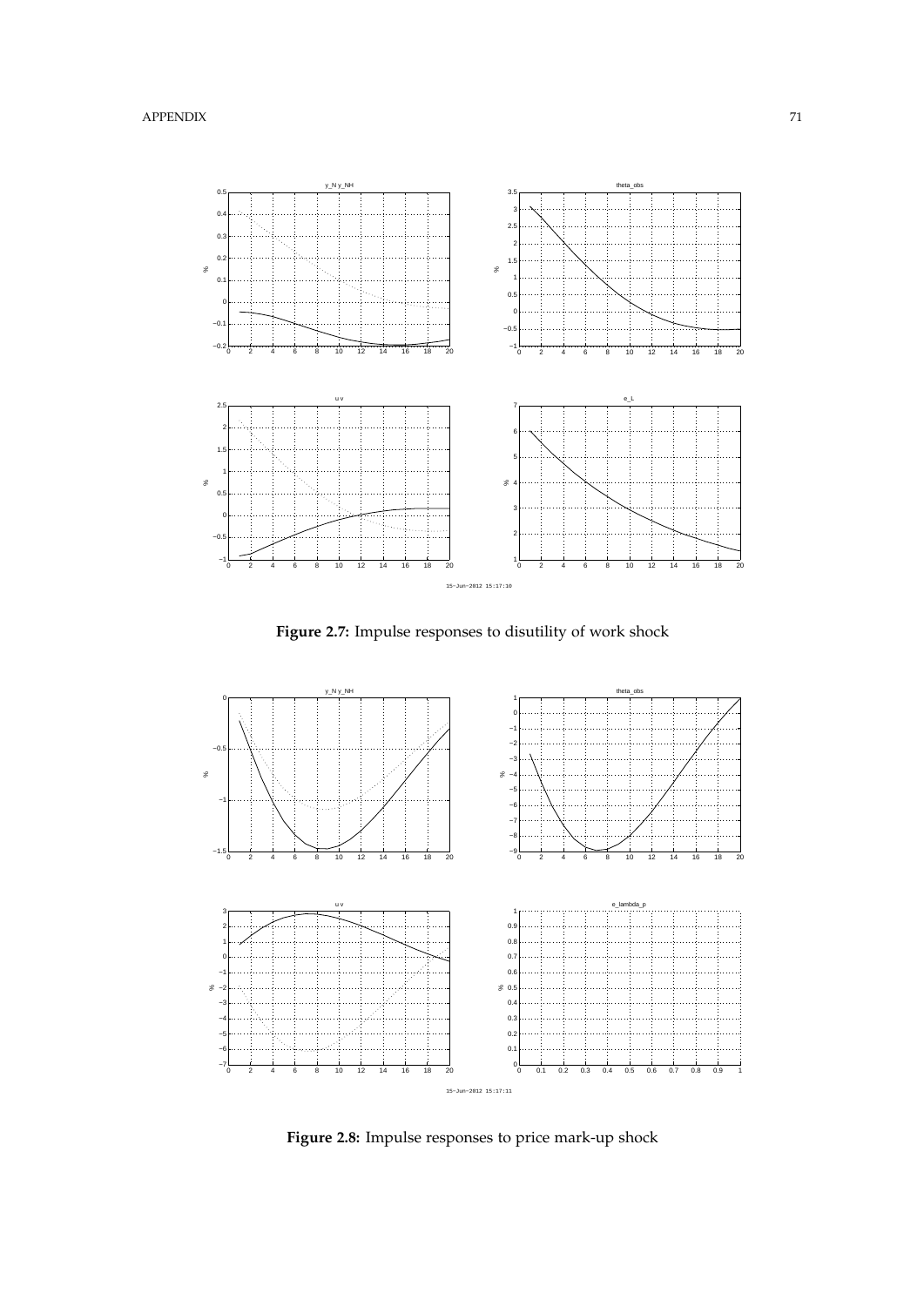**Figure 2.7:** Impulse responses to disutility of work shock

**Figure 2.8:** Impulse responses to price mark-up shock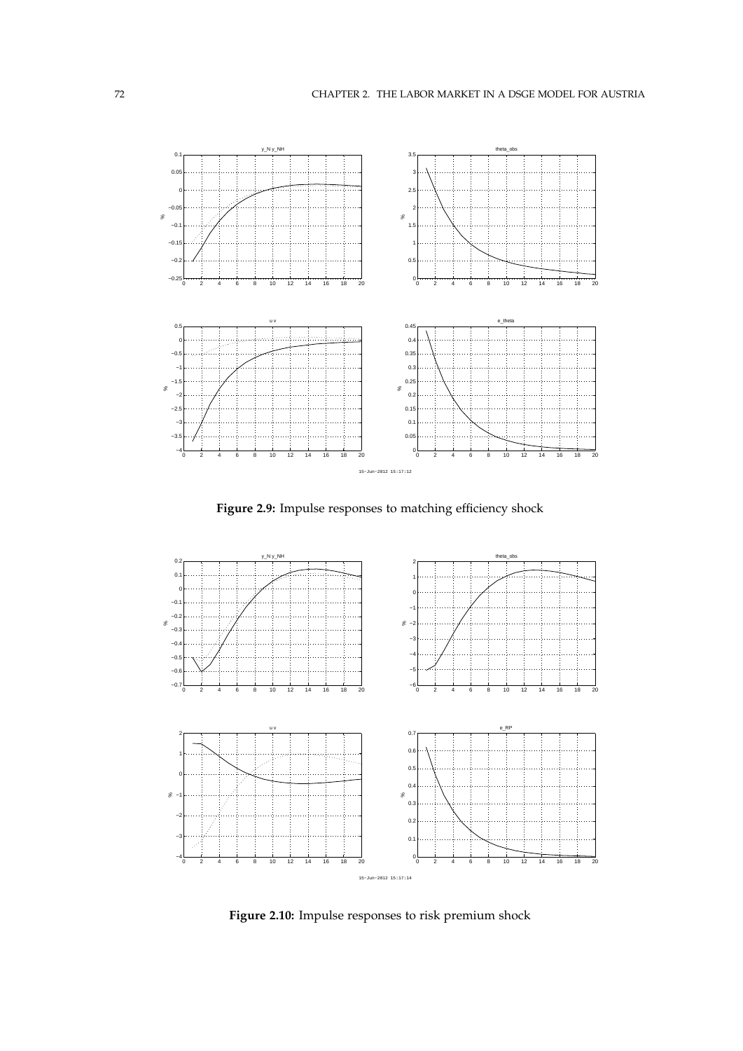**Figure 2.9:** Impulse responses to matching efficiency shock

**Figure 2.10:** Impulse responses to risk premium shock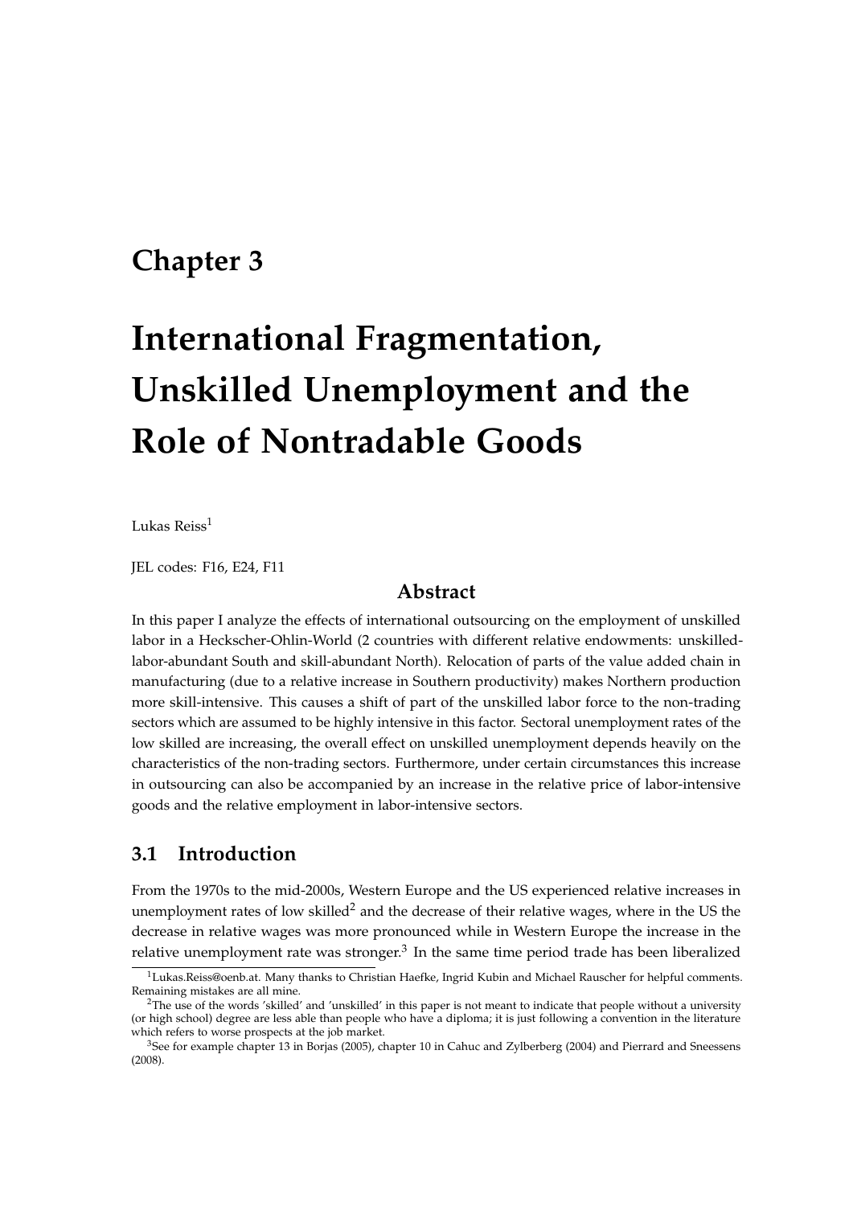# Chapter 3

# International Fragmentation, Unskilled Unemployment and the Role of Nontradable Goods

Lukas Reiss[1]

JEL codes: F16, E24, F11

### Abstract

In this paper I analyze the effects of international outsourcing on the employment of unskilled labor in a Heckscher-Ohlin-World (2 countries with different relative endowments: unskilled-labor-abundant South and skill-abundant North). Relocation of parts of the value added chain in manufacturing (due to a relative increase in Southern productivity) makes Northern production more skill-intensive. This causes a shift of part of the unskilled labor force to the non-trading sectors which are assumed to be highly intensive in this factor. Sectoral unemployment rates of the low skilled are increasing, the overall effect on unskilled unemployment depends heavily on the characteristics of the non-trading sectors. Furthermore, under certain circumstances this increase in outsourcing can also be accompanied by an increase in the relative price of labor-intensive goods and the relative employment in labor-intensive sectors.

## 3.1 Introduction

From the 1970s to the mid-2000s, Western Europe and the US experienced relative increases in unemployment rates of low skilled[2] and the decrease of their relative wages, where in the US the decrease in relative wages was more pronounced while in Western Europe the increase in the relative unemployment rate was stronger.[3] In the same time period trade has been liberalized

[1]Lukas.Reiss@oenb.at. Many thanks to Christian Haefke, Ingrid Kubin and Michael Rauscher for helpful comments. Remaining mistakes are all mine.

[2]The use of the words 'skilled' and 'unskilled' in this paper is not meant to indicate that people without a university (or high school) degree are less able than people who have a diploma; it is just following a convention in the literature which refers to worse prospects at the job market.

[3]See for example chapter 13 in Borjas (2005), chapter 10 in Cahuc and Zylberberg (2004) and Pierrard and Sneessens (2008).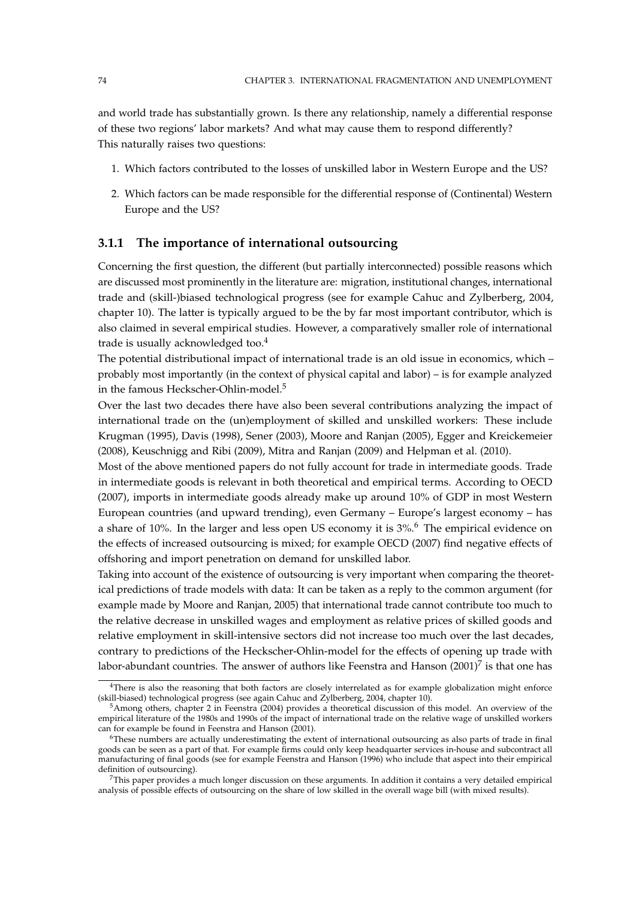and world trade has substantially grown. Is there any relationship, namely a differential response of these two regions' labor markets? And what may cause them to respond differently?
This naturally raises two questions:

1. Which factors contributed to the losses of unskilled labor in Western Europe and the US?

2. Which factors can be made responsible for the differential response of (Continental) Western Europe and the US?

### 3.1.1 The importance of international outsourcing

Concerning the first question, the different (but partially interconnected) possible reasons which are discussed most prominently in the literature are: migration, institutional changes, international trade and (skill-)biased technological progress (see for example Cahuc and Zylberberg, 2004, chapter 10). The latter is typically argued to be the by far most important contributor, which is also claimed in several empirical studies. However, a comparatively smaller role of international trade is usually acknowledged too.[4]

The potential distributional impact of international trade is an old issue in economics, which – probably most importantly (in the context of physical capital and labor) – is for example analyzed in the famous Heckscher-Ohlin-model.[5]

Over the last two decades there have also been several contributions analyzing the impact of international trade on the (un)employment of skilled and unskilled workers: These include Krugman (1995), Davis (1998), Sener (2003), Moore and Ranjan (2005), Egger and Kreickemeier (2008), Keuschnigg and Ribi (2009), Mitra and Ranjan (2009) and Helpman et al. (2010).

Most of the above mentioned papers do not fully account for trade in intermediate goods. Trade in intermediate goods is relevant in both theoretical and empirical terms. According to OECD (2007), imports in intermediate goods already make up around 10% of GDP in most Western European countries (and upward trending), even Germany – Europe's largest economy – has a share of 10%. In the larger and less open US economy it is 3%.[6] The empirical evidence on the effects of increased outsourcing is mixed; for example OECD (2007) find negative effects of offshoring and import penetration on demand for unskilled labor.

Taking into account of the existence of outsourcing is very important when comparing the theoretical predictions of trade models with data: It can be taken as a reply to the common argument (for example made by Moore and Ranjan, 2005) that international trade cannot contribute too much to the relative decrease in unskilled wages and employment as relative prices of skilled goods and relative employment in skill-intensive sectors did not increase too much over the last decades, contrary to predictions of the Heckscher-Ohlin-model for the effects of opening up trade with labor-abundant countries. The answer of authors like Feenstra and Hanson (2001)[7] is that one has

[4]There is also the reasoning that both factors are closely interrelated as for example globalization might enforce (skill-biased) technological progress (see again Cahuc and Zylberberg, 2004, chapter 10).

[5]Among others, chapter 2 in Feenstra (2004) provides a theoretical discussion of this model. An overview of the empirical literature of the 1980s and 1990s of the impact of international trade on the relative wage of unskilled workers can for example be found in Feenstra and Hanson (2001).

[6]These numbers are actually underestimating the extent of international outsourcing as also parts of trade in final goods can be seen as a part of that. For example firms could only keep headquarter services in-house and subcontract all manufacturing of final goods (see for example Feenstra and Hanson (1996) who include that aspect into their empirical definition of outsourcing).

[7]This paper provides a much longer discussion on these arguments. In addition it contains a very detailed empirical analysis of possible effects of outsourcing on the share of low skilled in the overall wage bill (with mixed results).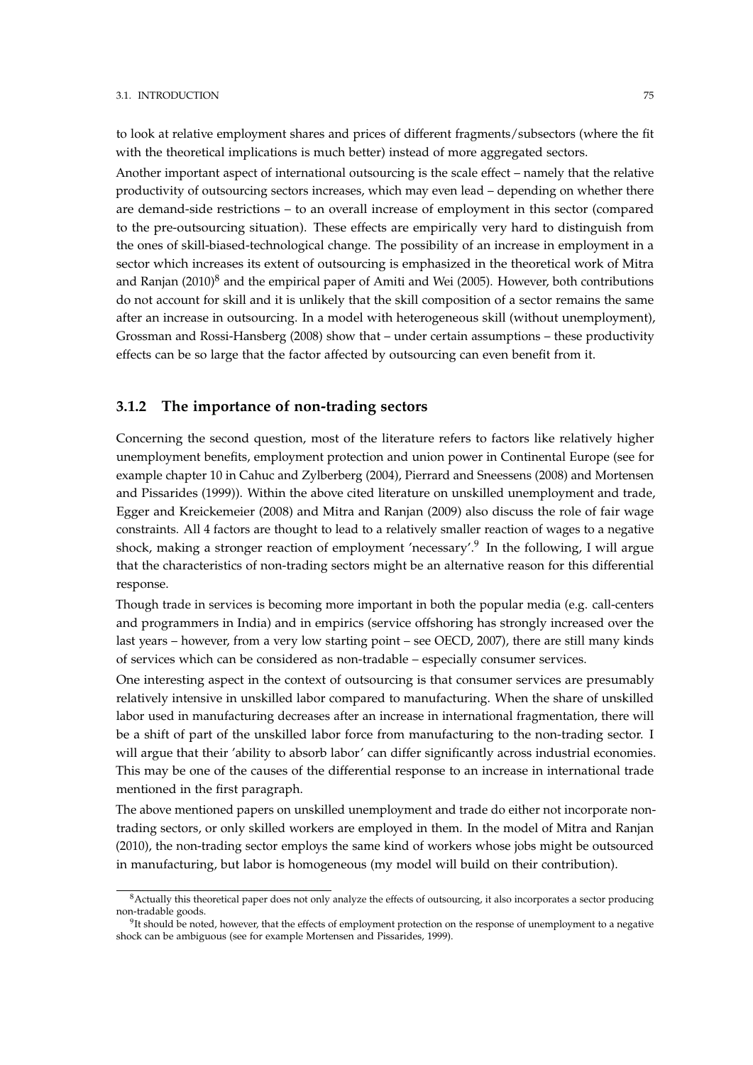to look at relative employment shares and prices of different fragments/subsectors (where the fit with the theoretical implications is much better) instead of more aggregated sectors.

Another important aspect of international outsourcing is the scale effect – namely that the relative productivity of outsourcing sectors increases, which may even lead – depending on whether there are demand-side restrictions – to an overall increase of employment in this sector (compared to the pre-outsourcing situation). These effects are empirically very hard to distinguish from the ones of skill-biased-technological change. The possibility of an increase in employment in a sector which increases its extent of outsourcing is emphasized in the theoretical work of Mitra and Ranjan (2010)[8] and the empirical paper of Amiti and Wei (2005). However, both contributions do not account for skill and it is unlikely that the skill composition of a sector remains the same after an increase in outsourcing. In a model with heterogeneous skill (without unemployment), Grossman and Rossi-Hansberg (2008) show that – under certain assumptions – these productivity effects can be so large that the factor affected by outsourcing can even benefit from it.

### 3.1.2 The importance of non-trading sectors

Concerning the second question, most of the literature refers to factors like relatively higher unemployment benefits, employment protection and union power in Continental Europe (see for example chapter 10 in Cahuc and Zylberberg (2004), Pierrard and Sneessens (2008) and Mortensen and Pissarides (1999)). Within the above cited literature on unskilled unemployment and trade, Egger and Kreickemeier (2008) and Mitra and Ranjan (2009) also discuss the role of fair wage constraints. All 4 factors are thought to lead to a relatively smaller reaction of wages to a negative shock, making a stronger reaction of employment 'necessary'.[9] In the following, I will argue that the characteristics of non-trading sectors might be an alternative reason for this differential response.

Though trade in services is becoming more important in both the popular media (e.g. call-centers and programmers in India) and in empirics (service offshoring has strongly increased over the last years – however, from a very low starting point – see OECD, 2007), there are still many kinds of services which can be considered as non-tradable – especially consumer services.

One interesting aspect in the context of outsourcing is that consumer services are presumably relatively intensive in unskilled labor compared to manufacturing. When the share of unskilled labor used in manufacturing decreases after an increase in international fragmentation, there will be a shift of part of the unskilled labor force from manufacturing to the non-trading sector. I will argue that their 'ability to absorb labor' can differ significantly across industrial economies. This may be one of the causes of the differential response to an increase in international trade mentioned in the first paragraph.

The above mentioned papers on unskilled unemployment and trade do either not incorporate non-trading sectors, or only skilled workers are employed in them. In the model of Mitra and Ranjan (2010), the non-trading sector employs the same kind of workers whose jobs might be outsourced in manufacturing, but labor is homogeneous (my model will build on their contribution).

[8] Actually this theoretical paper does not only analyze the effects of outsourcing, it also incorporates a sector producing non-tradable goods.

[9] It should be noted, however, that the effects of employment protection on the response of unemployment to a negative shock can be ambiguous (see for example Mortensen and Pissarides, 1999).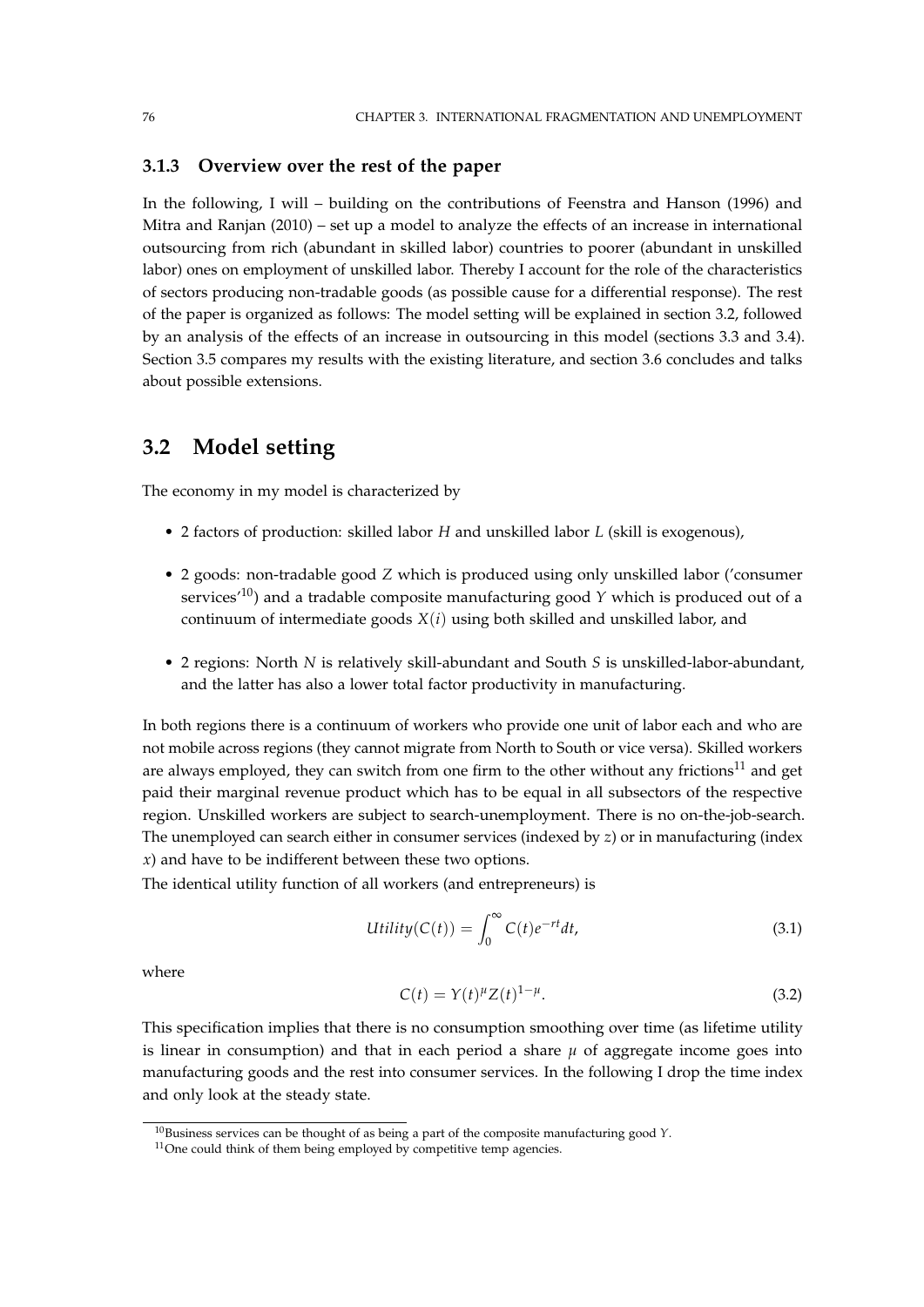### 3.1.3 Overview over the rest of the paper

In the following, I will – building on the contributions of Feenstra and Hanson (1996) and Mitra and Ranjan (2010) – set up a model to analyze the effects of an increase in international outsourcing from rich (abundant in skilled labor) countries to poorer (abundant in unskilled labor) ones on employment of unskilled labor. Thereby I account for the role of the characteristics of sectors producing non-tradable goods (as possible cause for a differential response). The rest of the paper is organized as follows: The model setting will be explained in section 3.2, followed by an analysis of the effects of an increase in outsourcing in this model (sections 3.3 and 3.4). Section 3.5 compares my results with the existing literature, and section 3.6 concludes and talks about possible extensions.

## 3.2 Model setting

The economy in my model is characterized by

- 2 factors of production: skilled labor $H$ and unskilled labor $L$ (skill is exogenous),
- 2 goods: non-tradable good $Z$ which is produced using only unskilled labor ('consumer services'[10]) and a tradable composite manufacturing good $Y$ which is produced out of a continuum of intermediate goods $X(i)$ using both skilled and unskilled labor, and
- 2 regions: North $N$ is relatively skill-abundant and South $S$ is unskilled-labor-abundant, and the latter has also a lower total factor productivity in manufacturing.

In both regions there is a continuum of workers who provide one unit of labor each and who are not mobile across regions (they cannot migrate from North to South or vice versa). Skilled workers are always employed, they can switch from one firm to the other without any frictions[11] and get paid their marginal revenue product which has to be equal in all subsectors of the respective region. Unskilled workers are subject to search-unemployment. There is no on-the-job-search. The unemployed can search either in consumer services (indexed by $z$) or in manufacturing (index $x$) and have to be indifferent between these two options.

The identical utility function of all workers (and entrepreneurs) is

$$Utility(C(t)) = \int_0^\infty C(t)e^{-rt}dt, \tag{3.1}$$

where

$$C(t) = Y(t)^\mu Z(t)^{1-\mu}. \tag{3.2}$$

This specification implies that there is no consumption smoothing over time (as lifetime utility is linear in consumption) and that in each period a share $\mu$ of aggregate income goes into manufacturing goods and the rest into consumer services. In the following I drop the time index and only look at the steady state.

[10] Business services can be thought of as being a part of the composite manufacturing good $Y$.

[11] One could think of them being employed by competitive temp agencies.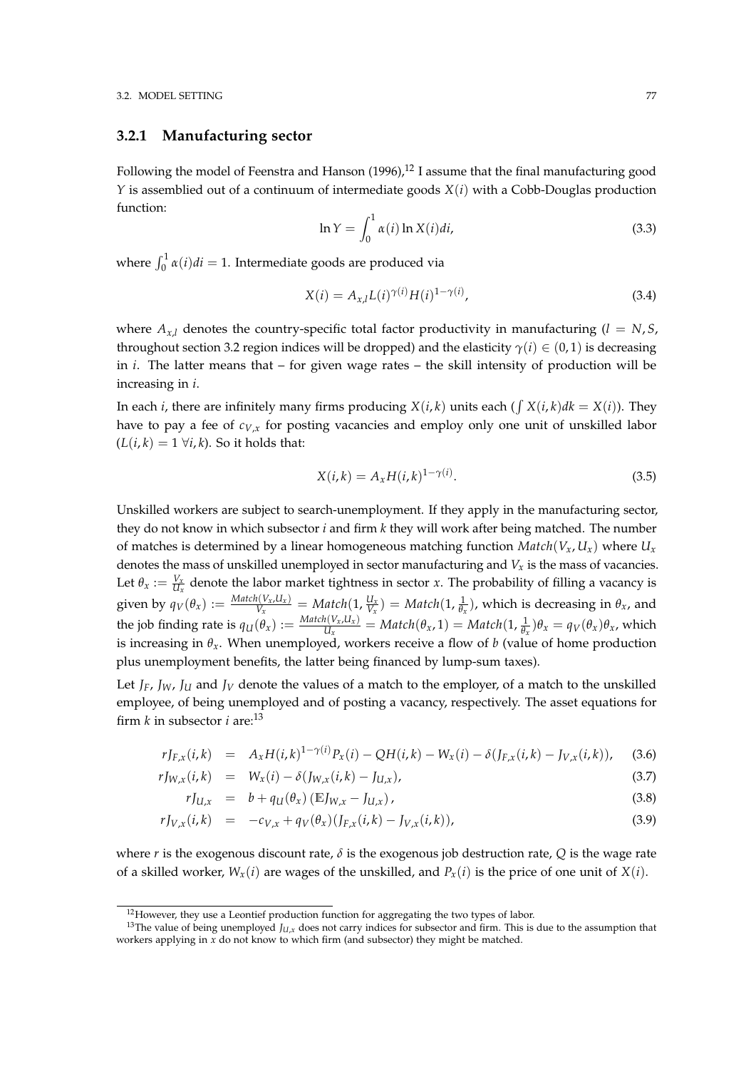### 3.2.1 Manufacturing sector

Following the model of Feenstra and Hanson (1996),[12] I assume that the final manufacturing good $Y$ is assemblied out of a continuum of intermediate goods $X(i)$ with a Cobb-Douglas production function:

$$\ln Y = \int_0^1 \alpha(i) \ln X(i) di, \tag{3.3}$$

where $\int_0^1 \alpha(i)di = 1$. Intermediate goods are produced via

$$X(i) = A_{x,l} L(i)^{\gamma(i)} H(i)^{1-\gamma(i)}, \tag{3.4}$$

where $A_{x,l}$ denotes the country-specific total factor productivity in manufacturing ($l = N, S$, throughout section 3.2 region indices will be dropped) and the elasticity $\gamma(i) \in (0,1)$ is decreasing in $i$. The latter means that – for given wage rates – the skill intensity of production will be increasing in $i$.

In each $i$, there are infinitely many firms producing $X(i,k)$ units each ($\int X(i,k)dk = X(i)$). They have to pay a fee of $c_{V,x}$ for posting vacancies and employ only one unit of unskilled labor ($L(i,k) = 1 \ \forall i, k$). So it holds that:

$$X(i,k) = A_x H(i,k)^{1-\gamma(i)}. \tag{3.5}$$

Unskilled workers are subject to search-unemployment. If they apply in the manufacturing sector, they do not know in which subsector $i$ and firm $k$ they will work after being matched. The number of matches is determined by a linear homogeneous matching function $Match(V_x, U_x)$ where $U_x$ denotes the mass of unskilled unemployed in sector manufacturing and $V_x$ is the mass of vacancies. Let $\theta_x := \frac{V_x}{U_x}$ denote the labor market tightness in sector $x$. The probability of filling a vacancy is given by $q_V(\theta_x) := \frac{Match(V_x,U_x)}{V_x} = Match(1, \frac{U_x}{V_x}) = Match(1, \frac{1}{\theta_x})$, which is decreasing in $\theta_x$, and the job finding rate is $q_U(\theta_x) := \frac{Match(V_x,U_x)}{U_x} = Match(\theta_x, 1) = Match(1, \frac{1}{\theta_x})\theta_x = q_V(\theta_x)\theta_x$, which is increasing in $\theta_x$. When unemployed, workers receive a flow of $b$ (value of home production plus unemployment benefits, the latter being financed by lump-sum taxes).

Let $J_F$, $J_W$, $J_U$ and $J_V$ denote the values of a match to the employer, of a match to the unskilled employee, of being unemployed and of posting a vacancy, respectively. The asset equations for firm $k$ in subsector $i$ are:[13]

$$\begin{aligned}
rJ_{F,x}(i,k) &= A_x H(i,k)^{1-\gamma(i)} P_x(i) - QH(i,k) - W_x(i) - \delta(J_{F,x}(i,k) - J_{V,x}(i,k)), &(3.6)\\
rJ_{W,x}(i,k) &= W_x(i) - \delta(J_{W,x}(i,k) - J_{U,x}), &(3.7)\\
rJ_{U,x} &= b + q_U(\theta_x)\left(\mathbb{E}J_{W,x} - J_{U,x}\right), &(3.8)\\
rJ_{V,x}(i,k) &= -c_{V,x} + q_V(\theta_x)(J_{F,x}(i,k) - J_{V,x}(i,k)), &(3.9)
\end{aligned}$$

where $r$ is the exogenous discount rate, $\delta$ is the exogenous job destruction rate, $Q$ is the wage rate of a skilled worker, $W_x(i)$ are wages of the unskilled, and $P_x(i)$ is the price of one unit of $X(i)$.

---

[12] However, they use a Leontief production function for aggregating the two types of labor.

[13] The value of being unemployed $J_{U,x}$ does not carry indices for subsector and firm. This is due to the assumption that workers applying in $x$ do not know to which firm (and subsector) they might be matched.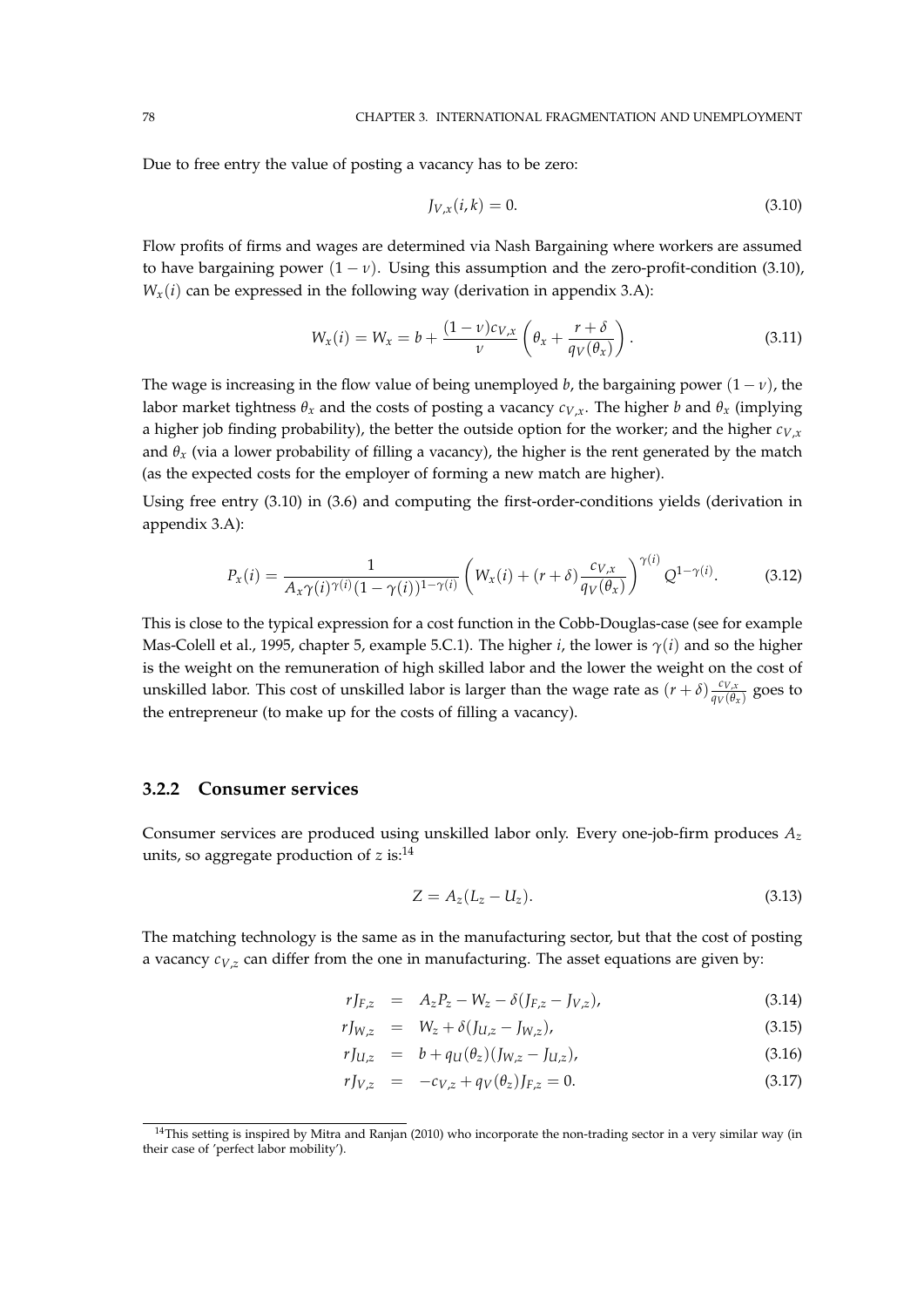Due to free entry the value of posting a vacancy has to be zero:

$$J_{V,x}(i,k) = 0. \tag{3.10}$$

Flow profits of firms and wages are determined via Nash Bargaining where workers are assumed to have bargaining power $(1-\nu)$. Using this assumption and the zero-profit-condition (3.10), $W_x(i)$ can be expressed in the following way (derivation in appendix 3.A):

$$W_x(i) = W_x = b + \frac{(1-\nu)c_{V,x}}{\nu}\left(\theta_x + \frac{r+\delta}{q_V(\theta_x)}\right). \tag{3.11}$$

The wage is increasing in the flow value of being unemployed $b$, the bargaining power $(1-\nu)$, the labor market tightness $\theta_x$ and the costs of posting a vacancy $c_{V,x}$. The higher $b$ and $\theta_x$ (implying a higher job finding probability), the better the outside option for the worker; and the higher $c_{V,x}$ and $\theta_x$ (via a lower probability of filling a vacancy), the higher is the rent generated by the match (as the expected costs for the employer of forming a new match are higher).

Using free entry (3.10) in (3.6) and computing the first-order-conditions yields (derivation in appendix 3.A):

$$P_x(i) = \frac{1}{A_x \gamma(i)^{\gamma(i)}(1-\gamma(i))^{1-\gamma(i)}}\left(W_x(i) + (r+\delta)\frac{c_{V,x}}{q_V(\theta_x)}\right)^{\gamma(i)} Q^{1-\gamma(i)}. \tag{3.12}$$

This is close to the typical expression for a cost function in the Cobb-Douglas-case (see for example Mas-Colell et al., 1995, chapter 5, example 5.C.1). The higher $i$, the lower is $\gamma(i)$ and so the higher is the weight on the remuneration of high skilled labor and the lower the weight on the cost of unskilled labor. This cost of unskilled labor is larger than the wage rate as $(r+\delta)\frac{c_{V,x}}{q_V(\theta_x)}$ goes to the entrepreneur (to make up for the costs of filling a vacancy).

### 3.2.2 Consumer services

Consumer services are produced using unskilled labor only. Every one-job-firm produces $A_z$ units, so aggregate production of $z$ is:[14]

$$Z = A_z(L_z - U_z). \tag{3.13}$$

The matching technology is the same as in the manufacturing sector, but that the cost of posting a vacancy $c_{V,z}$ can differ from the one in manufacturing. The asset equations are given by:

$$rJ_{F,z} = A_z P_z - W_z - \delta(J_{F,z} - J_{V,z}), \tag{3.14}$$

$$rJ_{W,z} = W_z + \delta(J_{U,z} - J_{W,z}), \tag{3.15}$$

$$rJ_{U,z} = b + q_U(\theta_z)(J_{W,z} - J_{U,z}), \tag{3.16}$$

$$rJ_{V,z} = -c_{V,z} + q_V(\theta_z)J_{F,z} = 0. \tag{3.17}$$

[14] This setting is inspired by Mitra and Ranjan (2010) who incorporate the non-trading sector in a very similar way (in their case of 'perfect labor mobility').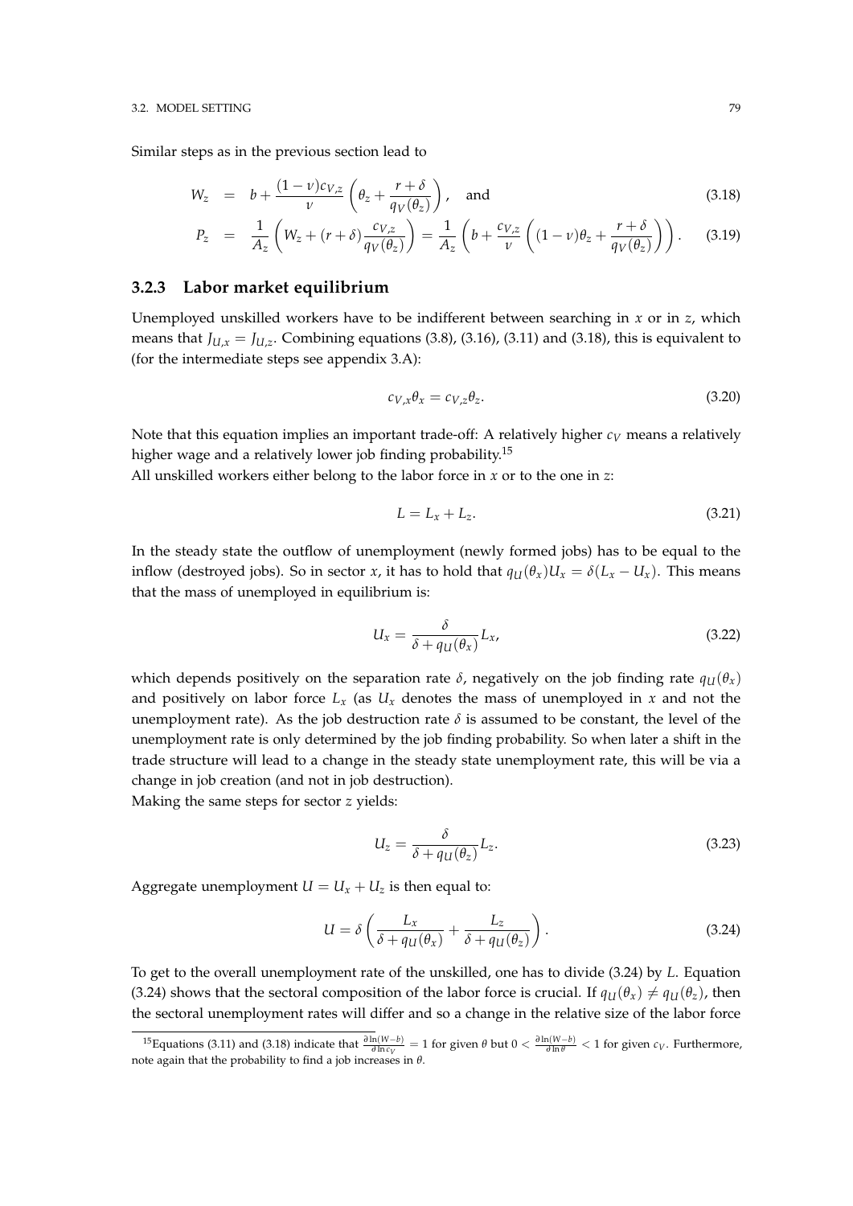Similar steps as in the previous section lead to

$$W_z = b + \frac{(1-\nu)c_{V,z}}{\nu}\left(\theta_z + \frac{r+\delta}{q_V(\theta_z)}\right), \quad \text{and} \tag{3.18}$$

$$P_z = \frac{1}{A_z}\left(W_z + (r+\delta)\frac{c_{V,z}}{q_V(\theta_z)}\right) = \frac{1}{A_z}\left(b + \frac{c_{V,z}}{\nu}\left((1-\nu)\theta_z + \frac{r+\delta}{q_V(\theta_z)}\right)\right). \tag{3.19}$$

### 3.2.3 Labor market equilibrium

Unemployed unskilled workers have to be indifferent between searching in $x$ or in $z$, which means that $J_{U,x} = J_{U,z}$. Combining equations (3.8), (3.16), (3.11) and (3.18), this is equivalent to (for the intermediate steps see appendix 3.A):

$$c_{V,x}\theta_x = c_{V,z}\theta_z. \tag{3.20}$$

Note that this equation implies an important trade-off: A relatively higher $c_V$ means a relatively higher wage and a relatively lower job finding probability.[15]

All unskilled workers either belong to the labor force in $x$ or to the one in $z$:

$$L = L_x + L_z. \tag{3.21}$$

In the steady state the outflow of unemployment (newly formed jobs) has to be equal to the inflow (destroyed jobs). So in sector $x$, it has to hold that $q_U(\theta_x)U_x = \delta(L_x - U_x)$. This means that the mass of unemployed in equilibrium is:

$$U_x = \frac{\delta}{\delta + q_U(\theta_x)}L_x, \tag{3.22}$$

which depends positively on the separation rate $\delta$, negatively on the job finding rate $q_U(\theta_x)$ and positively on labor force $L_x$ (as $U_x$ denotes the mass of unemployed in $x$ and not the unemployment rate). As the job destruction rate $\delta$ is assumed to be constant, the level of the unemployment rate is only determined by the job finding probability. So when later a shift in the trade structure will lead to a change in the steady state unemployment rate, this will be via a change in job creation (and not in job destruction).

Making the same steps for sector $z$ yields:

$$U_z = \frac{\delta}{\delta + q_U(\theta_z)}L_z. \tag{3.23}$$

Aggregate unemployment $U = U_x + U_z$ is then equal to:

$$U = \delta\left(\frac{L_x}{\delta + q_U(\theta_x)} + \frac{L_z}{\delta + q_U(\theta_z)}\right). \tag{3.24}$$

To get to the overall unemployment rate of the unskilled, one has to divide (3.24) by $L$. Equation (3.24) shows that the sectoral composition of the labor force is crucial. If $q_U(\theta_x) \neq q_U(\theta_z)$, then the sectoral unemployment rates will differ and so a change in the relative size of the labor force

[15] Equations (3.11) and (3.18) indicate that $\frac{\partial \ln(W-b)}{\partial \ln c_V} = 1$ for given $\theta$ but $0 < \frac{\partial \ln(W-b)}{\partial \ln \theta} < 1$ for given $c_V$. Furthermore, note again that the probability to find a job increases in $\theta$.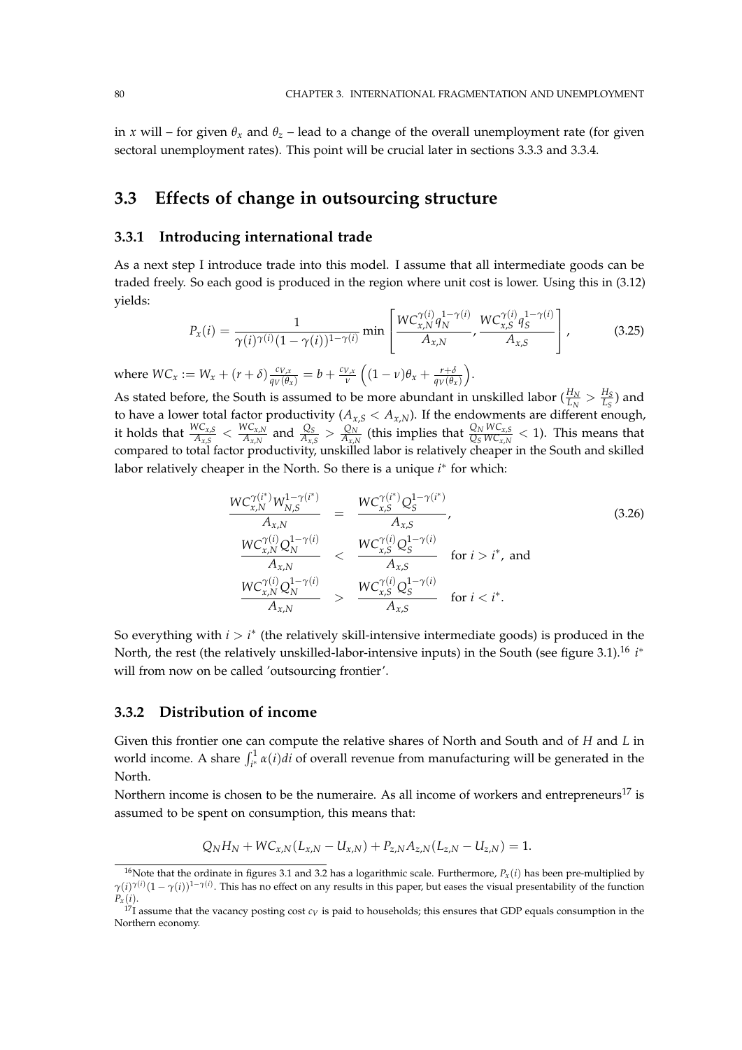in $x$ will – for given $\theta_x$ and $\theta_z$ – lead to a change of the overall unemployment rate (for given sectoral unemployment rates). This point will be crucial later in sections 3.3.3 and 3.3.4.

## 3.3 Effects of change in outsourcing structure

### 3.3.1 Introducing international trade

As a next step I introduce trade into this model. I assume that all intermediate goods can be traded freely. So each good is produced in the region where unit cost is lower. Using this in (3.12) yields:

$$P_x(i) = \frac{1}{\gamma(i)^{\gamma(i)}(1-\gamma(i))^{1-\gamma(i)}} \min\left[\frac{WC_{x,N}^{\gamma(i)} q_N^{1-\gamma(i)}}{A_{x,N}}, \frac{WC_{x,S}^{\gamma(i)} q_S^{1-\gamma(i)}}{A_{x,S}}\right], \tag{3.25}$$

where $WC_x := W_x + (r+\delta)\frac{c_{V,x}}{q_V(\theta_x)} = b + \frac{c_{V,x}}{\nu}\left((1-\nu)\theta_x + \frac{r+\delta}{q_V(\theta_x)}\right)$.

As stated before, the South is assumed to be more abundant in unskilled labor ($\frac{H_N}{L_N} > \frac{H_S}{L_S}$) and to have a lower total factor productivity ($A_{x,S} < A_{x,N}$). If the endowments are different enough, it holds that $\frac{WC_{x,S}}{A_{x,S}} < \frac{WC_{x,N}}{A_{x,N}}$ and $\frac{Q_S}{A_{x,S}} > \frac{Q_N}{A_{x,N}}$ (this implies that $\frac{Q_N}{Q_S}\frac{WC_{x,S}}{WC_{x,N}} < 1$). This means that compared to total factor productivity, unskilled labor is relatively cheaper in the South and skilled labor relatively cheaper in the North. So there is a unique $i^*$ for which:

$$\begin{aligned}
\frac{WC_{x,N}^{\gamma(i^*)} W_{N,S}^{1-\gamma(i^*)}}{A_{x,N}} &= \frac{WC_{x,S}^{\gamma(i^*)} Q_S^{1-\gamma(i^*)}}{A_{x,S}}, \\
\frac{WC_{x,N}^{\gamma(i)} Q_N^{1-\gamma(i)}}{A_{x,N}} &< \frac{WC_{x,S}^{\gamma(i)} Q_S^{1-\gamma(i)}}{A_{x,S}} \quad \text{for } i > i^*, \text{ and} \\
\frac{WC_{x,N}^{\gamma(i)} Q_N^{1-\gamma(i)}}{A_{x,N}} &> \frac{WC_{x,S}^{\gamma(i)} Q_S^{1-\gamma(i)}}{A_{x,S}} \quad \text{for } i < i^*.
\end{aligned} \tag{3.26}$$

So everything with $i > i^*$ (the relatively skill-intensive intermediate goods) is produced in the North, the rest (the relatively unskilled-labor-intensive inputs) in the South (see figure 3.1).[16] $i^*$ will from now on be called 'outsourcing frontier'.

### 3.3.2 Distribution of income

Given this frontier one can compute the relative shares of North and South and of $H$ and $L$ in world income. A share $\int_{i^*}^1 \alpha(i)di$ of overall revenue from manufacturing will be generated in the North.

Northern income is chosen to be the numeraire. As all income of workers and entrepreneurs[17] is assumed to be spent on consumption, this means that:

$$Q_N H_N + WC_{x,N}(L_{x,N} - U_{x,N}) + P_{z,N} A_{z,N}(L_{z,N} - U_{z,N}) = 1.$$

[16] Note that the ordinate in figures 3.1 and 3.2 has a logarithmic scale. Furthermore, $P_x(i)$ has been pre-multiplied by $\gamma(i)^{\gamma(i)}(1-\gamma(i))^{1-\gamma(i)}$. This has no effect on any results in this paper, but eases the visual presentability of the function $P_x(i)$.

[17] I assume that the vacancy posting cost $c_V$ is paid to households; this ensures that GDP equals consumption in the Northern economy.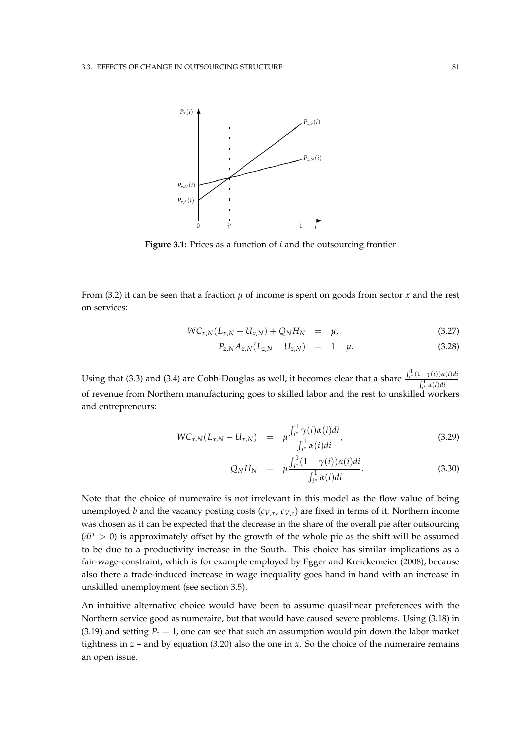**Figure 3.1:** Prices as a function of $i$ and the outsourcing frontier

From (3.2) it can be seen that a fraction $\mu$ of income is spent on goods from sector $x$ and the rest on services:

$$WC_{x,N}(L_{x,N} - U_{x,N}) + Q_N H_N = \mu, \tag{3.27}$$

$$P_{z,N} A_{z,N}(L_{z,N} - U_{z,N}) = 1 - \mu. \tag{3.28}$$

Using that (3.3) and (3.4) are Cobb-Douglas as well, it becomes clear that a share $\frac{\int_{i^*}^1 (1-\gamma(i))\alpha(i)di}{\int_{i^*}^1 \alpha(i)di}$ of revenue from Northern manufacturing goes to skilled labor and the rest to unskilled workers and entrepreneurs:

$$WC_{x,N}(L_{x,N} - U_{x,N}) = \mu \frac{\int_{i^*}^1 \gamma(i)\alpha(i)di}{\int_{i^*}^1 \alpha(i)di}, \tag{3.29}$$

$$Q_N H_N = \mu \frac{\int_{i^*}^1 (1-\gamma(i))\alpha(i)di}{\int_{i^*}^1 \alpha(i)di}. \tag{3.30}$$

Note that the choice of numeraire is not irrelevant in this model as the flow value of being unemployed $b$ and the vacancy posting costs ($c_{V,x}$, $c_{V,z}$) are fixed in terms of it. Northern income was chosen as it can be expected that the decrease in the share of the overall pie after outsourcing ($di^* > 0$) is approximately offset by the growth of the whole pie as the shift will be assumed to be due to a productivity increase in the South. This choice has similar implications as a fair-wage-constraint, which is for example employed by Egger and Kreickemeier (2008), because also there a trade-induced increase in wage inequality goes hand in hand with an increase in unskilled unemployment (see section 3.5).

An intuitive alternative choice would have been to assume quasilinear preferences with the Northern service good as numeraire, but that would have caused severe problems. Using (3.18) in (3.19) and setting $P_z = 1$, one can see that such an assumption would pin down the labor market tightness in $z$ – and by equation (3.20) also the one in $x$. So the choice of the numeraire remains an open issue.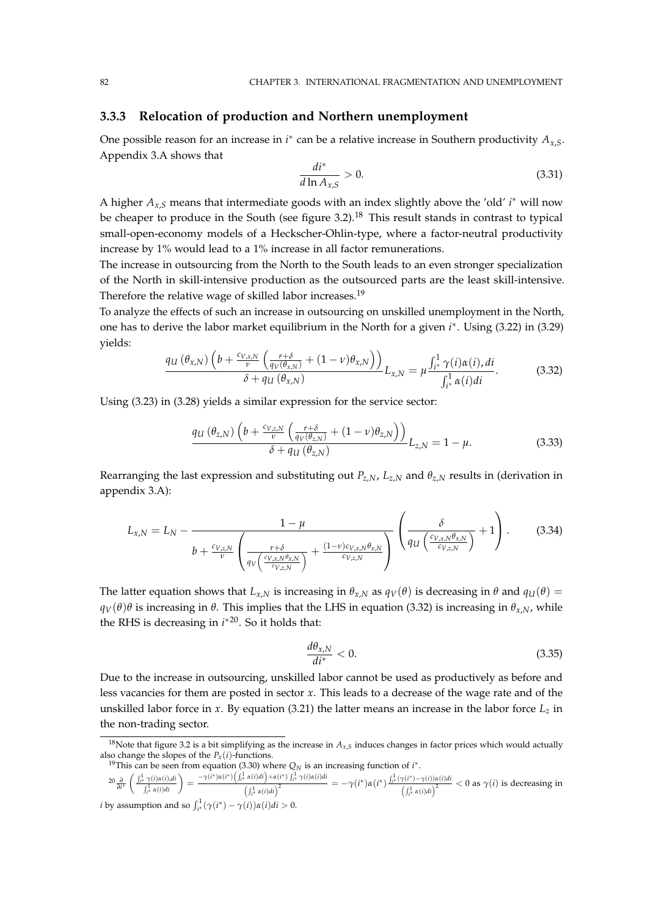### 3.3.3 Relocation of production and Northern unemployment

One possible reason for an increase in $i^*$ can be a relative increase in Southern productivity $A_{x,S}$. Appendix 3.A shows that

$$\frac{di^*}{d \ln A_{x,S}} > 0. \tag{3.31}$$

A higher $A_{x,S}$ means that intermediate goods with an index slightly above the 'old' $i^*$ will now be cheaper to produce in the South (see figure 3.2).[18] This result stands in contrast to typical small-open-economy models of a Heckscher-Ohlin-type, where a factor-neutral productivity increase by 1% would lead to a 1% increase in all factor remunerations.

The increase in outsourcing from the North to the South leads to an even stronger specialization of the North in skill-intensive production as the outsourced parts are the least skill-intensive. Therefore the relative wage of skilled labor increases.[19]

To analyze the effects of such an increase in outsourcing on unskilled unemployment in the North, one has to derive the labor market equilibrium in the North for a given $i^*$. Using (3.22) in (3.29) yields:

$$\frac{q_U\left(\theta_{x,N}\right)\left(b+\frac{c_{V,x,N}}{\nu}\left(\frac{r+\delta}{q_V(\theta_{x,N})}+(1-\nu)\theta_{x,N}\right)\right)}{\delta+q_U\left(\theta_{x,N}\right)}L_{x,N}=\mu\frac{\int_{i^*}^{1}\gamma(i)\alpha(i),di}{\int_{i^*}^{1}\alpha(i)di}. \tag{3.32}$$

Using (3.23) in (3.28) yields a similar expression for the service sector:

$$\frac{q_U\left(\theta_{z,N}\right)\left(b+\frac{c_{V,z,N}}{\nu}\left(\frac{r+\delta}{q_V(\theta_{z,N})}+(1-\nu)\theta_{z,N}\right)\right)}{\delta+q_U\left(\theta_{z,N}\right)}L_{z,N}=1-\mu. \tag{3.33}$$

Rearranging the last expression and substituting out $P_{z,N}$, $L_{z,N}$ and $\theta_{z,N}$ results in (derivation in appendix 3.A):

$$L_{x,N}=L_N-\frac{1-\mu}{b+\frac{c_{V,z,N}}{\nu}\left(\frac{r+\delta}{q_V\left(\frac{c_{V,x,N}\theta_{x,N}}{c_{V,z,N}}\right)}+\frac{(1-\nu)c_{V,x,N}\theta_{x,N}}{c_{V,z,N}}\right)}\left(\frac{\delta}{q_U\left(\frac{c_{V,x,N}\theta_{x,N}}{c_{V,z,N}}\right)}+1\right). \tag{3.34}$$

The latter equation shows that $L_{x,N}$ is increasing in $\theta_{x,N}$ as $q_V(\theta)$ is decreasing in $\theta$ and $q_U(\theta) = q_V(\theta)\theta$ is increasing in $\theta$. This implies that the LHS in equation (3.32) is increasing in $\theta_{x,N}$, while the RHS is decreasing in $i^*$[20]. So it holds that:

$$\frac{d\theta_{x,N}}{di^*} < 0. \tag{3.35}$$

Due to the increase in outsourcing, unskilled labor cannot be used as productively as before and less vacancies for them are posted in sector $x$. This leads to a decrease of the wage rate and of the unskilled labor force in $x$. By equation (3.21) the latter means an increase in the labor force $L_z$ in the non-trading sector.

---

[18] Note that figure 3.2 is a bit simplifying as the increase in $A_{x,S}$ induces changes in factor prices which would actually also change the slopes of the $P_x(i)$-functions.

[19] This can be seen from equation (3.30) where $Q_N$ is an increasing function of $i^*$.

[20] $\frac{\partial}{\partial i^*}\left(\frac{\int_{i^*}^1\gamma(i)\alpha(i),di}{\int_{i^*}^1\alpha(i)di}\right)=\frac{-\gamma(i^*)\alpha(i^*)\left(\int_{i^*}^1\alpha(i)di\right)+\alpha(i^*)\int_{i^*}^1\gamma(i)\alpha(i)di}{\left(\int_{i^*}^1\alpha(i)di\right)^2}=-\gamma(i^*)\alpha(i^*)\frac{\int_{i^*}^1(\gamma(i^*)-\gamma(i))\alpha(i)di}{\left(\int_{i^*}^1\alpha(i)di\right)^2}<0$ as $\gamma(i)$ is decreasing in $i$ by assumption and so $\int_{i^*}^1(\gamma(i^*)-\gamma(i))\alpha(i)di>0$.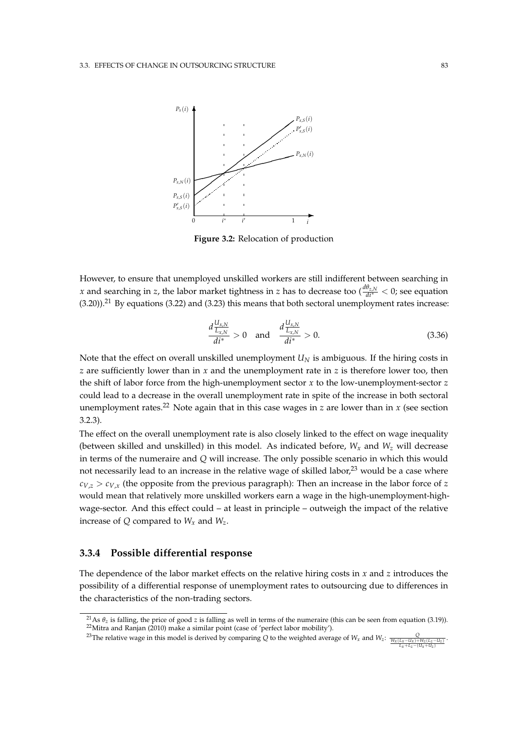**Figure 3.2:** Relocation of production

However, to ensure that unemployed unskilled workers are still indifferent between searching in $x$ and searching in $z$, the labor market tightness in $z$ has to decrease too ($\frac{d\theta_{z,N}}{di^*} < 0$; see equation (3.20)).[21] By equations (3.22) and (3.23) this means that both sectoral unemployment rates increase:

$$\frac{d\frac{U_{x,N}}{L_{x,N}}}{di^*} > 0 \quad \text{and} \quad \frac{d\frac{U_{x,N}}{L_{x,N}}}{di^*} > 0. \tag{3.36}$$

Note that the effect on overall unskilled unemployment $U_N$ is ambiguous. If the hiring costs in $z$ are sufficiently lower than in $x$ and the unemployment rate in $z$ is therefore lower too, then the shift of labor force from the high-unemployment sector $x$ to the low-unemployment-sector $z$ could lead to a decrease in the overall unemployment rate in spite of the increase in both sectoral unemployment rates.[22] Note again that in this case wages in $z$ are lower than in $x$ (see section 3.2.3).

The effect on the overall unemployment rate is also closely linked to the effect on wage inequality (between skilled and unskilled) in this model. As indicated before, $W_x$ and $W_z$ will decrease in terms of the numeraire and $Q$ will increase. The only possible scenario in which this would not necessarily lead to an increase in the relative wage of skilled labor,[23] would be a case where $c_{V,z} > c_{V,x}$ (the opposite from the previous paragraph): Then an increase in the labor force of $z$ would mean that relatively more unskilled workers earn a wage in the high-unemployment-high-wage-sector. And this effect could – at least in principle – outweigh the impact of the relative increase of $Q$ compared to $W_x$ and $W_z$.

### 3.3.4 Possible differential response

The dependence of the labor market effects on the relative hiring costs in $x$ and $z$ introduces the possibility of a differential response of unemployment rates to outsourcing due to differences in the characteristics of the non-trading sectors.

---

[21] As $\theta_z$ is falling, the price of good $z$ is falling as well in terms of the numeraire (this can be seen from equation (3.19)).

[22] Mitra and Ranjan (2010) make a similar point (case of 'perfect labor mobility').

[23] The relative wage in this model is derived by comparing $Q$ to the weighted average of $W_x$ and $W_z$: $\frac{Q}{\frac{W_x(L_x - U_x) + W_z(L_z - U_z)}{L_x + L_z - (U_x + U_z)}}$.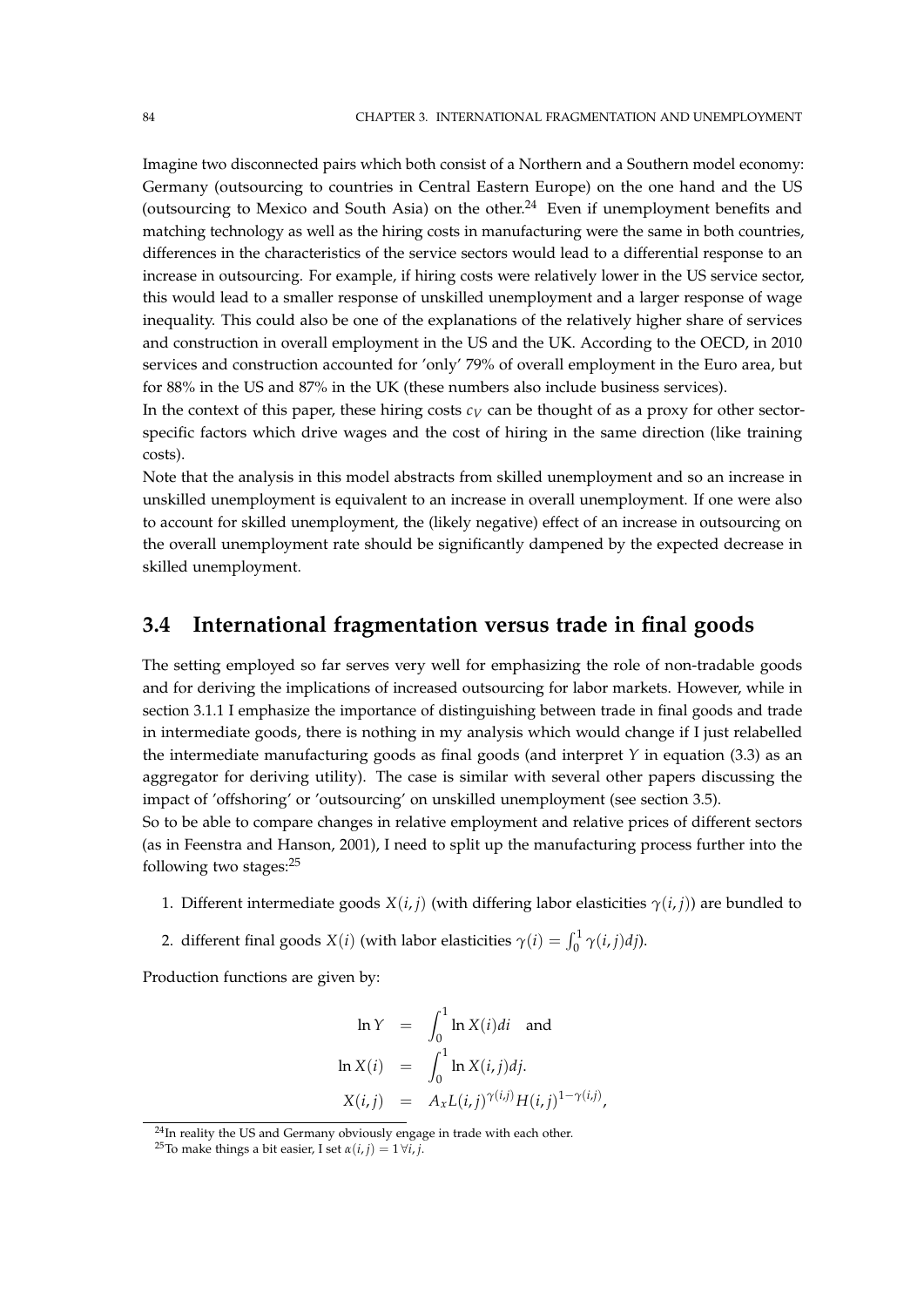Imagine two disconnected pairs which both consist of a Northern and a Southern model economy: Germany (outsourcing to countries in Central Eastern Europe) on the one hand and the US (outsourcing to Mexico and South Asia) on the other.[24] Even if unemployment benefits and matching technology as well as the hiring costs in manufacturing were the same in both countries, differences in the characteristics of the service sectors would lead to a differential response to an increase in outsourcing. For example, if hiring costs were relatively lower in the US service sector, this would lead to a smaller response of unskilled unemployment and a larger response of wage inequality. This could also be one of the explanations of the relatively higher share of services and construction in overall employment in the US and the UK. According to the OECD, in 2010 services and construction accounted for 'only' 79% of overall employment in the Euro area, but for 88% in the US and 87% in the UK (these numbers also include business services).

In the context of this paper, these hiring costs $c_V$ can be thought of as a proxy for other sector-specific factors which drive wages and the cost of hiring in the same direction (like training costs).

Note that the analysis in this model abstracts from skilled unemployment and so an increase in unskilled unemployment is equivalent to an increase in overall unemployment. If one were also to account for skilled unemployment, the (likely negative) effect of an increase in outsourcing on the overall unemployment rate should be significantly dampened by the expected decrease in skilled unemployment.

## 3.4 International fragmentation versus trade in final goods

The setting employed so far serves very well for emphasizing the role of non-tradable goods and for deriving the implications of increased outsourcing for labor markets. However, while in section 3.1.1 I emphasize the importance of distinguishing between trade in final goods and trade in intermediate goods, there is nothing in my analysis which would change if I just relabelled the intermediate manufacturing goods as final goods (and interpret $Y$ in equation (3.3) as an aggregator for deriving utility). The case is similar with several other papers discussing the impact of 'offshoring' or 'outsourcing' on unskilled unemployment (see section 3.5).

So to be able to compare changes in relative employment and relative prices of different sectors (as in Feenstra and Hanson, 2001), I need to split up the manufacturing process further into the following two stages:[25]

1. Different intermediate goods $X(i,j)$ (with differing labor elasticities $\gamma(i,j)$) are bundled to
2. different final goods $X(i)$ (with labor elasticities $\gamma(i) = \int_0^1 \gamma(i,j)dj$).

Production functions are given by:

$$
\begin{aligned}
\ln Y &= \int_0^1 \ln X(i)di \quad \text{and} \\
\ln X(i) &= \int_0^1 \ln X(i,j)dj. \\
X(i,j) &= A_x L(i,j)^{\gamma(i,j)} H(i,j)^{1-\gamma(i,j)},
\end{aligned}
$$

[24] In reality the US and Germany obviously engage in trade with each other.

[25] To make things a bit easier, I set $\alpha(i,j) = 1 \, \forall i,j$.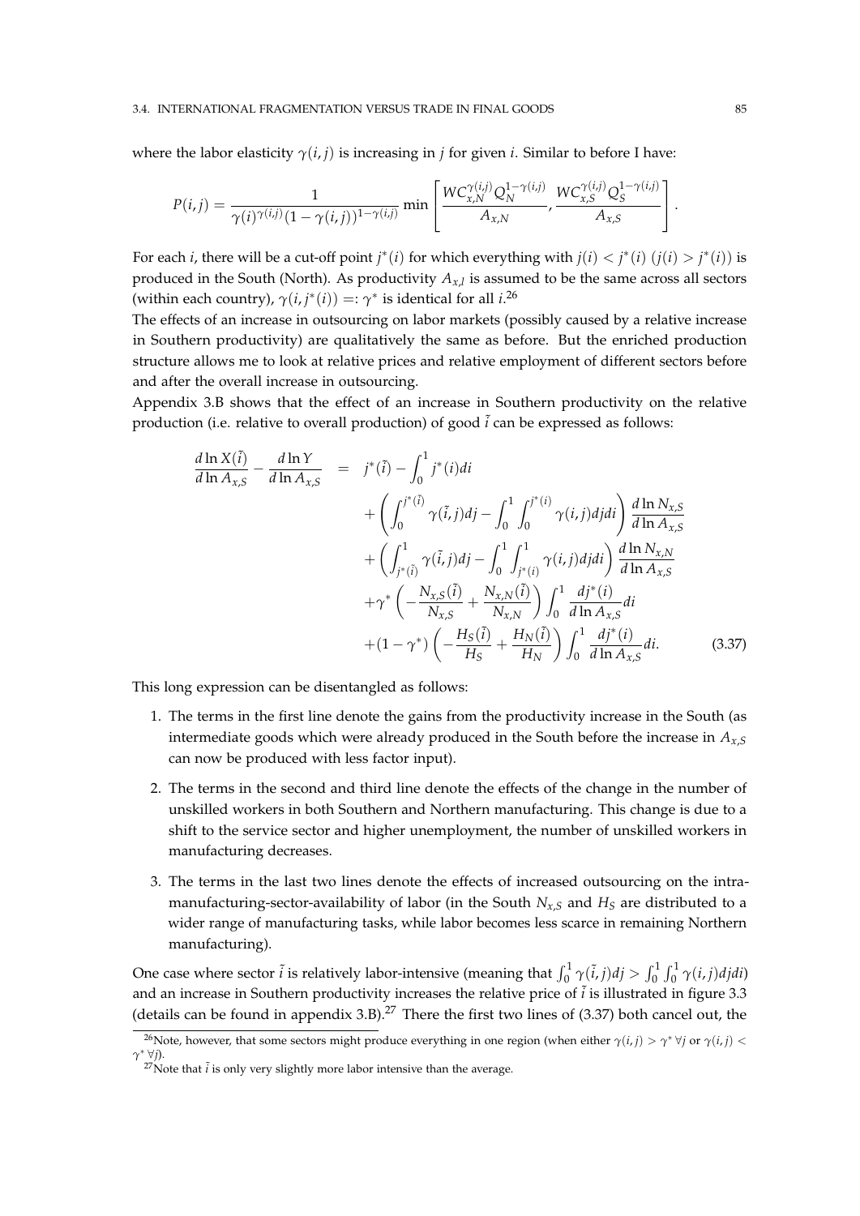where the labor elasticity $\gamma(i, j)$ is increasing in $j$ for given $i$. Similar to before I have:

$$P(i, j) = \frac{1}{\gamma(i)^{\gamma(i,j)}(1-\gamma(i,j))^{1-\gamma(i,j)}} \min \left[ \frac{WC_{x,N}^{\gamma(i,j)} Q_N^{1-\gamma(i,j)}}{A_{x,N}}, \frac{WC_{x,S}^{\gamma(i,j)} Q_S^{1-\gamma(i,j)}}{A_{x,S}} \right].$$

For each $i$, there will be a cut-off point $j^*(i)$ for which everything with $j(i) < j^*(i)$ ($j(i) > j^*(i)$) is produced in the South (North). As productivity $A_{x,I}$ is assumed to be the same across all sectors (within each country), $\gamma(i, j^*(i)) =: \gamma^*$ is identical for all $i$.[26]

The effects of an increase in outsourcing on labor markets (possibly caused by a relative increase in Southern productivity) are qualitatively the same as before. But the enriched production structure allows me to look at relative prices and relative employment of different sectors before and after the overall increase in outsourcing.

Appendix 3.B shows that the effect of an increase in Southern productivity on the relative production (i.e. relative to overall production) of good $\tilde{i}$ can be expressed as follows:

$$\begin{aligned}
\frac{d \ln X(\tilde{i})}{d \ln A_{x,S}} - \frac{d \ln Y}{d \ln A_{x,S}} &= j^*(\tilde{i}) - \int_0^1 j^*(i) di \\
&+ \left( \int_0^{j^*(\tilde{i})} \gamma(\tilde{i}, j) dj - \int_0^1 \int_0^{j^*(i)} \gamma(i, j) dj di \right) \frac{d \ln N_{x,S}}{d \ln A_{x,S}} \\
&+ \left( \int_{j^*(\tilde{i})}^1 \gamma(\tilde{i}, j) dj - \int_0^1 \int_{j^*(i)}^1 \gamma(i, j) dj di \right) \frac{d \ln N_{x,N}}{d \ln A_{x,S}} \\
&+ \gamma^* \left( -\frac{N_{x,S}(\tilde{i})}{N_{x,S}} + \frac{N_{x,N}(\tilde{i})}{N_{x,N}} \right) \int_0^1 \frac{dj^*(i)}{d \ln A_{x,S}} di \\
&+ (1-\gamma^*) \left( -\frac{H_S(\tilde{i})}{H_S} + \frac{H_N(\tilde{i})}{H_N} \right) \int_0^1 \frac{dj^*(i)}{d \ln A_{x,S}} di. \qquad (3.37)
\end{aligned}$$

This long expression can be disentangled as follows:

1. The terms in the first line denote the gains from the productivity increase in the South (as intermediate goods which were already produced in the South before the increase in $A_{x,S}$ can now be produced with less factor input).
2. The terms in the second and third line denote the effects of the change in the number of unskilled workers in both Southern and Northern manufacturing. This change is due to a shift to the service sector and higher unemployment, the number of unskilled workers in manufacturing decreases.
3. The terms in the last two lines denote the effects of increased outsourcing on the intra-manufacturing-sector-availability of labor (in the South $N_{x,S}$ and $H_S$ are distributed to a wider range of manufacturing tasks, while labor becomes less scarce in remaining Northern manufacturing).

One case where sector $\tilde{i}$ is relatively labor-intensive (meaning that $\int_0^1 \gamma(\tilde{i}, j) dj > \int_0^1 \int_0^1 \gamma(i, j) dj di$) and an increase in Southern productivity increases the relative price of $\tilde{i}$ is illustrated in figure 3.3 (details can be found in appendix 3.B).[27] There the first two lines of (3.37) both cancel out, the

---

[26] Note, however, that some sectors might produce everything in one region (when either $\gamma(i, j) > \gamma^* \, \forall j$ or $\gamma(i, j) < \gamma^* \, \forall j$).

[27] Note that $\tilde{i}$ is only very slightly more labor intensive than the average.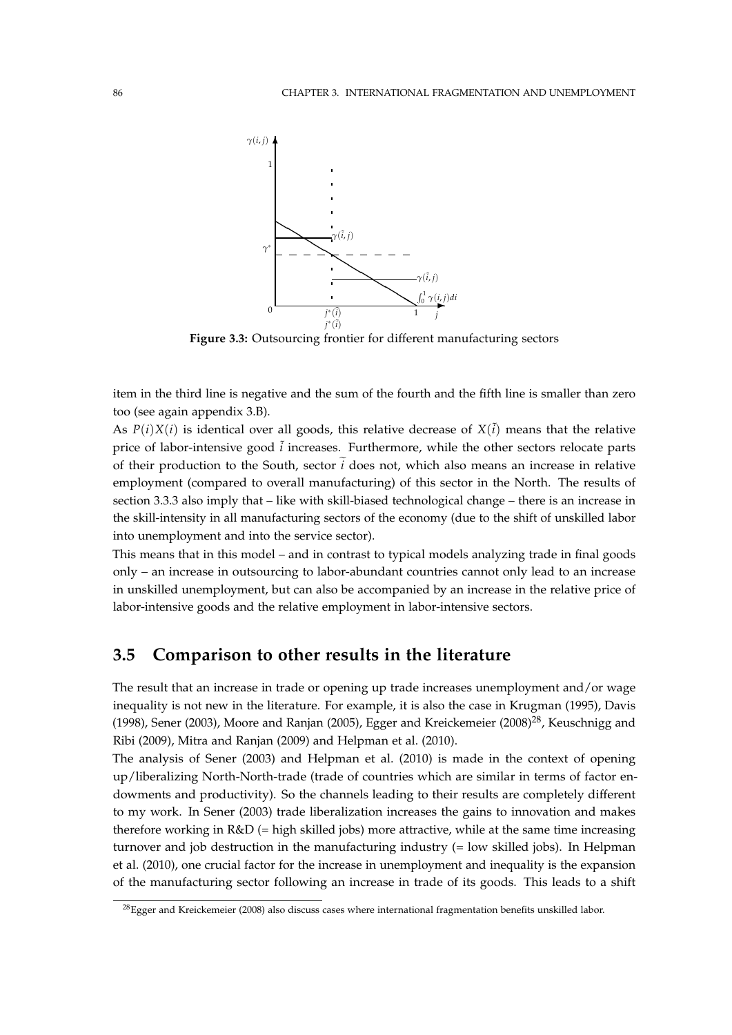**Figure 3.3:** Outsourcing frontier for different manufacturing sectors

item in the third line is negative and the sum of the fourth and the fifth line is smaller than zero too (see again appendix 3.B).

As $P(i)X(i)$ is identical over all goods, this relative decrease of $X(\tilde{i})$ means that the relative price of labor-intensive good $\tilde{i}$ increases. Furthermore, while the other sectors relocate parts of their production to the South, sector $\widetilde{i}$ does not, which also means an increase in relative employment (compared to overall manufacturing) of this sector in the North. The results of section 3.3.3 also imply that – like with skill-biased technological change – there is an increase in the skill-intensity in all manufacturing sectors of the economy (due to the shift of unskilled labor into unemployment and into the service sector).

This means that in this model – and in contrast to typical models analyzing trade in final goods only – an increase in outsourcing to labor-abundant countries cannot only lead to an increase in unskilled unemployment, but can also be accompanied by an increase in the relative price of labor-intensive goods and the relative employment in labor-intensive sectors.

## 3.5 Comparison to other results in the literature

The result that an increase in trade or opening up trade increases unemployment and/or wage inequality is not new in the literature. For example, it is also the case in Krugman (1995), Davis (1998), Sener (2003), Moore and Ranjan (2005), Egger and Kreickemeier (2008)[28], Keuschnigg and Ribi (2009), Mitra and Ranjan (2009) and Helpman et al. (2010).

The analysis of Sener (2003) and Helpman et al. (2010) is made in the context of opening up/liberalizing North-North-trade (trade of countries which are similar in terms of factor endowments and productivity). So the channels leading to their results are completely different to my work. In Sener (2003) trade liberalization increases the gains to innovation and makes therefore working in R&D (= high skilled jobs) more attractive, while at the same time increasing turnover and job destruction in the manufacturing industry (= low skilled jobs). In Helpman et al. (2010), one crucial factor for the increase in unemployment and inequality is the expansion of the manufacturing sector following an increase in trade of its goods. This leads to a shift

[28]Egger and Kreickemeier (2008) also discuss cases where international fragmentation benefits unskilled labor.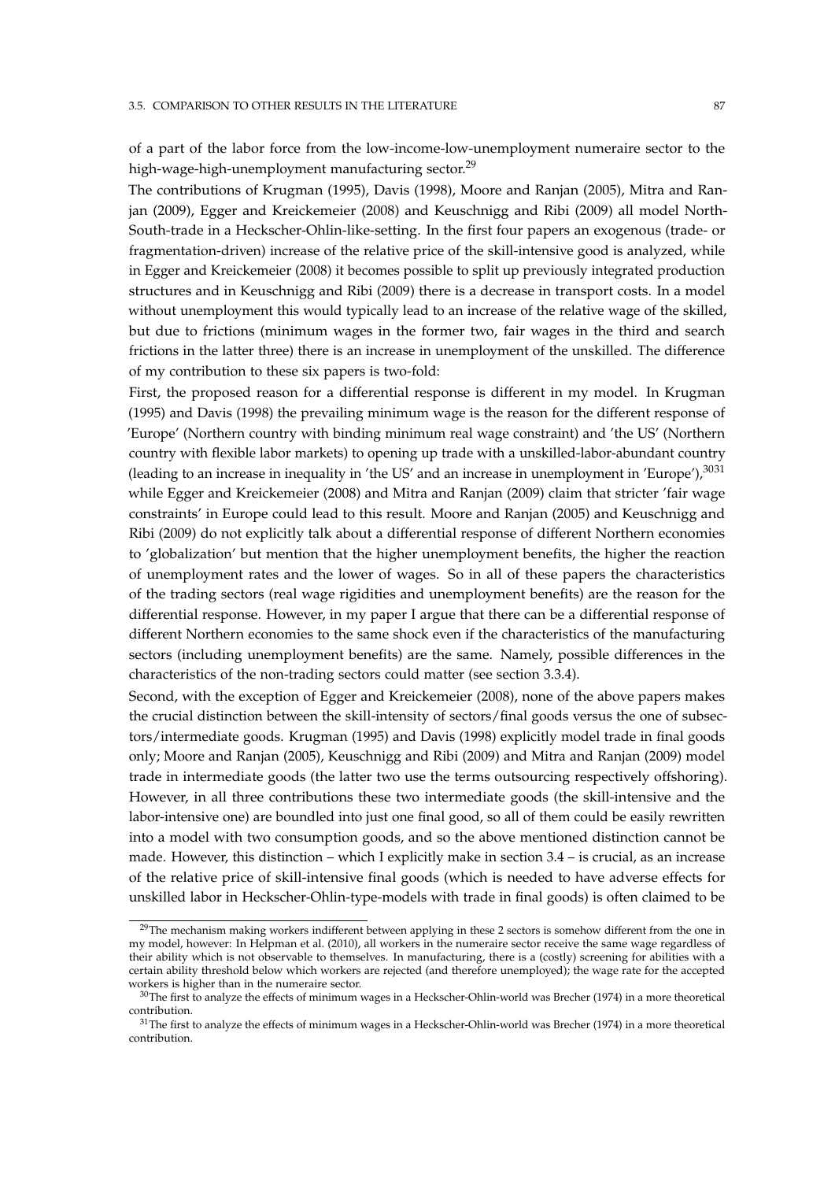of a part of the labor force from the low-income-low-unemployment numeraire sector to the high-wage-high-unemployment manufacturing sector.[29]

The contributions of Krugman (1995), Davis (1998), Moore and Ranjan (2005), Mitra and Ranjan (2009), Egger and Kreickemeier (2008) and Keuschnigg and Ribi (2009) all model North-South-trade in a Heckscher-Ohlin-like-setting. In the first four papers an exogenous (trade- or fragmentation-driven) increase of the relative price of the skill-intensive good is analyzed, while in Egger and Kreickemeier (2008) it becomes possible to split up previously integrated production structures and in Keuschnigg and Ribi (2009) there is a decrease in transport costs. In a model without unemployment this would typically lead to an increase of the relative wage of the skilled, but due to frictions (minimum wages in the former two, fair wages in the third and search frictions in the latter three) there is an increase in unemployment of the unskilled. The difference of my contribution to these six papers is two-fold:

First, the proposed reason for a differential response is different in my model. In Krugman (1995) and Davis (1998) the prevailing minimum wage is the reason for the different response of 'Europe' (Northern country with binding minimum real wage constraint) and 'the US' (Northern country with flexible labor markets) to opening up trade with a unskilled-labor-abundant country (leading to an increase in inequality in 'the US' and an increase in unemployment in 'Europe'),[30][31] while Egger and Kreickemeier (2008) and Mitra and Ranjan (2009) claim that stricter 'fair wage constraints' in Europe could lead to this result. Moore and Ranjan (2005) and Keuschnigg and Ribi (2009) do not explicitly talk about a differential response of different Northern economies to 'globalization' but mention that the higher unemployment benefits, the higher the reaction of unemployment rates and the lower of wages. So in all of these papers the characteristics of the trading sectors (real wage rigidities and unemployment benefits) are the reason for the differential response. However, in my paper I argue that there can be a differential response of different Northern economies to the same shock even if the characteristics of the manufacturing sectors (including unemployment benefits) are the same. Namely, possible differences in the characteristics of the non-trading sectors could matter (see section 3.3.4).

Second, with the exception of Egger and Kreickemeier (2008), none of the above papers makes the crucial distinction between the skill-intensity of sectors/final goods versus the one of subsectors/intermediate goods. Krugman (1995) and Davis (1998) explicitly model trade in final goods only; Moore and Ranjan (2005), Keuschnigg and Ribi (2009) and Mitra and Ranjan (2009) model trade in intermediate goods (the latter two use the terms outsourcing respectively offshoring). However, in all three contributions these two intermediate goods (the skill-intensive and the labor-intensive one) are boundled into just one final good, so all of them could be easily rewritten into a model with two consumption goods, and so the above mentioned distinction cannot be made. However, this distinction – which I explicitly make in section 3.4 – is crucial, as an increase of the relative price of skill-intensive final goods (which is needed to have adverse effects for unskilled labor in Heckscher-Ohlin-type-models with trade in final goods) is often claimed to be

[29] The mechanism making workers indifferent between applying in these 2 sectors is somehow different from the one in my model, however: In Helpman et al. (2010), all workers in the numeraire sector receive the same wage regardless of their ability which is not observable to themselves. In manufacturing, there is a (costly) screening for abilities with a certain ability threshold below which workers are rejected (and therefore unemployed); the wage rate for the accepted workers is higher than in the numeraire sector.

[30] The first to analyze the effects of minimum wages in a Heckscher-Ohlin-world was Brecher (1974) in a more theoretical contribution.

[31] The first to analyze the effects of minimum wages in a Heckscher-Ohlin-world was Brecher (1974) in a more theoretical contribution.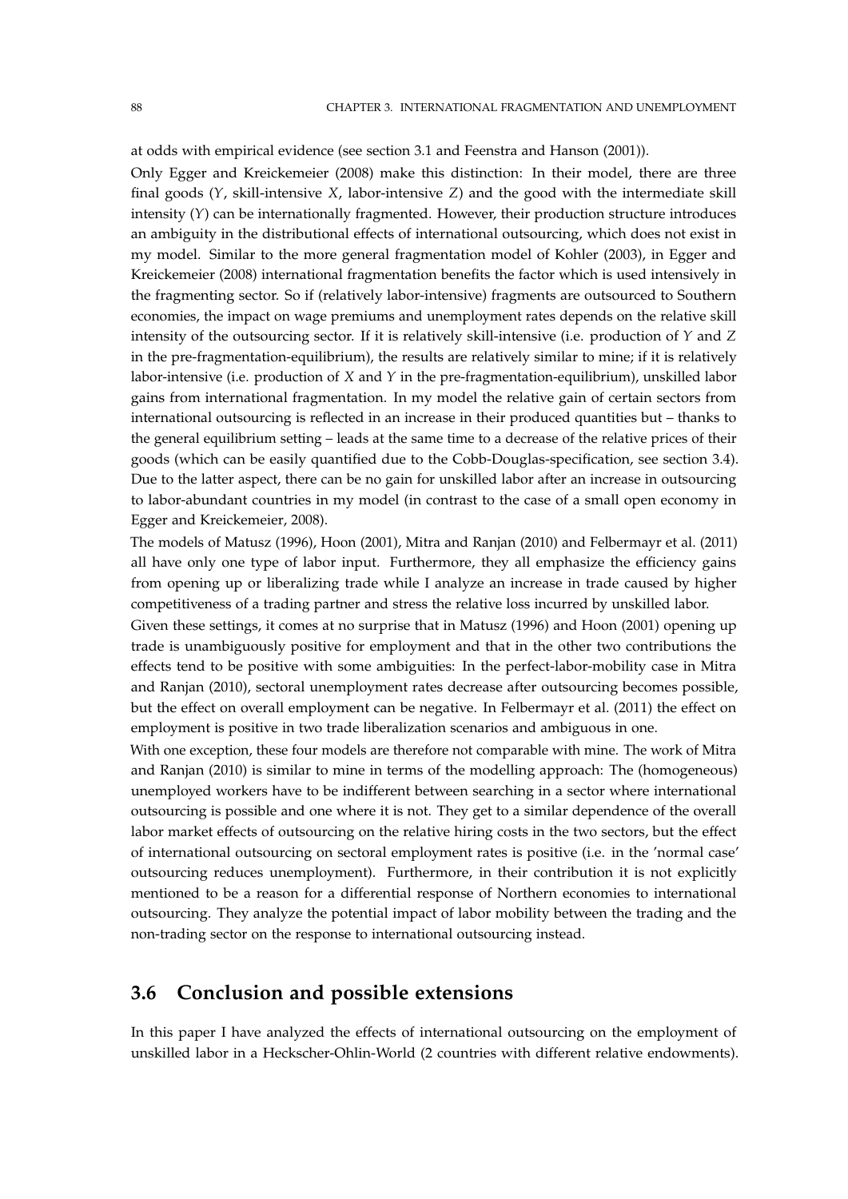at odds with empirical evidence (see section 3.1 and Feenstra and Hanson (2001)).

Only Egger and Kreickemeier (2008) make this distinction: In their model, there are three final goods ($Y$, skill-intensive $X$, labor-intensive $Z$) and the good with the intermediate skill intensity ($Y$) can be internationally fragmented. However, their production structure introduces an ambiguity in the distributional effects of international outsourcing, which does not exist in my model. Similar to the more general fragmentation model of Kohler (2003), in Egger and Kreickemeier (2008) international fragmentation benefits the factor which is used intensively in the fragmenting sector. So if (relatively labor-intensive) fragments are outsourced to Southern economies, the impact on wage premiums and unemployment rates depends on the relative skill intensity of the outsourcing sector. If it is relatively skill-intensive (i.e. production of $Y$ and $Z$ in the pre-fragmentation-equilibrium), the results are relatively similar to mine; if it is relatively labor-intensive (i.e. production of $X$ and $Y$ in the pre-fragmentation-equilibrium), unskilled labor gains from international fragmentation. In my model the relative gain of certain sectors from international outsourcing is reflected in an increase in their produced quantities but – thanks to the general equilibrium setting – leads at the same time to a decrease of the relative prices of their goods (which can be easily quantified due to the Cobb-Douglas-specification, see section 3.4). Due to the latter aspect, there can be no gain for unskilled labor after an increase in outsourcing to labor-abundant countries in my model (in contrast to the case of a small open economy in Egger and Kreickemeier, 2008).

The models of Matusz (1996), Hoon (2001), Mitra and Ranjan (2010) and Felbermayr et al. (2011) all have only one type of labor input. Furthermore, they all emphasize the efficiency gains from opening up or liberalizing trade while I analyze an increase in trade caused by higher competitiveness of a trading partner and stress the relative loss incurred by unskilled labor.

Given these settings, it comes at no surprise that in Matusz (1996) and Hoon (2001) opening up trade is unambiguously positive for employment and that in the other two contributions the effects tend to be positive with some ambiguities: In the perfect-labor-mobility case in Mitra and Ranjan (2010), sectoral unemployment rates decrease after outsourcing becomes possible, but the effect on overall employment can be negative. In Felbermayr et al. (2011) the effect on employment is positive in two trade liberalization scenarios and ambiguous in one.

With one exception, these four models are therefore not comparable with mine. The work of Mitra and Ranjan (2010) is similar to mine in terms of the modelling approach: The (homogeneous) unemployed workers have to be indifferent between searching in a sector where international outsourcing is possible and one where it is not. They get to a similar dependence of the overall labor market effects of outsourcing on the relative hiring costs in the two sectors, but the effect of international outsourcing on sectoral employment rates is positive (i.e. in the 'normal case' outsourcing reduces unemployment). Furthermore, in their contribution it is not explicitly mentioned to be a reason for a differential response of Northern economies to international outsourcing. They analyze the potential impact of labor mobility between the trading and the non-trading sector on the response to international outsourcing instead.

## 3.6 Conclusion and possible extensions

In this paper I have analyzed the effects of international outsourcing on the employment of unskilled labor in a Heckscher-Ohlin-World (2 countries with different relative endowments).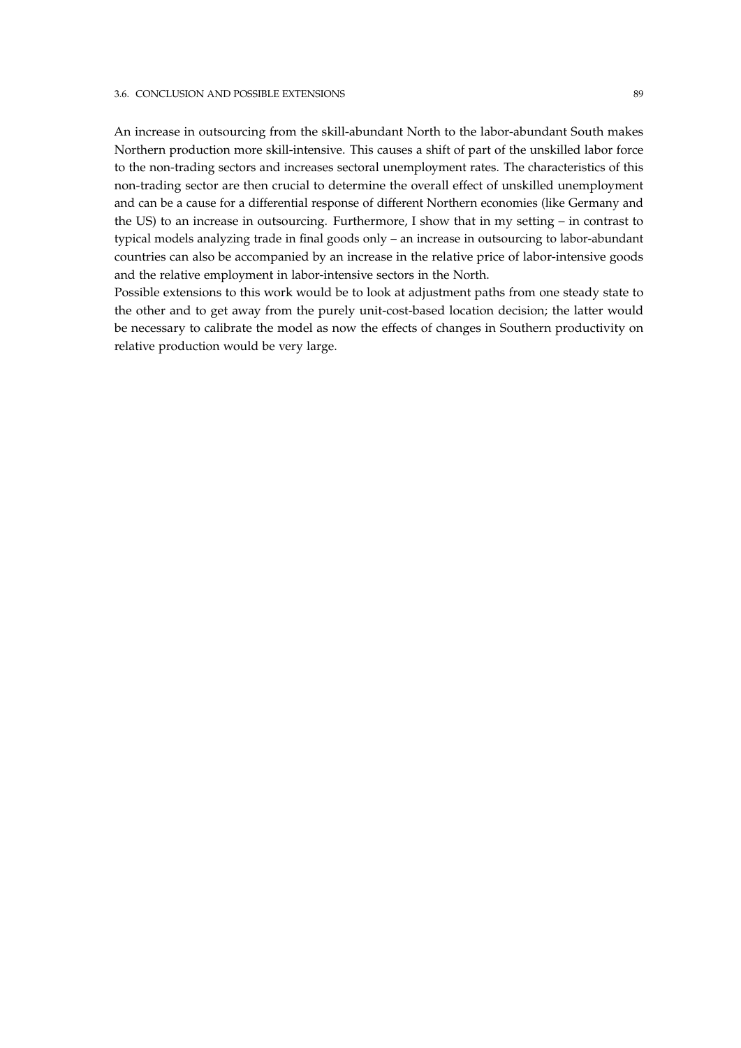An increase in outsourcing from the skill-abundant North to the labor-abundant South makes Northern production more skill-intensive. This causes a shift of part of the unskilled labor force to the non-trading sectors and increases sectoral unemployment rates. The characteristics of this non-trading sector are then crucial to determine the overall effect of unskilled unemployment and can be a cause for a differential response of different Northern economies (like Germany and the US) to an increase in outsourcing. Furthermore, I show that in my setting – in contrast to typical models analyzing trade in final goods only – an increase in outsourcing to labor-abundant countries can also be accompanied by an increase in the relative price of labor-intensive goods and the relative employment in labor-intensive sectors in the North.

Possible extensions to this work would be to look at adjustment paths from one steady state to the other and to get away from the purely unit-cost-based location decision; the latter would be necessary to calibrate the model as now the effects of changes in Southern productivity on relative production would be very large.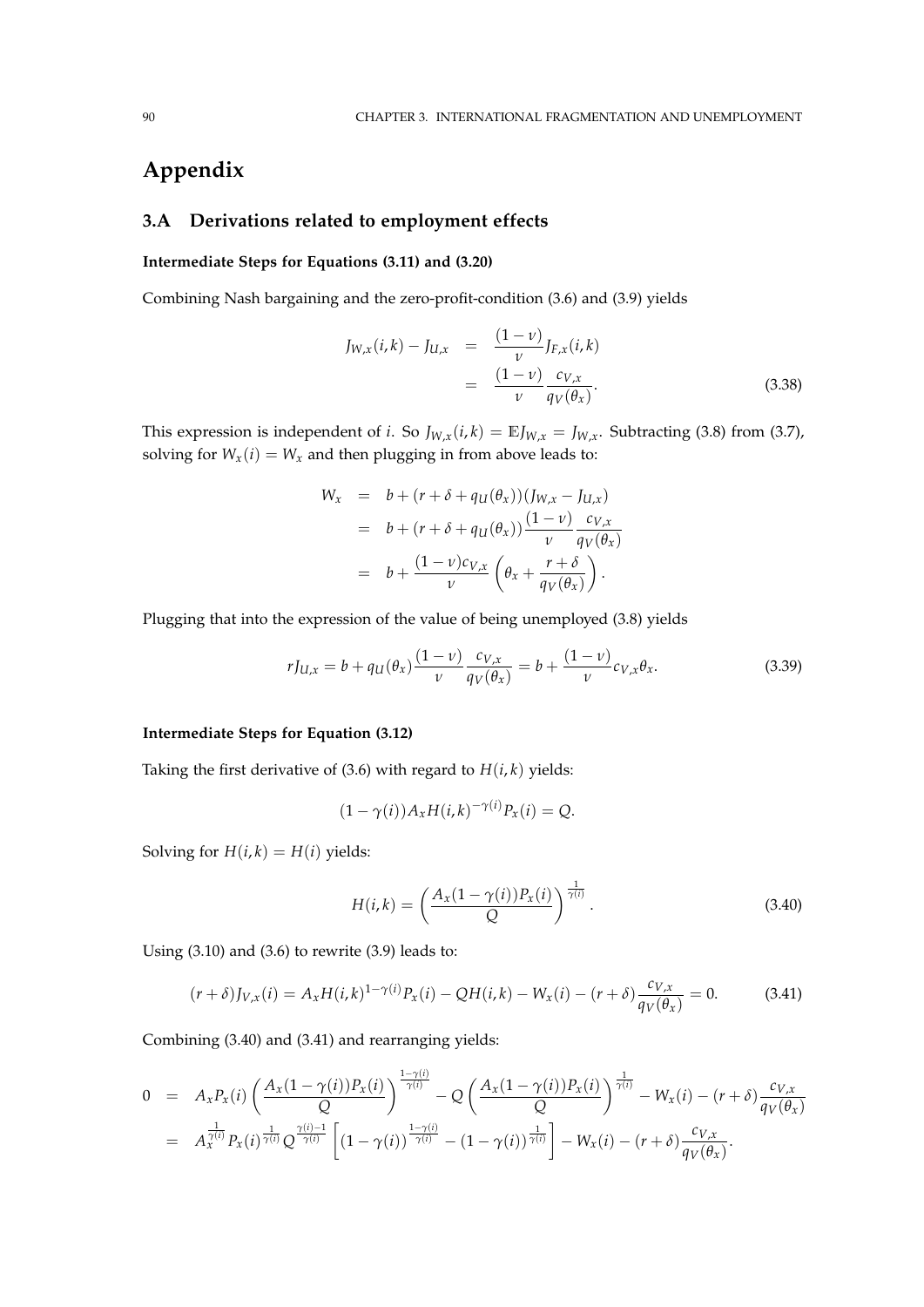# Appendix

## 3.A Derivations related to employment effects

**Intermediate Steps for Equations (3.11) and (3.20)**

Combining Nash bargaining and the zero-profit-condition (3.6) and (3.9) yields

$$
\begin{aligned}
J_{W,x}(i,k) - J_{U,x} &= \frac{(1-\nu)}{\nu} J_{F,x}(i,k) \\
&= \frac{(1-\nu)}{\nu} \frac{c_{V,x}}{q_V(\theta_x)}.
\end{aligned} \tag{3.38}
$$

This expression is independent of $i$. So $J_{W,x}(i,k) = \mathbb{E}J_{W,x} = J_{W,x}$. Subtracting (3.8) from (3.7), solving for $W_x(i) = W_x$ and then plugging in from above leads to:

$$
\begin{aligned}
W_x &= b + (r + \delta + q_U(\theta_x))(J_{W,x} - J_{U,x}) \\
&= b + (r + \delta + q_U(\theta_x)) \frac{(1-\nu)}{\nu} \frac{c_{V,x}}{q_V(\theta_x)} \\
&= b + \frac{(1-\nu) c_{V,x}}{\nu} \left( \theta_x + \frac{r+\delta}{q_V(\theta_x)} \right).
\end{aligned}
$$

Plugging that into the expression of the value of being unemployed (3.8) yields

$$
r J_{U,x} = b + q_U(\theta_x) \frac{(1-\nu)}{\nu} \frac{c_{V,x}}{q_V(\theta_x)} = b + \frac{(1-\nu)}{\nu} c_{V,x} \theta_x. \tag{3.39}
$$

**Intermediate Steps for Equation (3.12)**

Taking the first derivative of (3.6) with regard to $H(i,k)$ yields:

$$
(1 - \gamma(i)) A_x H(i,k)^{-\gamma(i)} P_x(i) = Q.
$$

Solving for $H(i,k) = H(i)$ yields:

$$
H(i,k) = \left( \frac{A_x (1-\gamma(i)) P_x(i)}{Q} \right)^{\frac{1}{\gamma(i)}}. \tag{3.40}
$$

Using (3.10) and (3.6) to rewrite (3.9) leads to:

$$
(r+\delta) J_{V,x}(i) = A_x H(i,k)^{1-\gamma(i)} P_x(i) - Q H(i,k) - W_x(i) - (r+\delta) \frac{c_{V,x}}{q_V(\theta_x)} = 0. \tag{3.41}
$$

Combining (3.40) and (3.41) and rearranging yields:

$$
\begin{aligned}
0 &= A_x P_x(i) \left( \frac{A_x (1-\gamma(i)) P_x(i)}{Q} \right)^{\frac{1-\gamma(i)}{\gamma(i)}} - Q \left( \frac{A_x (1-\gamma(i)) P_x(i)}{Q} \right)^{\frac{1}{\gamma(i)}} - W_x(i) - (r+\delta) \frac{c_{V,x}}{q_V(\theta_x)} \\
&= A_x^{\frac{1}{\gamma(i)}} P_x(i)^{\frac{1}{\gamma(i)}} Q^{\frac{\gamma(i)-1}{\gamma(i)}} \left[ (1-\gamma(i))^{\frac{1-\gamma(i)}{\gamma(i)}} - (1-\gamma(i))^{\frac{1}{\gamma(i)}} \right] - W_x(i) - (r+\delta) \frac{c_{V,x}}{q_V(\theta_x)}.
\end{aligned}
$$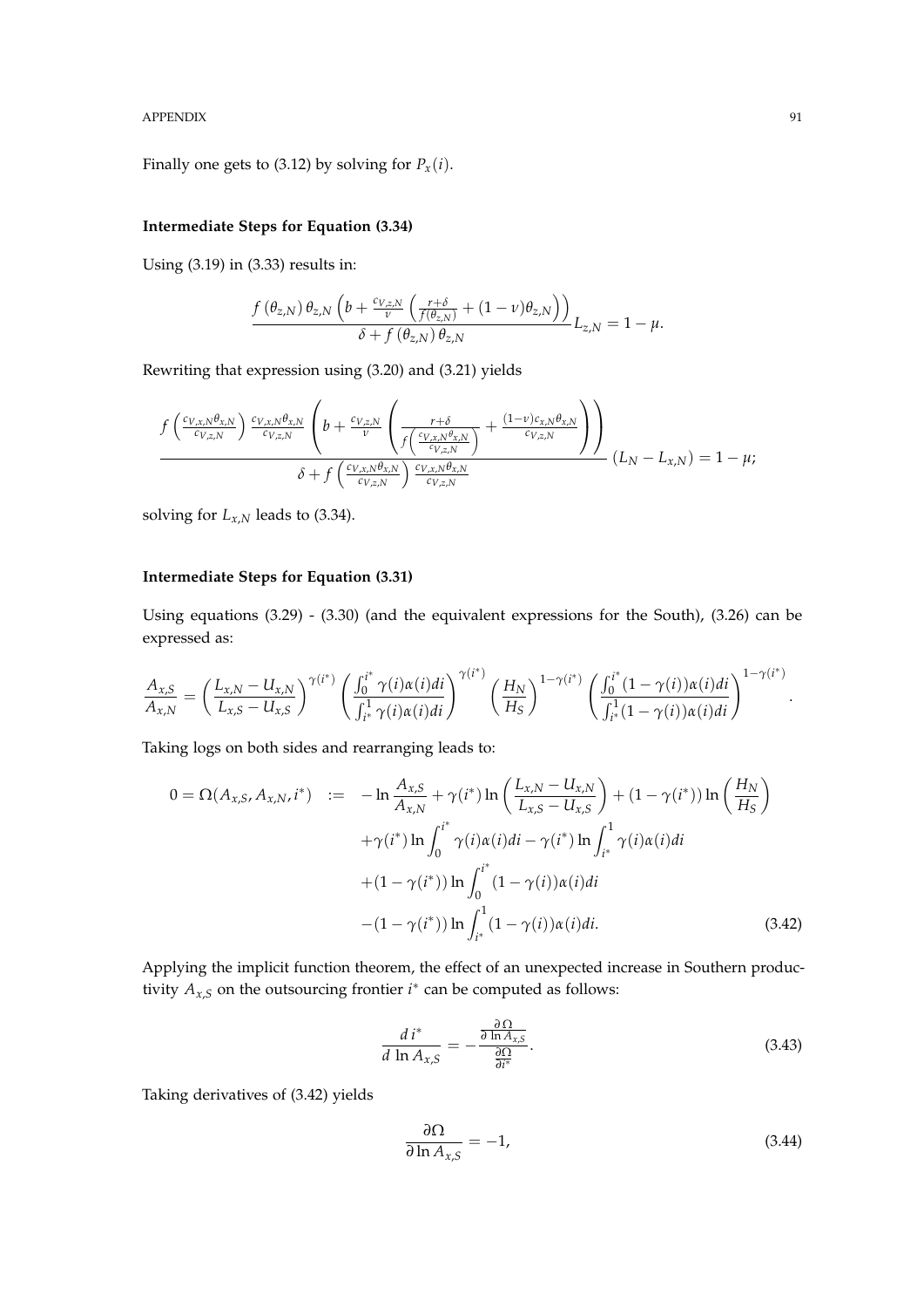Finally one gets to (3.12) by solving for $P_x(i)$.

### Intermediate Steps for Equation (3.34)

Using (3.19) in (3.33) results in:

$$\frac{f\left(\theta_{z,N}\right)\theta_{z,N}\left(b+\frac{c_{V,z,N}}{\nu}\left(\frac{r+\delta}{f(\theta_{z,N})}+(1-\nu)\theta_{z,N}\right)\right)}{\delta+f\left(\theta_{z,N}\right)\theta_{z,N}}L_{z,N}=1-\mu.$$

Rewriting that expression using (3.20) and (3.21) yields

$$\frac{f\left(\frac{c_{V,x,N}\theta_{x,N}}{c_{V,z,N}}\right)\frac{c_{V,x,N}\theta_{x,N}}{c_{V,z,N}}\left(b+\frac{c_{V,z,N}}{\nu}\left(\frac{r+\delta}{f\left(\frac{c_{V,x,N}\theta_{x,N}}{c_{V,z,N}}\right)}+\frac{(1-\nu)c_{x,N}\theta_{x,N}}{c_{V,z,N}}\right)\right)}{\delta+f\left(\frac{c_{V,x,N}\theta_{x,N}}{c_{V,z,N}}\right)\frac{c_{V,x,N}\theta_{x,N}}{c_{V,z,N}}}\left(L_N-L_{x,N}\right)=1-\mu;$$

solving for $L_{x,N}$ leads to (3.34).

### Intermediate Steps for Equation (3.31)

Using equations (3.29) - (3.30) (and the equivalent expressions for the South), (3.26) can be expressed as:

$$\frac{A_{x,S}}{A_{x,N}}=\left(\frac{L_{x,N}-U_{x,N}}{L_{x,S}-U_{x,S}}\right)^{\gamma(i^*)}\left(\frac{\int_0^{i^*}\gamma(i)\alpha(i)di}{\int_{i^*}^1\gamma(i)\alpha(i)di}\right)^{\gamma(i^*)}\left(\frac{H_N}{H_S}\right)^{1-\gamma(i^*)}\left(\frac{\int_0^{i^*}(1-\gamma(i))\alpha(i)di}{\int_{i^*}^1(1-\gamma(i))\alpha(i)di}\right)^{1-\gamma(i^*)}.$$

Taking logs on both sides and rearranging leads to:

$$\begin{aligned}0=\Omega(A_{x,S},A_{x,N},i^*)\quad:=\quad&-\ln\frac{A_{x,S}}{A_{x,N}}+\gamma(i^*)\ln\left(\frac{L_{x,N}-U_{x,N}}{L_{x,S}-U_{x,S}}\right)+(1-\gamma(i^*))\ln\left(\frac{H_N}{H_S}\right)\\&+\gamma(i^*)\ln\int_0^{i^*}\gamma(i)\alpha(i)di-\gamma(i^*)\ln\int_{i^*}^1\gamma(i)\alpha(i)di\\&+(1-\gamma(i^*))\ln\int_0^{i^*}(1-\gamma(i))\alpha(i)di\\&-(1-\gamma(i^*))\ln\int_{i^*}^1(1-\gamma(i))\alpha(i)di.\end{aligned}\tag{3.42}$$

Applying the implicit function theorem, the effect of an unexpected increase in Southern productivity $A_{x,S}$ on the outsourcing frontier $i^*$ can be computed as follows:

$$\frac{d\,i^*}{d\,\ln A_{x,S}}=-\frac{\frac{\partial\,\Omega}{\partial\,\ln A_{x,S}}}{\frac{\partial\Omega}{\partial i^*}}.\tag{3.43}$$

Taking derivatives of (3.42) yields

$$\frac{\partial\Omega}{\partial\ln A_{x,S}}=-1,\tag{3.44}$$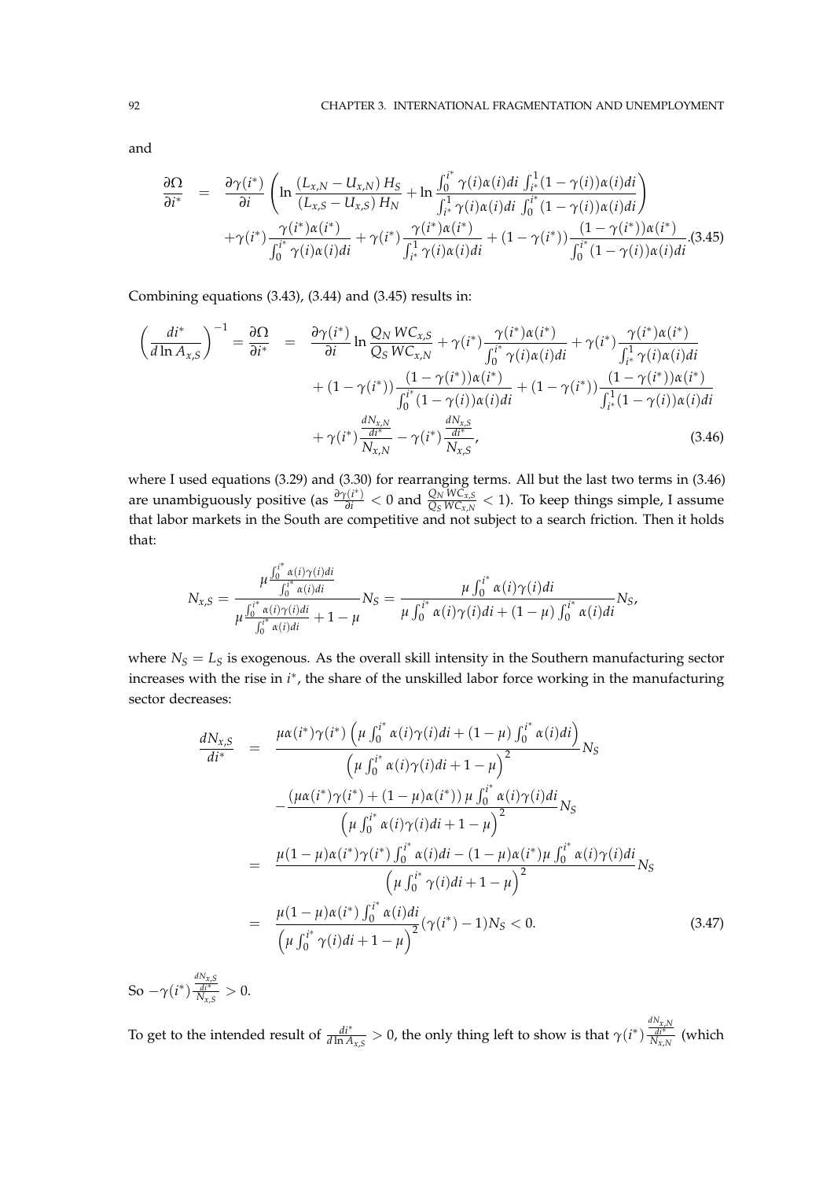and

$$\begin{aligned}
\frac{\partial \Omega}{\partial i^*} &= \frac{\partial \gamma(i^*)}{\partial i}\left(\ln\frac{(L_{x,N}-U_{x,N})\,H_S}{(L_{x,S}-U_{x,S})\,H_N} + \ln\frac{\int_0^{i^*}\gamma(i)\alpha(i)di\,\int_{i^*}^1(1-\gamma(i))\alpha(i)di}{\int_{i^*}^1\gamma(i)\alpha(i)di\,\int_0^{i^*}(1-\gamma(i))\alpha(i)di}\right) \\
&\quad + \gamma(i^*)\frac{\gamma(i^*)\alpha(i^*)}{\int_0^{i^*}\gamma(i)\alpha(i)di} + \gamma(i^*)\frac{\gamma(i^*)\alpha(i^*)}{\int_{i^*}^1\gamma(i)\alpha(i)di} + (1-\gamma(i^*))\frac{(1-\gamma(i^*))\alpha(i^*)}{\int_0^{i^*}(1-\gamma(i))\alpha(i)di}. \quad (3.45)
\end{aligned}$$

Combining equations (3.43), (3.44) and (3.45) results in:

$$\begin{aligned}
\left(\frac{di^*}{d\ln A_{x,S}}\right)^{-1} = \frac{\partial \Omega}{\partial i^*} &= \frac{\partial \gamma(i^*)}{\partial i}\ln\frac{Q_N\,WC_{x,S}}{Q_S\,WC_{x,N}} + \gamma(i^*)\frac{\gamma(i^*)\alpha(i^*)}{\int_0^{i^*}\gamma(i)\alpha(i)di} + \gamma(i^*)\frac{\gamma(i^*)\alpha(i^*)}{\int_{i^*}^1\gamma(i)\alpha(i)di} \\
&\quad + (1-\gamma(i^*))\frac{(1-\gamma(i^*))\alpha(i^*)}{\int_0^{i^*}(1-\gamma(i))\alpha(i)di} + (1-\gamma(i^*))\frac{(1-\gamma(i^*))\alpha(i^*)}{\int_{i^*}^1(1-\gamma(i))\alpha(i)di} \\
&\quad + \gamma(i^*)\frac{\frac{dN_{x,N}}{di^*}}{N_{x,N}} - \gamma(i^*)\frac{\frac{dN_{x,S}}{di^*}}{N_{x,S}}, \quad (3.46)
\end{aligned}$$

where I used equations (3.29) and (3.30) for rearranging terms. All but the last two terms in (3.46) are unambiguously positive (as $\frac{\partial \gamma(i^*)}{\partial i} < 0$ and $\frac{Q_N\,WC_{x,S}}{Q_S\,WC_{x,N}} < 1$). To keep things simple, I assume that labor markets in the South are competitive and not subject to a search friction. Then it holds that:

$$N_{x,S} = \frac{\mu\frac{\int_0^{i^*}\alpha(i)\gamma(i)di}{\int_0^{i^*}\alpha(i)di}}{\mu\frac{\int_0^{i^*}\alpha(i)\gamma(i)di}{\int_0^{i^*}\alpha(i)di} + 1 - \mu}N_S = \frac{\mu\int_0^{i^*}\alpha(i)\gamma(i)di}{\mu\int_0^{i^*}\alpha(i)\gamma(i)di + (1-\mu)\int_0^{i^*}\alpha(i)di}N_S,$$

where $N_S = L_S$ is exogenous. As the overall skill intensity in the Southern manufacturing sector increases with the rise in $i^*$, the share of the unskilled labor force working in the manufacturing sector decreases:

$$\begin{aligned}
\frac{dN_{x,S}}{di^*} &= \frac{\mu\alpha(i^*)\gamma(i^*)\left(\mu\int_0^{i^*}\alpha(i)\gamma(i)di + (1-\mu)\int_0^{i^*}\alpha(i)di\right)}{\left(\mu\int_0^{i^*}\alpha(i)\gamma(i)di + 1 - \mu\right)^2}N_S \\
&\quad - \frac{\left(\mu\alpha(i^*)\gamma(i^*) + (1-\mu)\alpha(i^*)\right)\mu\int_0^{i^*}\alpha(i)\gamma(i)di}{\left(\mu\int_0^{i^*}\alpha(i)\gamma(i)di + 1 - \mu\right)^2}N_S \\
&= \frac{\mu(1-\mu)\alpha(i^*)\gamma(i^*)\int_0^{i^*}\alpha(i)di - (1-\mu)\alpha(i^*)\mu\int_0^{i^*}\alpha(i)\gamma(i)di}{\left(\mu\int_0^{i^*}\gamma(i)di + 1 - \mu\right)^2}N_S \\
&= \frac{\mu(1-\mu)\alpha(i^*)\int_0^{i^*}\alpha(i)di}{\left(\mu\int_0^{i^*}\gamma(i)di + 1 - \mu\right)^2}(\gamma(i^*) - 1)N_S < 0. \quad (3.47)
\end{aligned}$$

So $-\gamma(i^*)\frac{\frac{dN_{x,S}}{di^*}}{N_{x,S}} > 0$.

To get to the intended result of $\frac{di^*}{d\ln A_{x,S}} > 0$, the only thing left to show is that $\gamma(i^*)\frac{\frac{dN_{x,N}}{di^*}}{N_{x,N}}$ (which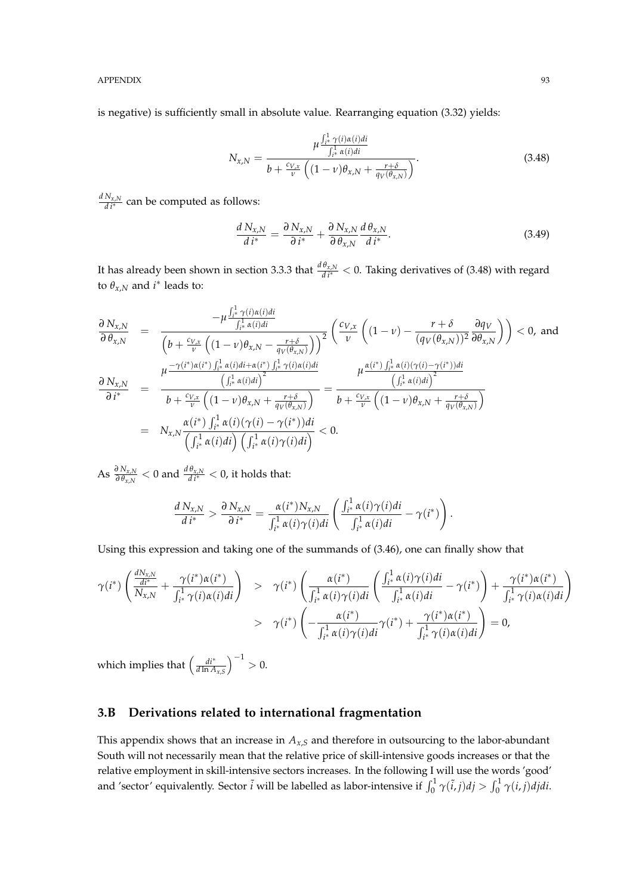is negative) is sufficiently small in absolute value. Rearranging equation (3.32) yields:

$$N_{x,N} = \frac{\mu \frac{\int_{i^*}^1 \gamma(i)\alpha(i)di}{\int_{i^*}^1 \alpha(i)di}}{b + \frac{c_{V,x}}{\nu}\left((1-\nu)\theta_{x,N} + \frac{r+\delta}{q_V(\theta_{x,N})}\right)}. \tag{3.48}$$

$\frac{d\,N_{x,N}}{d\,i^*}$ can be computed as follows:

$$\frac{d\,N_{x,N}}{d\,i^*} = \frac{\partial\,N_{x,N}}{\partial\,i^*} + \frac{\partial\,N_{x,N}}{\partial\,\theta_{x,N}}\frac{d\,\theta_{x,N}}{d\,i^*}. \tag{3.49}$$

It has already been shown in section 3.3.3 that $\frac{d\,\theta_{x,N}}{d\,i^*} < 0$. Taking derivatives of (3.48) with regard to $\theta_{x,N}$ and $i^*$ leads to:

$$\begin{aligned}
\frac{\partial\,N_{x,N}}{\partial\,\theta_{x,N}} &= \frac{-\mu \frac{\int_{i^*}^1 \gamma(i)\alpha(i)di}{\int_{i^*}^1 \alpha(i)di}}{\left(b + \frac{c_{V,x}}{\nu}\left((1-\nu)\theta_{x,N} - \frac{r+\delta}{q_V(\theta_{x,N})}\right)\right)^2}\left(\frac{c_{V,x}}{\nu}\left((1-\nu) - \frac{r+\delta}{(q_V(\theta_{x,N}))^2}\frac{\partial q_V}{\partial \theta_{x,N}}\right)\right) < 0, \text{ and} \\
\frac{\partial\,N_{x,N}}{\partial\,i^*} &= \frac{\mu \frac{-\gamma(i^*)\alpha(i^*)\int_{i^*}^1 \alpha(i)di + \alpha(i^*)\int_{i^*}^1 \gamma(i)\alpha(i)di}{\left(\int_{i^*}^1 \alpha(i)di\right)^2}}{b + \frac{c_{V,x}}{\nu}\left((1-\nu)\theta_{x,N} + \frac{r+\delta}{q_V(\theta_{x,N})}\right)} = \frac{\mu \frac{\alpha(i^*)\int_{i^*}^1 \alpha(i)(\gamma(i)-\gamma(i^*))di}{\left(\int_{i^*}^1 \alpha(i)di\right)^2}}{b + \frac{c_{V,x}}{\nu}\left((1-\nu)\theta_{x,N} + \frac{r+\delta}{q_V(\theta_{x,N})}\right)} \\
&= N_{x,N}\frac{\alpha(i^*)\int_{i^*}^1 \alpha(i)(\gamma(i)-\gamma(i^*))di}{\left(\int_{i^*}^1 \alpha(i)di\right)\left(\int_{i^*}^1 \alpha(i)\gamma(i)di\right)} < 0.
\end{aligned}$$

As $\frac{\partial\,N_{x,N}}{\partial\,\theta_{x,N}} < 0$ and $\frac{d\,\theta_{x,N}}{d\,i^*} < 0$, it holds that:

$$\frac{d\,N_{x,N}}{d\,i^*} > \frac{\partial\,N_{x,N}}{\partial\,i^*} = \frac{\alpha(i^*)N_{x,N}}{\int_{i^*}^1 \alpha(i)\gamma(i)di}\left(\frac{\int_{i^*}^1 \alpha(i)\gamma(i)di}{\int_{i^*}^1 \alpha(i)di} - \gamma(i^*)\right).$$

Using this expression and taking one of the summands of (3.46), one can finally show that

$$\begin{aligned}
\gamma(i^*)\left(\frac{\frac{dN_{x,N}}{di^*}}{N_{x,N}} + \frac{\gamma(i^*)\alpha(i^*)}{\int_{i^*}^1 \gamma(i)\alpha(i)di}\right) &> \gamma(i^*)\left(\frac{\alpha(i^*)}{\int_{i^*}^1 \alpha(i)\gamma(i)di}\left(\frac{\int_{i^*}^1 \alpha(i)\gamma(i)di}{\int_{i^*}^1 \alpha(i)di} - \gamma(i^*)\right) + \frac{\gamma(i^*)\alpha(i^*)}{\int_{i^*}^1 \gamma(i)\alpha(i)di}\right) \\
&> \gamma(i^*)\left(-\frac{\alpha(i^*)}{\int_{i^*}^1 \alpha(i)\gamma(i)di}\gamma(i^*) + \frac{\gamma(i^*)\alpha(i^*)}{\int_{i^*}^1 \gamma(i)\alpha(i)di}\right) = 0,
\end{aligned}$$

which implies that $\left(\frac{di^*}{d\ln A_{x,S}}\right)^{-1} > 0$.

## 3.B Derivations related to international fragmentation

This appendix shows that an increase in $A_{x,S}$ and therefore in outsourcing to the labor-abundant South will not necessarily mean that the relative price of skill-intensive goods increases or that the relative employment in skill-intensive sectors increases. In the following I will use the words 'good' and 'sector' equivalently. Sector $\tilde{i}$ will be labelled as labor-intensive if $\int_0^1 \gamma(\tilde{i},j)dj > \int_0^1 \gamma(i,j)djdi$.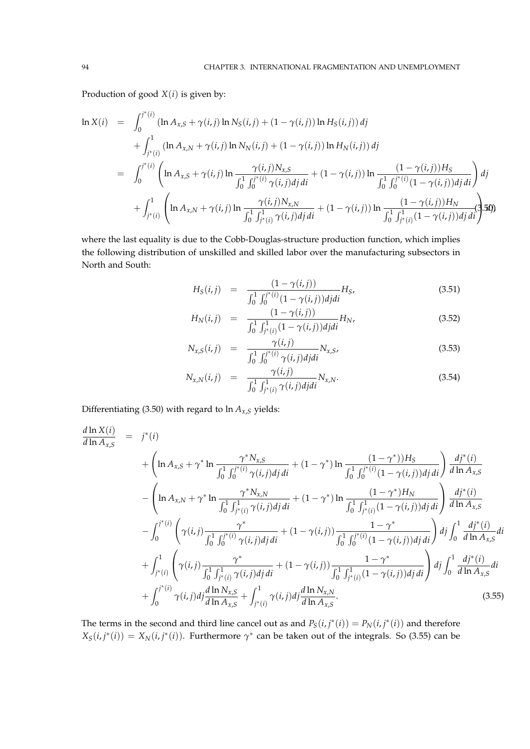Production of good $X(i)$ is given by:

$$
\begin{aligned}
\ln X(i) &= \int_0^{j^*(i)} \left(\ln A_{x,S} + \gamma(i,j) \ln N_S(i,j) + (1-\gamma(i,j)) \ln H_S(i,j)\right) dj \\
&\quad + \int_{j^*(i)}^1 \left(\ln A_{x,N} + \gamma(i,j) \ln N_N(i,j) + (1-\gamma(i,j)) \ln H_N(i,j)\right) dj \\
&= \int_0^{j^*(i)} \left( \ln A_{x,S} + \gamma(i,j) \ln \frac{\gamma(i,j) N_{x,S}}{\int_0^1 \int_0^{j^*(i)} \gamma(i,j) dj\, di} + (1-\gamma(i,j)) \ln \frac{(1-\gamma(i,j)) H_S}{\int_0^1 \int_0^{j^*(i)} (1-\gamma(i,j)) dj\, di} \right) dj \\
&\quad + \int_{j^*(i)}^1 \left( \ln A_{x,N} + \gamma(i,j) \ln \frac{\gamma(i,j) N_{x,N}}{\int_0^1 \int_{j^*(i)}^1 \gamma(i,j) dj\, di} + (1-\gamma(i,j)) \ln \frac{(1-\gamma(i,j)) H_N}{\int_0^1 \int_{j^*(i)}^1 (1-\gamma(i,j)) dj\, di} \right) dj
\end{aligned} \tag{3.50}
$$

where the last equality is due to the Cobb-Douglas-structure production function, which implies the following distribution of unskilled and skilled labor over the manufacturing subsectors in North and South:

$$
\begin{aligned}
H_S(i,j) &= \frac{(1-\gamma(i,j))}{\int_0^1 \int_0^{j^*(i)} (1-\gamma(i,j)) dj di} H_S, & (3.51) \\
H_N(i,j) &= \frac{(1-\gamma(i,j))}{\int_0^1 \int_{j^*(i)}^1 (1-\gamma(i,j)) dj di} H_N, & (3.52) \\
N_{x,S}(i,j) &= \frac{\gamma(i,j)}{\int_0^1 \int_0^{j^*(i)} \gamma(i,j) dj di} N_{x,S}, & (3.53) \\
N_{x,N}(i,j) &= \frac{\gamma(i,j)}{\int_0^1 \int_{j^*(i)}^1 \gamma(i,j) dj di} N_{x,N}. & (3.54)
\end{aligned}
$$

Differentiating (3.50) with regard to $\ln A_{x,S}$ yields:

$$
\begin{aligned}
\frac{d \ln X(i)}{d \ln A_{x,S}} &= j^*(i) \\
&\quad + \left( \ln A_{x,S} + \gamma^* \ln \frac{\gamma^* N_{x,S}}{\int_0^1 \int_0^{j^*(i)} \gamma(i,j) dj\, di} + (1-\gamma^*) \ln \frac{(1-\gamma^*) H_S}{\int_0^1 \int_0^{j^*(i)} (1-\gamma(i,j)) dj\, di} \right) \frac{dj^*(i)}{d \ln A_{x,S}} \\
&\quad - \left( \ln A_{x,N} + \gamma^* \ln \frac{\gamma^* N_{x,N}}{\int_0^1 \int_{j^*(i)}^1 \gamma(i,j) dj\, di} + (1-\gamma^*) \ln \frac{(1-\gamma^*) H_N}{\int_0^1 \int_{j^*(i)}^1 (1-\gamma(i,j)) dj\, di} \right) \frac{dj^*(i)}{d \ln A_{x,S}} \\
&\quad - \int_0^{j^*(i)} \left( \gamma(i,j) \frac{\gamma^*}{\int_0^1 \int_0^{j^*(i)} \gamma(i,j) dj\, di} + (1-\gamma(i,j)) \frac{1-\gamma^*}{\int_0^1 \int_0^{j^*(i)} (1-\gamma(i,j)) dj\, di} \right) dj \int_0^1 \frac{dj^*(i)}{d \ln A_{x,S}} di \\
&\quad + \int_{j^*(i)}^1 \left( \gamma(i,j) \frac{\gamma^*}{\int_0^1 \int_{j^*(i)}^1 \gamma(i,j) dj\, di} + (1-\gamma(i,j)) \frac{1-\gamma^*}{\int_0^1 \int_{j^*(i)}^1 (1-\gamma(i,j)) dj\, di} \right) dj \int_0^1 \frac{dj^*(i)}{d \ln A_{x,S}} di \\
&\quad + \int_0^{j^*(i)} \gamma(i,j) dj \frac{d \ln N_{x,S}}{d \ln A_{x,S}} + \int_{j^*(i)}^1 \gamma(i,j) dj \frac{d \ln N_{x,N}}{d \ln A_{x,S}}.
\end{aligned} \tag{3.55}
$$

The terms in the second and third line cancel out as and $P_S(i, j^*(i)) = P_N(i, j^*(i))$ and therefore $X_S(i, j^*(i)) = X_N(i, j^*(i))$. Furthermore $\gamma^*$ can be taken out of the integrals. So (3.55) can be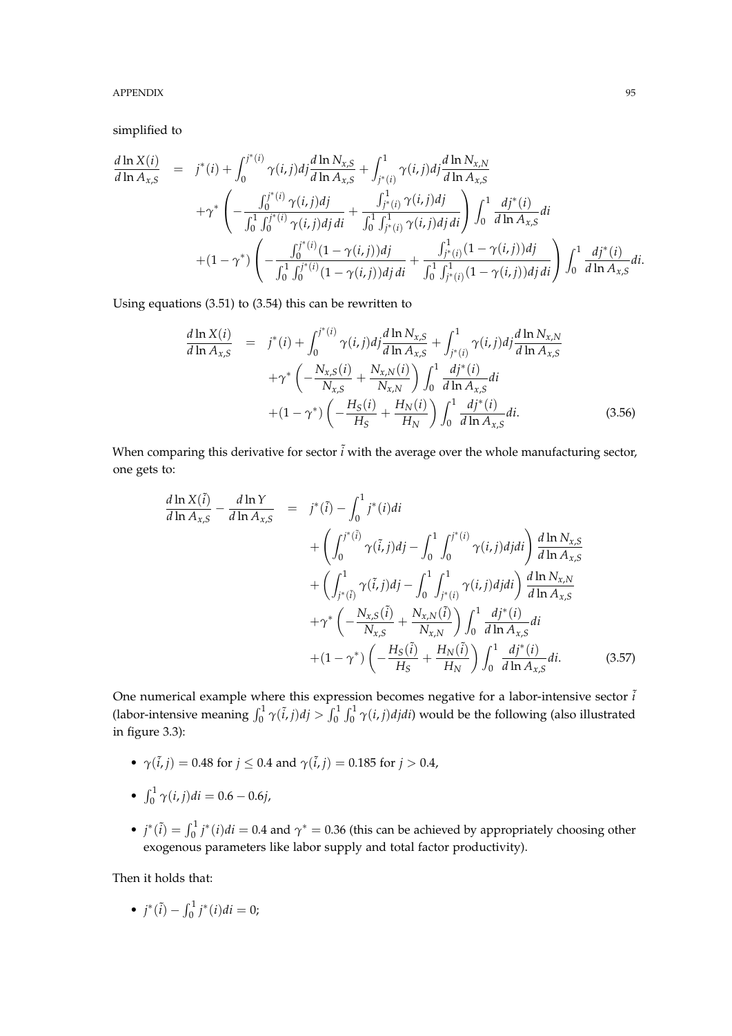simplified to

$$
\begin{aligned}
\frac{d \ln X(i)}{d \ln A_{x,S}} &= j^*(i) + \int_0^{j^*(i)} \gamma(i,j) dj \frac{d \ln N_{x,S}}{d \ln A_{x,S}} + \int_{j^*(i)}^1 \gamma(i,j) dj \frac{d \ln N_{x,N}}{d \ln A_{x,S}} \\
&\quad + \gamma^* \left( -\frac{\int_0^{j^*(i)} \gamma(i,j) dj}{\int_0^1 \int_0^{j^*(i)} \gamma(i,j) dj\, di} + \frac{\int_{j^*(i)}^1 \gamma(i,j) dj}{\int_0^1 \int_{j^*(i)}^1 \gamma(i,j) dj\, di} \right) \int_0^1 \frac{dj^*(i)}{d \ln A_{x,S}} di \\
&\quad + (1-\gamma^*) \left( -\frac{\int_0^{j^*(i)} (1-\gamma(i,j)) dj}{\int_0^1 \int_0^{j^*(i)} (1-\gamma(i,j)) dj\, di} + \frac{\int_{j^*(i)}^1 (1-\gamma(i,j)) dj}{\int_0^1 \int_{j^*(i)}^1 (1-\gamma(i,j)) dj\, di} \right) \int_0^1 \frac{dj^*(i)}{d \ln A_{x,S}} di.
\end{aligned}
$$

Using equations (3.51) to (3.54) this can be rewritten to

$$
\begin{aligned}
\frac{d \ln X(i)}{d \ln A_{x,S}} &= j^*(i) + \int_0^{j^*(i)} \gamma(i,j) dj \frac{d \ln N_{x,S}}{d \ln A_{x,S}} + \int_{j^*(i)}^1 \gamma(i,j) dj \frac{d \ln N_{x,N}}{d \ln A_{x,S}} \\
&\quad + \gamma^* \left( -\frac{N_{x,S}(i)}{N_{x,S}} + \frac{N_{x,N}(i)}{N_{x,N}} \right) \int_0^1 \frac{dj^*(i)}{d \ln A_{x,S}} di \\
&\quad + (1-\gamma^*) \left( -\frac{H_S(i)}{H_S} + \frac{H_N(i)}{H_N} \right) \int_0^1 \frac{dj^*(i)}{d \ln A_{x,S}} di. \qquad (3.56)
\end{aligned}
$$

When comparing this derivative for sector $\tilde{i}$ with the average over the whole manufacturing sector, one gets to:

$$
\begin{aligned}
\frac{d \ln X(\tilde{i})}{d \ln A_{x,S}} - \frac{d \ln Y}{d \ln A_{x,S}} &= j^*(\tilde{i}) - \int_0^1 j^*(i) di \\
&\quad + \left( \int_0^{j^*(\tilde{i})} \gamma(\tilde{i},j) dj - \int_0^1 \int_0^{j^*(i)} \gamma(i,j) dj di \right) \frac{d \ln N_{x,S}}{d \ln A_{x,S}} \\
&\quad + \left( \int_{j^*(\tilde{i})}^1 \gamma(\tilde{i},j) dj - \int_0^1 \int_{j^*(i)}^1 \gamma(i,j) dj di \right) \frac{d \ln N_{x,N}}{d \ln A_{x,S}} \\
&\quad + \gamma^* \left( -\frac{N_{x,S}(\tilde{i})}{N_{x,S}} + \frac{N_{x,N}(\tilde{i})}{N_{x,N}} \right) \int_0^1 \frac{dj^*(i)}{d \ln A_{x,S}} di \\
&\quad + (1-\gamma^*) \left( -\frac{H_S(\tilde{i})}{H_S} + \frac{H_N(\tilde{i})}{H_N} \right) \int_0^1 \frac{dj^*(i)}{d \ln A_{x,S}} di. \qquad (3.57)
\end{aligned}
$$

One numerical example where this expression becomes negative for a labor-intensive sector $\tilde{i}$ (labor-intensive meaning $\int_0^1 \gamma(\tilde{i},j) dj > \int_0^1 \int_0^1 \gamma(i,j) dj di$) would be the following (also illustrated in figure 3.3):

- $\gamma(\tilde{i},j) = 0.48$ for $j \leq 0.4$ and $\gamma(\tilde{i},j) = 0.185$ for $j > 0.4$,
- $\int_0^1 \gamma(i,j) di = 0.6 - 0.6j$,
- $j^*(\tilde{i}) = \int_0^1 j^*(i) di = 0.4$ and $\gamma^* = 0.36$ (this can be achieved by appropriately choosing other exogenous parameters like labor supply and total factor productivity).

Then it holds that:

- $j^*(\tilde{i}) - \int_0^1 j^*(i) di = 0$;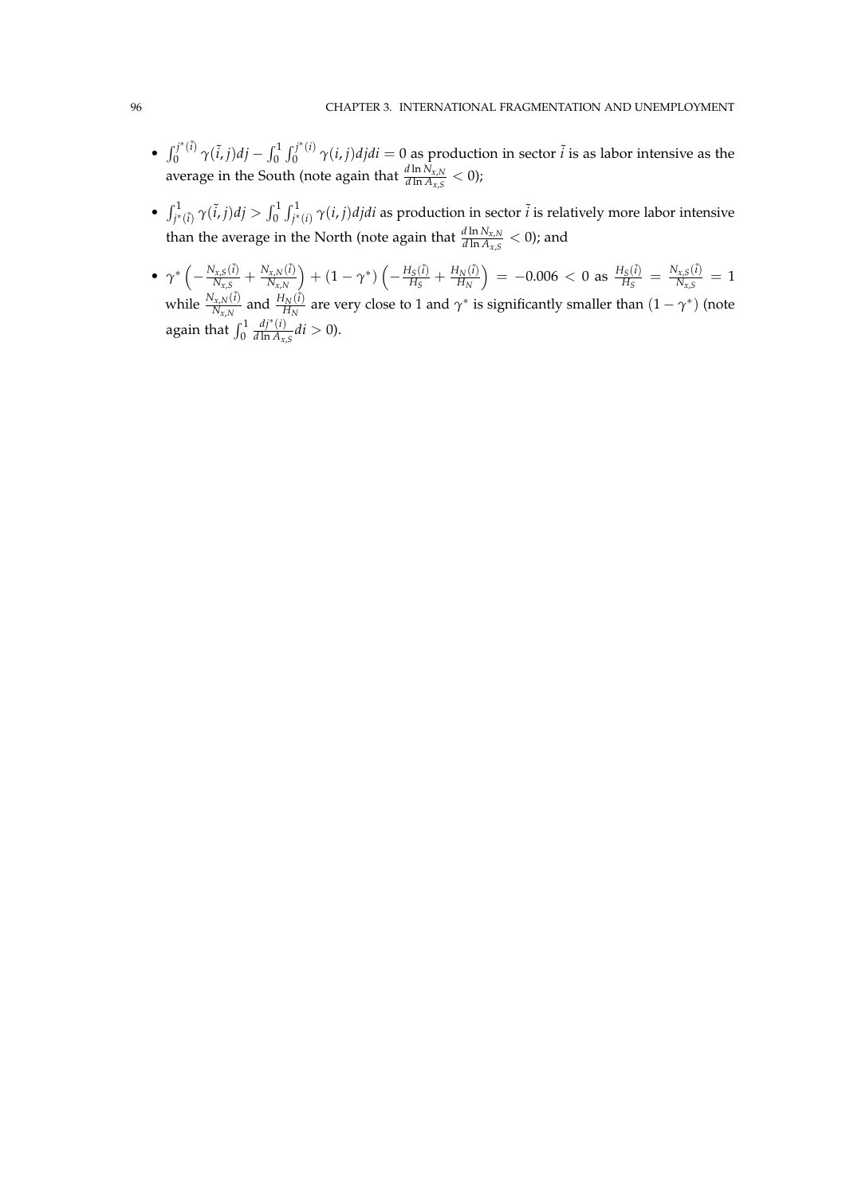- $\int_0^{j^*(\tilde{i})} \gamma(\tilde{i}, j)dj - \int_0^1 \int_0^{j^*(i)} \gamma(i, j)djdi = 0$ as production in sector $\tilde{i}$ is as labor intensive as the average in the South (note again that $\frac{d \ln N_{x,N}}{d \ln A_{x,S}} < 0$);

- $\int_{j^*(\tilde{i})}^1 \gamma(\tilde{i}, j)dj > \int_0^1 \int_{j^*(i)}^1 \gamma(i, j)djdi$ as production in sector $\tilde{i}$ is relatively more labor intensive than the average in the North (note again that $\frac{d \ln N_{x,N}}{d \ln A_{x,S}} < 0$); and

- $\gamma^* \left( -\frac{N_{x,S}(\tilde{i})}{N_{x,S}} + \frac{N_{x,N}(\tilde{i})}{N_{x,N}} \right) + (1 - \gamma^*) \left( -\frac{H_S(\tilde{i})}{H_S} + \frac{H_N(\tilde{i})}{H_N} \right) = -0.006 < 0$ as $\frac{H_S(\tilde{i})}{H_S} = \frac{N_{x,S}(\tilde{i})}{N_{x,S}} = 1$ while $\frac{N_{x,N}(\tilde{i})}{N_{x,N}}$ and $\frac{H_N(\tilde{i})}{H_N}$ are very close to 1 and $\gamma^*$ is significantly smaller than $(1 - \gamma^*)$ (note again that $\int_0^1 \frac{dj^*(i)}{d \ln A_{x,S}} di > 0$).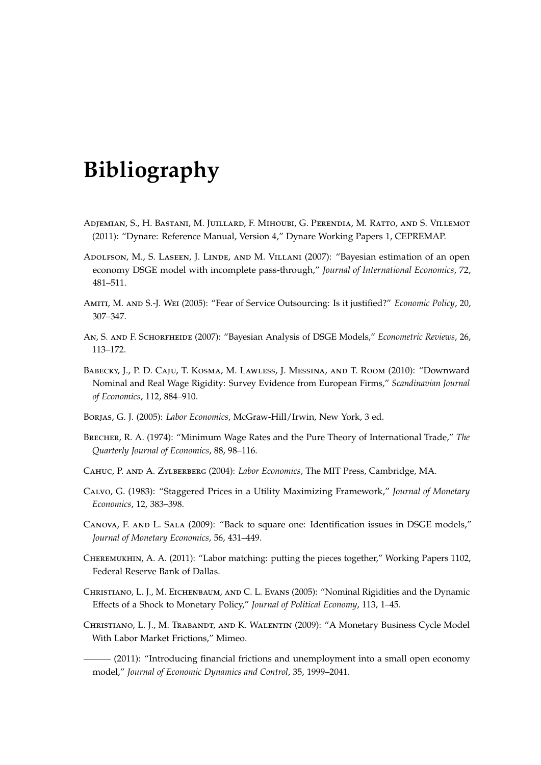# Bibliography

Adjemian, S., H. Bastani, M. Juillard, F. Mihoubi, G. Perendia, M. Ratto, and S. Villemot (2011): "Dynare: Reference Manual, Version 4," Dynare Working Papers 1, CEPREMAP.

Adolfson, M., S. Laseen, J. Linde, and M. Villani (2007): "Bayesian estimation of an open economy DSGE model with incomplete pass-through," *Journal of International Economics*, 72, 481–511.

Amiti, M. and S.-J. Wei (2005): "Fear of Service Outsourcing: Is it justified?" *Economic Policy*, 20, 307–347.

An, S. and F. Schorfheide (2007): "Bayesian Analysis of DSGE Models," *Econometric Reviews*, 26, 113–172.

Babecky, J., P. D. Caju, T. Kosma, M. Lawless, J. Messina, and T. Room (2010): "Downward Nominal and Real Wage Rigidity: Survey Evidence from European Firms," *Scandinavian Journal of Economics*, 112, 884–910.

Borjas, G. J. (2005): *Labor Economics*, McGraw-Hill/Irwin, New York, 3 ed.

Brecher, R. A. (1974): "Minimum Wage Rates and the Pure Theory of International Trade," *The Quarterly Journal of Economics*, 88, 98–116.

Cahuc, P. and A. Zylberberg (2004): *Labor Economics*, The MIT Press, Cambridge, MA.

Calvo, G. (1983): "Staggered Prices in a Utility Maximizing Framework," *Journal of Monetary Economics*, 12, 383–398.

Canova, F. and L. Sala (2009): "Back to square one: Identification issues in DSGE models," *Journal of Monetary Economics*, 56, 431–449.

Cheremukhin, A. A. (2011): "Labor matching: putting the pieces together," Working Papers 1102, Federal Reserve Bank of Dallas.

Christiano, L. J., M. Eichenbaum, and C. L. Evans (2005): "Nominal Rigidities and the Dynamic Effects of a Shock to Monetary Policy," *Journal of Political Economy*, 113, 1–45.

Christiano, L. J., M. Trabandt, and K. Walentin (2009): "A Monetary Business Cycle Model With Labor Market Frictions," Mimeo.

——— (2011): "Introducing financial frictions and unemployment into a small open economy model," *Journal of Economic Dynamics and Control*, 35, 1999–2041.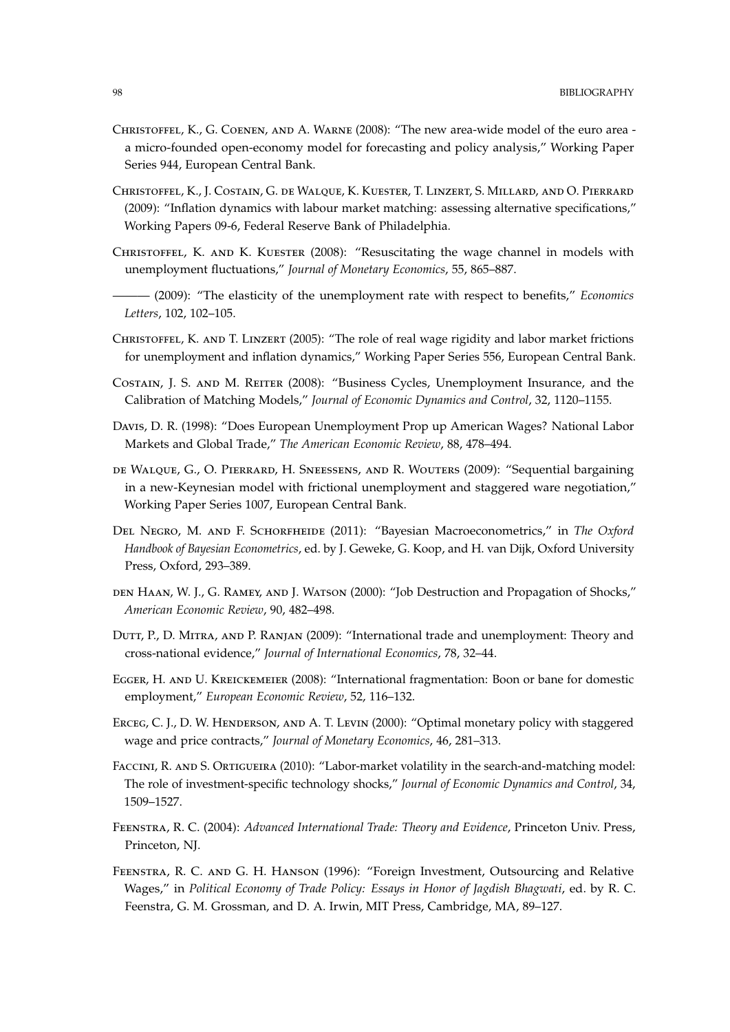Christoffel, K., G. Coenen, and A. Warne (2008): "The new area-wide model of the euro area - a micro-founded open-economy model for forecasting and policy analysis," Working Paper Series 944, European Central Bank.

Christoffel, K., J. Costain, G. de Walque, K. Kuester, T. Linzert, S. Millard, and O. Pierrard (2009): "Inflation dynamics with labour market matching: assessing alternative specifications," Working Papers 09-6, Federal Reserve Bank of Philadelphia.

Christoffel, K. and K. Kuester (2008): "Resuscitating the wage channel in models with unemployment fluctuations," *Journal of Monetary Economics*, 55, 865–887.

——— (2009): "The elasticity of the unemployment rate with respect to benefits," *Economics Letters*, 102, 102–105.

Christoffel, K. and T. Linzert (2005): "The role of real wage rigidity and labor market frictions for unemployment and inflation dynamics," Working Paper Series 556, European Central Bank.

Costain, J. S. and M. Reiter (2008): "Business Cycles, Unemployment Insurance, and the Calibration of Matching Models," *Journal of Economic Dynamics and Control*, 32, 1120–1155.

Davis, D. R. (1998): "Does European Unemployment Prop up American Wages? National Labor Markets and Global Trade," *The American Economic Review*, 88, 478–494.

de Walque, G., O. Pierrard, H. Sneessens, and R. Wouters (2009): "Sequential bargaining in a new-Keynesian model with frictional unemployment and staggered ware negotiation," Working Paper Series 1007, European Central Bank.

Del Negro, M. and F. Schorfheide (2011): "Bayesian Macroeconometrics," in *The Oxford Handbook of Bayesian Econometrics*, ed. by J. Geweke, G. Koop, and H. van Dijk, Oxford University Press, Oxford, 293–389.

den Haan, W. J., G. Ramey, and J. Watson (2000): "Job Destruction and Propagation of Shocks," *American Economic Review*, 90, 482–498.

Dutt, P., D. Mitra, and P. Ranjan (2009): "International trade and unemployment: Theory and cross-national evidence," *Journal of International Economics*, 78, 32–44.

Egger, H. and U. Kreickemeier (2008): "International fragmentation: Boon or bane for domestic employment," *European Economic Review*, 52, 116–132.

Erceg, C. J., D. W. Henderson, and A. T. Levin (2000): "Optimal monetary policy with staggered wage and price contracts," *Journal of Monetary Economics*, 46, 281–313.

Faccini, R. and S. Ortigueira (2010): "Labor-market volatility in the search-and-matching model: The role of investment-specific technology shocks," *Journal of Economic Dynamics and Control*, 34, 1509–1527.

Feenstra, R. C. (2004): *Advanced International Trade: Theory and Evidence*, Princeton Univ. Press, Princeton, NJ.

Feenstra, R. C. and G. H. Hanson (1996): "Foreign Investment, Outsourcing and Relative Wages," in *Political Economy of Trade Policy: Essays in Honor of Jagdish Bhagwati*, ed. by R. C. Feenstra, G. M. Grossman, and D. A. Irwin, MIT Press, Cambridge, MA, 89–127.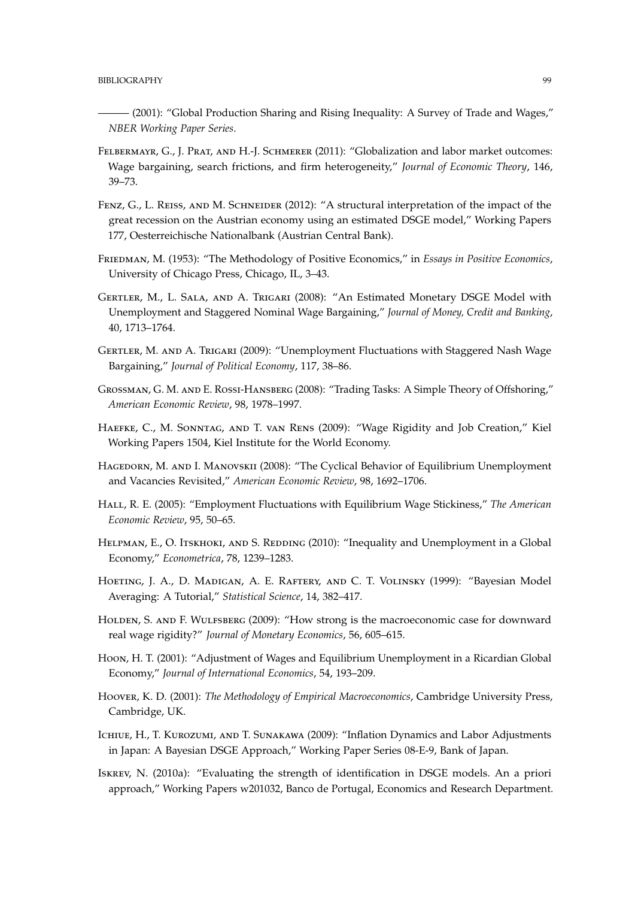——— (2001): “Global Production Sharing and Rising Inequality: A Survey of Trade and Wages,” *NBER Working Paper Series*.

Felbermayr, G., J. Prat, and H.-J. Schmerer (2011): “Globalization and labor market outcomes: Wage bargaining, search frictions, and firm heterogeneity,” *Journal of Economic Theory*, 146, 39–73.

Fenz, G., L. Reiss, and M. Schneider (2012): “A structural interpretation of the impact of the great recession on the Austrian economy using an estimated DSGE model,” Working Papers 177, Oesterreichische Nationalbank (Austrian Central Bank).

Friedman, M. (1953): “The Methodology of Positive Economics,” in *Essays in Positive Economics*, University of Chicago Press, Chicago, IL, 3–43.

Gertler, M., L. Sala, and A. Trigari (2008): “An Estimated Monetary DSGE Model with Unemployment and Staggered Nominal Wage Bargaining,” *Journal of Money, Credit and Banking*, 40, 1713–1764.

Gertler, M. and A. Trigari (2009): “Unemployment Fluctuations with Staggered Nash Wage Bargaining,” *Journal of Political Economy*, 117, 38–86.

Grossman, G. M. and E. Rossi-Hansberg (2008): “Trading Tasks: A Simple Theory of Offshoring,” *American Economic Review*, 98, 1978–1997.

Haefke, C., M. Sonntag, and T. van Rens (2009): “Wage Rigidity and Job Creation,” Kiel Working Papers 1504, Kiel Institute for the World Economy.

Hagedorn, M. and I. Manovskii (2008): “The Cyclical Behavior of Equilibrium Unemployment and Vacancies Revisited,” *American Economic Review*, 98, 1692–1706.

Hall, R. E. (2005): “Employment Fluctuations with Equilibrium Wage Stickiness,” *The American Economic Review*, 95, 50–65.

Helpman, E., O. Itskhoki, and S. Redding (2010): “Inequality and Unemployment in a Global Economy,” *Econometrica*, 78, 1239–1283.

Hoeting, J. A., D. Madigan, A. E. Raftery, and C. T. Volinsky (1999): “Bayesian Model Averaging: A Tutorial,” *Statistical Science*, 14, 382–417.

Holden, S. and F. Wulfsberg (2009): “How strong is the macroeconomic case for downward real wage rigidity?” *Journal of Monetary Economics*, 56, 605–615.

Hoon, H. T. (2001): “Adjustment of Wages and Equilibrium Unemployment in a Ricardian Global Economy,” *Journal of International Economics*, 54, 193–209.

Hoover, K. D. (2001): *The Methodology of Empirical Macroeconomics*, Cambridge University Press, Cambridge, UK.

Ichiue, H., T. Kurozumi, and T. Sunakawa (2009): “Inflation Dynamics and Labor Adjustments in Japan: A Bayesian DSGE Approach,” Working Paper Series 08-E-9, Bank of Japan.

Iskrev, N. (2010a): “Evaluating the strength of identification in DSGE models. An a priori approach,” Working Papers w201032, Banco de Portugal, Economics and Research Department.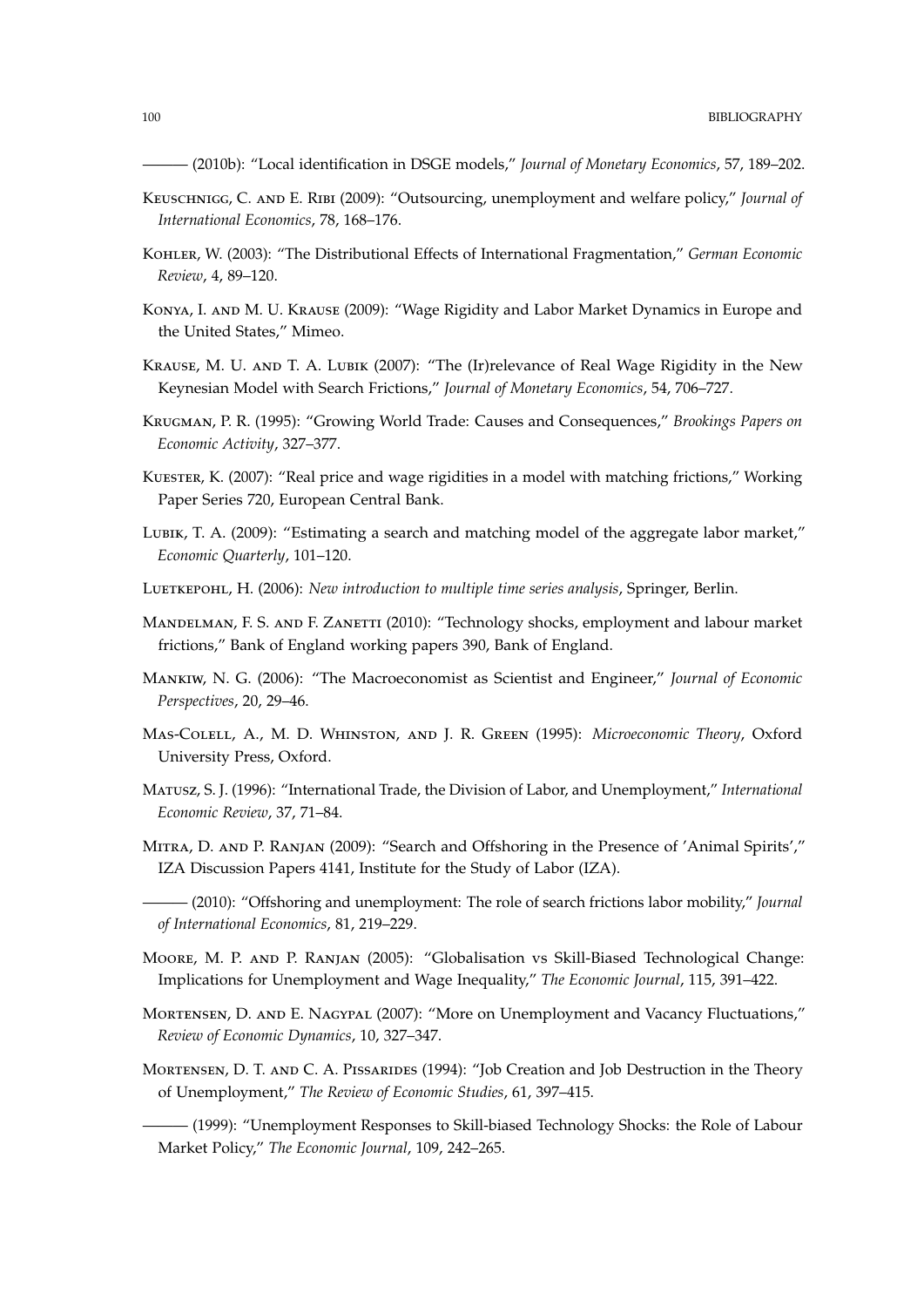——— (2010b): "Local identification in DSGE models," *Journal of Monetary Economics*, 57, 189–202.

Keuschnigg, C. and E. Ribi (2009): "Outsourcing, unemployment and welfare policy," *Journal of International Economics*, 78, 168–176.

Kohler, W. (2003): "The Distributional Effects of International Fragmentation," *German Economic Review*, 4, 89–120.

Konya, I. and M. U. Krause (2009): "Wage Rigidity and Labor Market Dynamics in Europe and the United States," Mimeo.

Krause, M. U. and T. A. Lubik (2007): "The (Ir)relevance of Real Wage Rigidity in the New Keynesian Model with Search Frictions," *Journal of Monetary Economics*, 54, 706–727.

Krugman, P. R. (1995): "Growing World Trade: Causes and Consequences," *Brookings Papers on Economic Activity*, 327–377.

Kuester, K. (2007): "Real price and wage rigidities in a model with matching frictions," Working Paper Series 720, European Central Bank.

Lubik, T. A. (2009): "Estimating a search and matching model of the aggregate labor market," *Economic Quarterly*, 101–120.

Luetkepohl, H. (2006): *New introduction to multiple time series analysis*, Springer, Berlin.

Mandelman, F. S. and F. Zanetti (2010): "Technology shocks, employment and labour market frictions," Bank of England working papers 390, Bank of England.

Mankiw, N. G. (2006): "The Macroeconomist as Scientist and Engineer," *Journal of Economic Perspectives*, 20, 29–46.

Mas-Colell, A., M. D. Whinston, and J. R. Green (1995): *Microeconomic Theory*, Oxford University Press, Oxford.

Matusz, S. J. (1996): "International Trade, the Division of Labor, and Unemployment," *International Economic Review*, 37, 71–84.

Mitra, D. and P. Ranjan (2009): "Search and Offshoring in the Presence of 'Animal Spirits'," IZA Discussion Papers 4141, Institute for the Study of Labor (IZA).

——— (2010): "Offshoring and unemployment: The role of search frictions labor mobility," *Journal of International Economics*, 81, 219–229.

Moore, M. P. and P. Ranjan (2005): "Globalisation vs Skill-Biased Technological Change: Implications for Unemployment and Wage Inequality," *The Economic Journal*, 115, 391–422.

Mortensen, D. and E. Nagypal (2007): "More on Unemployment and Vacancy Fluctuations," *Review of Economic Dynamics*, 10, 327–347.

Mortensen, D. T. and C. A. Pissarides (1994): "Job Creation and Job Destruction in the Theory of Unemployment," *The Review of Economic Studies*, 61, 397–415.

——— (1999): "Unemployment Responses to Skill-biased Technology Shocks: the Role of Labour Market Policy," *The Economic Journal*, 109, 242–265.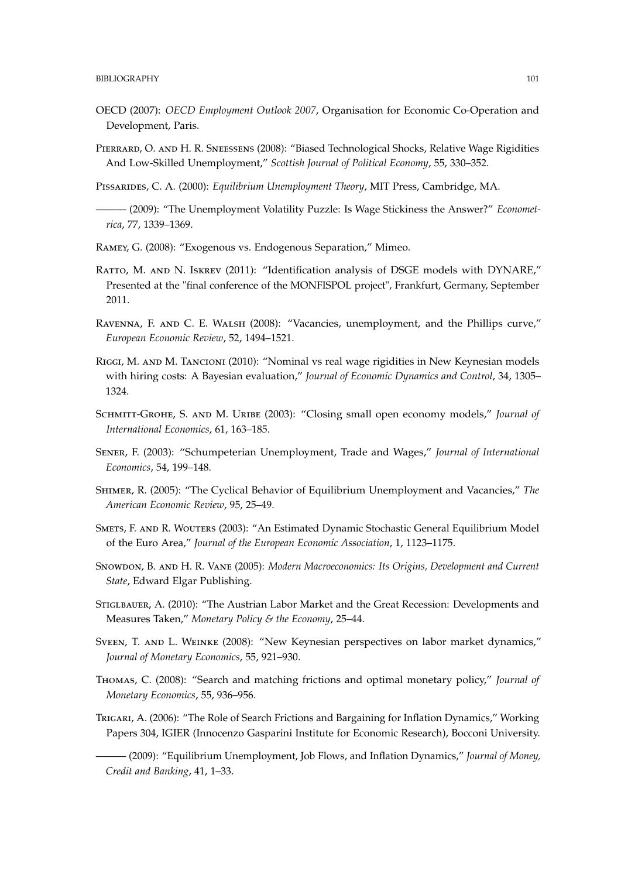OECD (2007): *OECD Employment Outlook 2007*, Organisation for Economic Co-Operation and Development, Paris.

Pierrard, O. and H. R. Sneessens (2008): "Biased Technological Shocks, Relative Wage Rigidities And Low-Skilled Unemployment," *Scottish Journal of Political Economy*, 55, 330–352.

Pissarides, C. A. (2000): *Equilibrium Unemployment Theory*, MIT Press, Cambridge, MA.

——— (2009): "The Unemployment Volatility Puzzle: Is Wage Stickiness the Answer?" *Econometrica*, 77, 1339–1369.

Ramey, G. (2008): "Exogenous vs. Endogenous Separation," Mimeo.

Ratto, M. and N. Iskrev (2011): "Identification analysis of DSGE models with DYNARE," Presented at the "final conference of the MONFISPOL project", Frankfurt, Germany, September 2011.

Ravenna, F. and C. E. Walsh (2008): "Vacancies, unemployment, and the Phillips curve," *European Economic Review*, 52, 1494–1521.

Riggi, M. and M. Tancioni (2010): "Nominal vs real wage rigidities in New Keynesian models with hiring costs: A Bayesian evaluation," *Journal of Economic Dynamics and Control*, 34, 1305–1324.

Schmitt-Grohe, S. and M. Uribe (2003): "Closing small open economy models," *Journal of International Economics*, 61, 163–185.

Sener, F. (2003): "Schumpeterian Unemployment, Trade and Wages," *Journal of International Economics*, 54, 199–148.

Shimer, R. (2005): "The Cyclical Behavior of Equilibrium Unemployment and Vacancies," *The American Economic Review*, 95, 25–49.

Smets, F. and R. Wouters (2003): "An Estimated Dynamic Stochastic General Equilibrium Model of the Euro Area," *Journal of the European Economic Association*, 1, 1123–1175.

Snowdon, B. and H. R. Vane (2005): *Modern Macroeconomics: Its Origins, Development and Current State*, Edward Elgar Publishing.

Stiglbauer, A. (2010): "The Austrian Labor Market and the Great Recession: Developments and Measures Taken," *Monetary Policy & the Economy*, 25–44.

Sveen, T. and L. Weinke (2008): "New Keynesian perspectives on labor market dynamics," *Journal of Monetary Economics*, 55, 921–930.

Thomas, C. (2008): "Search and matching frictions and optimal monetary policy," *Journal of Monetary Economics*, 55, 936–956.

Trigari, A. (2006): "The Role of Search Frictions and Bargaining for Inflation Dynamics," Working Papers 304, IGIER (Innocenzo Gasparini Institute for Economic Research), Bocconi University.

——— (2009): "Equilibrium Unemployment, Job Flows, and Inflation Dynamics," *Journal of Money, Credit and Banking*, 41, 1–33.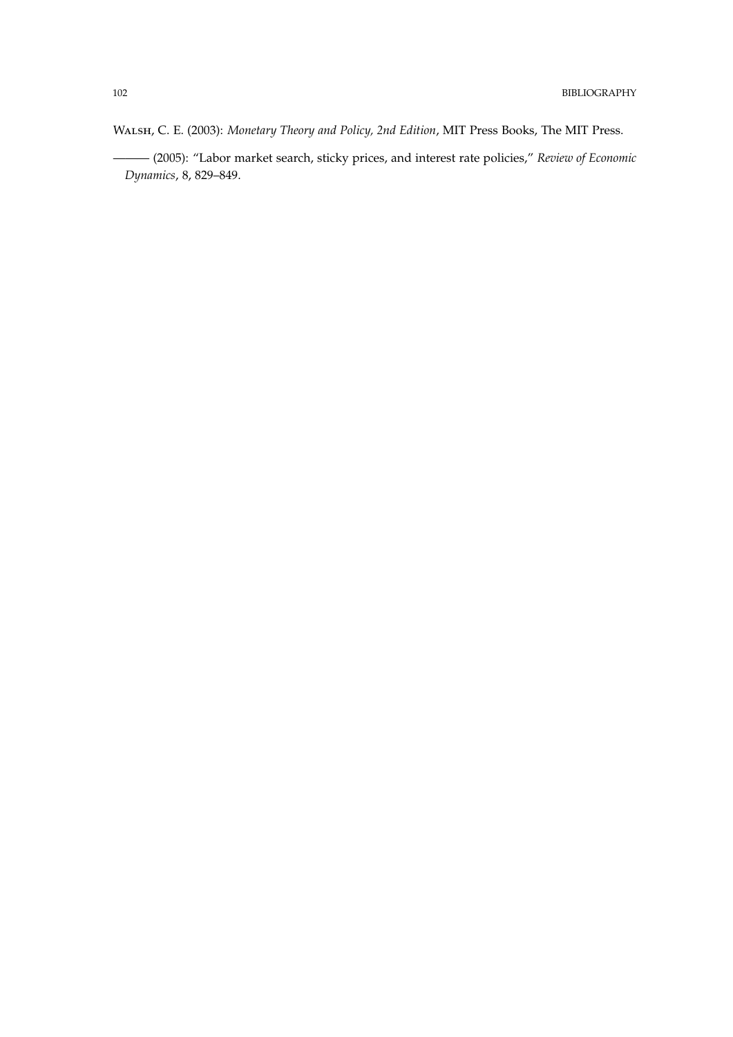Walsh, C. E. (2003): *Monetary Theory and Policy, 2nd Edition*, MIT Press Books, The MIT Press.

——— (2005): "Labor market search, sticky prices, and interest rate policies," *Review of Economic Dynamics*, 8, 829–849.